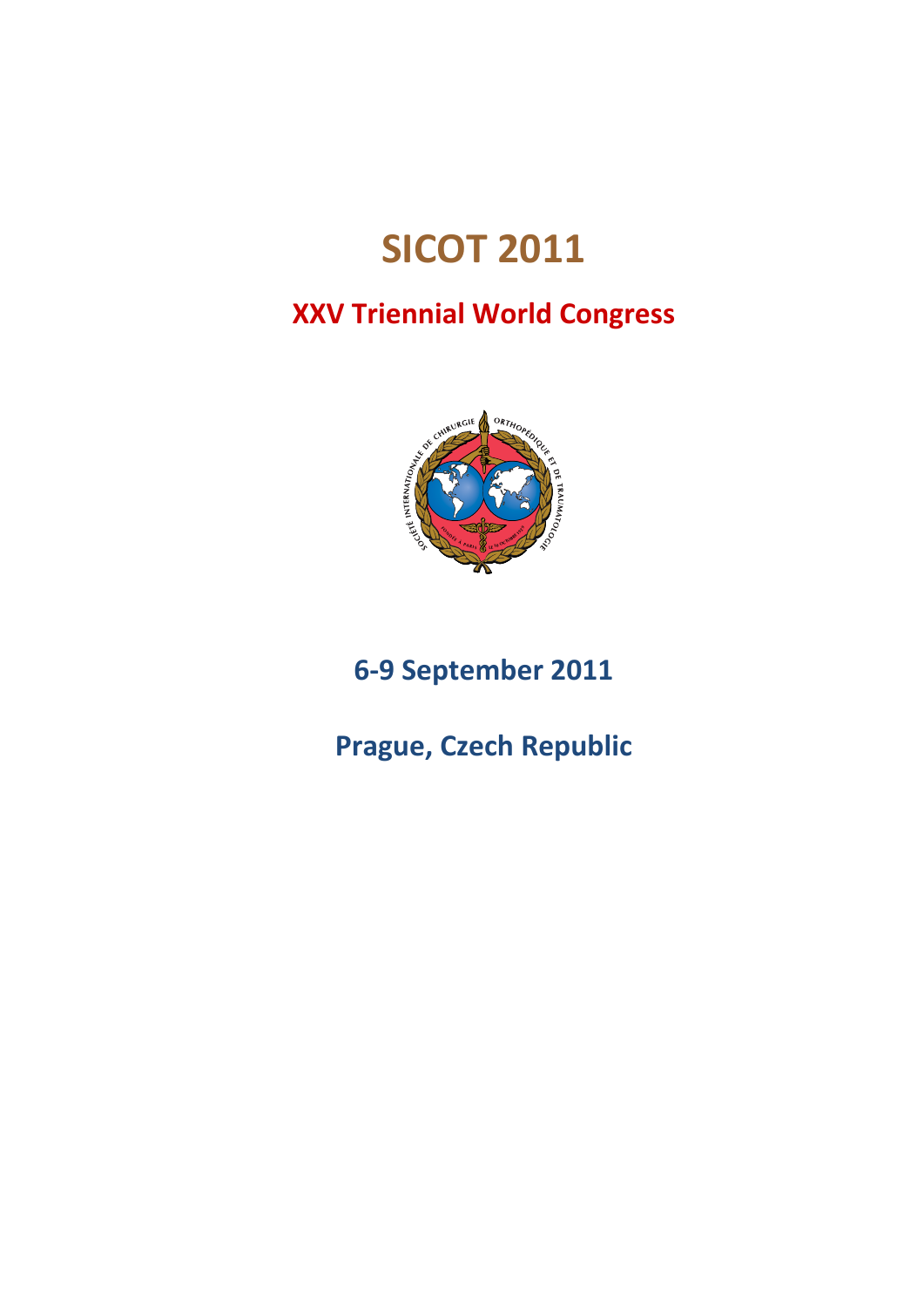# SICOT 2011

## XXV Triennial World Congress

## 6-9 September 2011

## Prague, Czech Republic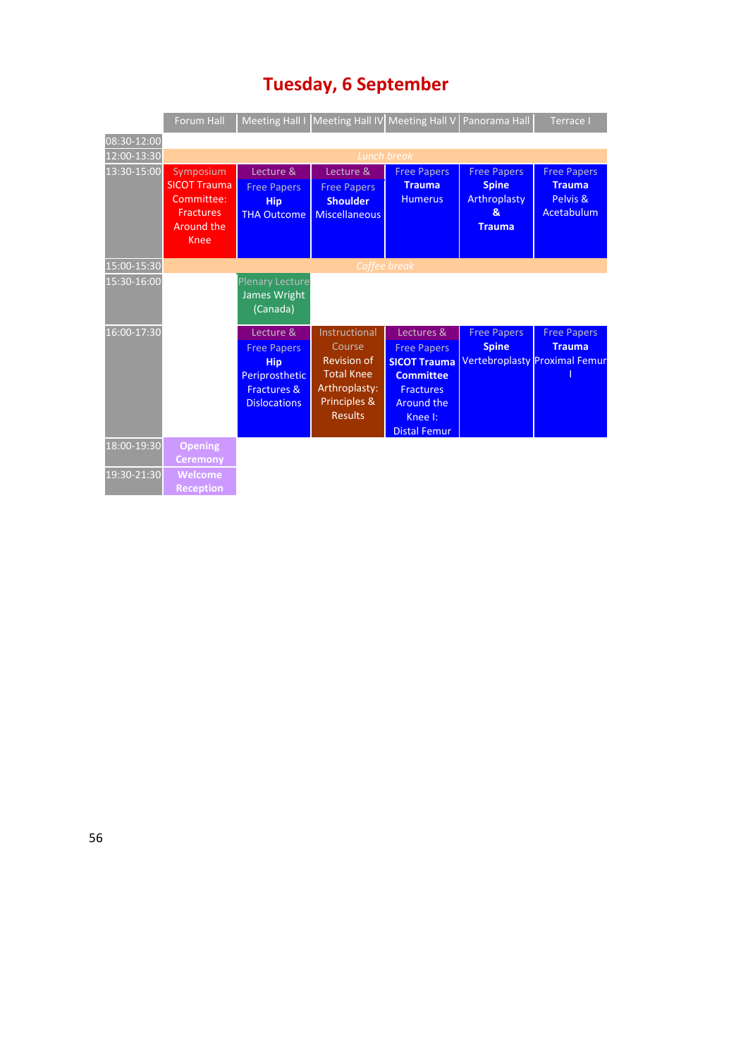# Tuesday, 6 September

| | Forum Hall | Meeting Hall I | Meeting Hall IV | Meeting Hall V | Panorama Hall | Terrace I |
|---|---|---|---|---|---|---|
| 08:30-12:00 | | | | | | |
| 12:00-13:30 | *Lunch break* | | | | | |
| 13:30-15:00 | Symposium SICOT Trauma Committee: Fractures Around the Knee | Lecture & Free Papers **Hip** THA Outcome | Lecture & Free Papers **Shoulder** Miscellaneous | Free Papers **Trauma** Humerus | Free Papers **Spine** Arthroplasty **& Trauma** | Free Papers **Trauma** Pelvis & Acetabulum |
| 15:00-15:30 | *Coffee break* | | | | | |
| 15:30-16:00 | | Plenary Lecture James Wright (Canada) | | | | |
| 16:00-17:30 | | Lecture & Free Papers **Hip** Periprosthetic Fractures & Dislocations | Instructional Course Revision of Total Knee Arthroplasty: Principles & Results | Lectures & Free Papers **SICOT Trauma Committee** Fractures Around the Knee I: Distal Femur | Free Papers **Spine** Vertebroplasty | Free Papers **Trauma** Proximal Femur I |
| 18:00-19:30 | **Opening Ceremony** | | | | | |
| 19:30-21:30 | **Welcome Reception** | | | | | |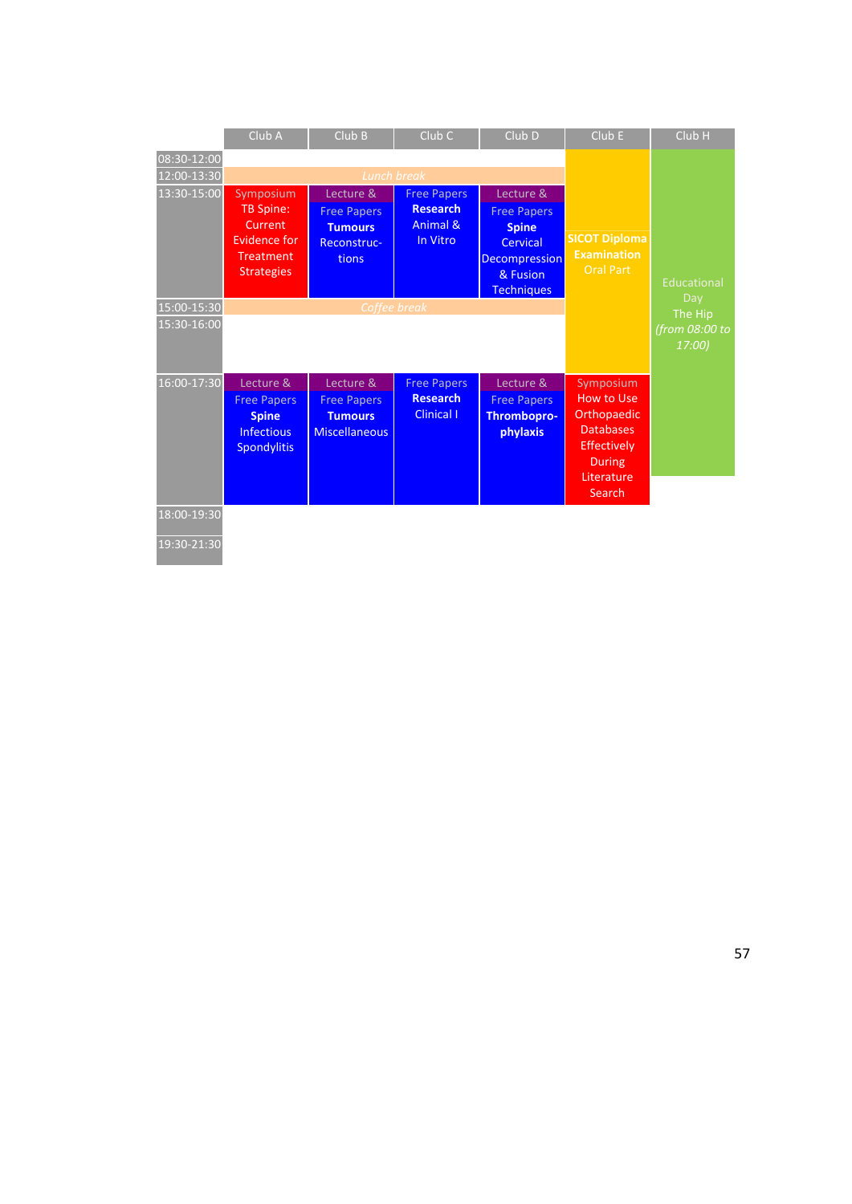| | Club A | Club B | Club C | Club D | Club E | Club H |
|---|---|---|---|---|---|---|
| 08:30-12:00 | | | | | SICOT Diploma Examination Oral Part | Educational Day The Hip *(from 08:00 to 17:00)* |
| 12:00-13:30 | *Lunch break* | | | | | |
| 13:30-15:00 | Symposium TB Spine: Current Evidence for Treatment Strategies | Lecture & Free Papers **Tumours** Reconstructions | Free Papers **Research** Animal & In Vitro | Lecture & Free Papers **Spine** Cervical Decompression & Fusion Techniques | | |
| 15:00-15:30 | *Coffee break* | | | | | |
| 15:30-16:00 | | | | | | |
| 16:00-17:30 | Lecture & Free Papers **Spine** Infectious Spondylitis | Lecture & Free Papers **Tumours** Miscellaneous | Free Papers **Research** Clinical I | Lecture & Free Papers **Thromboprophylaxis** | Symposium How to Use Orthopaedic Databases Effectively During Literature Search | |
| 18:00-19:30 | | | | | | |
| 19:30-21:30 | | | | | | |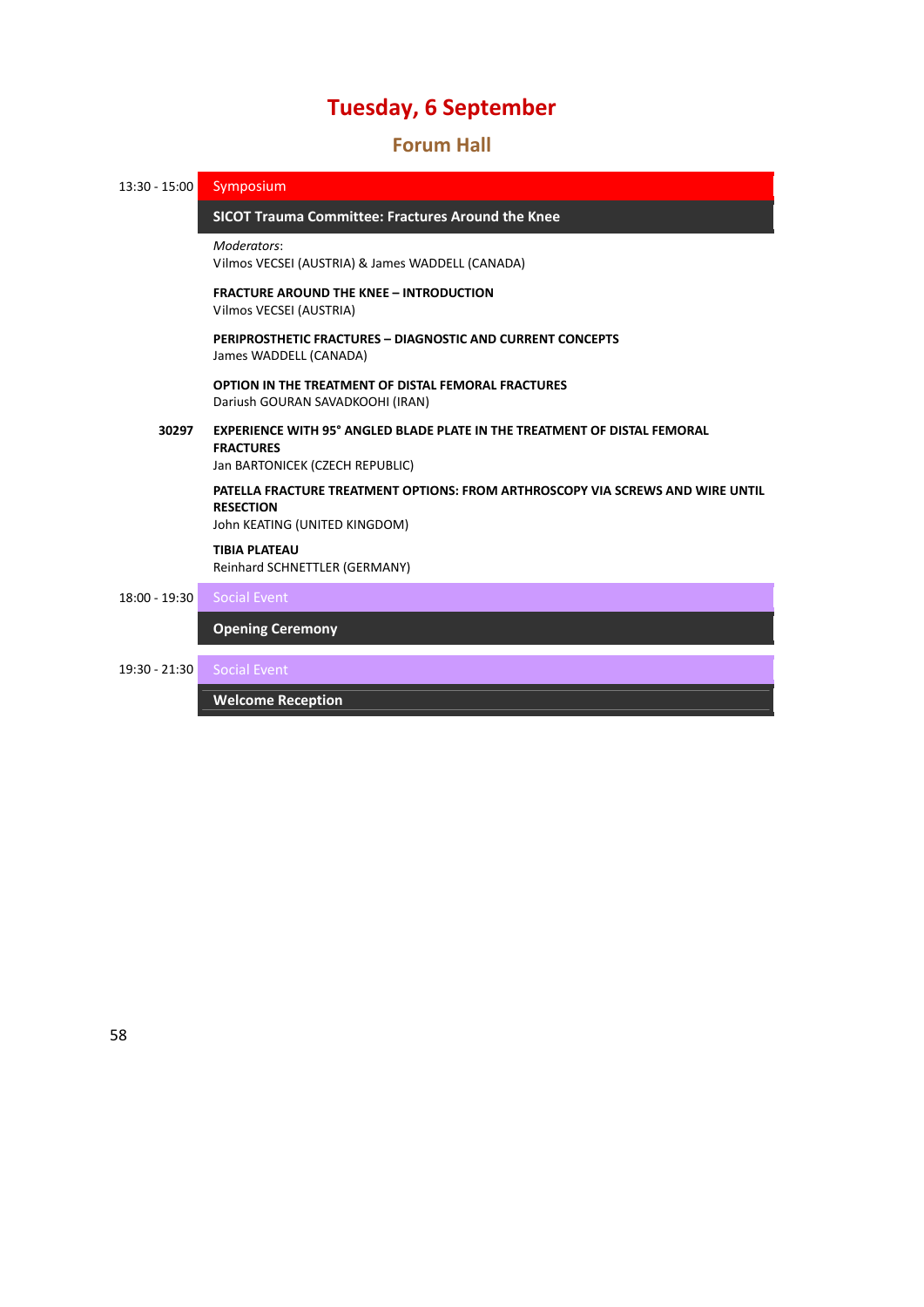# Tuesday, 6 September

## Forum Hall

**13:30 - 15:00** Symposium

### SICOT Trauma Committee: Fractures Around the Knee

*Moderators*:
Vilmos VECSEI (AUSTRIA) & James WADDELL (CANADA)

**FRACTURE AROUND THE KNEE – INTRODUCTION**
Vilmos VECSEI (AUSTRIA)

**PERIPROSTHETIC FRACTURES – DIAGNOSTIC AND CURRENT CONCEPTS**
James WADDELL (CANADA)

**OPTION IN THE TREATMENT OF DISTAL FEMORAL FRACTURES**
Dariush GOURAN SAVADKOOHI (IRAN)

**30297** **EXPERIENCE WITH 95° ANGLED BLADE PLATE IN THE TREATMENT OF DISTAL FEMORAL FRACTURES**
Jan BARTONICEK (CZECH REPUBLIC)

**PATELLA FRACTURE TREATMENT OPTIONS: FROM ARTHROSCOPY VIA SCREWS AND WIRE UNTIL RESECTION**
John KEATING (UNITED KINGDOM)

**TIBIA PLATEAU**
Reinhard SCHNETTLER (GERMANY)

**18:00 - 19:30** Social Event

### Opening Ceremony

**19:30 - 21:30** Social Event

### Welcome Reception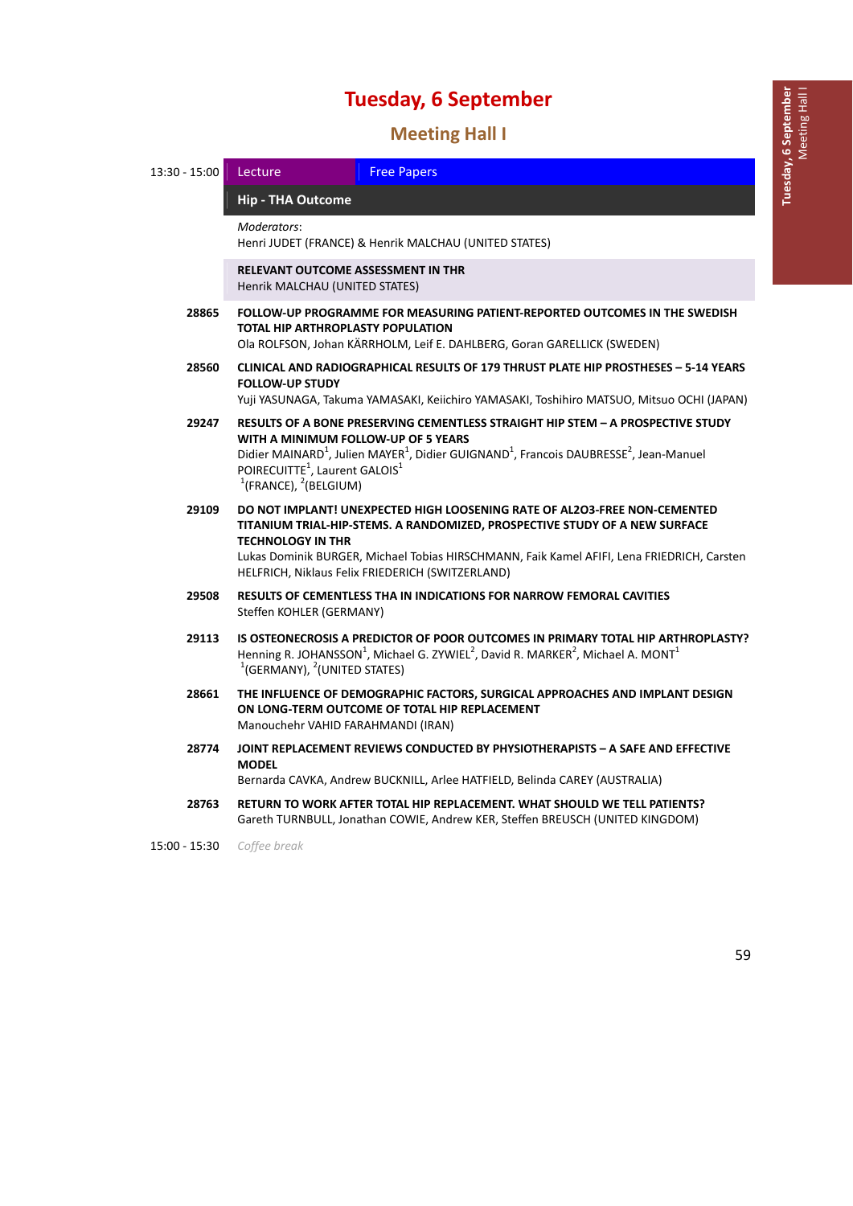# Tuesday, 6 September

## Meeting Hall I

13:30 - 15:00 | Lecture | Free Papers

### Hip - THA Outcome

*Moderators*:
Henri JUDET (FRANCE) & Henrik MALCHAU (UNITED STATES)

**RELEVANT OUTCOME ASSESSMENT IN THR**
Henrik MALCHAU (UNITED STATES)

**28865** **FOLLOW-UP PROGRAMME FOR MEASURING PATIENT-REPORTED OUTCOMES IN THE SWEDISH TOTAL HIP ARTHROPLASTY POPULATION**
Ola ROLFSON, Johan KÄRRHOLM, Leif E. DAHLBERG, Goran GARELLICK (SWEDEN)

**28560** **CLINICAL AND RADIOGRAPHICAL RESULTS OF 179 THRUST PLATE HIP PROSTHESES – 5-14 YEARS FOLLOW-UP STUDY**
Yuji YASUNAGA, Takuma YAMASAKI, Keiichiro YAMASAKI, Toshihiro MATSUO, Mitsuo OCHI (JAPAN)

**29247** **RESULTS OF A BONE PRESERVING CEMENTLESS STRAIGHT HIP STEM – A PROSPECTIVE STUDY WITH A MINIMUM FOLLOW-UP OF 5 YEARS**
Didier MAINARD[1], Julien MAYER[1], Didier GUIGNAND[1], Francois DAUBRESSE[2], Jean-Manuel POIRECUITTE[1], Laurent GALOIS[1]
[1](FRANCE), [2](BELGIUM)

**29109** **DO NOT IMPLANT! UNEXPECTED HIGH LOOSENING RATE OF AL2O3-FREE NON-CEMENTED TITANIUM TRIAL-HIP-STEMS. A RANDOMIZED, PROSPECTIVE STUDY OF A NEW SURFACE TECHNOLOGY IN THR**
Lukas Dominik BURGER, Michael Tobias HIRSCHMANN, Faik Kamel AFIFI, Lena FRIEDRICH, Carsten HELFRICH, Niklaus Felix FRIEDERICH (SWITZERLAND)

**29508** **RESULTS OF CEMENTLESS THA IN INDICATIONS FOR NARROW FEMORAL CAVITIES**
Steffen KOHLER (GERMANY)

**29113** **IS OSTEONECROSIS A PREDICTOR OF POOR OUTCOMES IN PRIMARY TOTAL HIP ARTHROPLASTY?**
Henning R. JOHANSSON[1], Michael G. ZYWIEL[2], David R. MARKER[2], Michael A. MONT[1]
[1](GERMANY), [2](UNITED STATES)

**28661** **THE INFLUENCE OF DEMOGRAPHIC FACTORS, SURGICAL APPROACHES AND IMPLANT DESIGN ON LONG-TERM OUTCOME OF TOTAL HIP REPLACEMENT**
Manouchehr VAHID FARAHMANDI (IRAN)

**28774** **JOINT REPLACEMENT REVIEWS CONDUCTED BY PHYSIOTHERAPISTS – A SAFE AND EFFECTIVE MODEL**
Bernarda CAVKA, Andrew BUCKNILL, Arlee HATFIELD, Belinda CAREY (AUSTRALIA)

**28763** **RETURN TO WORK AFTER TOTAL HIP REPLACEMENT. WHAT SHOULD WE TELL PATIENTS?**
Gareth TURNBULL, Jonathan COWIE, Andrew KER, Steffen BREUSCH (UNITED KINGDOM)

15:00 - 15:30 *Coffee break*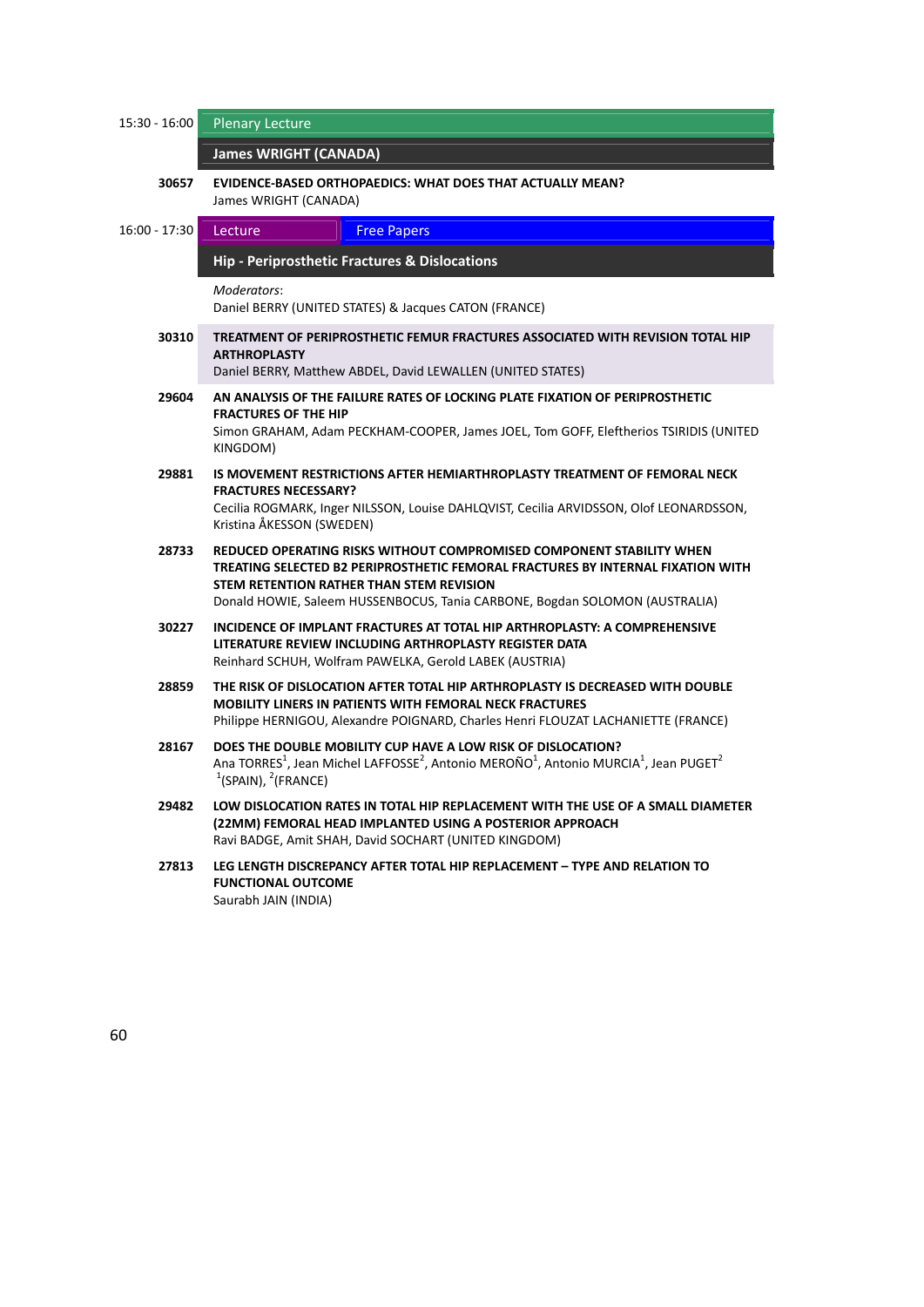15:30 - 16:00 **Plenary Lecture**

## James WRIGHT (CANADA)

**30657** **EVIDENCE-BASED ORTHOPAEDICS: WHAT DOES THAT ACTUALLY MEAN?**
James WRIGHT (CANADA)

16:00 - 17:30 **Lecture** | **Free Papers**

## Hip - Periprosthetic Fractures & Dislocations

*Moderators*:
Daniel BERRY (UNITED STATES) & Jacques CATON (FRANCE)

**30310** **TREATMENT OF PERIPROSTHETIC FEMUR FRACTURES ASSOCIATED WITH REVISION TOTAL HIP ARTHROPLASTY**
Daniel BERRY, Matthew ABDEL, David LEWALLEN (UNITED STATES)

**29604** **AN ANALYSIS OF THE FAILURE RATES OF LOCKING PLATE FIXATION OF PERIPROSTHETIC FRACTURES OF THE HIP**
Simon GRAHAM, Adam PECKHAM-COOPER, James JOEL, Tom GOFF, Eleftherios TSIRIDIS (UNITED KINGDOM)

**29881** **IS MOVEMENT RESTRICTIONS AFTER HEMIARTHROPLASTY TREATMENT OF FEMORAL NECK FRACTURES NECESSARY?**
Cecilia ROGMARK, Inger NILSSON, Louise DAHLQVIST, Cecilia ARVIDSSON, Olof LEONARDSSON, Kristina ÅKESSON (SWEDEN)

**28733** **REDUCED OPERATING RISKS WITHOUT COMPROMISED COMPONENT STABILITY WHEN TREATING SELECTED B2 PERIPROSTHETIC FEMORAL FRACTURES BY INTERNAL FIXATION WITH STEM RETENTION RATHER THAN STEM REVISION**
Donald HOWIE, Saleem HUSSENBOCUS, Tania CARBONE, Bogdan SOLOMON (AUSTRALIA)

**30227** **INCIDENCE OF IMPLANT FRACTURES AT TOTAL HIP ARTHROPLASTY: A COMPREHENSIVE LITERATURE REVIEW INCLUDING ARTHROPLASTY REGISTER DATA**
Reinhard SCHUH, Wolfram PAWELKA, Gerold LABEK (AUSTRIA)

**28859** **THE RISK OF DISLOCATION AFTER TOTAL HIP ARTHROPLASTY IS DECREASED WITH DOUBLE MOBILITY LINERS IN PATIENTS WITH FEMORAL NECK FRACTURES**
Philippe HERNIGOU, Alexandre POIGNARD, Charles Henri FLOUZAT LACHANIETTE (FRANCE)

**28167** **DOES THE DOUBLE MOBILITY CUP HAVE A LOW RISK OF DISLOCATION?**
Ana TORRES[1], Jean Michel LAFFOSSE[2], Antonio MEROÑO[1], Antonio MURCIA[1], Jean PUGET[2]
[1](SPAIN), [2](FRANCE)

**29482** **LOW DISLOCATION RATES IN TOTAL HIP REPLACEMENT WITH THE USE OF A SMALL DIAMETER (22MM) FEMORAL HEAD IMPLANTED USING A POSTERIOR APPROACH**
Ravi BADGE, Amit SHAH, David SOCHART (UNITED KINGDOM)

**27813** **LEG LENGTH DISCREPANCY AFTER TOTAL HIP REPLACEMENT – TYPE AND RELATION TO FUNCTIONAL OUTCOME**
Saurabh JAIN (INDIA)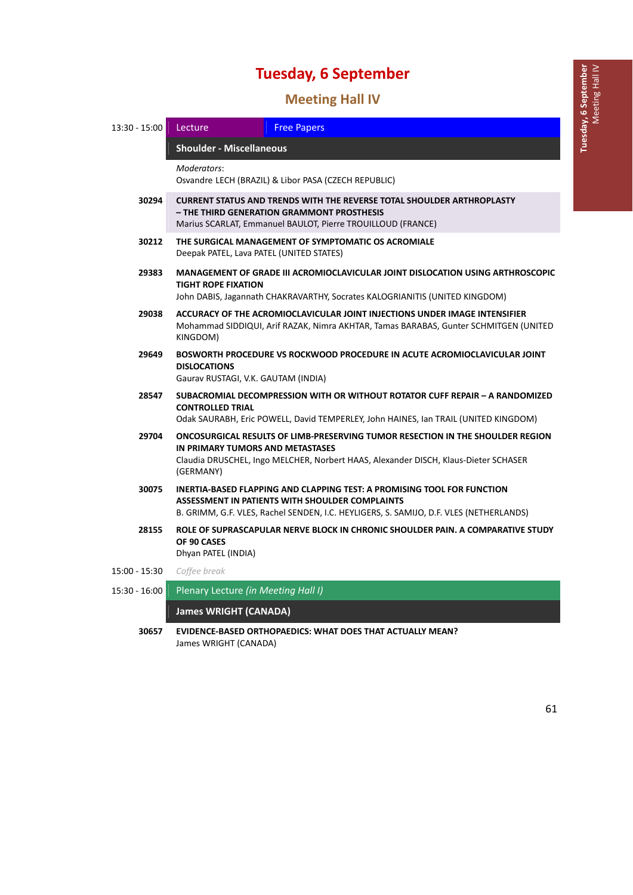# Tuesday, 6 September

## Meeting Hall IV

**13:30 - 15:00** | Lecture | Free Papers

### Shoulder - Miscellaneous

*Moderators*:
Osvandre LECH (BRAZIL) & Libor PASA (CZECH REPUBLIC)

**30294** **CURRENT STATUS AND TRENDS WITH THE REVERSE TOTAL SHOULDER ARTHROPLASTY – THE THIRD GENERATION GRAMMONT PROSTHESIS**
Marius SCARLAT, Emmanuel BAULOT, Pierre TROUILLOUD (FRANCE)

**30212** **THE SURGICAL MANAGEMENT OF SYMPTOMATIC OS ACROMIALE**
Deepak PATEL, Lava PATEL (UNITED STATES)

**29383** **MANAGEMENT OF GRADE III ACROMIOCLAVICULAR JOINT DISLOCATION USING ARTHROSCOPIC TIGHT ROPE FIXATION**
John DABIS, Jagannath CHAKRAVARTHY, Socrates KALOGRIANITIS (UNITED KINGDOM)

**29038** **ACCURACY OF THE ACROMIOCLAVICULAR JOINT INJECTIONS UNDER IMAGE INTENSIFIER**
Mohammad SIDDIQUI, Arif RAZAK, Nimra AKHTAR, Tamas BARABAS, Gunter SCHMITGEN (UNITED KINGDOM)

**29649** **BOSWORTH PROCEDURE VS ROCKWOOD PROCEDURE IN ACUTE ACROMIOCLAVICULAR JOINT DISLOCATIONS**
Gaurav RUSTAGI, V.K. GAUTAM (INDIA)

**28547** **SUBACROMIAL DECOMPRESSION WITH OR WITHOUT ROTATOR CUFF REPAIR – A RANDOMIZED CONTROLLED TRIAL**
Odak SAURABH, Eric POWELL, David TEMPERLEY, John HAINES, Ian TRAIL (UNITED KINGDOM)

**29704** **ONCOSURGICAL RESULTS OF LIMB-PRESERVING TUMOR RESECTION IN THE SHOULDER REGION IN PRIMARY TUMORS AND METASTASES**
Claudia DRUSCHEL, Ingo MELCHER, Norbert HAAS, Alexander DISCH, Klaus-Dieter SCHASER (GERMANY)

**30075** **INERTIA-BASED FLAPPING AND CLAPPING TEST: A PROMISING TOOL FOR FUNCTION ASSESSMENT IN PATIENTS WITH SHOULDER COMPLAINTS**
B. GRIMM, G.F. VLES, Rachel SENDEN, I.C. HEYLIGERS, S. SAMIJO, D.F. VLES (NETHERLANDS)

**28155** **ROLE OF SUPRASCAPULAR NERVE BLOCK IN CHRONIC SHOULDER PAIN. A COMPARATIVE STUDY OF 90 CASES**
Dhyan PATEL (INDIA)

**15:00 - 15:30** *Coffee break*

**15:30 - 16:00** Plenary Lecture *(in Meeting Hall I)*

### James WRIGHT (CANADA)

**30657** **EVIDENCE-BASED ORTHOPAEDICS: WHAT DOES THAT ACTUALLY MEAN?**
James WRIGHT (CANADA)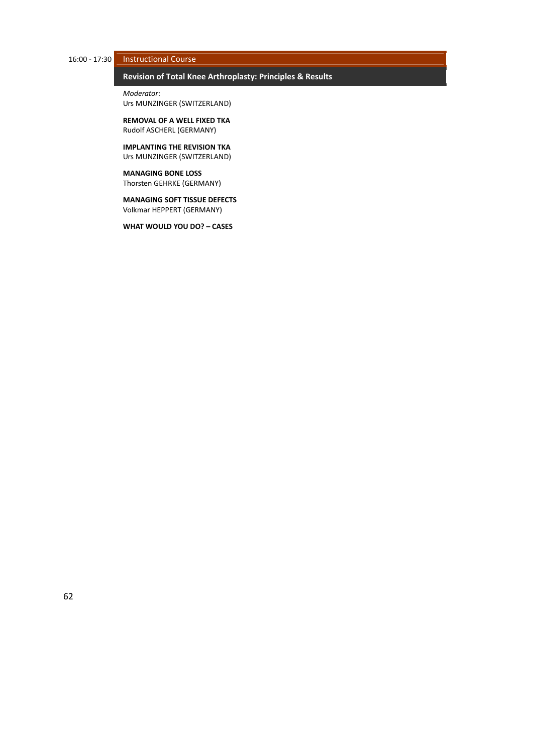16:00 - 17:30 **Instructional Course**

## Revision of Total Knee Arthroplasty: Principles & Results

*Moderator*:
Urs MUNZINGER (SWITZERLAND)

**REMOVAL OF A WELL FIXED TKA**
Rudolf ASCHERL (GERMANY)

**IMPLANTING THE REVISION TKA**
Urs MUNZINGER (SWITZERLAND)

**MANAGING BONE LOSS**
Thorsten GEHRKE (GERMANY)

**MANAGING SOFT TISSUE DEFECTS**
Volkmar HEPPERT (GERMANY)

**WHAT WOULD YOU DO? – CASES**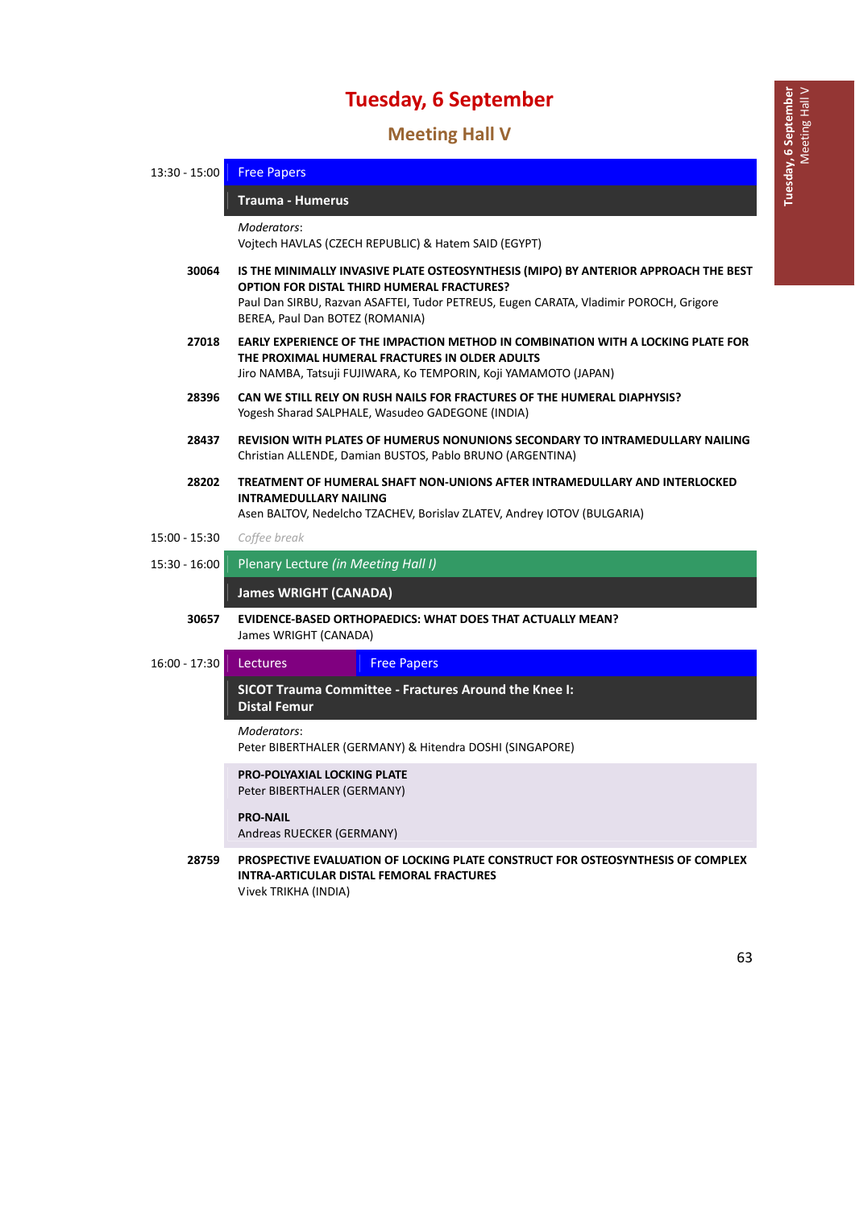# Tuesday, 6 September

## Meeting Hall V

**13:30 - 15:00** Free Papers

### Trauma - Humerus

*Moderators*:
Vojtech HAVLAS (CZECH REPUBLIC) & Hatem SAID (EGYPT)

**30064** **IS THE MINIMALLY INVASIVE PLATE OSTEOSYNTHESIS (MIPO) BY ANTERIOR APPROACH THE BEST OPTION FOR DISTAL THIRD HUMERAL FRACTURES?**
Paul Dan SIRBU, Razvan ASAFTEI, Tudor PETREUS, Eugen CARATA, Vladimir POROCH, Grigore BEREA, Paul Dan BOTEZ (ROMANIA)

**27018** **EARLY EXPERIENCE OF THE IMPACTION METHOD IN COMBINATION WITH A LOCKING PLATE FOR THE PROXIMAL HUMERAL FRACTURES IN OLDER ADULTS**
Jiro NAMBA, Tatsuji FUJIWARA, Ko TEMPORIN, Koji YAMAMOTO (JAPAN)

**28396** **CAN WE STILL RELY ON RUSH NAILS FOR FRACTURES OF THE HUMERAL DIAPHYSIS?**
Yogesh Sharad SALPHALE, Wasudeo GADEGONE (INDIA)

**28437** **REVISION WITH PLATES OF HUMERUS NONUNIONS SECONDARY TO INTRAMEDULLARY NAILING**
Christian ALLENDE, Damian BUSTOS, Pablo BRUNO (ARGENTINA)

**28202** **TREATMENT OF HUMERAL SHAFT NON-UNIONS AFTER INTRAMEDULLARY AND INTERLOCKED INTRAMEDULLARY NAILING**
Asen BALTOV, Nedelcho TZACHEV, Borislav ZLATEV, Andrey IOTOV (BULGARIA)

**15:00 - 15:30** *Coffee break*

**15:30 - 16:00** Plenary Lecture *(in Meeting Hall I)*

### James WRIGHT (CANADA)

**30657** **EVIDENCE-BASED ORTHOPAEDICS: WHAT DOES THAT ACTUALLY MEAN?**
James WRIGHT (CANADA)

**16:00 - 17:30** Lectures | Free Papers

### SICOT Trauma Committee - Fractures Around the Knee I: Distal Femur

*Moderators*:
Peter BIBERTHALER (GERMANY) & Hitendra DOSHI (SINGAPORE)

**PRO-POLYAXIAL LOCKING PLATE**
Peter BIBERTHALER (GERMANY)

**PRO-NAIL**
Andreas RUECKER (GERMANY)

**28759** **PROSPECTIVE EVALUATION OF LOCKING PLATE CONSTRUCT FOR OSTEOSYNTHESIS OF COMPLEX INTRA-ARTICULAR DISTAL FEMORAL FRACTURES**
Vivek TRIKHA (INDIA)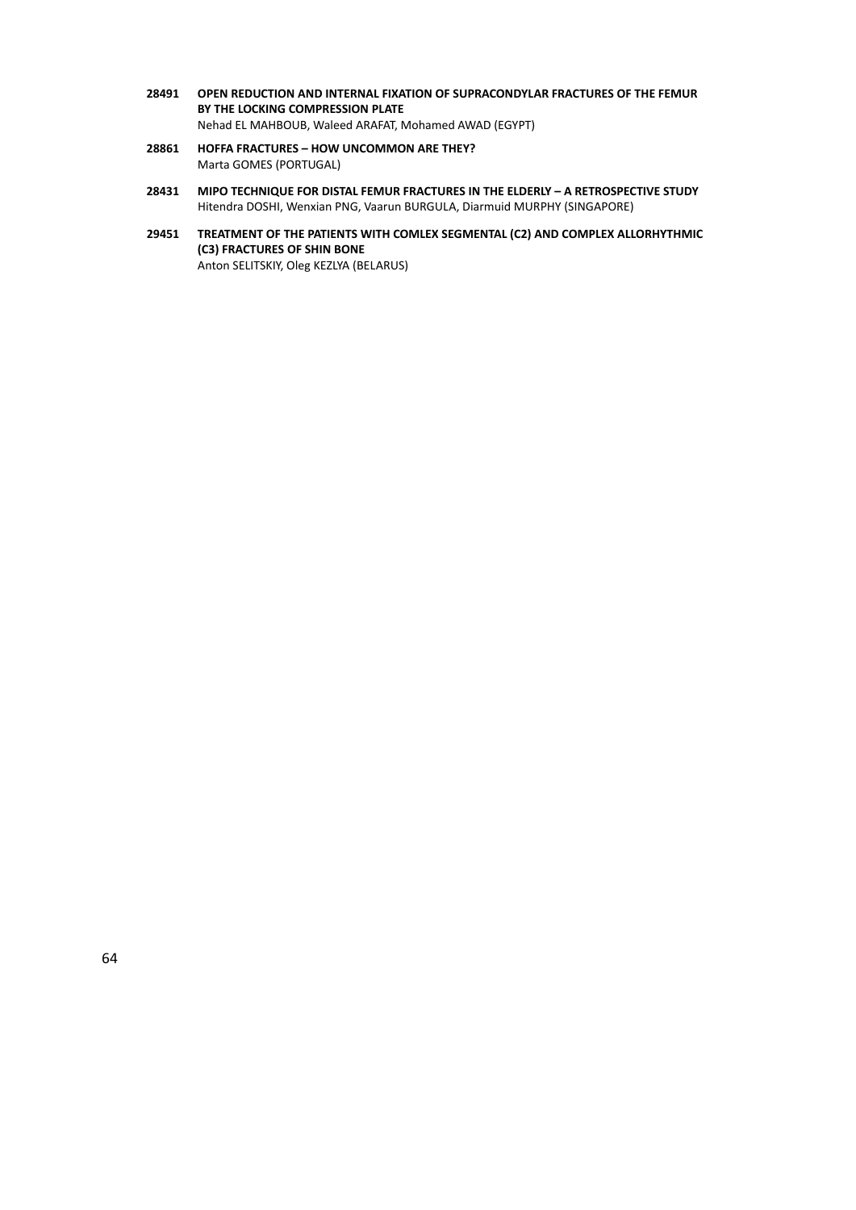**28491 OPEN REDUCTION AND INTERNAL FIXATION OF SUPRACONDYLAR FRACTURES OF THE FEMUR BY THE LOCKING COMPRESSION PLATE**
Nehad EL MAHBOUB, Waleed ARAFAT, Mohamed AWAD (EGYPT)

**28861 HOFFA FRACTURES – HOW UNCOMMON ARE THEY?**
Marta GOMES (PORTUGAL)

**28431 MIPO TECHNIQUE FOR DISTAL FEMUR FRACTURES IN THE ELDERLY – A RETROSPECTIVE STUDY**
Hitendra DOSHI, Wenxian PNG, Vaarun BURGULA, Diarmuid MURPHY (SINGAPORE)

**29451 TREATMENT OF THE PATIENTS WITH COMLEX SEGMENTAL (C2) AND COMPLEX ALLORHYTHMIC (C3) FRACTURES OF SHIN BONE**
Anton SELITSKIY, Oleg KEZLYA (BELARUS)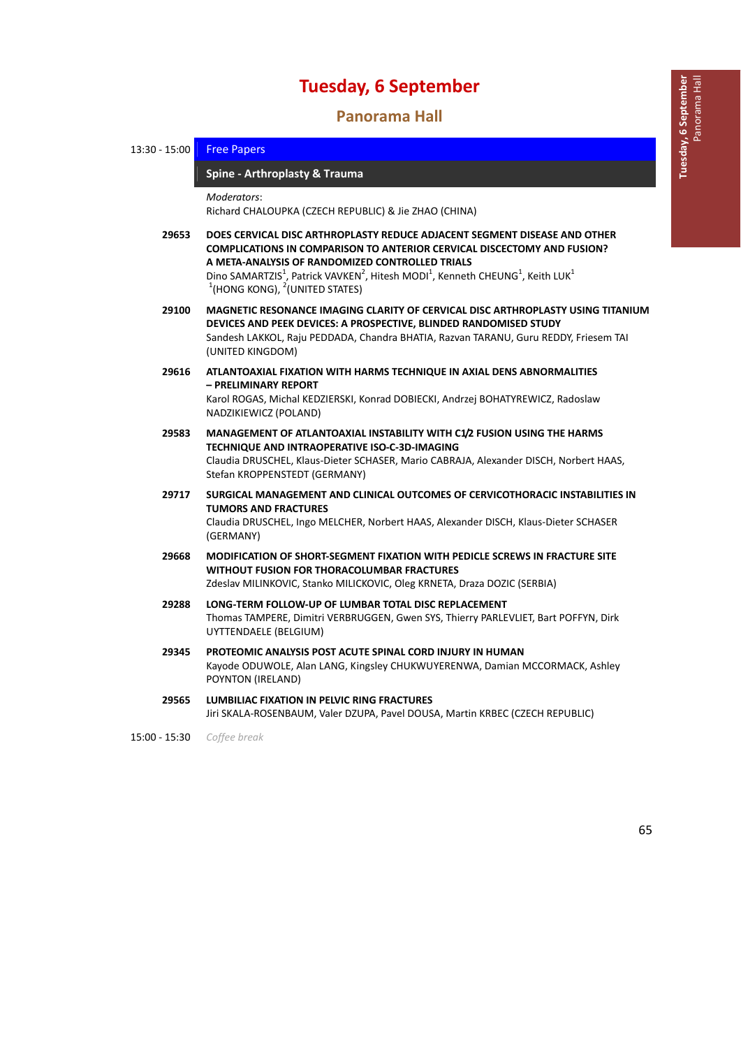# Tuesday, 6 September

## Panorama Hall

**13:30 - 15:00** Free Papers

### Spine - Arthroplasty & Trauma

*Moderators*:
Richard CHALOUPKA (CZECH REPUBLIC) & Jie ZHAO (CHINA)

**29653** **DOES CERVICAL DISC ARTHROPLASTY REDUCE ADJACENT SEGMENT DISEASE AND OTHER COMPLICATIONS IN COMPARISON TO ANTERIOR CERVICAL DISCECTOMY AND FUSION? A META-ANALYSIS OF RANDOMIZED CONTROLLED TRIALS**
Dino SAMARTZIS[1], Patrick VAVKEN[2], Hitesh MODI[1], Kenneth CHEUNG[1], Keith LUK[1]
[1](HONG KONG), [2](UNITED STATES)

**29100** **MAGNETIC RESONANCE IMAGING CLARITY OF CERVICAL DISC ARTHROPLASTY USING TITANIUM DEVICES AND PEEK DEVICES: A PROSPECTIVE, BLINDED RANDOMISED STUDY**
Sandesh LAKKOL, Raju PEDDADA, Chandra BHATIA, Razvan TARANU, Guru REDDY, Friesem TAI (UNITED KINGDOM)

**29616** **ATLANTOAXIAL FIXATION WITH HARMS TECHNIQUE IN AXIAL DENS ABNORMALITIES – PRELIMINARY REPORT**
Karol ROGAS, Michal KEDZIERSKI, Konrad DOBIECKI, Andrzej BOHATYREWICZ, Radoslaw NADZIKIEWICZ (POLAND)

**29583** **MANAGEMENT OF ATLANTOAXIAL INSTABILITY WITH C1/2 FUSION USING THE HARMS TECHNIQUE AND INTRAOPERATIVE ISO-C-3D-IMAGING**
Claudia DRUSCHEL, Klaus-Dieter SCHASER, Mario CABRAJA, Alexander DISCH, Norbert HAAS, Stefan KROPPENSTEDT (GERMANY)

**29717** **SURGICAL MANAGEMENT AND CLINICAL OUTCOMES OF CERVICOTHORACIC INSTABILITIES IN TUMORS AND FRACTURES**
Claudia DRUSCHEL, Ingo MELCHER, Norbert HAAS, Alexander DISCH, Klaus-Dieter SCHASER (GERMANY)

**29668** **MODIFICATION OF SHORT-SEGMENT FIXATION WITH PEDICLE SCREWS IN FRACTURE SITE WITHOUT FUSION FOR THORACOLUMBAR FRACTURES**
Zdeslav MILINKOVIC, Stanko MILICKOVIC, Oleg KRNETA, Draza DOZIC (SERBIA)

**29288** **LONG-TERM FOLLOW-UP OF LUMBAR TOTAL DISC REPLACEMENT**
Thomas TAMPERE, Dimitri VERBRUGGEN, Gwen SYS, Thierry PARLEVLIET, Bart POFFYN, Dirk UYTTENDAELE (BELGIUM)

**29345** **PROTEOMIC ANALYSIS POST ACUTE SPINAL CORD INJURY IN HUMAN**
Kayode ODUWOLE, Alan LANG, Kingsley CHUKWUYERENWA, Damian MCCORMACK, Ashley POYNTON (IRELAND)

**29565** **LUMBILIAC FIXATION IN PELVIC RING FRACTURES**
Jiri SKALA-ROSENBAUM, Valer DZUPA, Pavel DOUSA, Martin KRBEC (CZECH REPUBLIC)

**15:00 - 15:30** *Coffee break*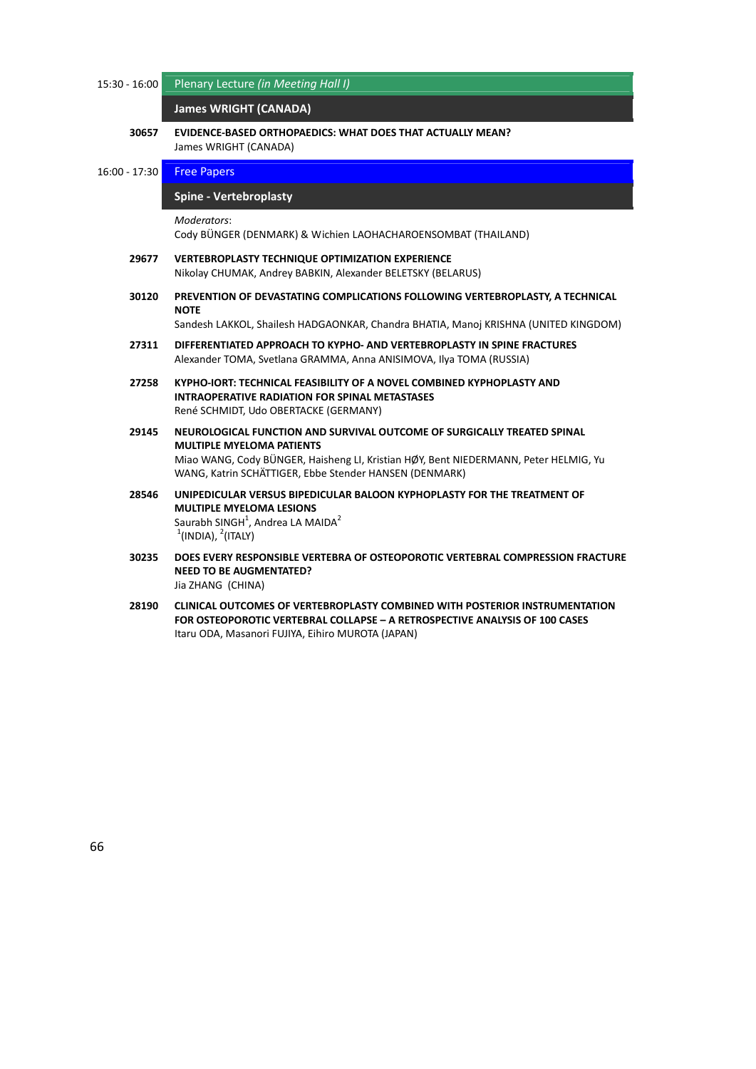15:30 - 16:00 **Plenary Lecture** *(in Meeting Hall I)*

## James WRIGHT (CANADA)

**30657** **EVIDENCE-BASED ORTHOPAEDICS: WHAT DOES THAT ACTUALLY MEAN?**
James WRIGHT (CANADA)

16:00 - 17:30 **Free Papers**

## Spine - Vertebroplasty

*Moderators*:
Cody BÜNGER (DENMARK) & Wichien LAOHACHAROENSOMBAT (THAILAND)

**29677** **VERTEBROPLASTY TECHNIQUE OPTIMIZATION EXPERIENCE**
Nikolay CHUMAK, Andrey BABKIN, Alexander BELETSKY (BELARUS)

**30120** **PREVENTION OF DEVASTATING COMPLICATIONS FOLLOWING VERTEBROPLASTY, A TECHNICAL NOTE**
Sandesh LAKKOL, Shailesh HADGAONKAR, Chandra BHATIA, Manoj KRISHNA (UNITED KINGDOM)

**27311** **DIFFERENTIATED APPROACH TO KYPHO- AND VERTEBROPLASTY IN SPINE FRACTURES**
Alexander TOMA, Svetlana GRAMMA, Anna ANISIMOVA, Ilya TOMA (RUSSIA)

**27258** **KYPHO-IORT: TECHNICAL FEASIBILITY OF A NOVEL COMBINED KYPHOPLASTY AND INTRAOPERATIVE RADIATION FOR SPINAL METASTASES**
René SCHMIDT, Udo OBERTACKE (GERMANY)

**29145** **NEUROLOGICAL FUNCTION AND SURVIVAL OUTCOME OF SURGICALLY TREATED SPINAL MULTIPLE MYELOMA PATIENTS**
Miao WANG, Cody BÜNGER, Haisheng LI, Kristian HØY, Bent NIEDERMANN, Peter HELMIG, Yu WANG, Katrin SCHÄTTIGER, Ebbe Stender HANSEN (DENMARK)

**28546** **UNIPEDICULAR VERSUS BIPEDICULAR BALOON KYPHOPLASTY FOR THE TREATMENT OF MULTIPLE MYELOMA LESIONS**
Saurabh SINGH[1], Andrea LA MAIDA[2]
[1](INDIA), [2](ITALY)

**30235** **DOES EVERY RESPONSIBLE VERTEBRA OF OSTEOPOROTIC VERTEBRAL COMPRESSION FRACTURE NEED TO BE AUGMENTATED?**
Jia ZHANG (CHINA)

**28190** **CLINICAL OUTCOMES OF VERTEBROPLASTY COMBINED WITH POSTERIOR INSTRUMENTATION FOR OSTEOPOROTIC VERTEBRAL COLLAPSE – A RETROSPECTIVE ANALYSIS OF 100 CASES**
Itaru ODA, Masanori FUJIYA, Eihiro MUROTA (JAPAN)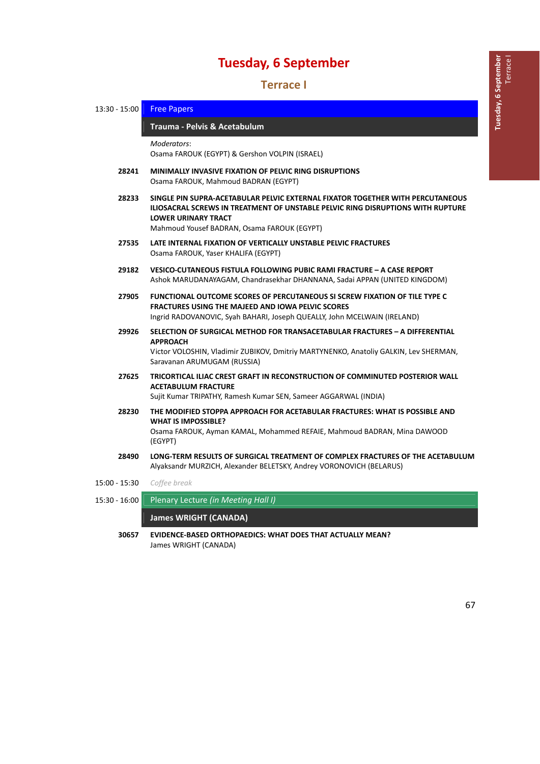# Tuesday, 6 September

## Terrace I

**13:30 - 15:00** Free Papers

### Trauma - Pelvis & Acetabulum

*Moderators*:
Osama FAROUK (EGYPT) & Gershon VOLPIN (ISRAEL)

**28241** **MINIMALLY INVASIVE FIXATION OF PELVIC RING DISRUPTIONS**
Osama FAROUK, Mahmoud BADRAN (EGYPT)

**28233** **SINGLE PIN SUPRA-ACETABULAR PELVIC EXTERNAL FIXATOR TOGETHER WITH PERCUTANEOUS ILIOSACRAL SCREWS IN TREATMENT OF UNSTABLE PELVIC RING DISRUPTIONS WITH RUPTURE LOWER URINARY TRACT**
Mahmoud Yousef BADRAN, Osama FAROUK (EGYPT)

**27535** **LATE INTERNAL FIXATION OF VERTICALLY UNSTABLE PELVIC FRACTURES**
Osama FAROUK, Yaser KHALIFA (EGYPT)

**29182** **VESICO-CUTANEOUS FISTULA FOLLOWING PUBIC RAMI FRACTURE – A CASE REPORT**
Ashok MARUDANAYAGAM, Chandrasekhar DHANNANA, Sadai APPAN (UNITED KINGDOM)

**27905** **FUNCTIONAL OUTCOME SCORES OF PERCUTANEOUS SI SCREW FIXATION OF TILE TYPE C FRACTURES USING THE MAJEED AND IOWA PELVIC SCORES**
Ingrid RADOVANOVIC, Syah BAHARI, Joseph QUEALLY, John MCELWAIN (IRELAND)

**29926** **SELECTION OF SURGICAL METHOD FOR TRANSACETABULAR FRACTURES – A DIFFERENTIAL APPROACH**
Victor VOLOSHIN, Vladimir ZUBIKOV, Dmitriy MARTYNENKO, Anatoliy GALKIN, Lev SHERMAN, Saravanan ARUMUGAM (RUSSIA)

**27625** **TRICORTICAL ILIAC CREST GRAFT IN RECONSTRUCTION OF COMMINUTED POSTERIOR WALL ACETABULUM FRACTURE**
Sujit Kumar TRIPATHY, Ramesh Kumar SEN, Sameer AGGARWAL (INDIA)

**28230** **THE MODIFIED STOPPA APPROACH FOR ACETABULAR FRACTURES: WHAT IS POSSIBLE AND WHAT IS IMPOSSIBLE?**
Osama FAROUK, Ayman KAMAL, Mohammed REFAIE, Mahmoud BADRAN, Mina DAWOOD (EGYPT)

**28490** **LONG-TERM RESULTS OF SURGICAL TREATMENT OF COMPLEX FRACTURES OF THE ACETABULUM**
Alyaksandr MURZICH, Alexander BELETSKY, Andrey VORONOVICH (BELARUS)

**15:00 - 15:30** *Coffee break*

**15:30 - 16:00** Plenary Lecture *(in Meeting Hall I)*

### James WRIGHT (CANADA)

**30657** **EVIDENCE-BASED ORTHOPAEDICS: WHAT DOES THAT ACTUALLY MEAN?**
James WRIGHT (CANADA)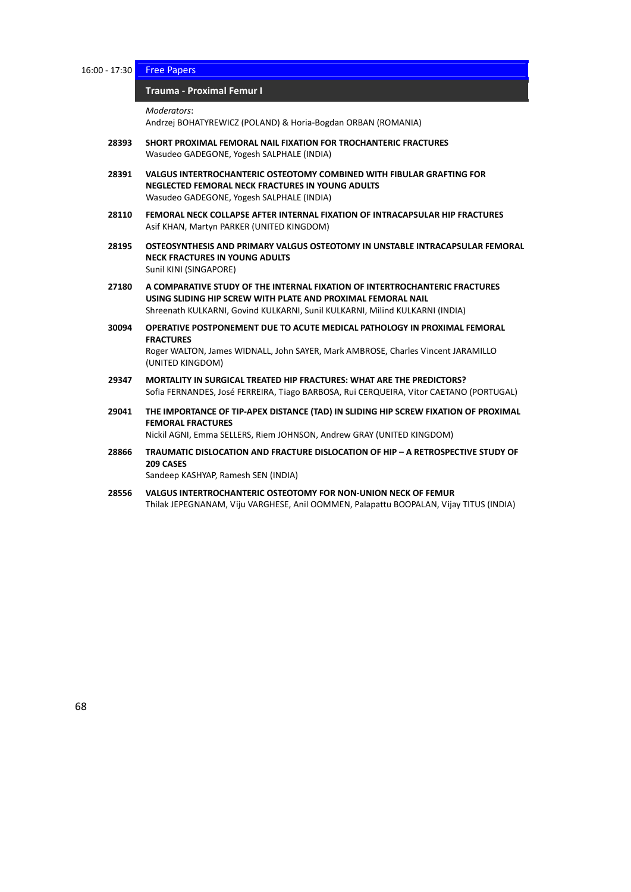16:00 - 17:30 **Free Papers**

## Trauma - Proximal Femur I

*Moderators*:
Andrzej BOHATYREWICZ (POLAND) & Horia-Bogdan ORBAN (ROMANIA)

**28393** **SHORT PROXIMAL FEMORAL NAIL FIXATION FOR TROCHANTERIC FRACTURES**
Wasudeo GADEGONE, Yogesh SALPHALE (INDIA)

**28391** **VALGUS INTERTROCHANTERIC OSTEOTOMY COMBINED WITH FIBULAR GRAFTING FOR NEGLECTED FEMORAL NECK FRACTURES IN YOUNG ADULTS**
Wasudeo GADEGONE, Yogesh SALPHALE (INDIA)

**28110** **FEMORAL NECK COLLAPSE AFTER INTERNAL FIXATION OF INTRACAPSULAR HIP FRACTURES**
Asif KHAN, Martyn PARKER (UNITED KINGDOM)

**28195** **OSTEOSYNTHESIS AND PRIMARY VALGUS OSTEOTOMY IN UNSTABLE INTRACAPSULAR FEMORAL NECK FRACTURES IN YOUNG ADULTS**
Sunil KINI (SINGAPORE)

**27180** **A COMPARATIVE STUDY OF THE INTERNAL FIXATION OF INTERTROCHANTERIC FRACTURES USING SLIDING HIP SCREW WITH PLATE AND PROXIMAL FEMORAL NAIL**
Shreenath KULKARNI, Govind KULKARNI, Sunil KULKARNI, Milind KULKARNI (INDIA)

**30094** **OPERATIVE POSTPONEMENT DUE TO ACUTE MEDICAL PATHOLOGY IN PROXIMAL FEMORAL FRACTURES**
Roger WALTON, James WIDNALL, John SAYER, Mark AMBROSE, Charles Vincent JARAMILLO (UNITED KINGDOM)

**29347** **MORTALITY IN SURGICAL TREATED HIP FRACTURES: WHAT ARE THE PREDICTORS?**
Sofia FERNANDES, José FERREIRA, Tiago BARBOSA, Rui CERQUEIRA, Vitor CAETANO (PORTUGAL)

**29041** **THE IMPORTANCE OF TIP-APEX DISTANCE (TAD) IN SLIDING HIP SCREW FIXATION OF PROXIMAL FEMORAL FRACTURES**
Nickil AGNI, Emma SELLERS, Riem JOHNSON, Andrew GRAY (UNITED KINGDOM)

**28866** **TRAUMATIC DISLOCATION AND FRACTURE DISLOCATION OF HIP – A RETROSPECTIVE STUDY OF 209 CASES**
Sandeep KASHYAP, Ramesh SEN (INDIA)

**28556** **VALGUS INTERTROCHANTERIC OSTEOTOMY FOR NON-UNION NECK OF FEMUR**
Thilak JEPEGNANAM, Viju VARGHESE, Anil OOMMEN, Palapattu BOOPALAN, Vijay TITUS (INDIA)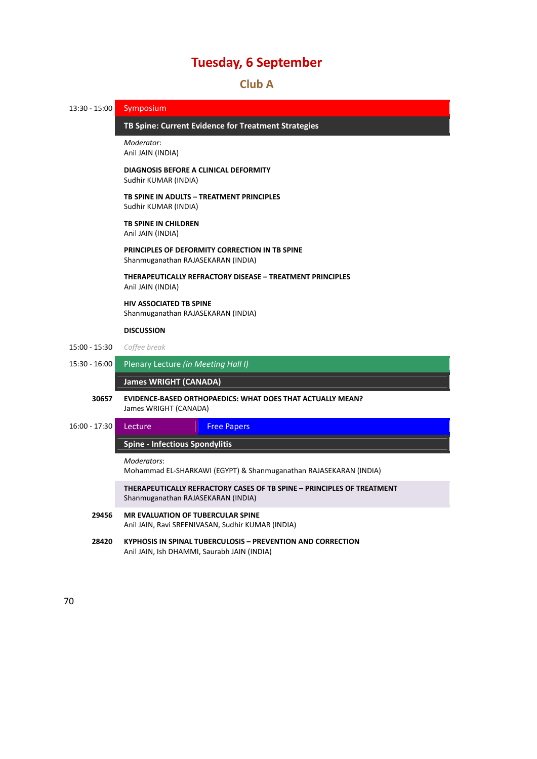# Tuesday, 6 September

## Club A

**13:30 - 15:00** Symposium

### TB Spine: Current Evidence for Treatment Strategies

*Moderator*:
Anil JAIN (INDIA)

**DIAGNOSIS BEFORE A CLINICAL DEFORMITY**
Sudhir KUMAR (INDIA)

**TB SPINE IN ADULTS – TREATMENT PRINCIPLES**
Sudhir KUMAR (INDIA)

**TB SPINE IN CHILDREN**
Anil JAIN (INDIA)

**PRINCIPLES OF DEFORMITY CORRECTION IN TB SPINE**
Shanmuganathan RAJASEKARAN (INDIA)

**THERAPEUTICALLY REFRACTORY DISEASE – TREATMENT PRINCIPLES**
Anil JAIN (INDIA)

**HIV ASSOCIATED TB SPINE**
Shanmuganathan RAJASEKARAN (INDIA)

**DISCUSSION**

**15:00 - 15:30** *Coffee break*

**15:30 - 16:00** Plenary Lecture *(in Meeting Hall I)*

### James WRIGHT (CANADA)

**30657** **EVIDENCE-BASED ORTHOPAEDICS: WHAT DOES THAT ACTUALLY MEAN?**
James WRIGHT (CANADA)

**16:00 - 17:30** Lecture | Free Papers

### Spine - Infectious Spondylitis

*Moderators*:
Mohammad EL-SHARKAWI (EGYPT) & Shanmuganathan RAJASEKARAN (INDIA)

**THERAPEUTICALLY REFRACTORY CASES OF TB SPINE – PRINCIPLES OF TREATMENT**
Shanmuganathan RAJASEKARAN (INDIA)

**29456** **MR EVALUATION OF TUBERCULAR SPINE**
Anil JAIN, Ravi SREENIVASAN, Sudhir KUMAR (INDIA)

**28420** **KYPHOSIS IN SPINAL TUBERCULOSIS – PREVENTION AND CORRECTION**
Anil JAIN, Ish DHAMMI, Saurabh JAIN (INDIA)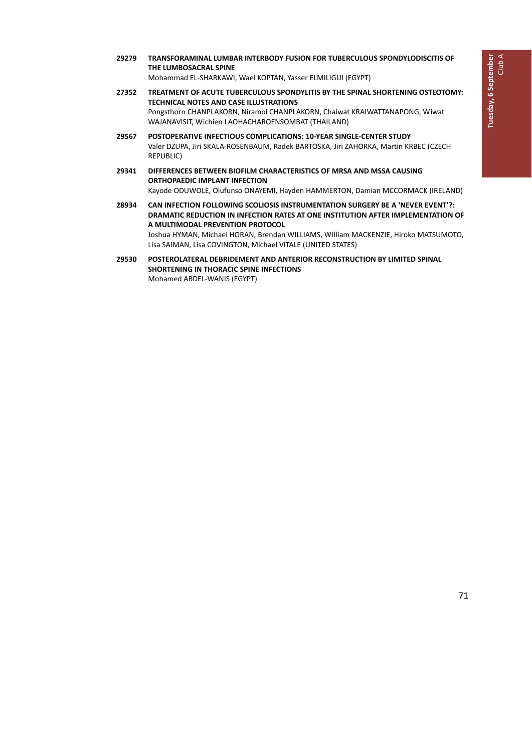**29279** **TRANSFORAMINAL LUMBAR INTERBODY FUSION FOR TUBERCULOUS SPONDYLODISCITIS OF THE LUMBOSACRAL SPINE**
Mohammad EL-SHARKAWI, Wael KOPTAN, Yasser ELMILIGUI (EGYPT)

**27352** **TREATMENT OF ACUTE TUBERCULOUS SPONDYLITIS BY THE SPINAL SHORTENING OSTEOTOMY: TECHNICAL NOTES AND CASE ILLUSTRATIONS**
Pongsthorn CHANPLAKORN, Niramol CHANPLAKORN, Chaiwat KRAIWATTANAPONG, Wiwat WAJANAVISIT, Wichien LAOHACHAROENSOMBAT (THAILAND)

**29567** **POSTOPERATIVE INFECTIOUS COMPLICATIONS: 10-YEAR SINGLE-CENTER STUDY**
Valer DZUPA, Jiri SKALA-ROSENBAUM, Radek BARTOSKA, Jiri ZAHORKA, Martin KRBEC (CZECH REPUBLIC)

**29341** **DIFFERENCES BETWEEN BIOFILM CHARACTERISTICS OF MRSA AND MSSA CAUSING ORTHOPAEDIC IMPLANT INFECTION**
Kayode ODUWOLE, Olufunso ONAYEMI, Hayden HAMMERTON, Damian MCCORMACK (IRELAND)

**28934** **CAN INFECTION FOLLOWING SCOLIOSIS INSTRUMENTATION SURGERY BE A 'NEVER EVENT'?: DRAMATIC REDUCTION IN INFECTION RATES AT ONE INSTITUTION AFTER IMPLEMENTATION OF A MULTIMODAL PREVENTION PROTOCOL**
Joshua HYMAN, Michael HORAN, Brendan WILLIAMS, William MACKENZIE, Hiroko MATSUMOTO, Lisa SAIMAN, Lisa COVINGTON, Michael VITALE (UNITED STATES)

**29530** **POSTEROLATERAL DEBRIDEMENT AND ANTERIOR RECONSTRUCTION BY LIMITED SPINAL SHORTENING IN THORACIC SPINE INFECTIONS**
Mohamed ABDEL-WANIS (EGYPT)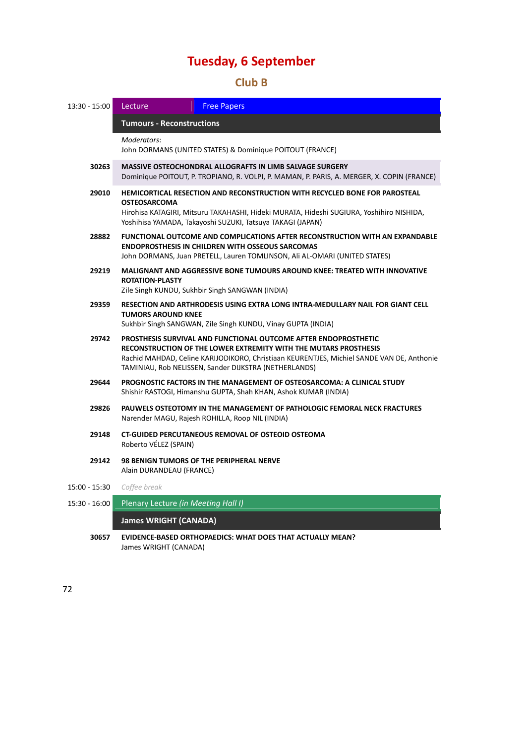# Tuesday, 6 September

## Club B

**13:30 - 15:00** Lecture | Free Papers

### Tumours - Reconstructions

*Moderators*:
John DORMANS (UNITED STATES) & Dominique POITOUT (FRANCE)

**30263** **MASSIVE OSTEOCHONDRAL ALLOGRAFTS IN LIMB SALVAGE SURGERY**
Dominique POITOUT, P. TROPIANO, R. VOLPI, P. MAMAN, P. PARIS, A. MERGER, X. COPIN (FRANCE)

**29010** **HEMICORTICAL RESECTION AND RECONSTRUCTION WITH RECYCLED BONE FOR PAROSTEAL OSTEOSARCOMA**
Hirohisa KATAGIRI, Mitsuru TAKAHASHI, Hideki MURATA, Hideshi SUGIURA, Yoshihiro NISHIDA, Yoshihisa YAMADA, Takayoshi SUZUKI, Tatsuya TAKAGI (JAPAN)

**28882** **FUNCTIONAL OUTCOME AND COMPLICATIONS AFTER RECONSTRUCTION WITH AN EXPANDABLE ENDOPROSTHESIS IN CHILDREN WITH OSSEOUS SARCOMAS**
John DORMANS, Juan PRETELL, Lauren TOMLINSON, Ali AL-OMARI (UNITED STATES)

**29219** **MALIGNANT AND AGGRESSIVE BONE TUMOURS AROUND KNEE: TREATED WITH INNOVATIVE ROTATION-PLASTY**
Zile Singh KUNDU, Sukhbir Singh SANGWAN (INDIA)

**29359** **RESECTION AND ARTHRODESIS USING EXTRA LONG INTRA-MEDULLARY NAIL FOR GIANT CELL TUMORS AROUND KNEE**
Sukhbir Singh SANGWAN, Zile Singh KUNDU, Vinay GUPTA (INDIA)

**29742** **PROSTHESIS SURVIVAL AND FUNCTIONAL OUTCOME AFTER ENDOPROSTHETIC RECONSTRUCTION OF THE LOWER EXTREMITY WITH THE MUTARS PROSTHESIS**
Rachid MAHDAD, Celine KARIJODIKORO, Christiaan KEURENTJES, Michiel SANDE VAN DE, Anthonie TAMINIAU, Rob NELISSEN, Sander DIJKSTRA (NETHERLANDS)

**29644** **PROGNOSTIC FACTORS IN THE MANAGEMENT OF OSTEOSARCOMA: A CLINICAL STUDY**
Shishir RASTOGI, Himanshu GUPTA, Shah KHAN, Ashok KUMAR (INDIA)

**29826** **PAUWELS OSTEOTOMY IN THE MANAGEMENT OF PATHOLOGIC FEMORAL NECK FRACTURES**
Narender MAGU, Rajesh ROHILLA, Roop NIL (INDIA)

**29148** **CT-GUIDED PERCUTANEOUS REMOVAL OF OSTEOID OSTEOMA**
Roberto VÉLEZ (SPAIN)

**29142** **98 BENIGN TUMORS OF THE PERIPHERAL NERVE**
Alain DURANDEAU (FRANCE)

**15:00 - 15:30** *Coffee break*

**15:30 - 16:00** Plenary Lecture *(in Meeting Hall I)*

### James WRIGHT (CANADA)

**30657** **EVIDENCE-BASED ORTHOPAEDICS: WHAT DOES THAT ACTUALLY MEAN?**
James WRIGHT (CANADA)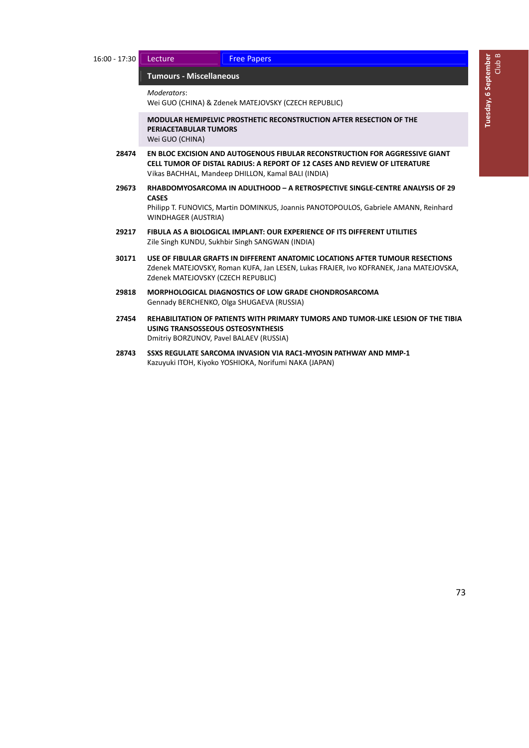16:00 - 17:30 | Lecture | Free Papers

## Tumours - Miscellaneous

*Moderators*:
Wei GUO (CHINA) & Zdenek MATEJOVSKY (CZECH REPUBLIC)

**MODULAR HEMIPELVIC PROSTHETIC RECONSTRUCTION AFTER RESECTION OF THE PERIACETABULAR TUMORS**
Wei GUO (CHINA)

**28474** **EN BLOC EXCISION AND AUTOGENOUS FIBULAR RECONSTRUCTION FOR AGGRESSIVE GIANT CELL TUMOR OF DISTAL RADIUS: A REPORT OF 12 CASES AND REVIEW OF LITERATURE**
Vikas BACHHAL, Mandeep DHILLON, Kamal BALI (INDIA)

**29673** **RHABDOMYOSARCOMA IN ADULTHOOD – A RETROSPECTIVE SINGLE-CENTRE ANALYSIS OF 29 CASES**
Philipp T. FUNOVICS, Martin DOMINKUS, Joannis PANOTOPOULOS, Gabriele AMANN, Reinhard WINDHAGER (AUSTRIA)

**29217** **FIBULA AS A BIOLOGICAL IMPLANT: OUR EXPERIENCE OF ITS DIFFERENT UTILITIES**
Zile Singh KUNDU, Sukhbir Singh SANGWAN (INDIA)

**30171** **USE OF FIBULAR GRAFTS IN DIFFERENT ANATOMIC LOCATIONS AFTER TUMOUR RESECTIONS**
Zdenek MATEJOVSKY, Roman KUFA, Jan LESEN, Lukas FRAJER, Ivo KOFRANEK, Jana MATEJOVSKA, Zdenek MATEJOVSKY (CZECH REPUBLIC)

**29818** **MORPHOLOGICAL DIAGNOSTICS OF LOW GRADE CHONDROSARCOMA**
Gennady BERCHENKO, Olga SHUGAEVA (RUSSIA)

**27454** **REHABILITATION OF PATIENTS WITH PRIMARY TUMORS AND TUMOR-LIKE LESION OF THE TIBIA USING TRANSOSSEOUS OSTEOSYNTHESIS**
Dmitriy BORZUNOV, Pavel BALAEV (RUSSIA)

**28743** **SSXS REGULATE SARCOMA INVASION VIA RAC1-MYOSIN PATHWAY AND MMP-1**
Kazuyuki ITOH, Kiyoko YOSHIOKA, Norifumi NAKA (JAPAN)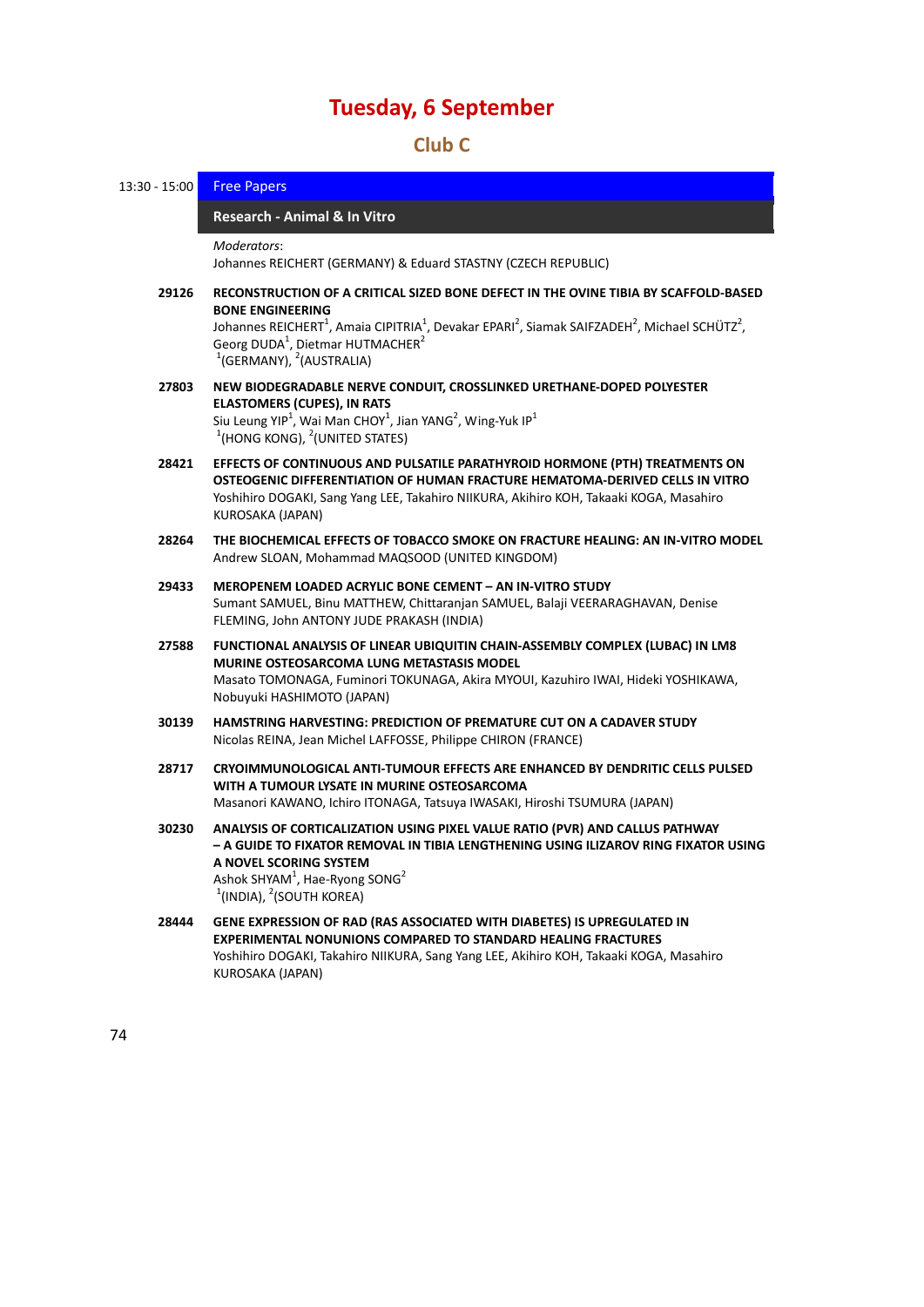# Tuesday, 6 September

## Club C

**13:30 - 15:00** Free Papers

### Research - Animal & In Vitro

*Moderators*:
Johannes REICHERT (GERMANY) & Eduard STASTNY (CZECH REPUBLIC)

**29126** **RECONSTRUCTION OF A CRITICAL SIZED BONE DEFECT IN THE OVINE TIBIA BY SCAFFOLD-BASED BONE ENGINEERING**
Johannes REICHERT[1], Amaia CIPITRIA[1], Devakar EPARI[2], Siamak SAIFZADEH[2], Michael SCHÜTZ[2], Georg DUDA[1], Dietmar HUTMACHER[2]
[1](GERMANY), [2](AUSTRALIA)

**27803** **NEW BIODEGRADABLE NERVE CONDUIT, CROSSLINKED URETHANE-DOPED POLYESTER ELASTOMERS (CUPES), IN RATS**
Siu Leung YIP[1], Wai Man CHOY[1], Jian YANG[2], Wing-Yuk IP[1]
[1](HONG KONG), [2](UNITED STATES)

**28421** **EFFECTS OF CONTINUOUS AND PULSATILE PARATHYROID HORMONE (PTH) TREATMENTS ON OSTEOGENIC DIFFERENTIATION OF HUMAN FRACTURE HEMATOMA-DERIVED CELLS IN VITRO**
Yoshihiro DOGAKI, Sang Yang LEE, Takahiro NIIKURA, Akihiro KOH, Takaaki KOGA, Masahiro KUROSAKA (JAPAN)

**28264** **THE BIOCHEMICAL EFFECTS OF TOBACCO SMOKE ON FRACTURE HEALING: AN IN-VITRO MODEL**
Andrew SLOAN, Mohammad MAQSOOD (UNITED KINGDOM)

**29433** **MEROPENEM LOADED ACRYLIC BONE CEMENT – AN IN-VITRO STUDY**
Sumant SAMUEL, Binu MATTHEW, Chittaranjan SAMUEL, Balaji VEERARAGHAVAN, Denise FLEMING, John ANTONY JUDE PRAKASH (INDIA)

**27588** **FUNCTIONAL ANALYSIS OF LINEAR UBIQUITIN CHAIN-ASSEMBLY COMPLEX (LUBAC) IN LM8 MURINE OSTEOSARCOMA LUNG METASTASIS MODEL**
Masato TOMONAGA, Fuminori TOKUNAGA, Akira MYOUI, Kazuhiro IWAI, Hideki YOSHIKAWA, Nobuyuki HASHIMOTO (JAPAN)

**30139** **HAMSTRING HARVESTING: PREDICTION OF PREMATURE CUT ON A CADAVER STUDY**
Nicolas REINA, Jean Michel LAFFOSSE, Philippe CHIRON (FRANCE)

**28717** **CRYOIMMUNOLOGICAL ANTI-TUMOUR EFFECTS ARE ENHANCED BY DENDRITIC CELLS PULSED WITH A TUMOUR LYSATE IN MURINE OSTEOSARCOMA**
Masanori KAWANO, Ichiro ITONAGA, Tatsuya IWASAKI, Hiroshi TSUMURA (JAPAN)

**30230** **ANALYSIS OF CORTICALIZATION USING PIXEL VALUE RATIO (PVR) AND CALLUS PATHWAY – A GUIDE TO FIXATOR REMOVAL IN TIBIA LENGTHENING USING ILIZAROV RING FIXATOR USING A NOVEL SCORING SYSTEM**
Ashok SHYAM[1], Hae-Ryong SONG[2]
[1](INDIA), [2](SOUTH KOREA)

**28444** **GENE EXPRESSION OF RAD (RAS ASSOCIATED WITH DIABETES) IS UPREGULATED IN EXPERIMENTAL NONUNIONS COMPARED TO STANDARD HEALING FRACTURES**
Yoshihiro DOGAKI, Takahiro NIIKURA, Sang Yang LEE, Akihiro KOH, Takaaki KOGA, Masahiro KUROSAKA (JAPAN)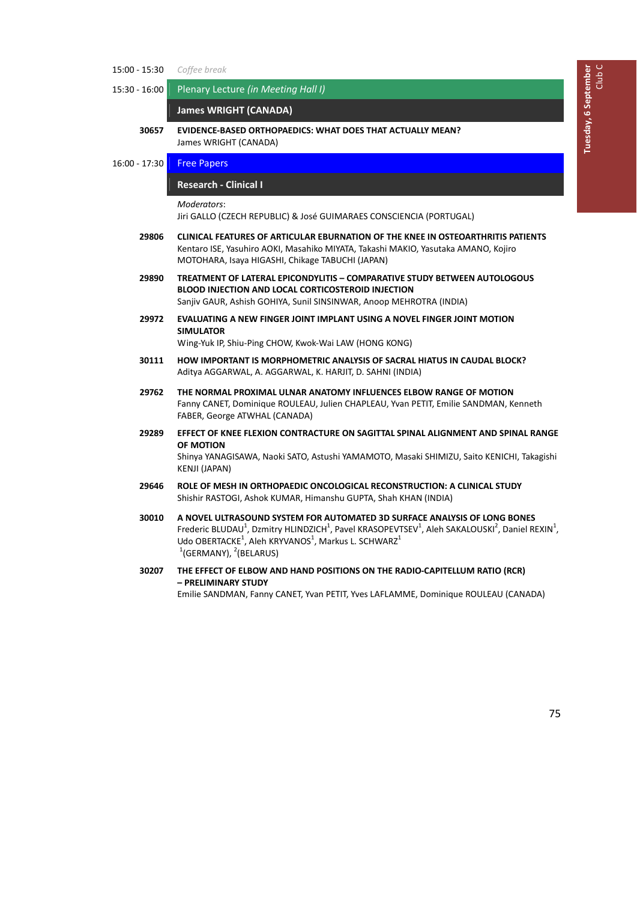15:00 - 15:30 *Coffee break*

15:30 - 16:00 **Plenary Lecture** *(in Meeting Hall I)*

## James WRIGHT (CANADA)

**30657** **EVIDENCE-BASED ORTHOPAEDICS: WHAT DOES THAT ACTUALLY MEAN?**
James WRIGHT (CANADA)

16:00 - 17:30 **Free Papers**

## Research - Clinical I

*Moderators*:
Jiri GALLO (CZECH REPUBLIC) & José GUIMARAES CONSCIENCIA (PORTUGAL)

**29806** **CLINICAL FEATURES OF ARTICULAR EBURNATION OF THE KNEE IN OSTEOARTHRITIS PATIENTS**
Kentaro ISE, Yasuhiro AOKI, Masahiko MIYATA, Takashi MAKIO, Yasutaka AMANO, Kojiro MOTOHARA, Isaya HIGASHI, Chikage TABUCHI (JAPAN)

**29890** **TREATMENT OF LATERAL EPICONDYLITIS – COMPARATIVE STUDY BETWEEN AUTOLOGOUS BLOOD INJECTION AND LOCAL CORTICOSTEROID INJECTION**
Sanjiv GAUR, Ashish GOHIYA, Sunil SINSINWAR, Anoop MEHROTRA (INDIA)

**29972** **EVALUATING A NEW FINGER JOINT IMPLANT USING A NOVEL FINGER JOINT MOTION SIMULATOR**
Wing-Yuk IP, Shiu-Ping CHOW, Kwok-Wai LAW (HONG KONG)

**30111** **HOW IMPORTANT IS MORPHOMETRIC ANALYSIS OF SACRAL HIATUS IN CAUDAL BLOCK?**
Aditya AGGARWAL, A. AGGARWAL, K. HARJIT, D. SAHNI (INDIA)

**29762** **THE NORMAL PROXIMAL ULNAR ANATOMY INFLUENCES ELBOW RANGE OF MOTION**
Fanny CANET, Dominique ROULEAU, Julien CHAPLEAU, Yvan PETIT, Emilie SANDMAN, Kenneth FABER, George ATWHAL (CANADA)

**29289** **EFFECT OF KNEE FLEXION CONTRACTURE ON SAGITTAL SPINAL ALIGNMENT AND SPINAL RANGE OF MOTION**
Shinya YANAGISAWA, Naoki SATO, Astushi YAMAMOTO, Masaki SHIMIZU, Saito KENICHI, Takagishi KENJI (JAPAN)

**29646** **ROLE OF MESH IN ORTHOPAEDIC ONCOLOGICAL RECONSTRUCTION: A CLINICAL STUDY**
Shishir RASTOGI, Ashok KUMAR, Himanshu GUPTA, Shah KHAN (INDIA)

**30010** **A NOVEL ULTRASOUND SYSTEM FOR AUTOMATED 3D SURFACE ANALYSIS OF LONG BONES**
Frederic BLUDAU[1], Dzmitry HLINDZICH[1], Pavel KRASOPEVTSEV[1], Aleh SAKALOUSKI[2], Daniel REXIN[1], Udo OBERTACKE[1], Aleh KRYVANOS[1], Markus L. SCHWARZ[1]
[1](GERMANY), [2](BELARUS)

**30207** **THE EFFECT OF ELBOW AND HAND POSITIONS ON THE RADIO-CAPITELLUM RATIO (RCR) – PRELIMINARY STUDY**
Emilie SANDMAN, Fanny CANET, Yvan PETIT, Yves LAFLAMME, Dominique ROULEAU (CANADA)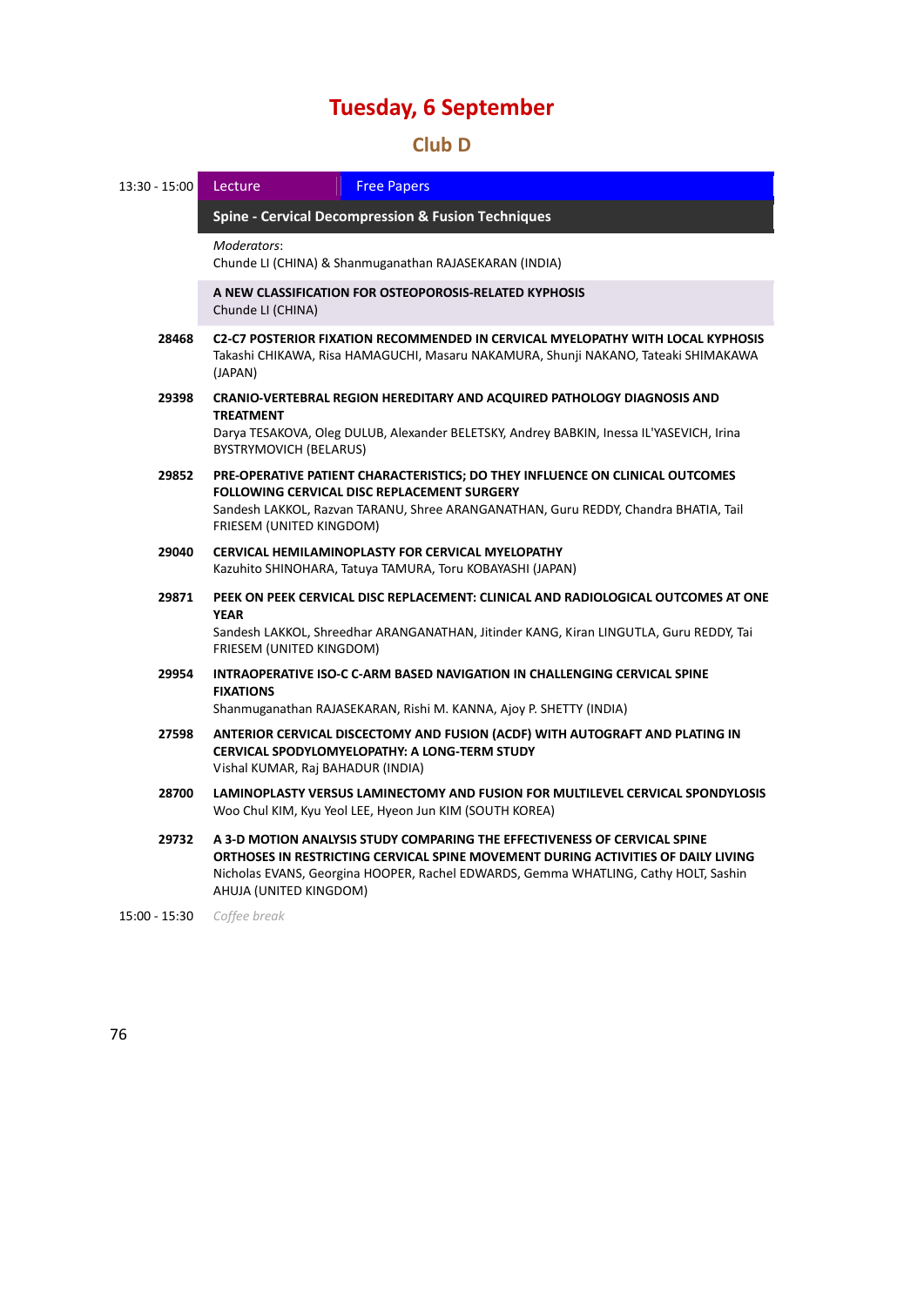# Tuesday, 6 September

## Club D

**13:30 - 15:00** | Lecture | Free Papers

### Spine - Cervical Decompression & Fusion Techniques

*Moderators*:
Chunde LI (CHINA) & Shanmuganathan RAJASEKARAN (INDIA)

**A NEW CLASSIFICATION FOR OSTEOPOROSIS-RELATED KYPHOSIS**
Chunde LI (CHINA)

**28468** **C2-C7 POSTERIOR FIXATION RECOMMENDED IN CERVICAL MYELOPATHY WITH LOCAL KYPHOSIS**
Takashi CHIKAWA, Risa HAMAGUCHI, Masaru NAKAMURA, Shunji NAKANO, Tateaki SHIMAKAWA (JAPAN)

**29398** **CRANIO-VERTEBRAL REGION HEREDITARY AND ACQUIRED PATHOLOGY DIAGNOSIS AND TREATMENT**
Darya TESAKOVA, Oleg DULUB, Alexander BELETSKY, Andrey BABKIN, Inessa IL'YASEVICH, Irina BYSTRYMOVICH (BELARUS)

**29852** **PRE-OPERATIVE PATIENT CHARACTERISTICS; DO THEY INFLUENCE ON CLINICAL OUTCOMES FOLLOWING CERVICAL DISC REPLACEMENT SURGERY**
Sandesh LAKKOL, Razvan TARANU, Shree ARANGANATHAN, Guru REDDY, Chandra BHATIA, Tail FRIESEM (UNITED KINGDOM)

**29040** **CERVICAL HEMILAMINOPLASTY FOR CERVICAL MYELOPATHY**
Kazuhito SHINOHARA, Tatuya TAMURA, Toru KOBAYASHI (JAPAN)

**29871** **PEEK ON PEEK CERVICAL DISC REPLACEMENT: CLINICAL AND RADIOLOGICAL OUTCOMES AT ONE YEAR**
Sandesh LAKKOL, Shreedhar ARANGANATHAN, Jitinder KANG, Kiran LINGUTLA, Guru REDDY, Tai FRIESEM (UNITED KINGDOM)

**29954** **INTRAOPERATIVE ISO-C C-ARM BASED NAVIGATION IN CHALLENGING CERVICAL SPINE FIXATIONS**
Shanmuganathan RAJASEKARAN, Rishi M. KANNA, Ajoy P. SHETTY (INDIA)

**27598** **ANTERIOR CERVICAL DISCECTOMY AND FUSION (ACDF) WITH AUTOGRAFT AND PLATING IN CERVICAL SPODYLOMYELOPATHY: A LONG-TERM STUDY**
Vishal KUMAR, Raj BAHADUR (INDIA)

**28700** **LAMINOPLASTY VERSUS LAMINECTOMY AND FUSION FOR MULTILEVEL CERVICAL SPONDYLOSIS**
Woo Chul KIM, Kyu Yeol LEE, Hyeon Jun KIM (SOUTH KOREA)

**29732** **A 3-D MOTION ANALYSIS STUDY COMPARING THE EFFECTIVENESS OF CERVICAL SPINE ORTHOSES IN RESTRICTING CERVICAL SPINE MOVEMENT DURING ACTIVITIES OF DAILY LIVING**
Nicholas EVANS, Georgina HOOPER, Rachel EDWARDS, Gemma WHATLING, Cathy HOLT, Sashin AHUJA (UNITED KINGDOM)

**15:00 - 15:30** *Coffee break*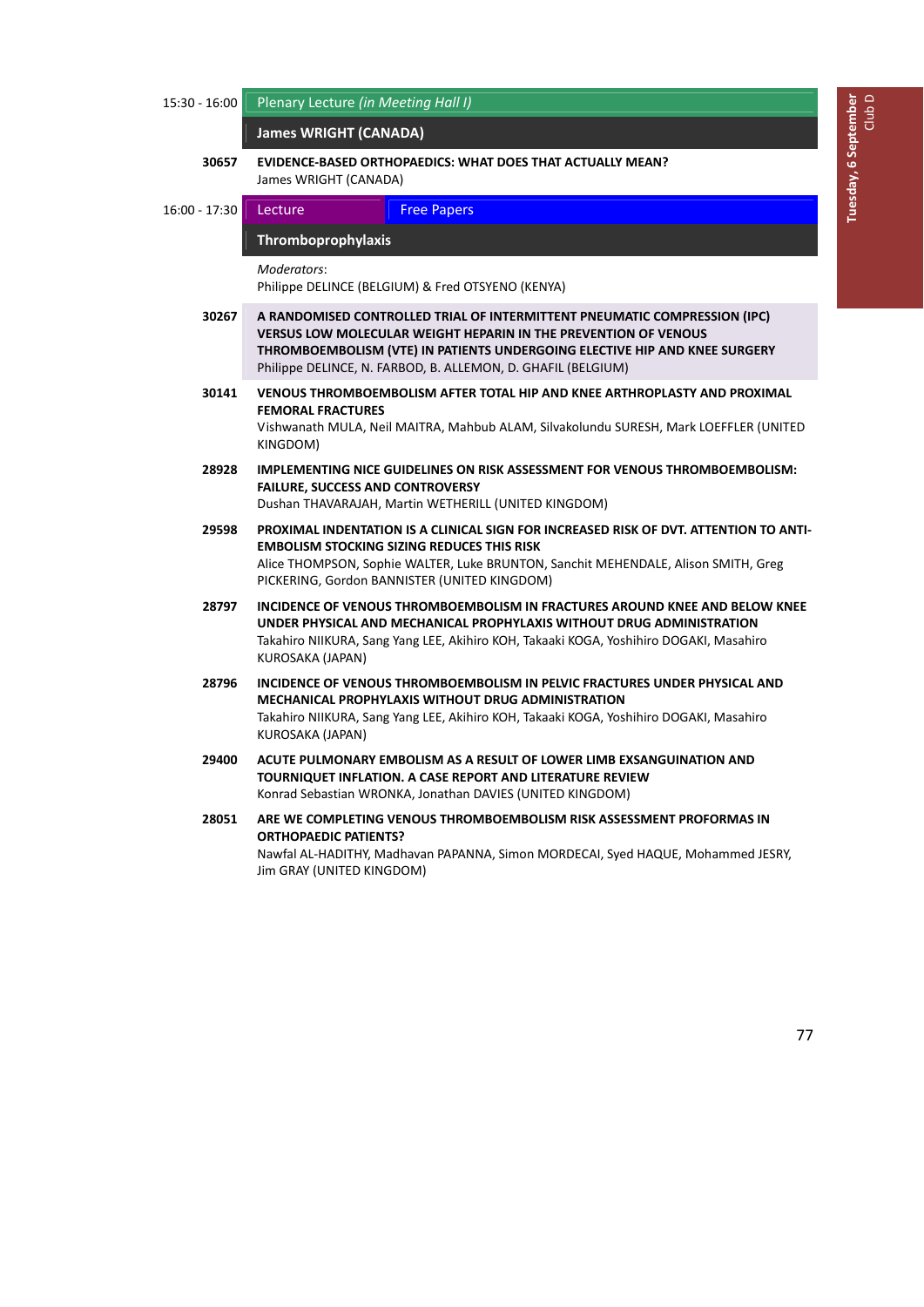15:30 - 16:00 **Plenary Lecture** *(in Meeting Hall I)*

## James WRIGHT (CANADA)

**30657** **EVIDENCE-BASED ORTHOPAEDICS: WHAT DOES THAT ACTUALLY MEAN?**
James WRIGHT (CANADA)

16:00 - 17:30 **Lecture** | **Free Papers**

## Thromboprophylaxis

*Moderators*:
Philippe DELINCE (BELGIUM) & Fred OTSYENO (KENYA)

**30267** **A RANDOMISED CONTROLLED TRIAL OF INTERMITTENT PNEUMATIC COMPRESSION (IPC) VERSUS LOW MOLECULAR WEIGHT HEPARIN IN THE PREVENTION OF VENOUS THROMBOEMBOLISM (VTE) IN PATIENTS UNDERGOING ELECTIVE HIP AND KNEE SURGERY**
Philippe DELINCE, N. FARBOD, B. ALLEMON, D. GHAFIL (BELGIUM)

**30141** **VENOUS THROMBOEMBOLISM AFTER TOTAL HIP AND KNEE ARTHROPLASTY AND PROXIMAL FEMORAL FRACTURES**
Vishwanath MULA, Neil MAITRA, Mahbub ALAM, Silvakolundu SURESH, Mark LOEFFLER (UNITED KINGDOM)

**28928** **IMPLEMENTING NICE GUIDELINES ON RISK ASSESSMENT FOR VENOUS THROMBOEMBOLISM: FAILURE, SUCCESS AND CONTROVERSY**
Dushan THAVARAJAH, Martin WETHERILL (UNITED KINGDOM)

**29598** **PROXIMAL INDENTATION IS A CLINICAL SIGN FOR INCREASED RISK OF DVT. ATTENTION TO ANTI-EMBOLISM STOCKING SIZING REDUCES THIS RISK**
Alice THOMPSON, Sophie WALTER, Luke BRUNTON, Sanchit MEHENDALE, Alison SMITH, Greg PICKERING, Gordon BANNISTER (UNITED KINGDOM)

**28797** **INCIDENCE OF VENOUS THROMBOEMBOLISM IN FRACTURES AROUND KNEE AND BELOW KNEE UNDER PHYSICAL AND MECHANICAL PROPHYLAXIS WITHOUT DRUG ADMINISTRATION**
Takahiro NIIKURA, Sang Yang LEE, Akihiro KOH, Takaaki KOGA, Yoshihiro DOGAKI, Masahiro KUROSAKA (JAPAN)

**28796** **INCIDENCE OF VENOUS THROMBOEMBOLISM IN PELVIC FRACTURES UNDER PHYSICAL AND MECHANICAL PROPHYLAXIS WITHOUT DRUG ADMINISTRATION**
Takahiro NIIKURA, Sang Yang LEE, Akihiro KOH, Takaaki KOGA, Yoshihiro DOGAKI, Masahiro KUROSAKA (JAPAN)

**29400** **ACUTE PULMONARY EMBOLISM AS A RESULT OF LOWER LIMB EXSANGUINATION AND TOURNIQUET INFLATION. A CASE REPORT AND LITERATURE REVIEW**
Konrad Sebastian WRONKA, Jonathan DAVIES (UNITED KINGDOM)

**28051** **ARE WE COMPLETING VENOUS THROMBOEMBOLISM RISK ASSESSMENT PROFORMAS IN ORTHOPAEDIC PATIENTS?**
Nawfal AL-HADITHY, Madhavan PAPANNA, Simon MORDECAI, Syed HAQUE, Mohammed JESRY, Jim GRAY (UNITED KINGDOM)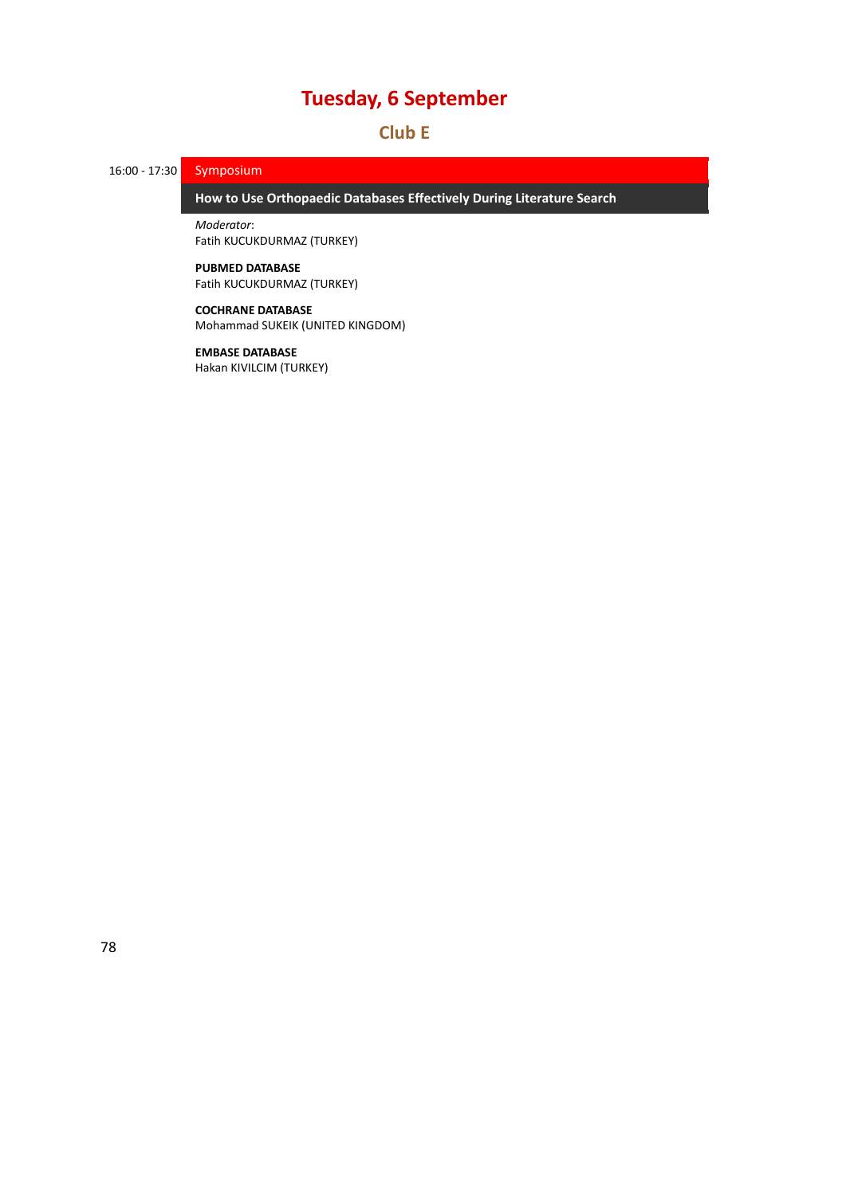# Tuesday, 6 September

## Club E

16:00 - 17:30 **Symposium**

### How to Use Orthopaedic Databases Effectively During Literature Search

*Moderator*:
Fatih KUCUKDURMAZ (TURKEY)

**PUBMED DATABASE**
Fatih KUCUKDURMAZ (TURKEY)

**COCHRANE DATABASE**
Mohammad SUKEIK (UNITED KINGDOM)

**EMBASE DATABASE**
Hakan KIVILCIM (TURKEY)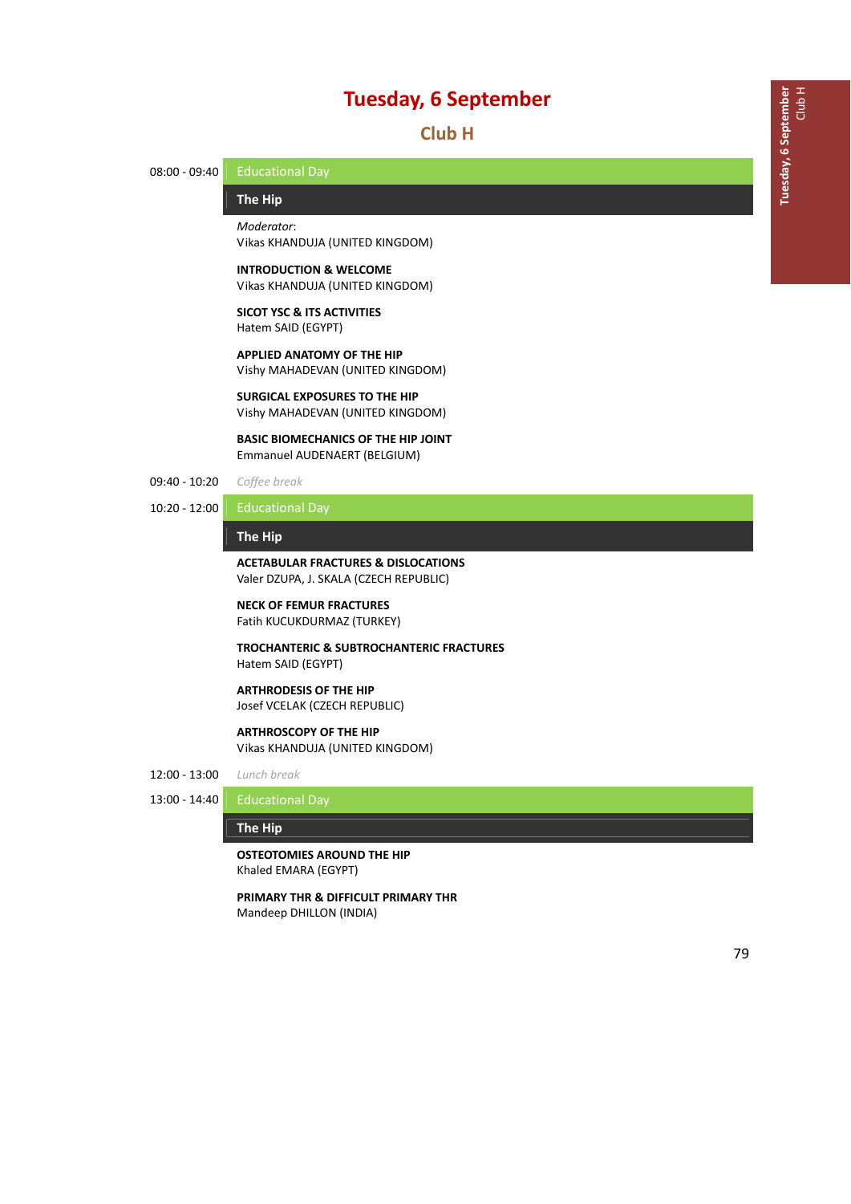# Tuesday, 6 September

## Club H

**08:00 - 09:40** Educational Day

### The Hip

*Moderator*:
Vikas KHANDUJA (UNITED KINGDOM)

**INTRODUCTION & WELCOME**
Vikas KHANDUJA (UNITED KINGDOM)

**SICOT YSC & ITS ACTIVITIES**
Hatem SAID (EGYPT)

**APPLIED ANATOMY OF THE HIP**
Vishy MAHADEVAN (UNITED KINGDOM)

**SURGICAL EXPOSURES TO THE HIP**
Vishy MAHADEVAN (UNITED KINGDOM)

**BASIC BIOMECHANICS OF THE HIP JOINT**
Emmanuel AUDENAERT (BELGIUM)

**09:40 - 10:20** *Coffee break*

**10:20 - 12:00** Educational Day

### The Hip

**ACETABULAR FRACTURES & DISLOCATIONS**
Valer DZUPA, J. SKALA (CZECH REPUBLIC)

**NECK OF FEMUR FRACTURES**
Fatih KUCUKDURMAZ (TURKEY)

**TROCHANTERIC & SUBTROCHANTERIC FRACTURES**
Hatem SAID (EGYPT)

**ARTHRODESIS OF THE HIP**
Josef VCELAK (CZECH REPUBLIC)

**ARTHROSCOPY OF THE HIP**
Vikas KHANDUJA (UNITED KINGDOM)

**12:00 - 13:00** *Lunch break*

**13:00 - 14:40** Educational Day

### The Hip

**OSTEOTOMIES AROUND THE HIP**
Khaled EMARA (EGYPT)

**PRIMARY THR & DIFFICULT PRIMARY THR**
Mandeep DHILLON (INDIA)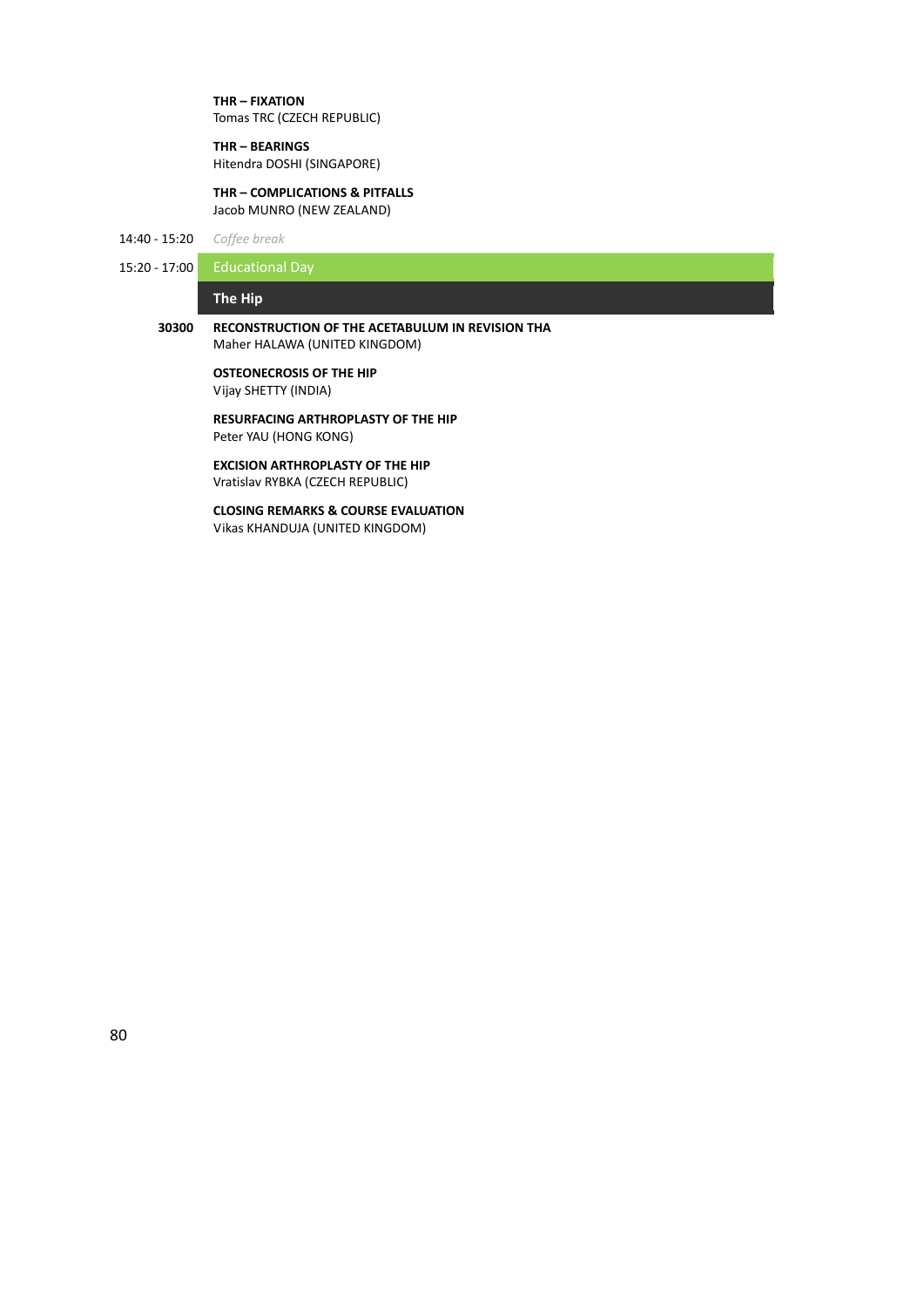**THR – FIXATION**
Tomas TRC (CZECH REPUBLIC)

**THR – BEARINGS**
Hitendra DOSHI (SINGAPORE)

**THR – COMPLICATIONS & PITFALLS**
Jacob MUNRO (NEW ZEALAND)

14:40 - 15:20 *Coffee break*

15:20 - 17:00 Educational Day

## The Hip

**30300** **RECONSTRUCTION OF THE ACETABULUM IN REVISION THA**
Maher HALAWA (UNITED KINGDOM)

**OSTEONECROSIS OF THE HIP**
Vijay SHETTY (INDIA)

**RESURFACING ARTHROPLASTY OF THE HIP**
Peter YAU (HONG KONG)

**EXCISION ARTHROPLASTY OF THE HIP**
Vratislav RYBKA (CZECH REPUBLIC)

**CLOSING REMARKS & COURSE EVALUATION**
Vikas KHANDUJA (UNITED KINGDOM)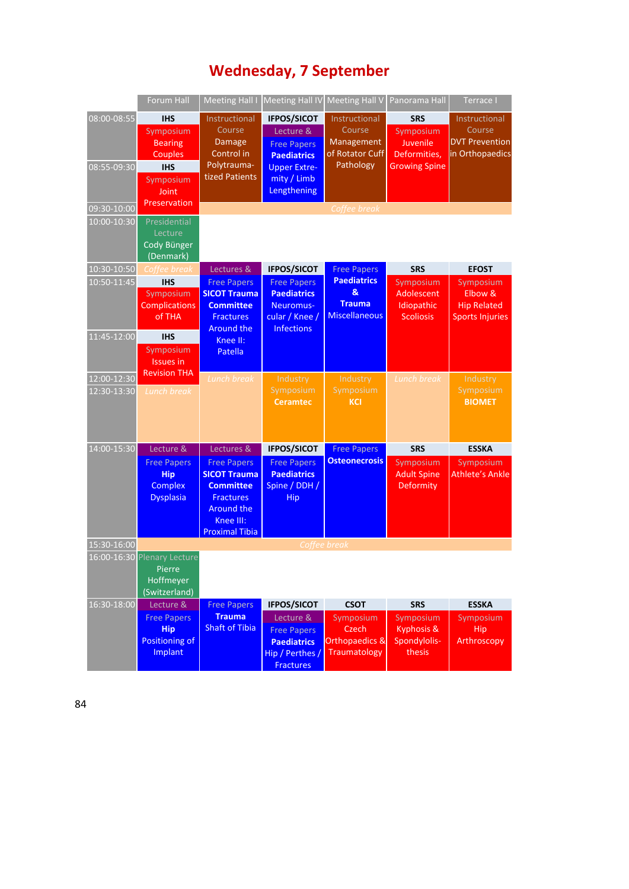# Wednesday, 7 September

| | Forum Hall | Meeting Hall I | Meeting Hall IV | Meeting Hall V | Panorama Hall | Terrace I |
|---|---|---|---|---|---|---|
| 08:00-08:55 | **IHS** Symposium Bearing Couples | Instructional Course Damage Control in Polytraumatized Patients | **IFPOS/SICOT** Lecture & Free Papers **Paediatrics** Upper Extremity / Limb Lengthening | Instructional Course Management of Rotator Cuff Pathology | **SRS** Symposium Juvenile Deformities, Growing Spine | Instructional Course DVT Prevention in Orthopaedics |
| 08:55-09:30 | **IHS** Symposium Joint Preservation | | | | | |
| 09:30-10:00 | | *Coffee break* | | | | |
| 10:00-10:30 | Presidential Lecture Cody Bünger (Denmark) | | | | | |
| 10:30-10:50 | *Coffee break* | Lectures & Free Papers **SICOT Trauma Committee** Fractures Around the Knee II: Patella | **IFPOS/SICOT** Free Papers **Paediatrics** Neuromuscular / Knee / Infections | Free Papers **Paediatrics & Trauma** Miscellaneous | **SRS** Symposium Adolescent Idiopathic Scoliosis | **EFOST** Symposium Elbow & Hip Related Sports Injuries |
| 10:50-11:45 | **IHS** Symposium Complications of THA | | | | | |
| 11:45-12:00 | **IHS** Symposium Issues in Revision THA | | | | | |
| 12:00-12:30 | | *Lunch break* | Industry Symposium **Ceramtec** | Industry Symposium **KCI** | *Lunch break* | Industry Symposium **BIOMET** |
| 12:30-13:30 | *Lunch break* | | | | | |
| 14:00-15:30 | Lecture & Free Papers **Hip** Complex Dysplasia | Lectures & Free Papers **SICOT Trauma Committee** Fractures Around the Knee III: Proximal Tibia | **IFPOS/SICOT** Free Papers **Paediatrics** Spine / DDH / Hip | Free Papers **Osteonecrosis** | **SRS** Symposium Adult Spine Deformity | **ESSKA** Symposium Athlete's Ankle |
| 15:30-16:00 | *Coffee break* | | | | | |
| 16:00-16:30 | Plenary Lecture Pierre Hoffmeyer (Switzerland) | | | | | |
| 16:30-18:00 | Lecture & Free Papers **Hip** Positioning of Implant | Free Papers **Trauma** Shaft of Tibia | **IFPOS/SICOT** Lecture & Free Papers **Paediatrics** Hip / Perthes / Fractures | **CSOT** Symposium Czech Orthopaedics & Traumatology | **SRS** Symposium Kyphosis & Spondylolisthesis | **ESSKA** Symposium Hip Arthroscopy |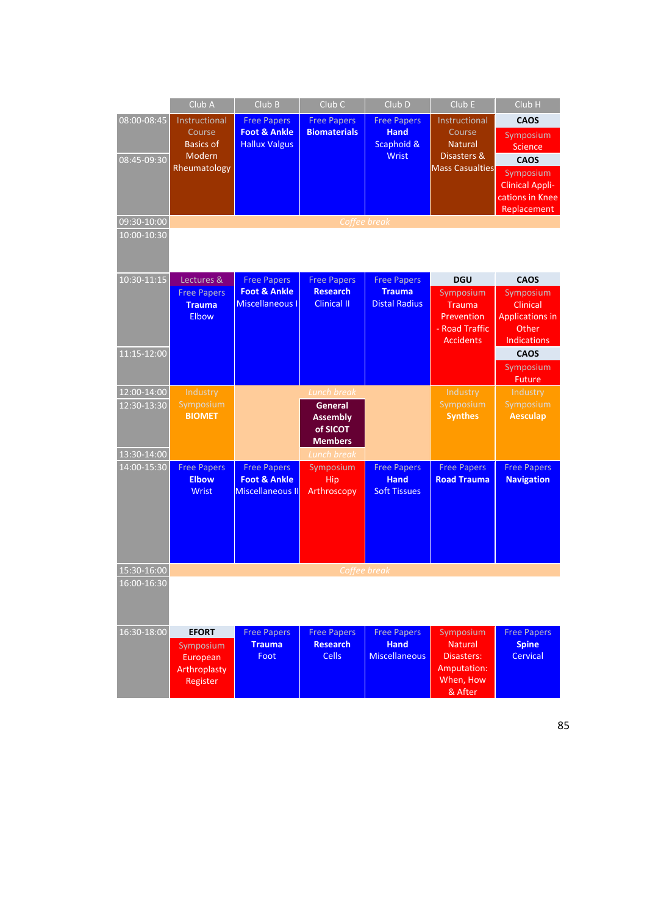| | Club A | Club B | Club C | Club D | Club E | Club H |
|---|---|---|---|---|---|---|
| 08:00-08:45 | Instructional Course Basics of Modern Rheumatology | Free Papers **Foot & Ankle** Hallux Valgus | Free Papers **Biomaterials** | Free Papers **Hand** Scaphoid & Wrist | Instructional Course Natural Disasters & Mass Casualties | **CAOS** Symposium Science |
| 08:45-09:30 | | | | | | **CAOS** Symposium Clinical Appli-cations in Knee Replacement |
| 09:30-10:00 | *Coffee break* | | | | | |
| 10:00-10:30 | | | | | | |
| 10:30-11:15 | Lectures & Free Papers **Trauma** Elbow | Free Papers **Foot & Ankle** Miscellaneous I | Free Papers **Research** Clinical II | Free Papers **Trauma** Distal Radius | **DGU** Symposium Trauma Prevention - Road Traffic Accidents | **CAOS** Symposium Clinical Applications in Other Indications |
| 11:15-12:00 | | | | | | **CAOS** Symposium Future |
| 12:00-14:00 | Industry Symposium **BIOMET** | | *Lunch break* | | Industry Symposium **Synthes** | Industry Symposium **Aesculap** |
| 12:30-13:30 | | | **General Assembly of SICOT Members** | | | |
| 13:30-14:00 | | | *Lunch break* | | | |
| 14:00-15:30 | Free Papers **Elbow** Wrist | Free Papers **Foot & Ankle** Miscellaneous II | Symposium Hip Arthroscopy | Free Papers **Hand** Soft Tissues | Free Papers **Road Trauma** | Free Papers **Navigation** |
| 15:30-16:00 | *Coffee break* | | | | | |
| 16:00-16:30 | | | | | | |
| 16:30-18:00 | **EFORT** Symposium European Arthroplasty Register | Free Papers **Trauma** Foot | Free Papers **Research** Cells | Free Papers **Hand** Miscellaneous | Symposium Natural Disasters: Amputation: When, How & After | Free Papers **Spine** Cervical |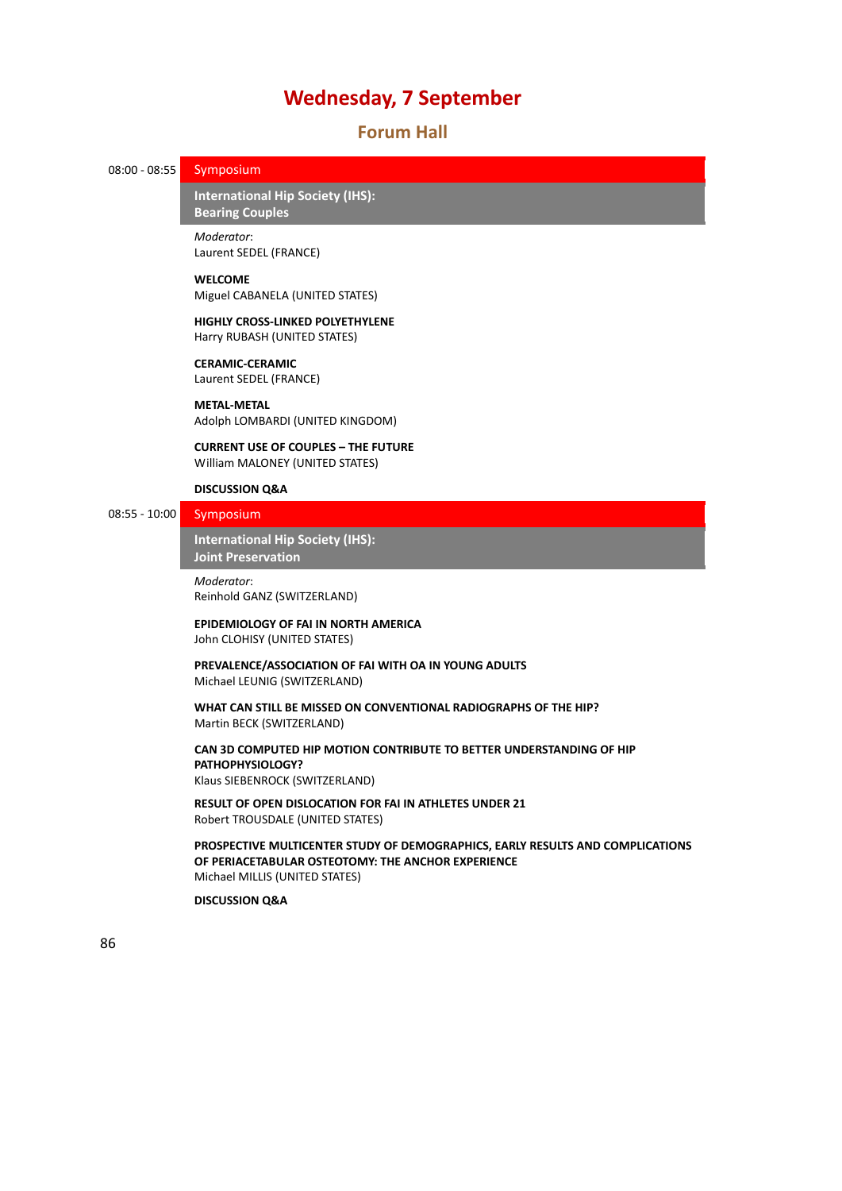# Wednesday, 7 September

## Forum Hall

**08:00 - 08:55** Symposium

### International Hip Society (IHS): Bearing Couples

*Moderator*:
Laurent SEDEL (FRANCE)

**WELCOME**
Miguel CABANELA (UNITED STATES)

**HIGHLY CROSS-LINKED POLYETHYLENE**
Harry RUBASH (UNITED STATES)

**CERAMIC-CERAMIC**
Laurent SEDEL (FRANCE)

**METAL-METAL**
Adolph LOMBARDI (UNITED KINGDOM)

**CURRENT USE OF COUPLES – THE FUTURE**
William MALONEY (UNITED STATES)

**DISCUSSION Q&A**

**08:55 - 10:00** Symposium

### International Hip Society (IHS): Joint Preservation

*Moderator*:
Reinhold GANZ (SWITZERLAND)

**EPIDEMIOLOGY OF FAI IN NORTH AMERICA**
John CLOHISY (UNITED STATES)

**PREVALENCE/ASSOCIATION OF FAI WITH OA IN YOUNG ADULTS**
Michael LEUNIG (SWITZERLAND)

**WHAT CAN STILL BE MISSED ON CONVENTIONAL RADIOGRAPHS OF THE HIP?**
Martin BECK (SWITZERLAND)

**CAN 3D COMPUTED HIP MOTION CONTRIBUTE TO BETTER UNDERSTANDING OF HIP PATHOPHYSIOLOGY?**
Klaus SIEBENROCK (SWITZERLAND)

**RESULT OF OPEN DISLOCATION FOR FAI IN ATHLETES UNDER 21**
Robert TROUSDALE (UNITED STATES)

**PROSPECTIVE MULTICENTER STUDY OF DEMOGRAPHICS, EARLY RESULTS AND COMPLICATIONS OF PERIACETABULAR OSTEOTOMY: THE ANCHOR EXPERIENCE**
Michael MILLIS (UNITED STATES)

**DISCUSSION Q&A**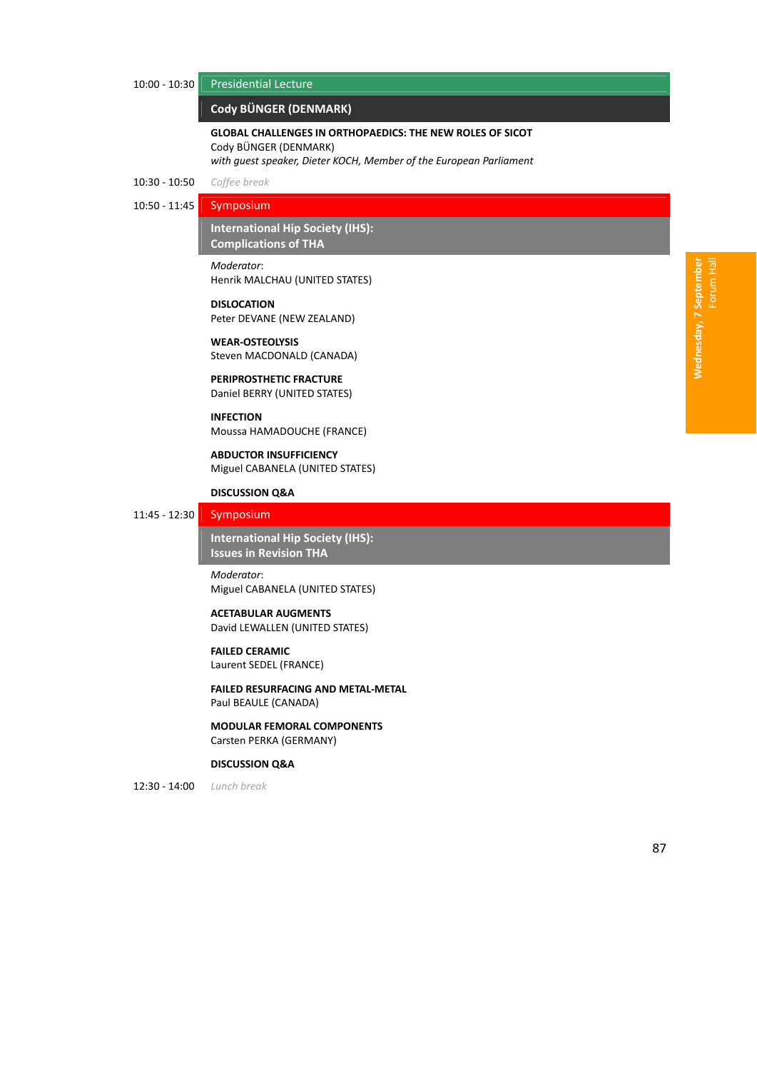10:00 - 10:30 **Presidential Lecture**

**Cody BÜNGER (DENMARK)**

**GLOBAL CHALLENGES IN ORTHOPAEDICS: THE NEW ROLES OF SICOT**
Cody BÜNGER (DENMARK)
*with guest speaker, Dieter KOCH, Member of the European Parliament*

10:30 - 10:50 *Coffee break*

10:50 - 11:45 **Symposium**

**International Hip Society (IHS): Complications of THA**

*Moderator*:
Henrik MALCHAU (UNITED STATES)

**DISLOCATION**
Peter DEVANE (NEW ZEALAND)

**WEAR-OSTEOLYSIS**
Steven MACDONALD (CANADA)

**PERIPROSTHETIC FRACTURE**
Daniel BERRY (UNITED STATES)

**INFECTION**
Moussa HAMADOUCHE (FRANCE)

**ABDUCTOR INSUFFICIENCY**
Miguel CABANELA (UNITED STATES)

**DISCUSSION Q&A**

11:45 - 12:30 **Symposium**

**International Hip Society (IHS): Issues in Revision THA**

*Moderator*:
Miguel CABANELA (UNITED STATES)

**ACETABULAR AUGMENTS**
David LEWALLEN (UNITED STATES)

**FAILED CERAMIC**
Laurent SEDEL (FRANCE)

**FAILED RESURFACING AND METAL-METAL**
Paul BEAULE (CANADA)

**MODULAR FEMORAL COMPONENTS**
Carsten PERKA (GERMANY)

**DISCUSSION Q&A**

12:30 - 14:00 *Lunch break*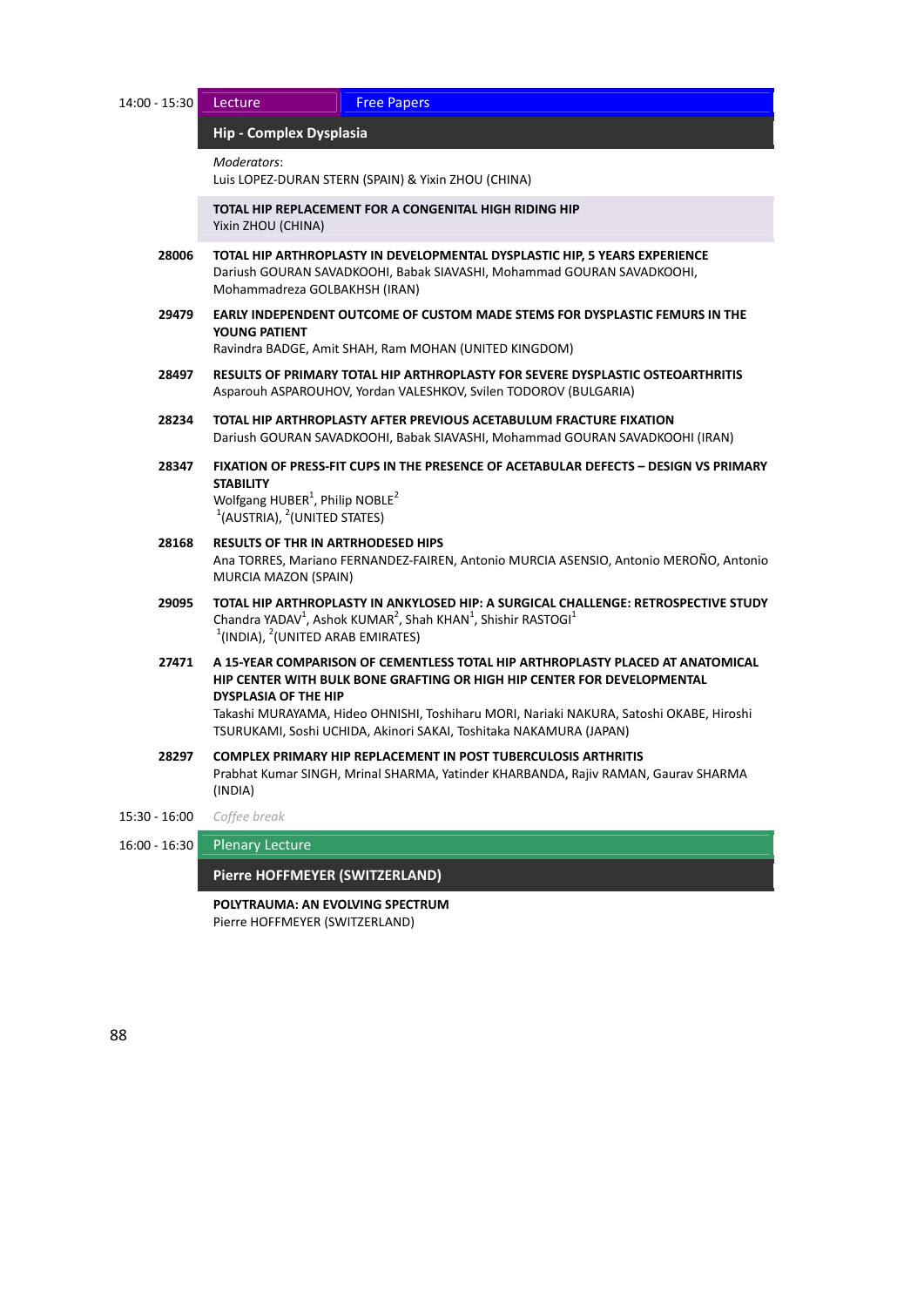14:00 - 15:30 | Lecture | Free Papers

## Hip - Complex Dysplasia

*Moderators*:
Luis LOPEZ-DURAN STERN (SPAIN) & Yixin ZHOU (CHINA)

**TOTAL HIP REPLACEMENT FOR A CONGENITAL HIGH RIDING HIP**
Yixin ZHOU (CHINA)

**28006** **TOTAL HIP ARTHROPLASTY IN DEVELOPMENTAL DYSPLASTIC HIP, 5 YEARS EXPERIENCE**
Dariush GOURAN SAVADKOOHI, Babak SIAVASHI, Mohammad GOURAN SAVADKOOHI, Mohammadreza GOLBAKHSH (IRAN)

**29479** **EARLY INDEPENDENT OUTCOME OF CUSTOM MADE STEMS FOR DYSPLASTIC FEMURS IN THE YOUNG PATIENT**
Ravindra BADGE, Amit SHAH, Ram MOHAN (UNITED KINGDOM)

**28497** **RESULTS OF PRIMARY TOTAL HIP ARTHROPLASTY FOR SEVERE DYSPLASTIC OSTEOARTHRITIS**
Asparouh ASPAROUHOV, Yordan VALESHKOV, Svilen TODOROV (BULGARIA)

**28234** **TOTAL HIP ARTHROPLASTY AFTER PREVIOUS ACETABULUM FRACTURE FIXATION**
Dariush GOURAN SAVADKOOHI, Babak SIAVASHI, Mohammad GOURAN SAVADKOOHI (IRAN)

**28347** **FIXATION OF PRESS-FIT CUPS IN THE PRESENCE OF ACETABULAR DEFECTS – DESIGN VS PRIMARY STABILITY**
Wolfgang HUBER[1], Philip NOBLE[2]
[1](AUSTRIA), [2](UNITED STATES)

**28168** **RESULTS OF THR IN ARTRHODESED HIPS**
Ana TORRES, Mariano FERNANDEZ-FAIREN, Antonio MURCIA ASENSIO, Antonio MEROÑO, Antonio MURCIA MAZON (SPAIN)

**29095** **TOTAL HIP ARTHROPLASTY IN ANKYLOSED HIP: A SURGICAL CHALLENGE: RETROSPECTIVE STUDY**
Chandra YADAV[1], Ashok KUMAR[2], Shah KHAN[1], Shishir RASTOGI[1]
[1](INDIA), [2](UNITED ARAB EMIRATES)

**27471** **A 15-YEAR COMPARISON OF CEMENTLESS TOTAL HIP ARTHROPLASTY PLACED AT ANATOMICAL HIP CENTER WITH BULK BONE GRAFTING OR HIGH HIP CENTER FOR DEVELOPMENTAL DYSPLASIA OF THE HIP**
Takashi MURAYAMA, Hideo OHNISHI, Toshiharu MORI, Nariaki NAKURA, Satoshi OKABE, Hiroshi TSURUKAMI, Soshi UCHIDA, Akinori SAKAI, Toshitaka NAKAMURA (JAPAN)

**28297** **COMPLEX PRIMARY HIP REPLACEMENT IN POST TUBERCULOSIS ARTHRITIS**
Prabhat Kumar SINGH, Mrinal SHARMA, Yatinder KHARBANDA, Rajiv RAMAN, Gaurav SHARMA (INDIA)

15:30 - 16:00 *Coffee break*

16:00 - 16:30 | Plenary Lecture

## Pierre HOFFMEYER (SWITZERLAND)

**POLYTRAUMA: AN EVOLVING SPECTRUM**
Pierre HOFFMEYER (SWITZERLAND)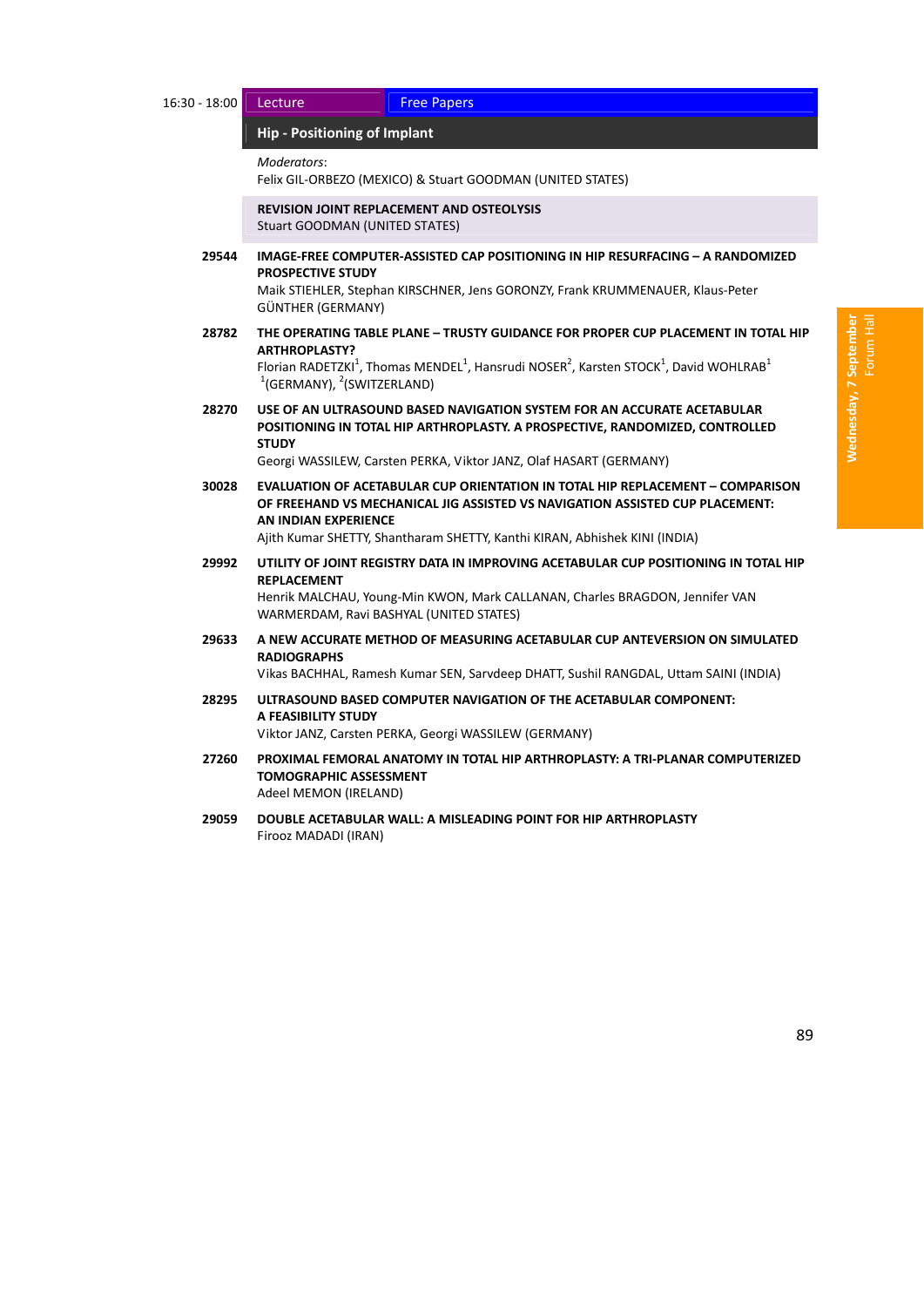16:30 - 18:00 | Lecture | Free Papers

## Hip - Positioning of Implant

*Moderators*:
Felix GIL-ORBEZO (MEXICO) & Stuart GOODMAN (UNITED STATES)

**REVISION JOINT REPLACEMENT AND OSTEOLYSIS**
Stuart GOODMAN (UNITED STATES)

**29544** **IMAGE-FREE COMPUTER-ASSISTED CAP POSITIONING IN HIP RESURFACING – A RANDOMIZED PROSPECTIVE STUDY**
Maik STIEHLER, Stephan KIRSCHNER, Jens GORONZY, Frank KRUMMENAUER, Klaus-Peter GÜNTHER (GERMANY)

**28782** **THE OPERATING TABLE PLANE – TRUSTY GUIDANCE FOR PROPER CUP PLACEMENT IN TOTAL HIP ARTHROPLASTY?**
Florian RADETZKI[1], Thomas MENDEL[1], Hansrudi NOSER[2], Karsten STOCK[1], David WOHLRAB[1]
[1](GERMANY), [2](SWITZERLAND)

**28270** **USE OF AN ULTRASOUND BASED NAVIGATION SYSTEM FOR AN ACCURATE ACETABULAR POSITIONING IN TOTAL HIP ARTHROPLASTY. A PROSPECTIVE, RANDOMIZED, CONTROLLED STUDY**
Georgi WASSILEW, Carsten PERKA, Viktor JANZ, Olaf HASART (GERMANY)

**30028** **EVALUATION OF ACETABULAR CUP ORIENTATION IN TOTAL HIP REPLACEMENT – COMPARISON OF FREEHAND VS MECHANICAL JIG ASSISTED VS NAVIGATION ASSISTED CUP PLACEMENT: AN INDIAN EXPERIENCE**
Ajith Kumar SHETTY, Shantharam SHETTY, Kanthi KIRAN, Abhishek KINI (INDIA)

**29992** **UTILITY OF JOINT REGISTRY DATA IN IMPROVING ACETABULAR CUP POSITIONING IN TOTAL HIP REPLACEMENT**
Henrik MALCHAU, Young-Min KWON, Mark CALLANAN, Charles BRAGDON, Jennifer VAN WARMERDAM, Ravi BASHYAL (UNITED STATES)

**29633** **A NEW ACCURATE METHOD OF MEASURING ACETABULAR CUP ANTEVERSION ON SIMULATED RADIOGRAPHS**
Vikas BACHHAL, Ramesh Kumar SEN, Sarvdeep DHATT, Sushil RANGDAL, Uttam SAINI (INDIA)

**28295** **ULTRASOUND BASED COMPUTER NAVIGATION OF THE ACETABULAR COMPONENT: A FEASIBILITY STUDY**
Viktor JANZ, Carsten PERKA, Georgi WASSILEW (GERMANY)

**27260** **PROXIMAL FEMORAL ANATOMY IN TOTAL HIP ARTHROPLASTY: A TRI-PLANAR COMPUTERIZED TOMOGRAPHIC ASSESSMENT**
Adeel MEMON (IRELAND)

**29059** **DOUBLE ACETABULAR WALL: A MISLEADING POINT FOR HIP ARTHROPLASTY**
Firooz MADADI (IRAN)

Wednesday, 7 September
Forum Hall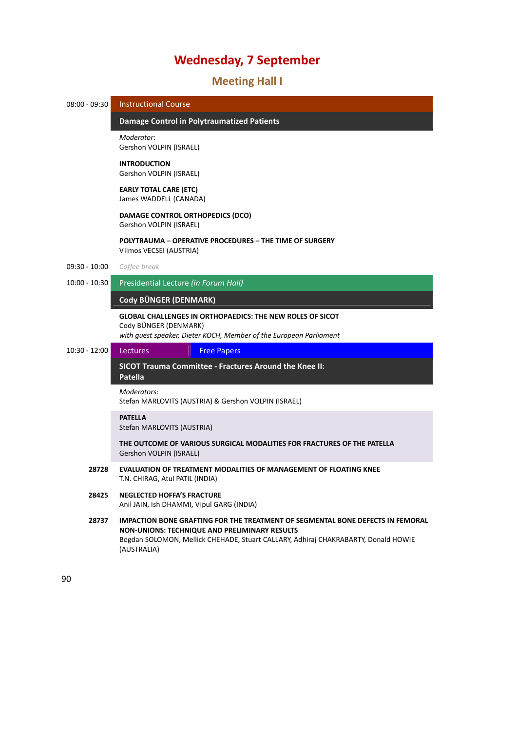# Wednesday, 7 September

## Meeting Hall I

**08:00 - 09:30** Instructional Course

### Damage Control in Polytraumatized Patients

*Moderator*:
Gershon VOLPIN (ISRAEL)

**INTRODUCTION**
Gershon VOLPIN (ISRAEL)

**EARLY TOTAL CARE (ETC)**
James WADDELL (CANADA)

**DAMAGE CONTROL ORTHOPEDICS (DCO)**
Gershon VOLPIN (ISRAEL)

**POLYTRAUMA – OPERATIVE PROCEDURES – THE TIME OF SURGERY**
Vilmos VECSEI (AUSTRIA)

**09:30 - 10:00** *Coffee break*

**10:00 - 10:30** Presidential Lecture *(in Forum Hall)*

### Cody BÜNGER (DENMARK)

**GLOBAL CHALLENGES IN ORTHOPAEDICS: THE NEW ROLES OF SICOT**
Cody BÜNGER (DENMARK)
*with guest speaker, Dieter KOCH, Member of the European Parliament*

**10:30 - 12:00** Lectures | Free Papers

### SICOT Trauma Committee - Fractures Around the Knee II: Patella

*Moderators*:
Stefan MARLOVITS (AUSTRIA) & Gershon VOLPIN (ISRAEL)

**PATELLA**
Stefan MARLOVITS (AUSTRIA)

**THE OUTCOME OF VARIOUS SURGICAL MODALITIES FOR FRACTURES OF THE PATELLA**
Gershon VOLPIN (ISRAEL)

**28728** **EVALUATION OF TREATMENT MODALITIES OF MANAGEMENT OF FLOATING KNEE**
T.N. CHIRAG, Atul PATIL (INDIA)

**28425** **NEGLECTED HOFFA'S FRACTURE**
Anil JAIN, Ish DHAMMI, Vipul GARG (INDIA)

**28737** **IMPACTION BONE GRAFTING FOR THE TREATMENT OF SEGMENTAL BONE DEFECTS IN FEMORAL NON-UNIONS: TECHNIQUE AND PRELIMINARY RESULTS**
Bogdan SOLOMON, Mellick CHEHADE, Stuart CALLARY, Adhiraj CHAKRABARTY, Donald HOWIE (AUSTRALIA)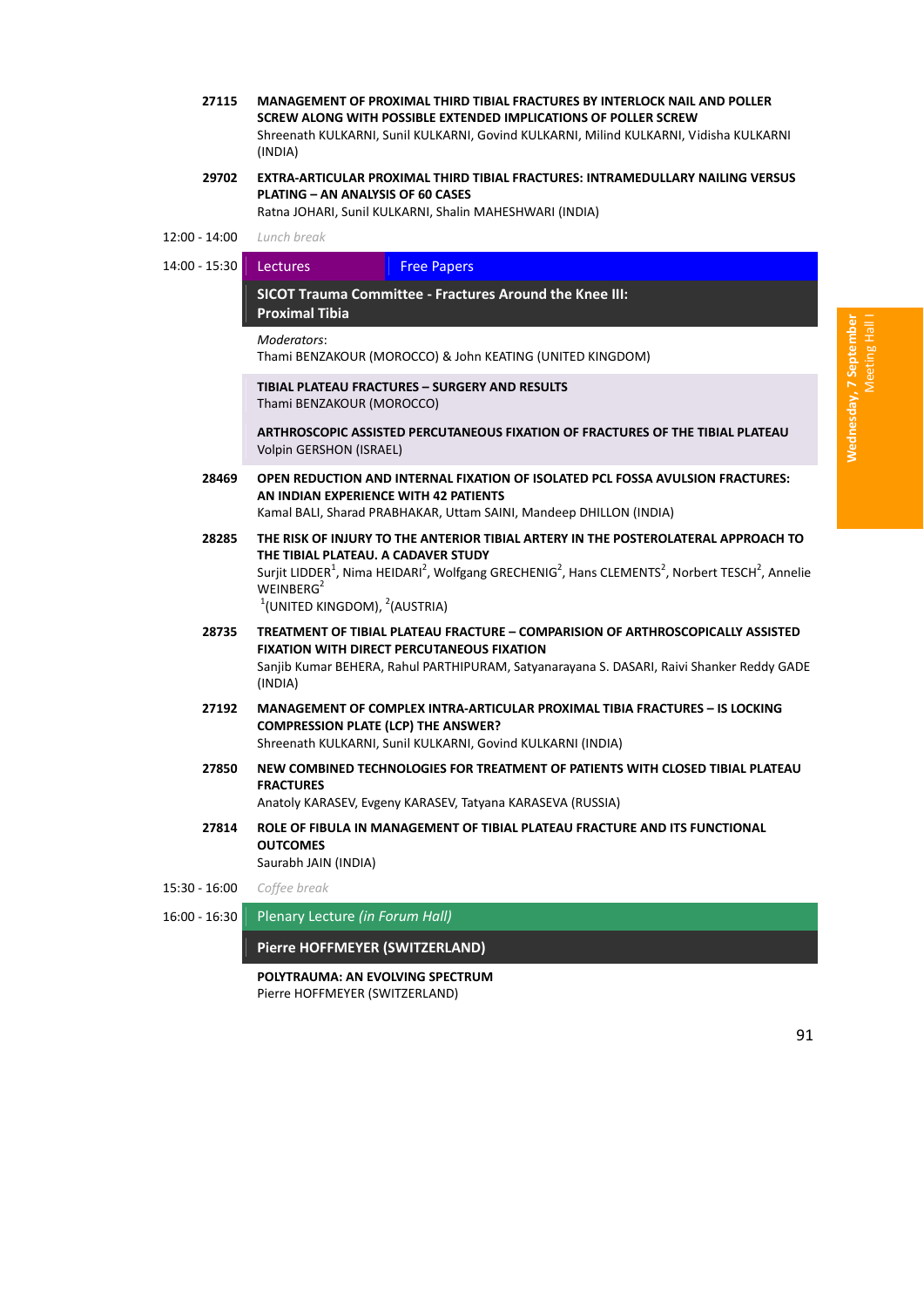**27115** **MANAGEMENT OF PROXIMAL THIRD TIBIAL FRACTURES BY INTERLOCK NAIL AND POLLER SCREW ALONG WITH POSSIBLE EXTENDED IMPLICATIONS OF POLLER SCREW**
Shreenath KULKARNI, Sunil KULKARNI, Govind KULKARNI, Milind KULKARNI, Vidisha KULKARNI (INDIA)

**29702** **EXTRA-ARTICULAR PROXIMAL THIRD TIBIAL FRACTURES: INTRAMEDULLARY NAILING VERSUS PLATING – AN ANALYSIS OF 60 CASES**
Ratna JOHARI, Sunil KULKARNI, Shalin MAHESHWARI (INDIA)

12:00 - 14:00 *Lunch break*

14:00 - 15:30 Lectures | Free Papers

## SICOT Trauma Committee - Fractures Around the Knee III: Proximal Tibia

*Moderators*:
Thami BENZAKOUR (MOROCCO) & John KEATING (UNITED KINGDOM)

**TIBIAL PLATEAU FRACTURES – SURGERY AND RESULTS**
Thami BENZAKOUR (MOROCCO)

**ARTHROSCOPIC ASSISTED PERCUTANEOUS FIXATION OF FRACTURES OF THE TIBIAL PLATEAU**
Volpin GERSHON (ISRAEL)

**28469** **OPEN REDUCTION AND INTERNAL FIXATION OF ISOLATED PCL FOSSA AVULSION FRACTURES: AN INDIAN EXPERIENCE WITH 42 PATIENTS**
Kamal BALI, Sharad PRABHAKAR, Uttam SAINI, Mandeep DHILLON (INDIA)

**28285** **THE RISK OF INJURY TO THE ANTERIOR TIBIAL ARTERY IN THE POSTEROLATERAL APPROACH TO THE TIBIAL PLATEAU. A CADAVER STUDY**
Surjit LIDDER[1], Nima HEIDARI[2], Wolfgang GRECHENIG[2], Hans CLEMENTS[2], Norbert TESCH[2], Annelie WEINBERG[2]
[1](UNITED KINGDOM), [2](AUSTRIA)

**28735** **TREATMENT OF TIBIAL PLATEAU FRACTURE – COMPARISION OF ARTHROSCOPICALLY ASSISTED FIXATION WITH DIRECT PERCUTANEOUS FIXATION**
Sanjib Kumar BEHERA, Rahul PARTHIPURAM, Satyanarayana S. DASARI, Raivi Shanker Reddy GADE (INDIA)

**27192** **MANAGEMENT OF COMPLEX INTRA-ARTICULAR PROXIMAL TIBIA FRACTURES – IS LOCKING COMPRESSION PLATE (LCP) THE ANSWER?**
Shreenath KULKARNI, Sunil KULKARNI, Govind KULKARNI (INDIA)

**27850** **NEW COMBINED TECHNOLOGIES FOR TREATMENT OF PATIENTS WITH CLOSED TIBIAL PLATEAU FRACTURES**
Anatoly KARASEV, Evgeny KARASEV, Tatyana KARASEVA (RUSSIA)

**27814** **ROLE OF FIBULA IN MANAGEMENT OF TIBIAL PLATEAU FRACTURE AND ITS FUNCTIONAL OUTCOMES**
Saurabh JAIN (INDIA)

15:30 - 16:00 *Coffee break*

16:00 - 16:30 Plenary Lecture *(in Forum Hall)*

## Pierre HOFFMEYER (SWITZERLAND)

**POLYTRAUMA: AN EVOLVING SPECTRUM**
Pierre HOFFMEYER (SWITZERLAND)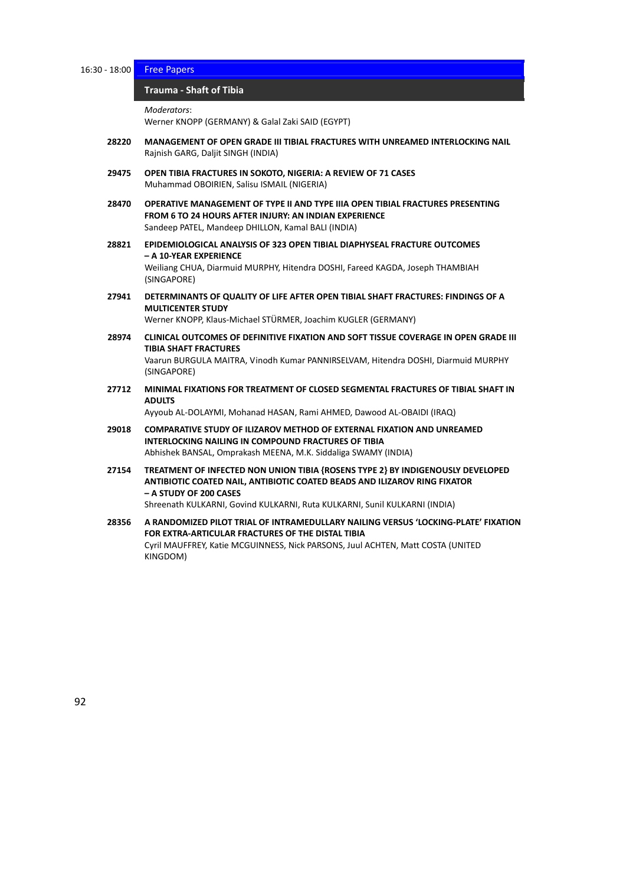16:30 - 18:00 **Free Papers**

## Trauma - Shaft of Tibia

*Moderators*:
Werner KNOPP (GERMANY) & Galal Zaki SAID (EGYPT)

**28220** **MANAGEMENT OF OPEN GRADE III TIBIAL FRACTURES WITH UNREAMED INTERLOCKING NAIL**
Rajnish GARG, Daljit SINGH (INDIA)

**29475** **OPEN TIBIA FRACTURES IN SOKOTO, NIGERIA: A REVIEW OF 71 CASES**
Muhammad OBOIRIEN, Salisu ISMAIL (NIGERIA)

**28470** **OPERATIVE MANAGEMENT OF TYPE II AND TYPE IIIA OPEN TIBIAL FRACTURES PRESENTING FROM 6 TO 24 HOURS AFTER INJURY: AN INDIAN EXPERIENCE**
Sandeep PATEL, Mandeep DHILLON, Kamal BALI (INDIA)

**28821** **EPIDEMIOLOGICAL ANALYSIS OF 323 OPEN TIBIAL DIAPHYSEAL FRACTURE OUTCOMES – A 10-YEAR EXPERIENCE**
Weiliang CHUA, Diarmuid MURPHY, Hitendra DOSHI, Fareed KAGDA, Joseph THAMBIAH (SINGAPORE)

**27941** **DETERMINANTS OF QUALITY OF LIFE AFTER OPEN TIBIAL SHAFT FRACTURES: FINDINGS OF A MULTICENTER STUDY**
Werner KNOPP, Klaus-Michael STÜRMER, Joachim KUGLER (GERMANY)

**28974** **CLINICAL OUTCOMES OF DEFINITIVE FIXATION AND SOFT TISSUE COVERAGE IN OPEN GRADE III TIBIA SHAFT FRACTURES**
Vaarun BURGULA MAITRA, Vinodh Kumar PANNIRSELVAM, Hitendra DOSHI, Diarmuid MURPHY (SINGAPORE)

**27712** **MINIMAL FIXATIONS FOR TREATMENT OF CLOSED SEGMENTAL FRACTURES OF TIBIAL SHAFT IN ADULTS**
Ayyoub AL-DOLAYMI, Mohanad HASAN, Rami AHMED, Dawood AL-OBAIDI (IRAQ)

**29018** **COMPARATIVE STUDY OF ILIZAROV METHOD OF EXTERNAL FIXATION AND UNREAMED INTERLOCKING NAILING IN COMPOUND FRACTURES OF TIBIA**
Abhishek BANSAL, Omprakash MEENA, M.K. Siddaliga SWAMY (INDIA)

**27154** **TREATMENT OF INFECTED NON UNION TIBIA {ROSENS TYPE 2} BY INDIGENOUSLY DEVELOPED ANTIBIOTIC COATED NAIL, ANTIBIOTIC COATED BEADS AND ILIZAROV RING FIXATOR – A STUDY OF 200 CASES**
Shreenath KULKARNI, Govind KULKARNI, Ruta KULKARNI, Sunil KULKARNI (INDIA)

**28356** **A RANDOMIZED PILOT TRIAL OF INTRAMEDULLARY NAILING VERSUS 'LOCKING-PLATE' FIXATION FOR EXTRA-ARTICULAR FRACTURES OF THE DISTAL TIBIA**
Cyril MAUFFREY, Katie MCGUINNESS, Nick PARSONS, Juul ACHTEN, Matt COSTA (UNITED KINGDOM)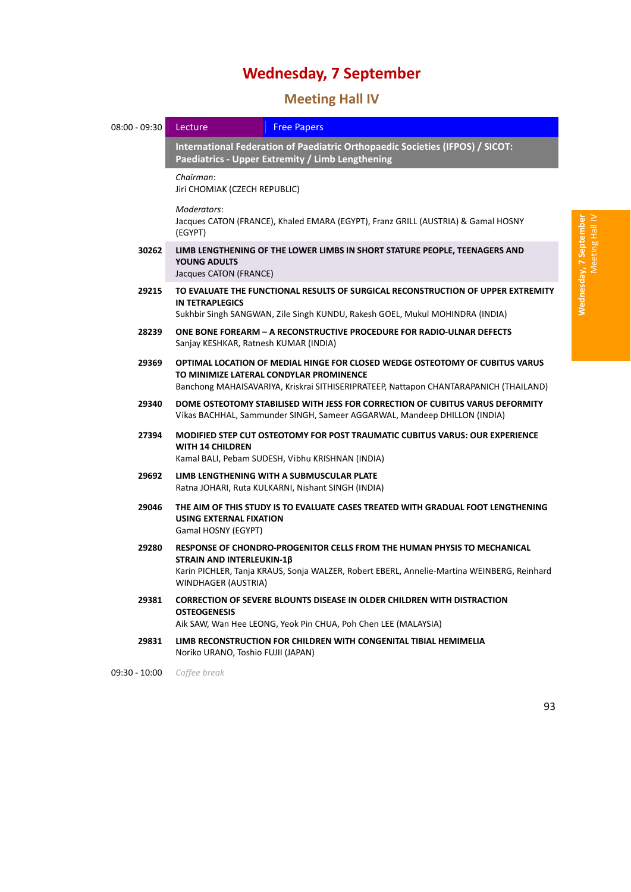# Wednesday, 7 September

## Meeting Hall IV

**08:00 - 09:30** | Lecture | Free Papers

**International Federation of Paediatric Orthopaedic Societies (IFPOS) / SICOT: Paediatrics - Upper Extremity / Limb Lengthening**

*Chairman*:
Jiri CHOMIAK (CZECH REPUBLIC)

*Moderators*:
Jacques CATON (FRANCE), Khaled EMARA (EGYPT), Franz GRILL (AUSTRIA) & Gamal HOSNY (EGYPT)

**30262** **LIMB LENGTHENING OF THE LOWER LIMBS IN SHORT STATURE PEOPLE, TEENAGERS AND YOUNG ADULTS**
Jacques CATON (FRANCE)

**29215** **TO EVALUATE THE FUNCTIONAL RESULTS OF SURGICAL RECONSTRUCTION OF UPPER EXTREMITY IN TETRAPLEGICS**
Sukhbir Singh SANGWAN, Zile Singh KUNDU, Rakesh GOEL, Mukul MOHINDRA (INDIA)

**28239** **ONE BONE FOREARM – A RECONSTRUCTIVE PROCEDURE FOR RADIO-ULNAR DEFECTS**
Sanjay KESHKAR, Ratnesh KUMAR (INDIA)

**29369** **OPTIMAL LOCATION OF MEDIAL HINGE FOR CLOSED WEDGE OSTEOTOMY OF CUBITUS VARUS TO MINIMIZE LATERAL CONDYLAR PROMINENCE**
Banchong MAHAISAVARIYA, Kriskrai SITHISERIPRATEEP, Nattapon CHANTARAPANICH (THAILAND)

**29340** **DOME OSTEOTOMY STABILISED WITH JESS FOR CORRECTION OF CUBITUS VARUS DEFORMITY**
Vikas BACHHAL, Sammunder SINGH, Sameer AGGARWAL, Mandeep DHILLON (INDIA)

**27394** **MODIFIED STEP CUT OSTEOTOMY FOR POST TRAUMATIC CUBITUS VARUS: OUR EXPERIENCE WITH 14 CHILDREN**
Kamal BALI, Pebam SUDESH, Vibhu KRISHNAN (INDIA)

**29692** **LIMB LENGTHENING WITH A SUBMUSCULAR PLATE**
Ratna JOHARI, Ruta KULKARNI, Nishant SINGH (INDIA)

**29046** **THE AIM OF THIS STUDY IS TO EVALUATE CASES TREATED WITH GRADUAL FOOT LENGTHENING USING EXTERNAL FIXATION**
Gamal HOSNY (EGYPT)

**29280** **RESPONSE OF CHONDRO-PROGENITOR CELLS FROM THE HUMAN PHYSIS TO MECHANICAL STRAIN AND INTERLEUKIN-1β**
Karin PICHLER, Tanja KRAUS, Sonja WALZER, Robert EBERL, Annelie-Martina WEINBERG, Reinhard WINDHAGER (AUSTRIA)

**29381** **CORRECTION OF SEVERE BLOUNTS DISEASE IN OLDER CHILDREN WITH DISTRACTION OSTEOGENESIS**
Aik SAW, Wan Hee LEONG, Yeok Pin CHUA, Poh Chen LEE (MALAYSIA)

**29831** **LIMB RECONSTRUCTION FOR CHILDREN WITH CONGENITAL TIBIAL HEMIMELIA**
Noriko URANO, Toshio FUJII (JAPAN)

**09:30 - 10:00** *Coffee break*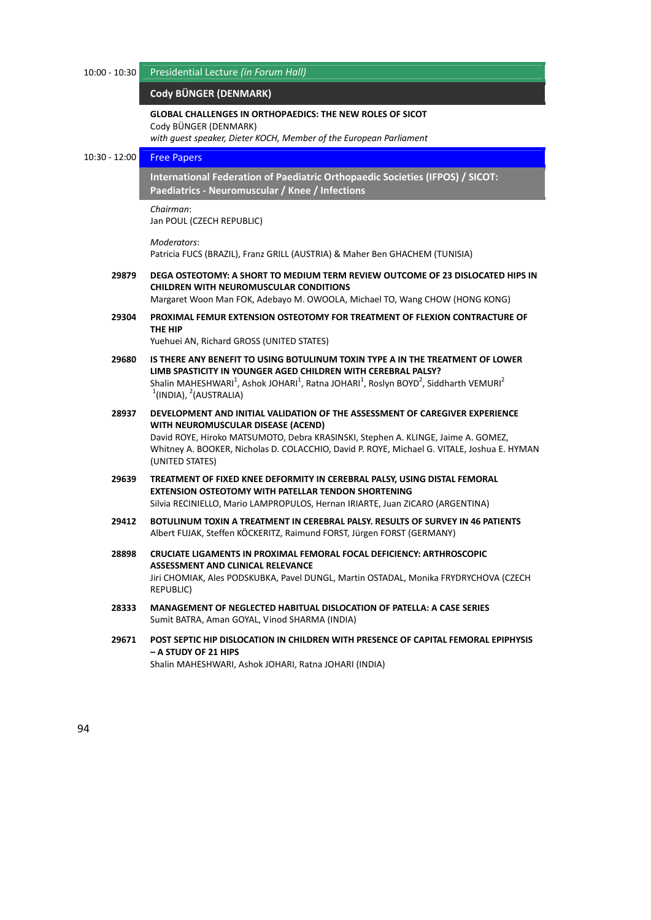10:00 - 10:30 **Presidential Lecture** *(in Forum Hall)*

## Cody BÜNGER (DENMARK)

**GLOBAL CHALLENGES IN ORTHOPAEDICS: THE NEW ROLES OF SICOT**
Cody BÜNGER (DENMARK)
*with guest speaker, Dieter KOCH, Member of the European Parliament*

10:30 - 12:00 **Free Papers**

## International Federation of Paediatric Orthopaedic Societies (IFPOS) / SICOT: Paediatrics - Neuromuscular / Knee / Infections

*Chairman*:
Jan POUL (CZECH REPUBLIC)

*Moderators*:
Patricia FUCS (BRAZIL), Franz GRILL (AUSTRIA) & Maher Ben GHACHEM (TUNISIA)

**29879** **DEGA OSTEOTOMY: A SHORT TO MEDIUM TERM REVIEW OUTCOME OF 23 DISLOCATED HIPS IN CHILDREN WITH NEUROMUSCULAR CONDITIONS**
Margaret Woon Man FOK, Adebayo M. OWOOLA, Michael TO, Wang CHOW (HONG KONG)

**29304** **PROXIMAL FEMUR EXTENSION OSTEOTOMY FOR TREATMENT OF FLEXION CONTRACTURE OF THE HIP**
Yuehuei AN, Richard GROSS (UNITED STATES)

**29680** **IS THERE ANY BENEFIT TO USING BOTULINUM TOXIN TYPE A IN THE TREATMENT OF LOWER LIMB SPASTICITY IN YOUNGER AGED CHILDREN WITH CEREBRAL PALSY?**
Shalin MAHESHWARI[1], Ashok JOHARI[1], Ratna JOHARI[1], Roslyn BOYD[2], Siddharth VEMURI[2]
[1](INDIA), [2](AUSTRALIA)

**28937** **DEVELOPMENT AND INITIAL VALIDATION OF THE ASSESSMENT OF CAREGIVER EXPERIENCE WITH NEUROMUSCULAR DISEASE (ACEND)**
David ROYE, Hiroko MATSUMOTO, Debra KRASINSKI, Stephen A. KLINGE, Jaime A. GOMEZ, Whitney A. BOOKER, Nicholas D. COLACCHIO, David P. ROYE, Michael G. VITALE, Joshua E. HYMAN (UNITED STATES)

**29639** **TREATMENT OF FIXED KNEE DEFORMITY IN CEREBRAL PALSY, USING DISTAL FEMORAL EXTENSION OSTEOTOMY WITH PATELLAR TENDON SHORTENING**
Silvia RECINIELLO, Mario LAMPROPULOS, Hernan IRIARTE, Juan ZICARO (ARGENTINA)

**29412** **BOTULINUM TOXIN A TREATMENT IN CEREBRAL PALSY. RESULTS OF SURVEY IN 46 PATIENTS**
Albert FUJAK, Steffen KÖCKERITZ, Raimund FORST, Jürgen FORST (GERMANY)

**28898** **CRUCIATE LIGAMENTS IN PROXIMAL FEMORAL FOCAL DEFICIENCY: ARTHROSCOPIC ASSESSMENT AND CLINICAL RELEVANCE**
Jiri CHOMIAK, Ales PODSKUBKA, Pavel DUNGL, Martin OSTADAL, Monika FRYDRYCHOVA (CZECH REPUBLIC)

**28333** **MANAGEMENT OF NEGLECTED HABITUAL DISLOCATION OF PATELLA: A CASE SERIES**
Sumit BATRA, Aman GOYAL, Vinod SHARMA (INDIA)

**29671** **POST SEPTIC HIP DISLOCATION IN CHILDREN WITH PRESENCE OF CAPITAL FEMORAL EPIPHYSIS – A STUDY OF 21 HIPS**
Shalin MAHESHWARI, Ashok JOHARI, Ratna JOHARI (INDIA)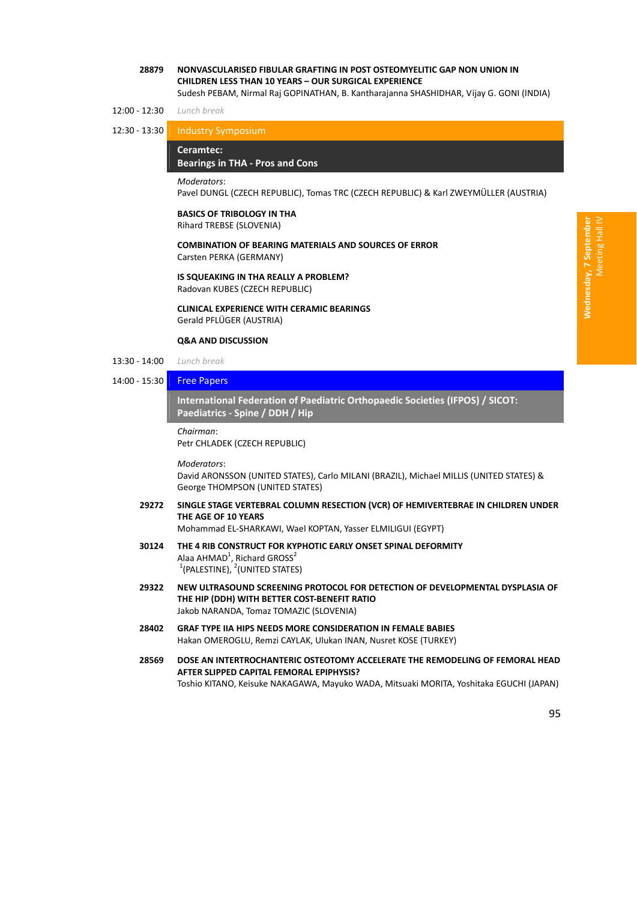**28879** **NONVASCULARISED FIBULAR GRAFTING IN POST OSTEOMYELITIC GAP NON UNION IN CHILDREN LESS THAN 10 YEARS – OUR SURGICAL EXPERIENCE**
Sudesh PEBAM, Nirmal Raj GOPINATHAN, B. Kantharajanna SHASHIDHAR, Vijay G. GONI (INDIA)

12:00 - 12:30 *Lunch break*

12:30 - 13:30 **Industry Symposium**

## Ceramtec: Bearings in THA - Pros and Cons

*Moderators*:
Pavel DUNGL (CZECH REPUBLIC), Tomas TRC (CZECH REPUBLIC) & Karl ZWEYMÜLLER (AUSTRIA)

**BASICS OF TRIBOLOGY IN THA**
Rihard TREBSE (SLOVENIA)

**COMBINATION OF BEARING MATERIALS AND SOURCES OF ERROR**
Carsten PERKA (GERMANY)

**IS SQUEAKING IN THA REALLY A PROBLEM?**
Radovan KUBES (CZECH REPUBLIC)

**CLINICAL EXPERIENCE WITH CERAMIC BEARINGS**
Gerald PFLÜGER (AUSTRIA)

**Q&A AND DISCUSSION**

13:30 - 14:00 *Lunch break*

14:00 - 15:30 **Free Papers**

## International Federation of Paediatric Orthopaedic Societies (IFPOS) / SICOT: Paediatrics - Spine / DDH / Hip

*Chairman*:
Petr CHLADEK (CZECH REPUBLIC)

*Moderators*:
David ARONSSON (UNITED STATES), Carlo MILANI (BRAZIL), Michael MILLIS (UNITED STATES) & George THOMPSON (UNITED STATES)

**29272** **SINGLE STAGE VERTEBRAL COLUMN RESECTION (VCR) OF HEMIVERTEBRAE IN CHILDREN UNDER THE AGE OF 10 YEARS**
Mohammad EL-SHARKAWI, Wael KOPTAN, Yasser ELMILIGUI (EGYPT)

**30124** **THE 4 RIB CONSTRUCT FOR KYPHOTIC EARLY ONSET SPINAL DEFORMITY**
Alaa AHMAD[1], Richard GROSS[2]
[1](PALESTINE), [2](UNITED STATES)

**29322** **NEW ULTRASOUND SCREENING PROTOCOL FOR DETECTION OF DEVELOPMENTAL DYSPLASIA OF THE HIP (DDH) WITH BETTER COST-BENEFIT RATIO**
Jakob NARANDA, Tomaz TOMAZIC (SLOVENIA)

**28402** **GRAF TYPE IIA HIPS NEEDS MORE CONSIDERATION IN FEMALE BABIES**
Hakan OMEROGLU, Remzi CAYLAK, Ulukan INAN, Nusret KOSE (TURKEY)

**28569** **DOSE AN INTERTROCHANTERIC OSTEOTOMY ACCELERATE THE REMODELING OF FEMORAL HEAD AFTER SLIPPED CAPITAL FEMORAL EPIPHYSIS?**
Toshio KITANO, Keisuke NAKAGAWA, Mayuko WADA, Mitsuaki MORITA, Yoshitaka EGUCHI (JAPAN)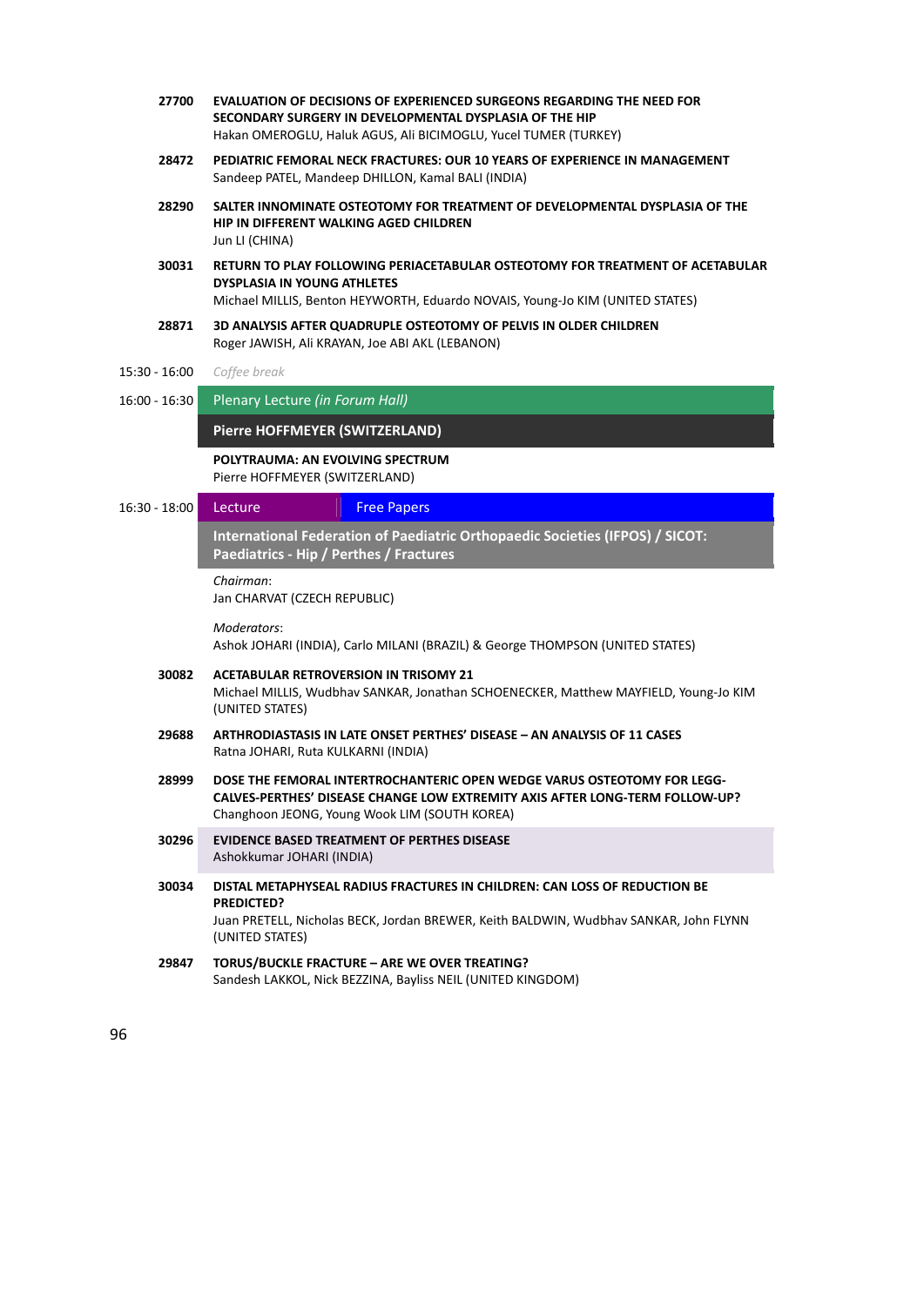**27700** **EVALUATION OF DECISIONS OF EXPERIENCED SURGEONS REGARDING THE NEED FOR SECONDARY SURGERY IN DEVELOPMENTAL DYSPLASIA OF THE HIP**
Hakan OMEROGLU, Haluk AGUS, Ali BICIMOGLU, Yucel TUMER (TURKEY)

**28472** **PEDIATRIC FEMORAL NECK FRACTURES: OUR 10 YEARS OF EXPERIENCE IN MANAGEMENT**
Sandeep PATEL, Mandeep DHILLON, Kamal BALI (INDIA)

**28290** **SALTER INNOMINATE OSTEOTOMY FOR TREATMENT OF DEVELOPMENTAL DYSPLASIA OF THE HIP IN DIFFERENT WALKING AGED CHILDREN**
Jun LI (CHINA)

**30031** **RETURN TO PLAY FOLLOWING PERIACETABULAR OSTEOTOMY FOR TREATMENT OF ACETABULAR DYSPLASIA IN YOUNG ATHLETES**
Michael MILLIS, Benton HEYWORTH, Eduardo NOVAIS, Young-Jo KIM (UNITED STATES)

**28871** **3D ANALYSIS AFTER QUADRUPLE OSTEOTOMY OF PELVIS IN OLDER CHILDREN**
Roger JAWISH, Ali KRAYAN, Joe ABI AKL (LEBANON)

15:30 - 16:00 *Coffee break*

16:00 - 16:30 Plenary Lecture *(in Forum Hall)*

**Pierre HOFFMEYER (SWITZERLAND)**

**POLYTRAUMA: AN EVOLVING SPECTRUM**
Pierre HOFFMEYER (SWITZERLAND)

16:30 - 18:00 Lecture | Free Papers

**International Federation of Paediatric Orthopaedic Societies (IFPOS) / SICOT: Paediatrics - Hip / Perthes / Fractures**

*Chairman*:
Jan CHARVAT (CZECH REPUBLIC)

*Moderators*:
Ashok JOHARI (INDIA), Carlo MILANI (BRAZIL) & George THOMPSON (UNITED STATES)

**30082** **ACETABULAR RETROVERSION IN TRISOMY 21**
Michael MILLIS, Wudbhav SANKAR, Jonathan SCHOENECKER, Matthew MAYFIELD, Young-Jo KIM (UNITED STATES)

**29688** **ARTHRODIASTASIS IN LATE ONSET PERTHES' DISEASE – AN ANALYSIS OF 11 CASES**
Ratna JOHARI, Ruta KULKARNI (INDIA)

**28999** **DOSE THE FEMORAL INTERTROCHANTERIC OPEN WEDGE VARUS OSTEOTOMY FOR LEGG-CALVES-PERTHES' DISEASE CHANGE LOW EXTREMITY AXIS AFTER LONG-TERM FOLLOW-UP?**
Changhoon JEONG, Young Wook LIM (SOUTH KOREA)

**30296** **EVIDENCE BASED TREATMENT OF PERTHES DISEASE**
Ashokkumar JOHARI (INDIA)

**30034** **DISTAL METAPHYSEAL RADIUS FRACTURES IN CHILDREN: CAN LOSS OF REDUCTION BE PREDICTED?**
Juan PRETELL, Nicholas BECK, Jordan BREWER, Keith BALDWIN, Wudbhav SANKAR, John FLYNN (UNITED STATES)

**29847** **TORUS/BUCKLE FRACTURE – ARE WE OVER TREATING?**
Sandesh LAKKOL, Nick BEZZINA, Bayliss NEIL (UNITED KINGDOM)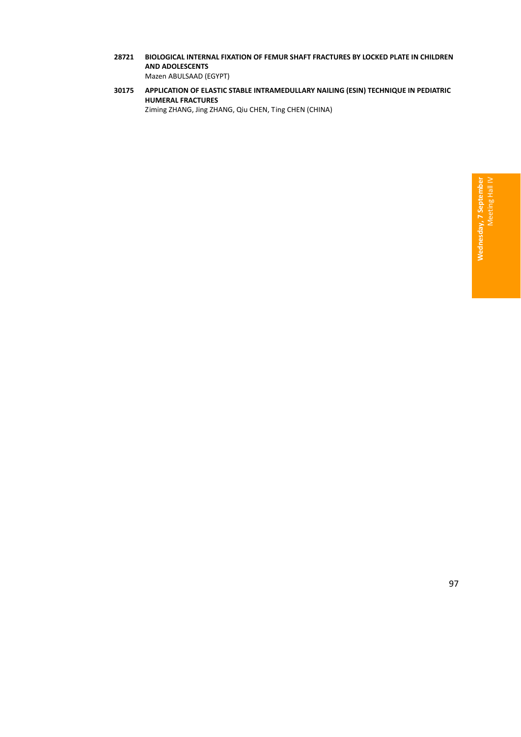**28721** **BIOLOGICAL INTERNAL FIXATION OF FEMUR SHAFT FRACTURES BY LOCKED PLATE IN CHILDREN AND ADOLESCENTS**
Mazen ABULSAAD (EGYPT)

**30175** **APPLICATION OF ELASTIC STABLE INTRAMEDULLARY NAILING (ESIN) TECHNIQUE IN PEDIATRIC HUMERAL FRACTURES**
Ziming ZHANG, Jing ZHANG, Qiu CHEN, Ting CHEN (CHINA)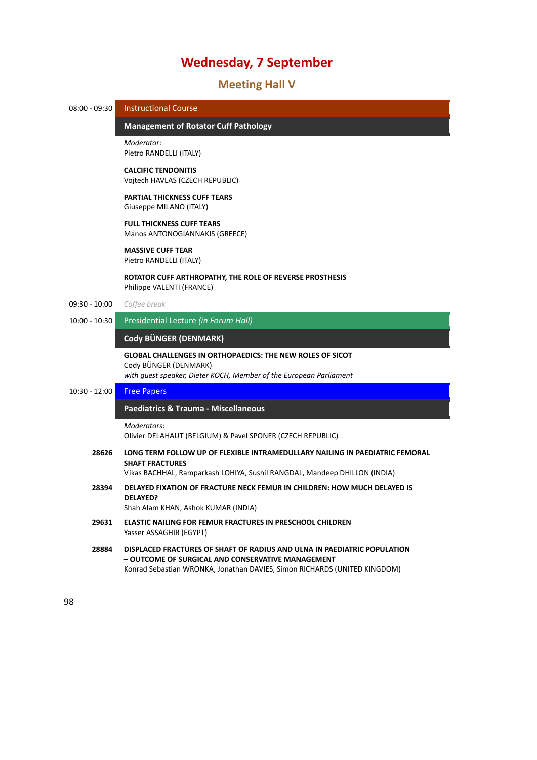# Wednesday, 7 September

## Meeting Hall V

**08:00 - 09:30** Instructional Course

### Management of Rotator Cuff Pathology

*Moderator*:
Pietro RANDELLI (ITALY)

**CALCIFIC TENDONITIS**
Vojtech HAVLAS (CZECH REPUBLIC)

**PARTIAL THICKNESS CUFF TEARS**
Giuseppe MILANO (ITALY)

**FULL THICKNESS CUFF TEARS**
Manos ANTONOGIANNAKIS (GREECE)

**MASSIVE CUFF TEAR**
Pietro RANDELLI (ITALY)

**ROTATOR CUFF ARTHROPATHY, THE ROLE OF REVERSE PROSTHESIS**
Philippe VALENTI (FRANCE)

**09:30 - 10:00** *Coffee break*

**10:00 - 10:30** Presidential Lecture *(in Forum Hall)*

### Cody BÜNGER (DENMARK)

**GLOBAL CHALLENGES IN ORTHOPAEDICS: THE NEW ROLES OF SICOT**
Cody BÜNGER (DENMARK)
*with guest speaker, Dieter KOCH, Member of the European Parliament*

**10:30 - 12:00** Free Papers

### Paediatrics & Trauma - Miscellaneous

*Moderators*:
Olivier DELAHAUT (BELGIUM) & Pavel SPONER (CZECH REPUBLIC)

**28626** **LONG TERM FOLLOW UP OF FLEXIBLE INTRAMEDULLARY NAILING IN PAEDIATRIC FEMORAL SHAFT FRACTURES**
Vikas BACHHAL, Ramparkash LOHIYA, Sushil RANGDAL, Mandeep DHILLON (INDIA)

**28394** **DELAYED FIXATION OF FRACTURE NECK FEMUR IN CHILDREN: HOW MUCH DELAYED IS DELAYED?**
Shah Alam KHAN, Ashok KUMAR (INDIA)

**29631** **ELASTIC NAILING FOR FEMUR FRACTURES IN PRESCHOOL CHILDREN**
Yasser ASSAGHIR (EGYPT)

**28884** **DISPLACED FRACTURES OF SHAFT OF RADIUS AND ULNA IN PAEDIATRIC POPULATION – OUTCOME OF SURGICAL AND CONSERVATIVE MANAGEMENT**
Konrad Sebastian WRONKA, Jonathan DAVIES, Simon RICHARDS (UNITED KINGDOM)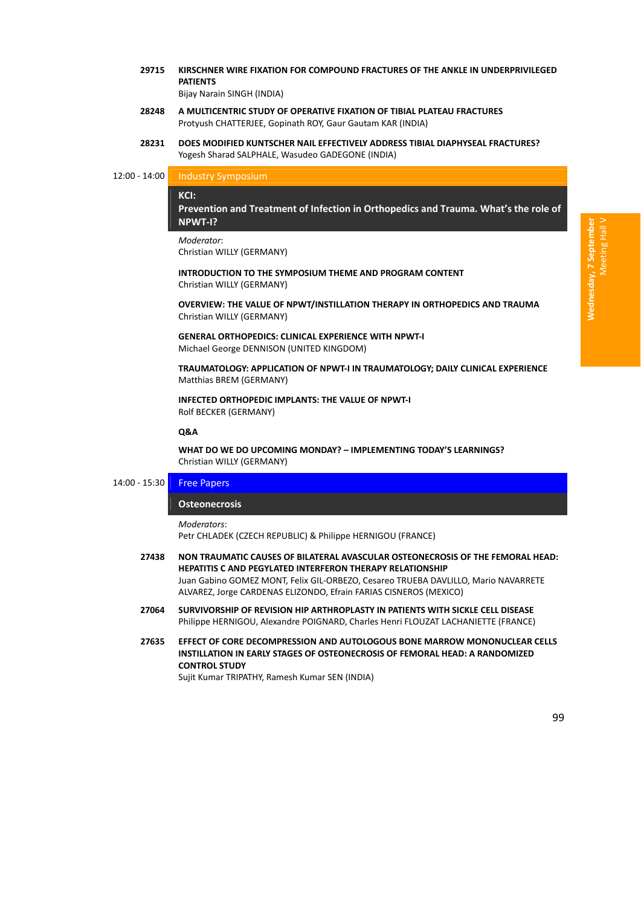**29715** **KIRSCHNER WIRE FIXATION FOR COMPOUND FRACTURES OF THE ANKLE IN UNDERPRIVILEGED PATIENTS**
Bijay Narain SINGH (INDIA)

**28248** **A MULTICENTRIC STUDY OF OPERATIVE FIXATION OF TIBIAL PLATEAU FRACTURES**
Protyush CHATTERJEE, Gopinath ROY, Gaur Gautam KAR (INDIA)

**28231** **DOES MODIFIED KUNTSCHER NAIL EFFECTIVELY ADDRESS TIBIAL DIAPHYSEAL FRACTURES?**
Yogesh Sharad SALPHALE, Wasudeo GADEGONE (INDIA)

12:00 - 14:00 Industry Symposium

## KCI: Prevention and Treatment of Infection in Orthopedics and Trauma. What's the role of NPWT-I?

*Moderator*:
Christian WILLY (GERMANY)

**INTRODUCTION TO THE SYMPOSIUM THEME AND PROGRAM CONTENT**
Christian WILLY (GERMANY)

**OVERVIEW: THE VALUE OF NPWT/INSTILLATION THERAPY IN ORTHOPEDICS AND TRAUMA**
Christian WILLY (GERMANY)

**GENERAL ORTHOPEDICS: CLINICAL EXPERIENCE WITH NPWT-I**
Michael George DENNISON (UNITED KINGDOM)

**TRAUMATOLOGY: APPLICATION OF NPWT-I IN TRAUMATOLOGY; DAILY CLINICAL EXPERIENCE**
Matthias BREM (GERMANY)

**INFECTED ORTHOPEDIC IMPLANTS: THE VALUE OF NPWT-I**
Rolf BECKER (GERMANY)

**Q&A**

**WHAT DO WE DO UPCOMING MONDAY? – IMPLEMENTING TODAY'S LEARNINGS?**
Christian WILLY (GERMANY)

14:00 - 15:30 Free Papers

## Osteonecrosis

*Moderators*:
Petr CHLADEK (CZECH REPUBLIC) & Philippe HERNIGOU (FRANCE)

**27438** **NON TRAUMATIC CAUSES OF BILATERAL AVASCULAR OSTEONECROSIS OF THE FEMORAL HEAD: HEPATITIS C AND PEGYLATED INTERFERON THERAPY RELATIONSHIP**
Juan Gabino GOMEZ MONT, Felix GIL-ORBEZO, Cesareo TRUEBA DAVLILLO, Mario NAVARRETE ALVAREZ, Jorge CARDENAS ELIZONDO, Efrain FARIAS CISNEROS (MEXICO)

**27064** **SURVIVORSHIP OF REVISION HIP ARTHROPLASTY IN PATIENTS WITH SICKLE CELL DISEASE**
Philippe HERNIGOU, Alexandre POIGNARD, Charles Henri FLOUZAT LACHANIETTE (FRANCE)

**27635** **EFFECT OF CORE DECOMPRESSION AND AUTOLOGOUS BONE MARROW MONONUCLEAR CELLS INSTILLATION IN EARLY STAGES OF OSTEONECROSIS OF FEMORAL HEAD: A RANDOMIZED CONTROL STUDY**
Sujit Kumar TRIPATHY, Ramesh Kumar SEN (INDIA)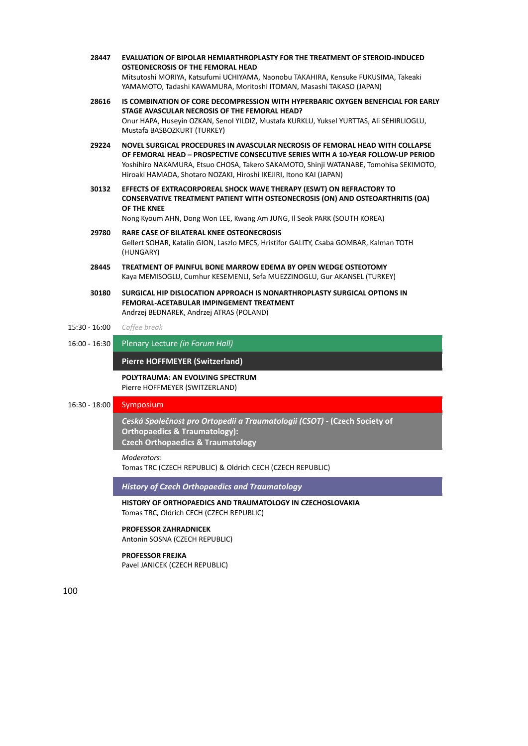**28447** **EVALUATION OF BIPOLAR HEMIARTHROPLASTY FOR THE TREATMENT OF STEROID-INDUCED OSTEONECROSIS OF THE FEMORAL HEAD**
Mitsutoshi MORIYA, Katsufumi UCHIYAMA, Naonobu TAKAHIRA, Kensuke FUKUSIMA, Takeaki YAMAMOTO, Tadashi KAWAMURA, Moritoshi ITOMAN, Masashi TAKASO (JAPAN)

**28616** **IS COMBINATION OF CORE DECOMPRESSION WITH HYPERBARIC OXYGEN BENEFICIAL FOR EARLY STAGE AVASCULAR NECROSIS OF THE FEMORAL HEAD?**
Onur HAPA, Huseyin OZKAN, Senol YILDIZ, Mustafa KURKLU, Yuksel YURTTAS, Ali SEHIRLIOGLU, Mustafa BASBOZKURT (TURKEY)

**29224** **NOVEL SURGICAL PROCEDURES IN AVASCULAR NECROSIS OF FEMORAL HEAD WITH COLLAPSE OF FEMORAL HEAD – PROSPECTIVE CONSECUTIVE SERIES WITH A 10-YEAR FOLLOW-UP PERIOD**
Yoshihiro NAKAMURA, Etsuo CHOSA, Takero SAKAMOTO, Shinji WATANABE, Tomohisa SEKIMOTO, Hiroaki HAMADA, Shotaro NOZAKI, Hiroshi IKEJIRI, Itono KAI (JAPAN)

**30132** **EFFECTS OF EXTRACORPOREAL SHOCK WAVE THERAPY (ESWT) ON REFRACTORY TO CONSERVATIVE TREATMENT PATIENT WITH OSTEONECROSIS (ON) AND OSTEOARTHRITIS (OA) OF THE KNEE**
Nong Kyoum AHN, Dong Won LEE, Kwang Am JUNG, Il Seok PARK (SOUTH KOREA)

**29780** **RARE CASE OF BILATERAL KNEE OSTEONECROSIS**
Gellert SOHAR, Katalin GION, Laszlo MECS, Hristifor GALITY, Csaba GOMBAR, Kalman TOTH (HUNGARY)

**28445** **TREATMENT OF PAINFUL BONE MARROW EDEMA BY OPEN WEDGE OSTEOTOMY**
Kaya MEMISOGLU, Cumhur KESEMENLI, Sefa MUEZZINOGLU, Gur AKANSEL (TURKEY)

**30180** **SURGICAL HIP DISLOCATION APPROACH IS NONARTHROPLASTY SURGICAL OPTIONS IN FEMORAL-ACETABULAR IMPINGEMENT TREATMENT**
Andrzej BEDNAREK, Andrzej ATRAS (POLAND)

15:30 - 16:00 *Coffee break*

16:00 - 16:30 Plenary Lecture *(in Forum Hall)*

**Pierre HOFFMEYER (Switzerland)**

**POLYTRAUMA: AN EVOLVING SPECTRUM**
Pierre HOFFMEYER (SWITZERLAND)

16:30 - 18:00 Symposium

***Ceská Společnost pro Ortopedii a Traumatologii (CSOT)* - (Czech Society of Orthopaedics & Traumatology): Czech Orthopaedics & Traumatology**

*Moderators*:
Tomas TRC (CZECH REPUBLIC) & Oldrich CECH (CZECH REPUBLIC)

***History of Czech Orthopaedics and Traumatology***

**HISTORY OF ORTHOPAEDICS AND TRAUMATOLOGY IN CZECHOSLOVAKIA**
Tomas TRC, Oldrich CECH (CZECH REPUBLIC)

**PROFESSOR ZAHRADNICEK**
Antonin SOSNA (CZECH REPUBLIC)

**PROFESSOR FREJKA**
Pavel JANICEK (CZECH REPUBLIC)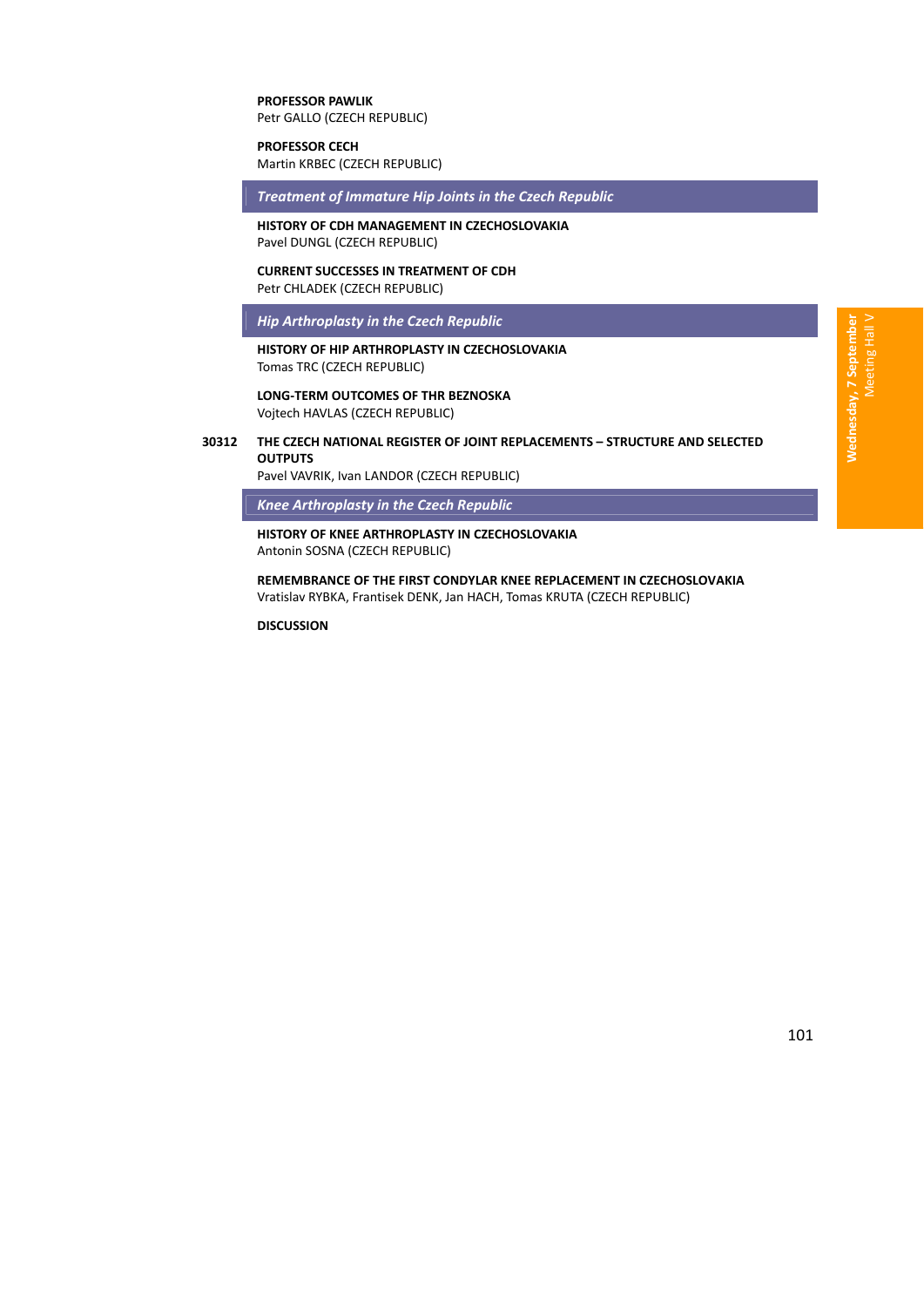**PROFESSOR PAWLIK**
Petr GALLO (CZECH REPUBLIC)

**PROFESSOR CECH**
Martin KRBEC (CZECH REPUBLIC)

### *Treatment of Immature Hip Joints in the Czech Republic*

**HISTORY OF CDH MANAGEMENT IN CZECHOSLOVAKIA**
Pavel DUNGL (CZECH REPUBLIC)

**CURRENT SUCCESSES IN TREATMENT OF CDH**
Petr CHLADEK (CZECH REPUBLIC)

### *Hip Arthroplasty in the Czech Republic*

**HISTORY OF HIP ARTHROPLASTY IN CZECHOSLOVAKIA**
Tomas TRC (CZECH REPUBLIC)

**LONG-TERM OUTCOMES OF THR BEZNOSKA**
Vojtech HAVLAS (CZECH REPUBLIC)

**30312** **THE CZECH NATIONAL REGISTER OF JOINT REPLACEMENTS – STRUCTURE AND SELECTED OUTPUTS**
Pavel VAVRIK, Ivan LANDOR (CZECH REPUBLIC)

### *Knee Arthroplasty in the Czech Republic*

**HISTORY OF KNEE ARTHROPLASTY IN CZECHOSLOVAKIA**
Antonin SOSNA (CZECH REPUBLIC)

**REMEMBRANCE OF THE FIRST CONDYLAR KNEE REPLACEMENT IN CZECHOSLOVAKIA**
Vratislav RYBKA, Frantisek DENK, Jan HACH, Tomas KRUTA (CZECH REPUBLIC)

**DISCUSSION**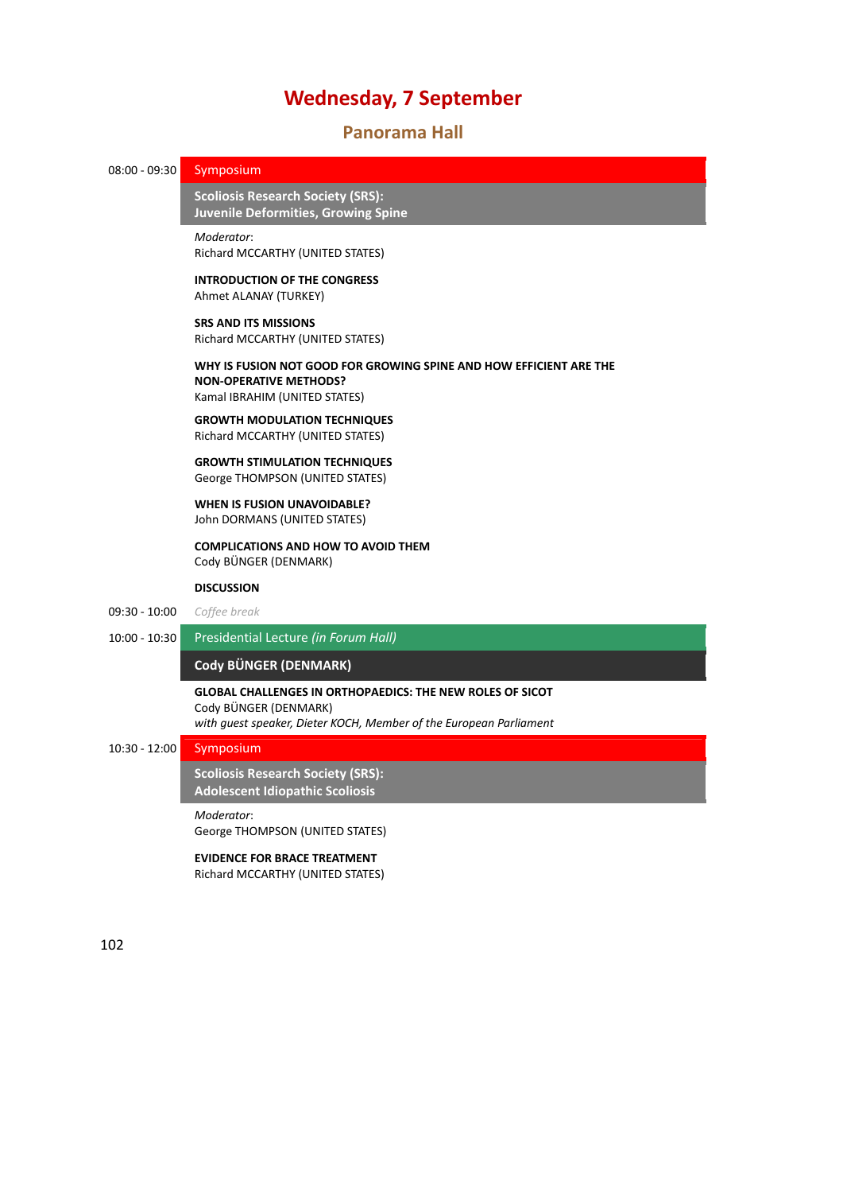# Wednesday, 7 September

## Panorama Hall

**08:00 - 09:30** Symposium

**Scoliosis Research Society (SRS): Juvenile Deformities, Growing Spine**

*Moderator*:
Richard MCCARTHY (UNITED STATES)

**INTRODUCTION OF THE CONGRESS**
Ahmet ALANAY (TURKEY)

**SRS AND ITS MISSIONS**
Richard MCCARTHY (UNITED STATES)

**WHY IS FUSION NOT GOOD FOR GROWING SPINE AND HOW EFFICIENT ARE THE NON-OPERATIVE METHODS?**
Kamal IBRAHIM (UNITED STATES)

**GROWTH MODULATION TECHNIQUES**
Richard MCCARTHY (UNITED STATES)

**GROWTH STIMULATION TECHNIQUES**
George THOMPSON (UNITED STATES)

**WHEN IS FUSION UNAVOIDABLE?**
John DORMANS (UNITED STATES)

**COMPLICATIONS AND HOW TO AVOID THEM**
Cody BÜNGER (DENMARK)

**DISCUSSION**

**09:30 - 10:00** *Coffee break*

**10:00 - 10:30** Presidential Lecture *(in Forum Hall)*

**Cody BÜNGER (DENMARK)**

**GLOBAL CHALLENGES IN ORTHOPAEDICS: THE NEW ROLES OF SICOT**
Cody BÜNGER (DENMARK)
*with guest speaker, Dieter KOCH, Member of the European Parliament*

**10:30 - 12:00** Symposium

**Scoliosis Research Society (SRS): Adolescent Idiopathic Scoliosis**

*Moderator*:
George THOMPSON (UNITED STATES)

**EVIDENCE FOR BRACE TREATMENT**
Richard MCCARTHY (UNITED STATES)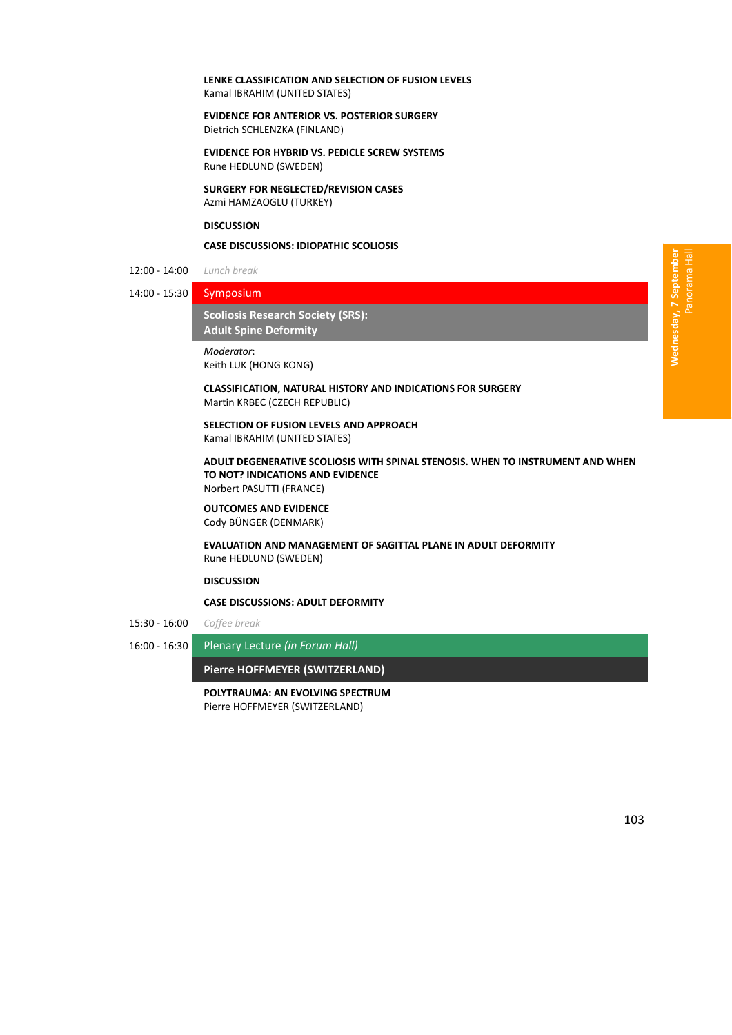**LENKE CLASSIFICATION AND SELECTION OF FUSION LEVELS**
Kamal IBRAHIM (UNITED STATES)

**EVIDENCE FOR ANTERIOR VS. POSTERIOR SURGERY**
Dietrich SCHLENZKA (FINLAND)

**EVIDENCE FOR HYBRID VS. PEDICLE SCREW SYSTEMS**
Rune HEDLUND (SWEDEN)

**SURGERY FOR NEGLECTED/REVISION CASES**
Azmi HAMZAOGLU (TURKEY)

**DISCUSSION**

**CASE DISCUSSIONS: IDIOPATHIC SCOLIOSIS**

12:00 - 14:00 *Lunch break*

14:00 - 15:30 Symposium

## Scoliosis Research Society (SRS): Adult Spine Deformity

*Moderator*:
Keith LUK (HONG KONG)

**CLASSIFICATION, NATURAL HISTORY AND INDICATIONS FOR SURGERY**
Martin KRBEC (CZECH REPUBLIC)

**SELECTION OF FUSION LEVELS AND APPROACH**
Kamal IBRAHIM (UNITED STATES)

**ADULT DEGENERATIVE SCOLIOSIS WITH SPINAL STENOSIS. WHEN TO INSTRUMENT AND WHEN TO NOT? INDICATIONS AND EVIDENCE**
Norbert PASUTTI (FRANCE)

**OUTCOMES AND EVIDENCE**
Cody BÜNGER (DENMARK)

**EVALUATION AND MANAGEMENT OF SAGITTAL PLANE IN ADULT DEFORMITY**
Rune HEDLUND (SWEDEN)

**DISCUSSION**

**CASE DISCUSSIONS: ADULT DEFORMITY**

15:30 - 16:00 *Coffee break*

16:00 - 16:30 Plenary Lecture *(in Forum Hall)*

## Pierre HOFFMEYER (SWITZERLAND)

**POLYTRAUMA: AN EVOLVING SPECTRUM**
Pierre HOFFMEYER (SWITZERLAND)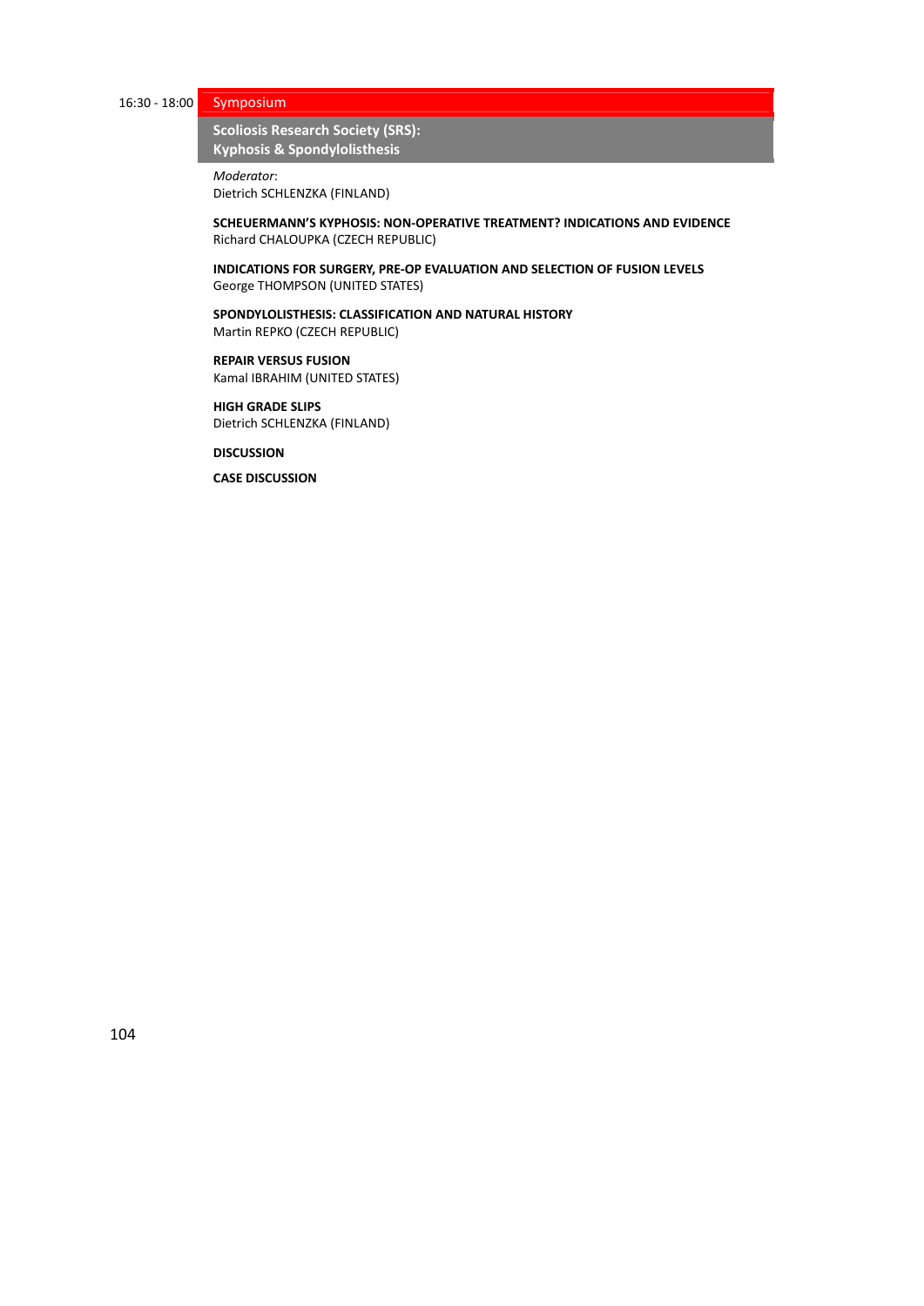16:30 - 18:00 **Symposium**

## Scoliosis Research Society (SRS): Kyphosis & Spondylolisthesis

*Moderator*:
Dietrich SCHLENZKA (FINLAND)

**SCHEUERMANN'S KYPHOSIS: NON-OPERATIVE TREATMENT? INDICATIONS AND EVIDENCE**
Richard CHALOUPKA (CZECH REPUBLIC)

**INDICATIONS FOR SURGERY, PRE-OP EVALUATION AND SELECTION OF FUSION LEVELS**
George THOMPSON (UNITED STATES)

**SPONDYLOLISTHESIS: CLASSIFICATION AND NATURAL HISTORY**
Martin REPKO (CZECH REPUBLIC)

**REPAIR VERSUS FUSION**
Kamal IBRAHIM (UNITED STATES)

**HIGH GRADE SLIPS**
Dietrich SCHLENZKA (FINLAND)

**DISCUSSION**

**CASE DISCUSSION**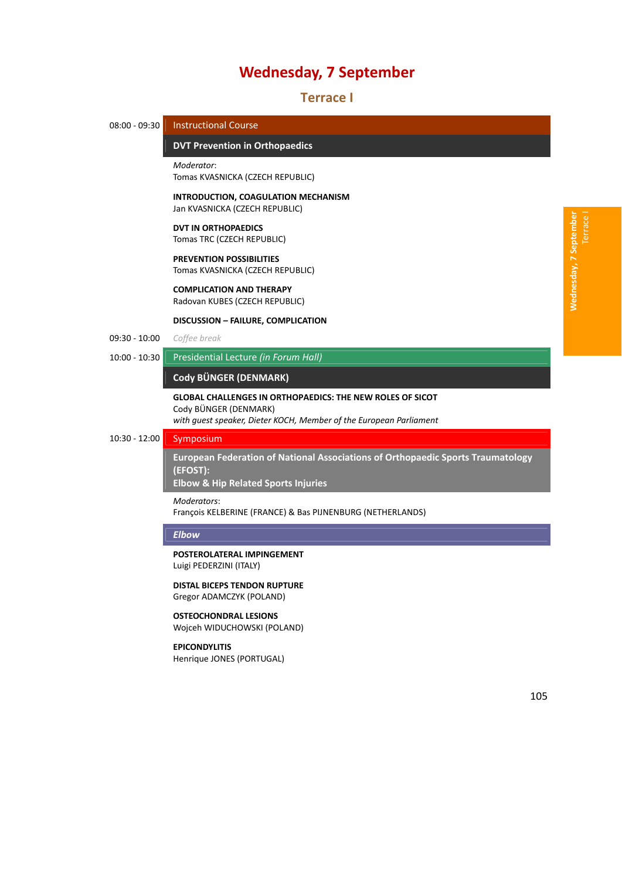# Wednesday, 7 September

## Terrace I

**08:00 - 09:30** Instructional Course

### DVT Prevention in Orthopaedics

*Moderator*:
Tomas KVASNICKA (CZECH REPUBLIC)

**INTRODUCTION, COAGULATION MECHANISM**
Jan KVASNICKA (CZECH REPUBLIC)

**DVT IN ORTHOPAEDICS**
Tomas TRC (CZECH REPUBLIC)

**PREVENTION POSSIBILITIES**
Tomas KVASNICKA (CZECH REPUBLIC)

**COMPLICATION AND THERAPY**
Radovan KUBES (CZECH REPUBLIC)

**DISCUSSION – FAILURE, COMPLICATION**

**09:30 - 10:00** *Coffee break*

**10:00 - 10:30** Presidential Lecture *(in Forum Hall)*

### Cody BÜNGER (DENMARK)

**GLOBAL CHALLENGES IN ORTHOPAEDICS: THE NEW ROLES OF SICOT**
Cody BÜNGER (DENMARK)
*with guest speaker, Dieter KOCH, Member of the European Parliament*

**10:30 - 12:00** Symposium

### European Federation of National Associations of Orthopaedic Sports Traumatology (EFOST): Elbow & Hip Related Sports Injuries

*Moderators*:
François KELBERINE (FRANCE) & Bas PIJNENBURG (NETHERLANDS)

#### *Elbow*

**POSTEROLATERAL IMPINGEMENT**
Luigi PEDERZINI (ITALY)

**DISTAL BICEPS TENDON RUPTURE**
Gregor ADAMCZYK (POLAND)

**OSTEOCHONDRAL LESIONS**
Wojceh WIDUCHOWSKI (POLAND)

**EPICONDYLITIS**
Henrique JONES (PORTUGAL)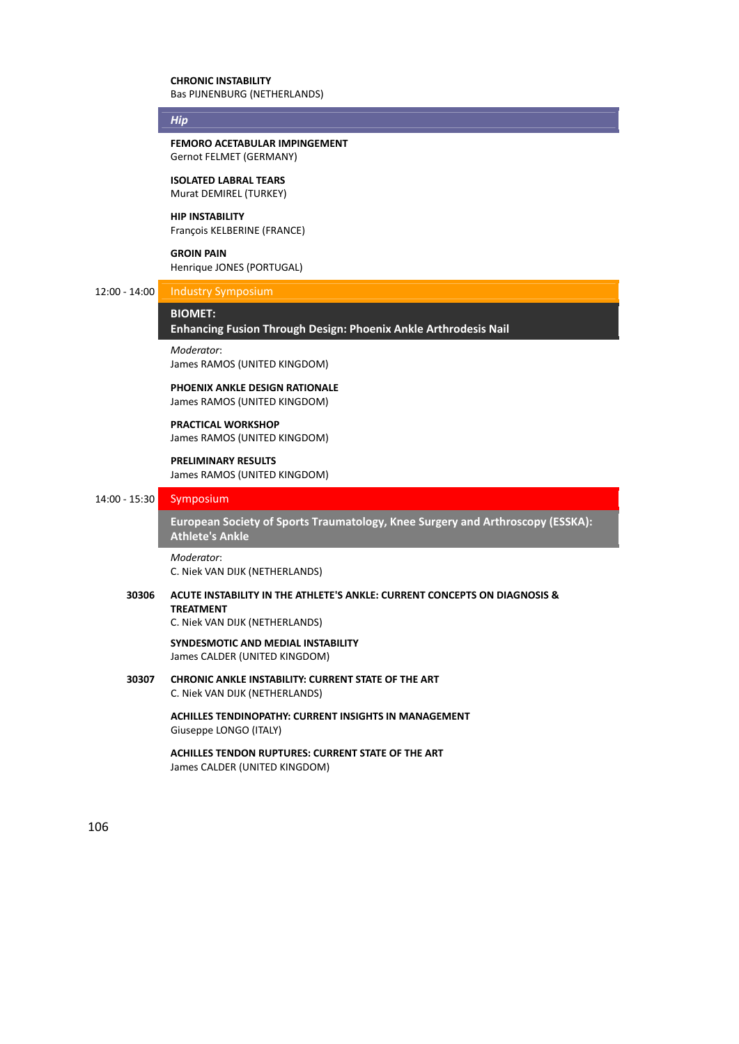**CHRONIC INSTABILITY**
Bas PIJNENBURG (NETHERLANDS)

### *Hip*

**FEMORO ACETABULAR IMPINGEMENT**
Gernot FELMET (GERMANY)

**ISOLATED LABRAL TEARS**
Murat DEMIREL (TURKEY)

**HIP INSTABILITY**
François KELBERINE (FRANCE)

**GROIN PAIN**
Henrique JONES (PORTUGAL)

12:00 - 14:00

## Industry Symposium

### BIOMET: Enhancing Fusion Through Design: Phoenix Ankle Arthrodesis Nail

*Moderator*:
James RAMOS (UNITED KINGDOM)

**PHOENIX ANKLE DESIGN RATIONALE**
James RAMOS (UNITED KINGDOM)

**PRACTICAL WORKSHOP**
James RAMOS (UNITED KINGDOM)

**PRELIMINARY RESULTS**
James RAMOS (UNITED KINGDOM)

14:00 - 15:30

## Symposium

### European Society of Sports Traumatology, Knee Surgery and Arthroscopy (ESSKA): Athlete's Ankle

*Moderator*:
C. Niek VAN DIJK (NETHERLANDS)

30306 **ACUTE INSTABILITY IN THE ATHLETE'S ANKLE: CURRENT CONCEPTS ON DIAGNOSIS & TREATMENT**
C. Niek VAN DIJK (NETHERLANDS)

**SYNDESMOTIC AND MEDIAL INSTABILITY**
James CALDER (UNITED KINGDOM)

30307 **CHRONIC ANKLE INSTABILITY: CURRENT STATE OF THE ART**
C. Niek VAN DIJK (NETHERLANDS)

**ACHILLES TENDINOPATHY: CURRENT INSIGHTS IN MANAGEMENT**
Giuseppe LONGO (ITALY)

**ACHILLES TENDON RUPTURES: CURRENT STATE OF THE ART**
James CALDER (UNITED KINGDOM)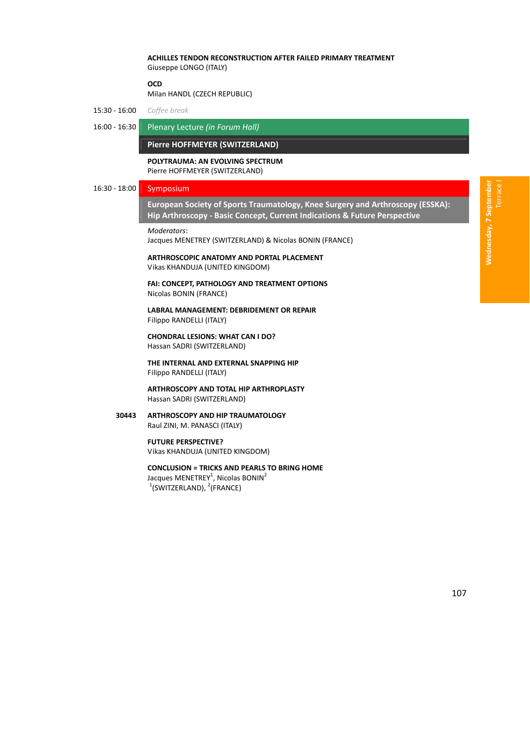**ACHILLES TENDON RECONSTRUCTION AFTER FAILED PRIMARY TREATMENT**
Giuseppe LONGO (ITALY)

**OCD**
Milan HANDL (CZECH REPUBLIC)

15:30 - 16:00 *Coffee break*

16:00 - 16:30 Plenary Lecture *(in Forum Hall)*

**Pierre HOFFMEYER (SWITZERLAND)**

**POLYTRAUMA: AN EVOLVING SPECTRUM**
Pierre HOFFMEYER (SWITZERLAND)

16:30 - 18:00 Symposium

**European Society of Sports Traumatology, Knee Surgery and Arthroscopy (ESSKA): Hip Arthroscopy - Basic Concept, Current Indications & Future Perspective**

*Moderators*:
Jacques MENETREY (SWITZERLAND) & Nicolas BONIN (FRANCE)

**ARTHROSCOPIC ANATOMY AND PORTAL PLACEMENT**
Vikas KHANDUJA (UNITED KINGDOM)

**FAI: CONCEPT, PATHOLOGY AND TREATMENT OPTIONS**
Nicolas BONIN (FRANCE)

**LABRAL MANAGEMENT: DEBRIDEMENT OR REPAIR**
Filippo RANDELLI (ITALY)

**CHONDRAL LESIONS: WHAT CAN I DO?**
Hassan SADRI (SWITZERLAND)

**THE INTERNAL AND EXTERNAL SNAPPING HIP**
Filippo RANDELLI (ITALY)

**ARTHROSCOPY AND TOTAL HIP ARTHROPLASTY**
Hassan SADRI (SWITZERLAND)

**30443** **ARTHROSCOPY AND HIP TRAUMATOLOGY**
Raul ZINI, M. PANASCI (ITALY)

**FUTURE PERSPECTIVE?**
Vikas KHANDUJA (UNITED KINGDOM)

**CONCLUSION = TRICKS AND PEARLS TO BRING HOME**
Jacques MENETREY[1], Nicolas BONIN[2]
[1](SWITZERLAND), [2](FRANCE)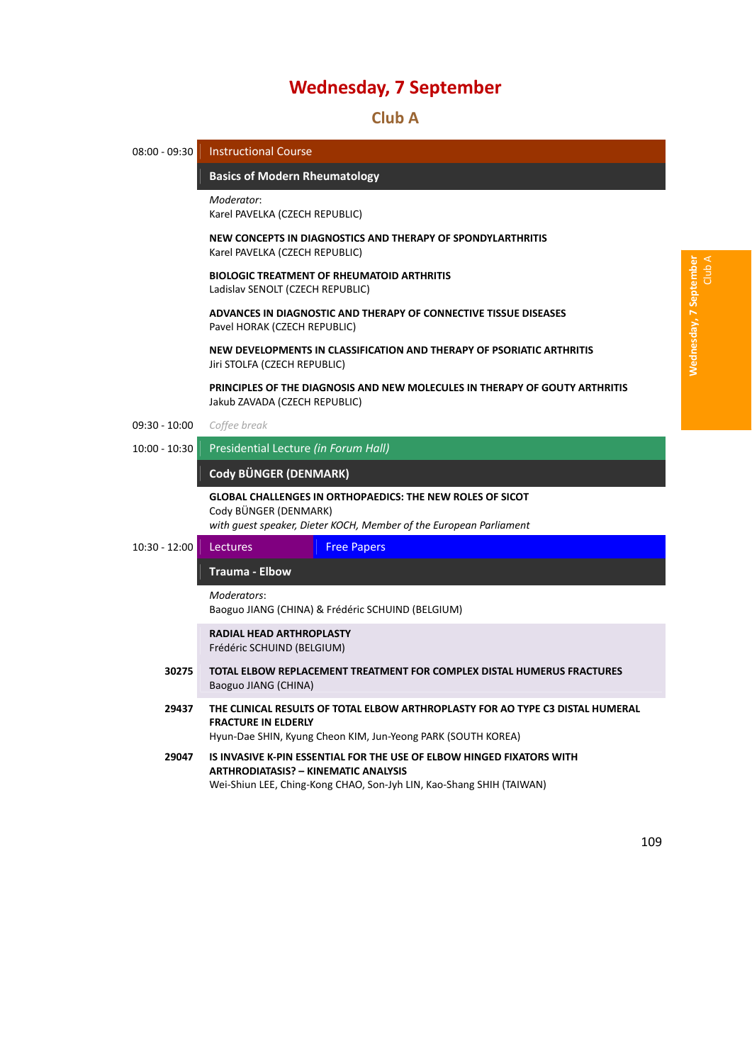# Wednesday, 7 September

## Club A

**08:00 - 09:30** Instructional Course

### Basics of Modern Rheumatology

*Moderator*:
Karel PAVELKA (CZECH REPUBLIC)

**NEW CONCEPTS IN DIAGNOSTICS AND THERAPY OF SPONDYLARTHRITIS**
Karel PAVELKA (CZECH REPUBLIC)

**BIOLOGIC TREATMENT OF RHEUMATOID ARTHRITIS**
Ladislav SENOLT (CZECH REPUBLIC)

**ADVANCES IN DIAGNOSTIC AND THERAPY OF CONNECTIVE TISSUE DISEASES**
Pavel HORAK (CZECH REPUBLIC)

**NEW DEVELOPMENTS IN CLASSIFICATION AND THERAPY OF PSORIATIC ARTHRITIS**
Jiri STOLFA (CZECH REPUBLIC)

**PRINCIPLES OF THE DIAGNOSIS AND NEW MOLECULES IN THERAPY OF GOUTY ARTHRITIS**
Jakub ZAVADA (CZECH REPUBLIC)

**09:30 - 10:00** *Coffee break*

**10:00 - 10:30** Presidential Lecture *(in Forum Hall)*

### Cody BÜNGER (DENMARK)

**GLOBAL CHALLENGES IN ORTHOPAEDICS: THE NEW ROLES OF SICOT**
Cody BÜNGER (DENMARK)
*with guest speaker, Dieter KOCH, Member of the European Parliament*

**10:30 - 12:00** Lectures | Free Papers

### Trauma - Elbow

*Moderators*:
Baoguo JIANG (CHINA) & Frédéric SCHUIND (BELGIUM)

**RADIAL HEAD ARTHROPLASTY**
Frédéric SCHUIND (BELGIUM)

**30275** **TOTAL ELBOW REPLACEMENT TREATMENT FOR COMPLEX DISTAL HUMERUS FRACTURES**
Baoguo JIANG (CHINA)

**29437** **THE CLINICAL RESULTS OF TOTAL ELBOW ARTHROPLASTY FOR AO TYPE C3 DISTAL HUMERAL FRACTURE IN ELDERLY**
Hyun-Dae SHIN, Kyung Cheon KIM, Jun-Yeong PARK (SOUTH KOREA)

**29047** **IS INVASIVE K-PIN ESSENTIAL FOR THE USE OF ELBOW HINGED FIXATORS WITH ARTHRODIATASIS? – KINEMATIC ANALYSIS**
Wei-Shiun LEE, Ching-Kong CHAO, Son-Jyh LIN, Kao-Shang SHIH (TAIWAN)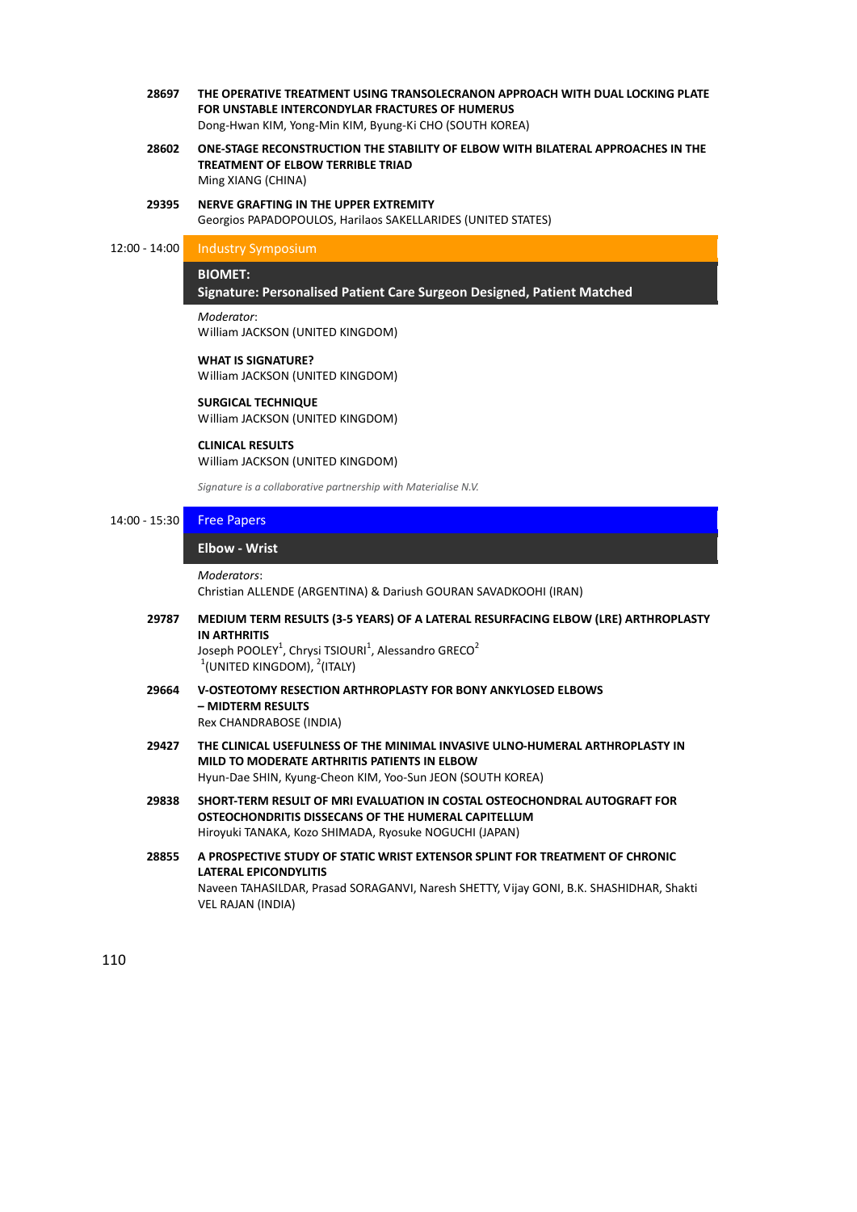**28697** **THE OPERATIVE TREATMENT USING TRANSOLECRANON APPROACH WITH DUAL LOCKING PLATE FOR UNSTABLE INTERCONDYLAR FRACTURES OF HUMERUS**
Dong-Hwan KIM, Yong-Min KIM, Byung-Ki CHO (SOUTH KOREA)

**28602** **ONE-STAGE RECONSTRUCTION THE STABILITY OF ELBOW WITH BILATERAL APPROACHES IN THE TREATMENT OF ELBOW TERRIBLE TRIAD**
Ming XIANG (CHINA)

**29395** **NERVE GRAFTING IN THE UPPER EXTREMITY**
Georgios PAPADOPOULOS, Harilaos SAKELLARIDES (UNITED STATES)

12:00 - 14:00

## Industry Symposium

### BIOMET:
### Signature: Personalised Patient Care Surgeon Designed, Patient Matched

*Moderator*:
William JACKSON (UNITED KINGDOM)

**WHAT IS SIGNATURE?**
William JACKSON (UNITED KINGDOM)

**SURGICAL TECHNIQUE**
William JACKSON (UNITED KINGDOM)

**CLINICAL RESULTS**
William JACKSON (UNITED KINGDOM)

*Signature is a collaborative partnership with Materialise N.V.*

14:00 - 15:30

## Free Papers

### Elbow - Wrist

*Moderators*:
Christian ALLENDE (ARGENTINA) & Dariush GOURAN SAVADKOOHI (IRAN)

**29787** **MEDIUM TERM RESULTS (3-5 YEARS) OF A LATERAL RESURFACING ELBOW (LRE) ARTHROPLASTY IN ARTHRITIS**
Joseph POOLEY[1], Chrysi TSIOURI[1], Alessandro GRECO[2]
[1](UNITED KINGDOM), [2](ITALY)

**29664** **V-OSTEOTOMY RESECTION ARTHROPLASTY FOR BONY ANKYLOSED ELBOWS – MIDTERM RESULTS**
Rex CHANDRABOSE (INDIA)

**29427** **THE CLINICAL USEFULNESS OF THE MINIMAL INVASIVE ULNO-HUMERAL ARTHROPLASTY IN MILD TO MODERATE ARTHRITIS PATIENTS IN ELBOW**
Hyun-Dae SHIN, Kyung-Cheon KIM, Yoo-Sun JEON (SOUTH KOREA)

**29838** **SHORT-TERM RESULT OF MRI EVALUATION IN COSTAL OSTEOCHONDRAL AUTOGRAFT FOR OSTEOCHONDRITIS DISSECANS OF THE HUMERAL CAPITELLUM**
Hiroyuki TANAKA, Kozo SHIMADA, Ryosuke NOGUCHI (JAPAN)

**28855** **A PROSPECTIVE STUDY OF STATIC WRIST EXTENSOR SPLINT FOR TREATMENT OF CHRONIC LATERAL EPICONDYLITIS**
Naveen TAHASILDAR, Prasad SORAGANVI, Naresh SHETTY, Vijay GONI, B.K. SHASHIDHAR, Shakti VEL RAJAN (INDIA)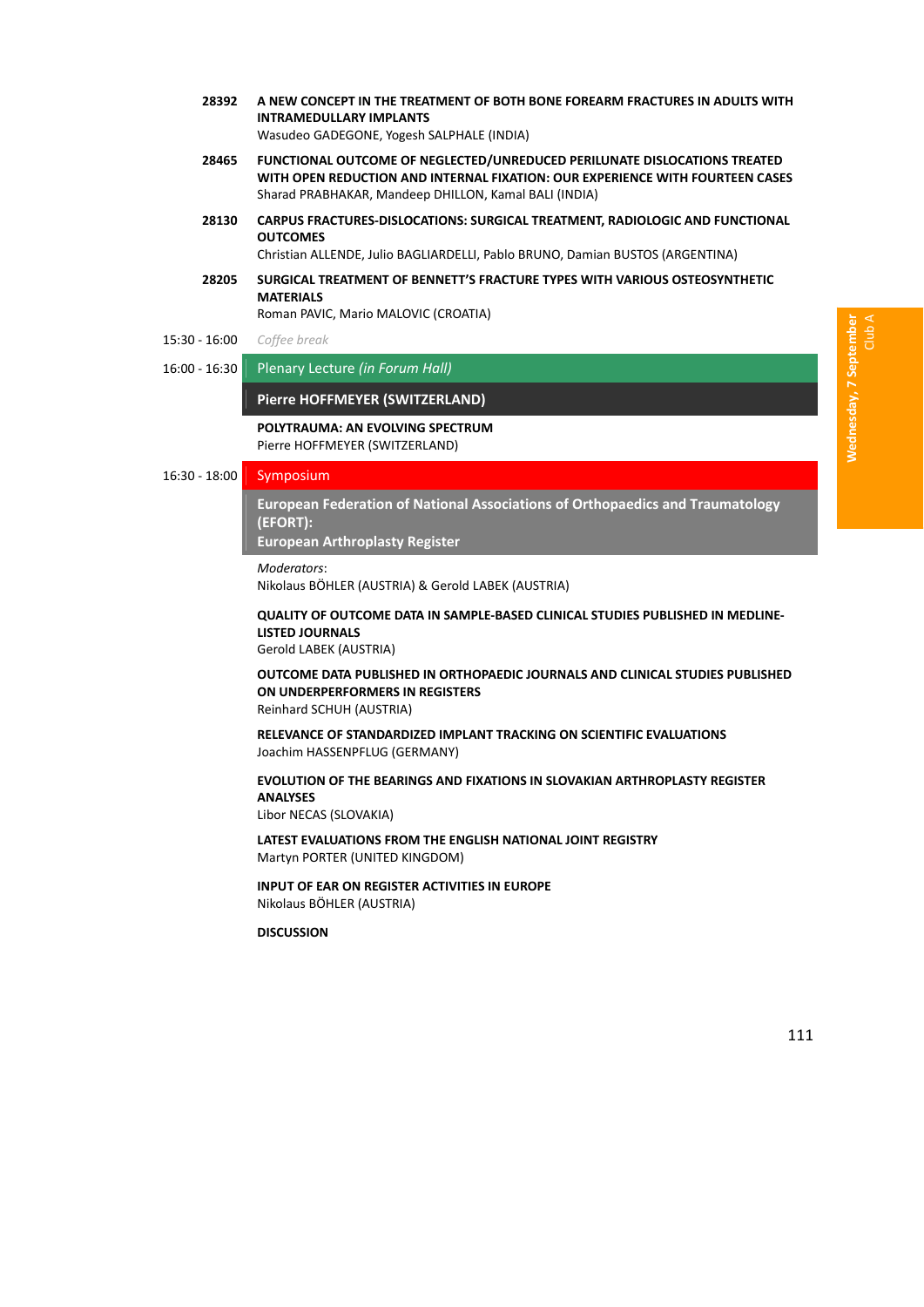**28392** **A NEW CONCEPT IN THE TREATMENT OF BOTH BONE FOREARM FRACTURES IN ADULTS WITH INTRAMEDULLARY IMPLANTS**
Wasudeo GADEGONE, Yogesh SALPHALE (INDIA)

**28465** **FUNCTIONAL OUTCOME OF NEGLECTED/UNREDUCED PERILUNATE DISLOCATIONS TREATED WITH OPEN REDUCTION AND INTERNAL FIXATION: OUR EXPERIENCE WITH FOURTEEN CASES**
Sharad PRABHAKAR, Mandeep DHILLON, Kamal BALI (INDIA)

**28130** **CARPUS FRACTURES-DISLOCATIONS: SURGICAL TREATMENT, RADIOLOGIC AND FUNCTIONAL OUTCOMES**
Christian ALLENDE, Julio BAGLIARDELLI, Pablo BRUNO, Damian BUSTOS (ARGENTINA)

**28205** **SURGICAL TREATMENT OF BENNETT'S FRACTURE TYPES WITH VARIOUS OSTEOSYNTHETIC MATERIALS**
Roman PAVIC, Mario MALOVIC (CROATIA)

15:30 - 16:00 *Coffee break*

16:00 - 16:30 Plenary Lecture *(in Forum Hall)*

**Pierre HOFFMEYER (SWITZERLAND)**

**POLYTRAUMA: AN EVOLVING SPECTRUM**
Pierre HOFFMEYER (SWITZERLAND)

16:30 - 18:00 Symposium

**European Federation of National Associations of Orthopaedics and Traumatology (EFORT):**
**European Arthroplasty Register**

*Moderators*:
Nikolaus BÖHLER (AUSTRIA) & Gerold LABEK (AUSTRIA)

**QUALITY OF OUTCOME DATA IN SAMPLE-BASED CLINICAL STUDIES PUBLISHED IN MEDLINE-LISTED JOURNALS**
Gerold LABEK (AUSTRIA)

**OUTCOME DATA PUBLISHED IN ORTHOPAEDIC JOURNALS AND CLINICAL STUDIES PUBLISHED ON UNDERPERFORMERS IN REGISTERS**
Reinhard SCHUH (AUSTRIA)

**RELEVANCE OF STANDARDIZED IMPLANT TRACKING ON SCIENTIFIC EVALUATIONS**
Joachim HASSENPFLUG (GERMANY)

**EVOLUTION OF THE BEARINGS AND FIXATIONS IN SLOVAKIAN ARTHROPLASTY REGISTER ANALYSES**
Libor NECAS (SLOVAKIA)

**LATEST EVALUATIONS FROM THE ENGLISH NATIONAL JOINT REGISTRY**
Martyn PORTER (UNITED KINGDOM)

**INPUT OF EAR ON REGISTER ACTIVITIES IN EUROPE**
Nikolaus BÖHLER (AUSTRIA)

**DISCUSSION**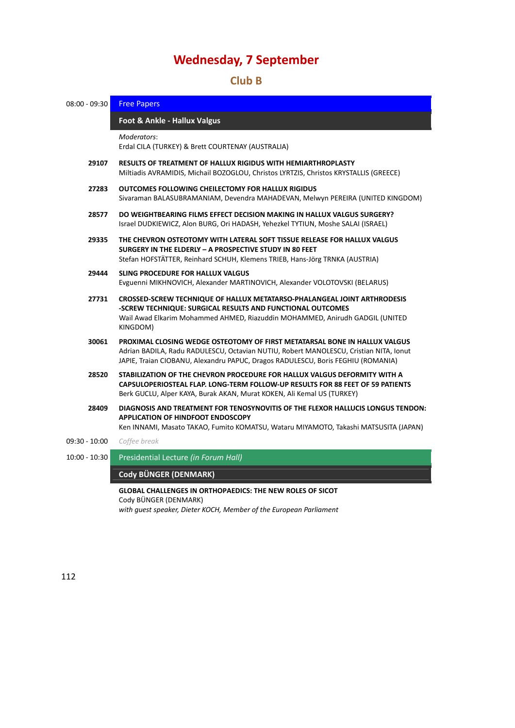# Wednesday, 7 September

## Club B

**08:00 - 09:30** Free Papers

### Foot & Ankle - Hallux Valgus

*Moderators*:
Erdal CILA (TURKEY) & Brett COURTENAY (AUSTRALIA)

**29107** **RESULTS OF TREATMENT OF HALLUX RIGIDUS WITH HEMIARTHROPLASTY**
Miltiadis AVRAMIDIS, Michail BOZOGLOU, Christos LYRTZIS, Christos KRYSTALLIS (GREECE)

**27283** **OUTCOMES FOLLOWING CHEILECTOMY FOR HALLUX RIGIDUS**
Sivaraman BALASUBRAMANIAM, Devendra MAHADEVAN, Melwyn PEREIRA (UNITED KINGDOM)

**28577** **DO WEIGHTBEARING FILMS EFFECT DECISION MAKING IN HALLUX VALGUS SURGERY?**
Israel DUDKIEWICZ, Alon BURG, Ori HADASH, Yehezkel TYTIUN, Moshe SALAI (ISRAEL)

**29335** **THE CHEVRON OSTEOTOMY WITH LATERAL SOFT TISSUE RELEASE FOR HALLUX VALGUS SURGERY IN THE ELDERLY – A PROSPECTIVE STUDY IN 80 FEET**
Stefan HOFSTÄTTER, Reinhard SCHUH, Klemens TRIEB, Hans-Jörg TRNKA (AUSTRIA)

**29444** **SLING PROCEDURE FOR HALLUX VALGUS**
Evguenni MIKHNOVICH, Alexander MARTINOVICH, Alexander VOLOTOVSKI (BELARUS)

**27731** **CROSSED-SCREW TECHNIQUE OF HALLUX METATARSO-PHALANGEAL JOINT ARTHRODESIS -SCREW TECHNIQUE: SURGICAL RESULTS AND FUNCTIONAL OUTCOMES**
Wail Awad Elkarim Mohammed AHMED, Riazuddin MOHAMMED, Anirudh GADGIL (UNITED KINGDOM)

**30061** **PROXIMAL CLOSING WEDGE OSTEOTOMY OF FIRST METATARSAL BONE IN HALLUX VALGUS**
Adrian BADILA, Radu RADULESCU, Octavian NUTIU, Robert MANOLESCU, Cristian NITA, Ionut JAPIE, Traian CIOBANU, Alexandru PAPUC, Dragos RADULESCU, Boris FEGHIU (ROMANIA)

**28520** **STABILIZATION OF THE CHEVRON PROCEDURE FOR HALLUX VALGUS DEFORMITY WITH A CAPSULOPERIOSTEAL FLAP. LONG-TERM FOLLOW-UP RESULTS FOR 88 FEET OF 59 PATIENTS**
Berk GUCLU, Alper KAYA, Burak AKAN, Murat KOKEN, Ali Kemal US (TURKEY)

**28409** **DIAGNOSIS AND TREATMENT FOR TENOSYNOVITIS OF THE FLEXOR HALLUCIS LONGUS TENDON: APPLICATION OF HINDFOOT ENDOSCOPY**
Ken INNAMI, Masato TAKAO, Fumito KOMATSU, Wataru MIYAMOTO, Takashi MATSUSITA (JAPAN)

**09:30 - 10:00** *Coffee break*

**10:00 - 10:30** Presidential Lecture *(in Forum Hall)*

### Cody BÜNGER (DENMARK)

**GLOBAL CHALLENGES IN ORTHOPAEDICS: THE NEW ROLES OF SICOT**
Cody BÜNGER (DENMARK)
*with guest speaker, Dieter KOCH, Member of the European Parliament*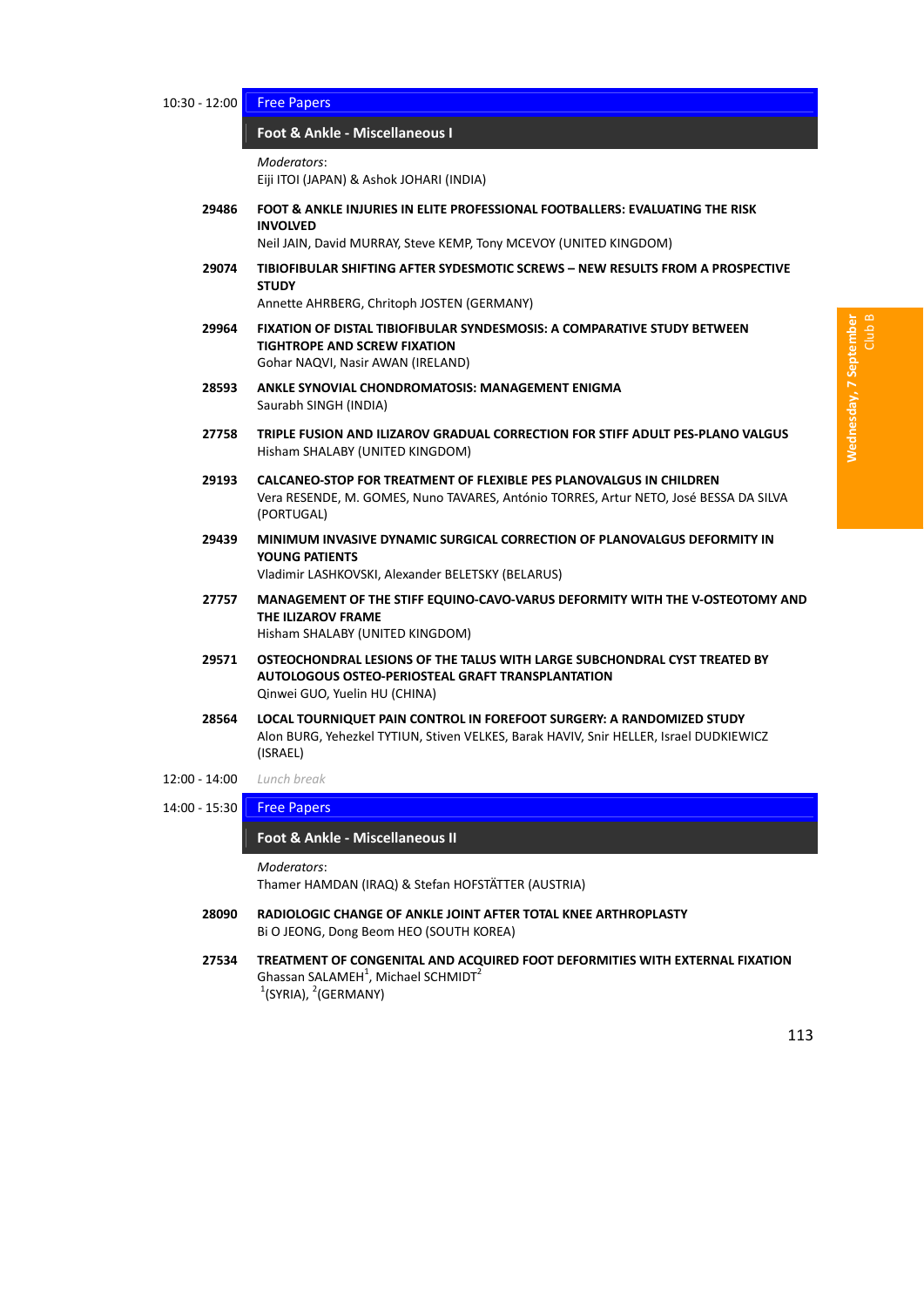10:30 - 12:00 **Free Papers**

## Foot & Ankle - Miscellaneous I

*Moderators*:
Eiji ITOI (JAPAN) & Ashok JOHARI (INDIA)

**29486** **FOOT & ANKLE INJURIES IN ELITE PROFESSIONAL FOOTBALLERS: EVALUATING THE RISK INVOLVED**
Neil JAIN, David MURRAY, Steve KEMP, Tony MCEVOY (UNITED KINGDOM)

**29074** **TIBIOFIBULAR SHIFTING AFTER SYDESMOTIC SCREWS – NEW RESULTS FROM A PROSPECTIVE STUDY**
Annette AHRBERG, Chritoph JOSTEN (GERMANY)

**29964** **FIXATION OF DISTAL TIBIOFIBULAR SYNDESMOSIS: A COMPARATIVE STUDY BETWEEN TIGHTROPE AND SCREW FIXATION**
Gohar NAQVI, Nasir AWAN (IRELAND)

**28593** **ANKLE SYNOVIAL CHONDROMATOSIS: MANAGEMENT ENIGMA**
Saurabh SINGH (INDIA)

**27758** **TRIPLE FUSION AND ILIZAROV GRADUAL CORRECTION FOR STIFF ADULT PES-PLANO VALGUS**
Hisham SHALABY (UNITED KINGDOM)

**29193** **CALCANEO-STOP FOR TREATMENT OF FLEXIBLE PES PLANOVALGUS IN CHILDREN**
Vera RESENDE, M. GOMES, Nuno TAVARES, António TORRES, Artur NETO, José BESSA DA SILVA (PORTUGAL)

**29439** **MINIMUM INVASIVE DYNAMIC SURGICAL CORRECTION OF PLANOVALGUS DEFORMITY IN YOUNG PATIENTS**
Vladimir LASHKOVSKI, Alexander BELETSKY (BELARUS)

**27757** **MANAGEMENT OF THE STIFF EQUINO-CAVO-VARUS DEFORMITY WITH THE V-OSTEOTOMY AND THE ILIZAROV FRAME**
Hisham SHALABY (UNITED KINGDOM)

**29571** **OSTEOCHONDRAL LESIONS OF THE TALUS WITH LARGE SUBCHONDRAL CYST TREATED BY AUTOLOGOUS OSTEO-PERIOSTEAL GRAFT TRANSPLANTATION**
Qinwei GUO, Yuelin HU (CHINA)

**28564** **LOCAL TOURNIQUET PAIN CONTROL IN FOREFOOT SURGERY: A RANDOMIZED STUDY**
Alon BURG, Yehezkel TYTIUN, Stiven VELKES, Barak HAVIV, Snir HELLER, Israel DUDKIEWICZ (ISRAEL)

12:00 - 14:00 *Lunch break*

14:00 - 15:30 **Free Papers**

## Foot & Ankle - Miscellaneous II

*Moderators*:
Thamer HAMDAN (IRAQ) & Stefan HOFSTÄTTER (AUSTRIA)

**28090** **RADIOLOGIC CHANGE OF ANKLE JOINT AFTER TOTAL KNEE ARTHROPLASTY**
Bi O JEONG, Dong Beom HEO (SOUTH KOREA)

**27534** **TREATMENT OF CONGENITAL AND ACQUIRED FOOT DEFORMITIES WITH EXTERNAL FIXATION**
Ghassan SALAMEH[1], Michael SCHMIDT[2]
[1](SYRIA), [2](GERMANY)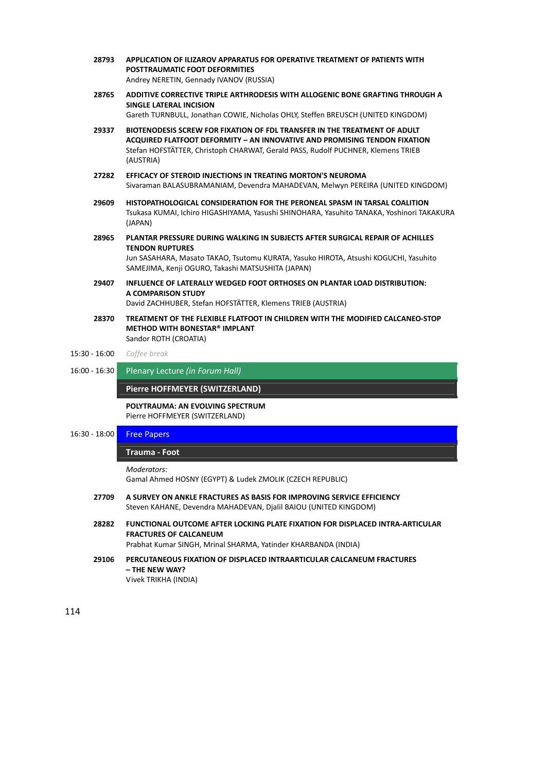**28793** **APPLICATION OF ILIZAROV APPARATUS FOR OPERATIVE TREATMENT OF PATIENTS WITH POSTTRAUMATIC FOOT DEFORMITIES**
Andrey NERETIN, Gennady IVANOV (RUSSIA)

**28765** **ADDITIVE CORRECTIVE TRIPLE ARTHRODESIS WITH ALLOGENIC BONE GRAFTING THROUGH A SINGLE LATERAL INCISION**
Gareth TURNBULL, Jonathan COWIE, Nicholas OHLY, Steffen BREUSCH (UNITED KINGDOM)

**29337** **BIOTENODESIS SCREW FOR FIXATION OF FDL TRANSFER IN THE TREATMENT OF ADULT ACQUIRED FLATFOOT DEFORMITY – AN INNOVATIVE AND PROMISING TENDON FIXATION**
Stefan HOFSTÄTTER, Christoph CHARWAT, Gerald PASS, Rudolf PUCHNER, Klemens TRIEB (AUSTRIA)

**27282** **EFFICACY OF STEROID INJECTIONS IN TREATING MORTON'S NEUROMA**
Sivaraman BALASUBRAMANIAM, Devendra MAHADEVAN, Melwyn PEREIRA (UNITED KINGDOM)

**29609** **HISTOPATHOLOGICAL CONSIDERATION FOR THE PERONEAL SPASM IN TARSAL COALITION**
Tsukasa KUMAI, Ichiro HIGASHIYAMA, Yasushi SHINOHARA, Yasuhito TANAKA, Yoshinori TAKAKURA (JAPAN)

**28965** **PLANTAR PRESSURE DURING WALKING IN SUBJECTS AFTER SURGICAL REPAIR OF ACHILLES TENDON RUPTURES**
Jun SASAHARA, Masato TAKAO, Tsutomu KURATA, Yasuko HIROTA, Atsushi KOGUCHI, Yasuhito SAMEJIMA, Kenji OGURO, Takashi MATSUSHITA (JAPAN)

**29407** **INFLUENCE OF LATERALLY WEDGED FOOT ORTHOSES ON PLANTAR LOAD DISTRIBUTION: A COMPARISON STUDY**
David ZACHHUBER, Stefan HOFSTÄTTER, Klemens TRIEB (AUSTRIA)

**28370** **TREATMENT OF THE FLEXIBLE FLATFOOT IN CHILDREN WITH THE MODIFIED CALCANEO-STOP METHOD WITH BONESTAR® IMPLANT**
Sandor ROTH (CROATIA)

15:30 - 16:00 *Coffee break*

16:00 - 16:30 Plenary Lecture *(in Forum Hall)*

**Pierre HOFFMEYER (SWITZERLAND)**

**POLYTRAUMA: AN EVOLVING SPECTRUM**
Pierre HOFFMEYER (SWITZERLAND)

16:30 - 18:00 Free Papers

**Trauma - Foot**

*Moderators*:
Gamal Ahmed HOSNY (EGYPT) & Ludek ZMOLIK (CZECH REPUBLIC)

**27709** **A SURVEY ON ANKLE FRACTURES AS BASIS FOR IMPROVING SERVICE EFFICIENCY**
Steven KAHANE, Devendra MAHADEVAN, Djalil BAIOU (UNITED KINGDOM)

**28282** **FUNCTIONAL OUTCOME AFTER LOCKING PLATE FIXATION FOR DISPLACED INTRA-ARTICULAR FRACTURES OF CALCANEUM**
Prabhat Kumar SINGH, Mrinal SHARMA, Yatinder KHARBANDA (INDIA)

**29106** **PERCUTANEOUS FIXATION OF DISPLACED INTRAARTICULAR CALCANEUM FRACTURES – THE NEW WAY?**
Vivek TRIKHA (INDIA)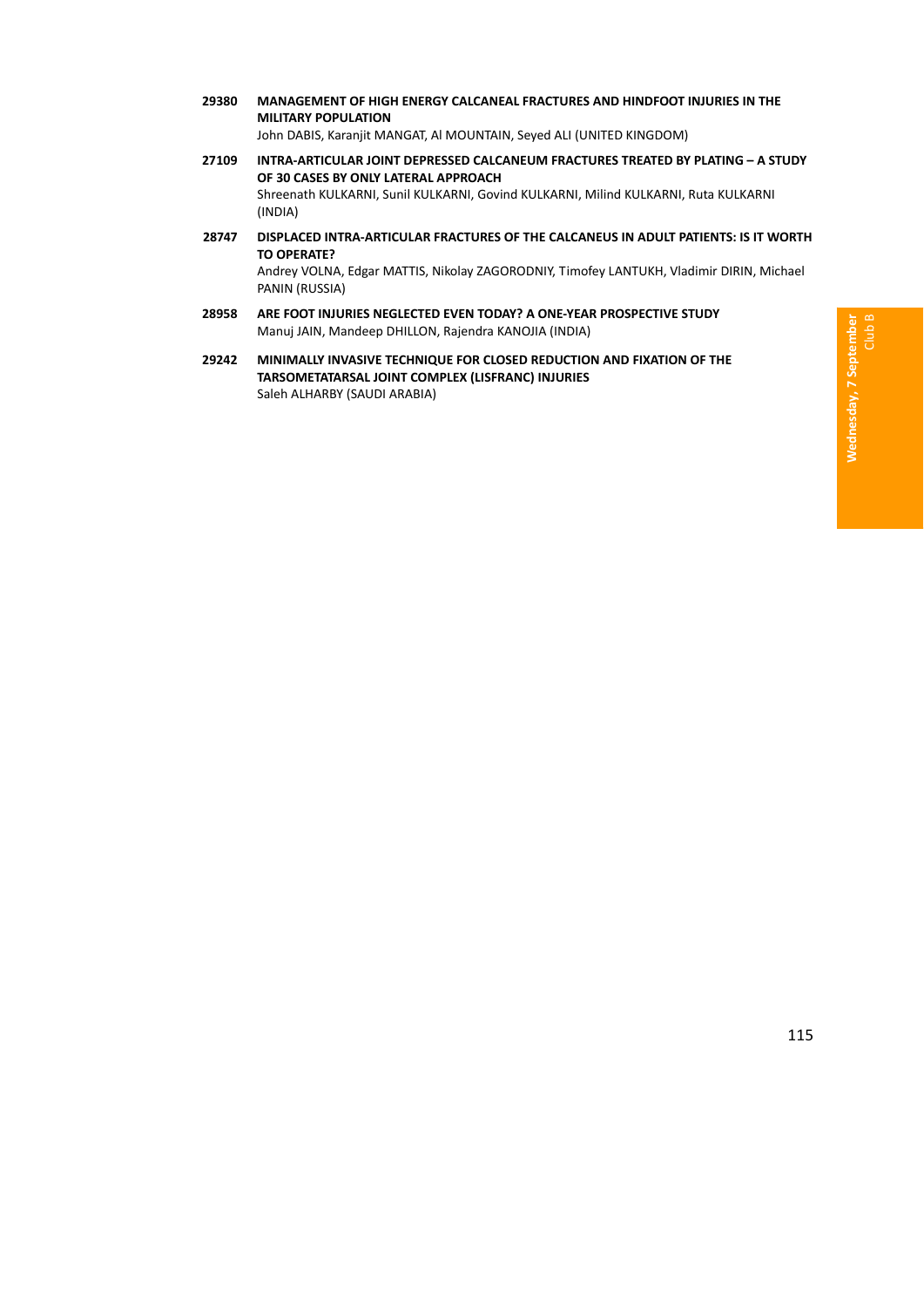**29380** **MANAGEMENT OF HIGH ENERGY CALCANEAL FRACTURES AND HINDFOOT INJURIES IN THE MILITARY POPULATION**
John DABIS, Karanjit MANGAT, Al MOUNTAIN, Seyed ALI (UNITED KINGDOM)

**27109** **INTRA-ARTICULAR JOINT DEPRESSED CALCANEUM FRACTURES TREATED BY PLATING – A STUDY OF 30 CASES BY ONLY LATERAL APPROACH**
Shreenath KULKARNI, Sunil KULKARNI, Govind KULKARNI, Milind KULKARNI, Ruta KULKARNI (INDIA)

**28747** **DISPLACED INTRA-ARTICULAR FRACTURES OF THE CALCANEUS IN ADULT PATIENTS: IS IT WORTH TO OPERATE?**
Andrey VOLNA, Edgar MATTIS, Nikolay ZAGORODNIY, Timofey LANTUKH, Vladimir DIRIN, Michael PANIN (RUSSIA)

**28958** **ARE FOOT INJURIES NEGLECTED EVEN TODAY? A ONE-YEAR PROSPECTIVE STUDY**
Manuj JAIN, Mandeep DHILLON, Rajendra KANOJIA (INDIA)

**29242** **MINIMALLY INVASIVE TECHNIQUE FOR CLOSED REDUCTION AND FIXATION OF THE TARSOMETATARSAL JOINT COMPLEX (LISFRANC) INJURIES**
Saleh ALHARBY (SAUDI ARABIA)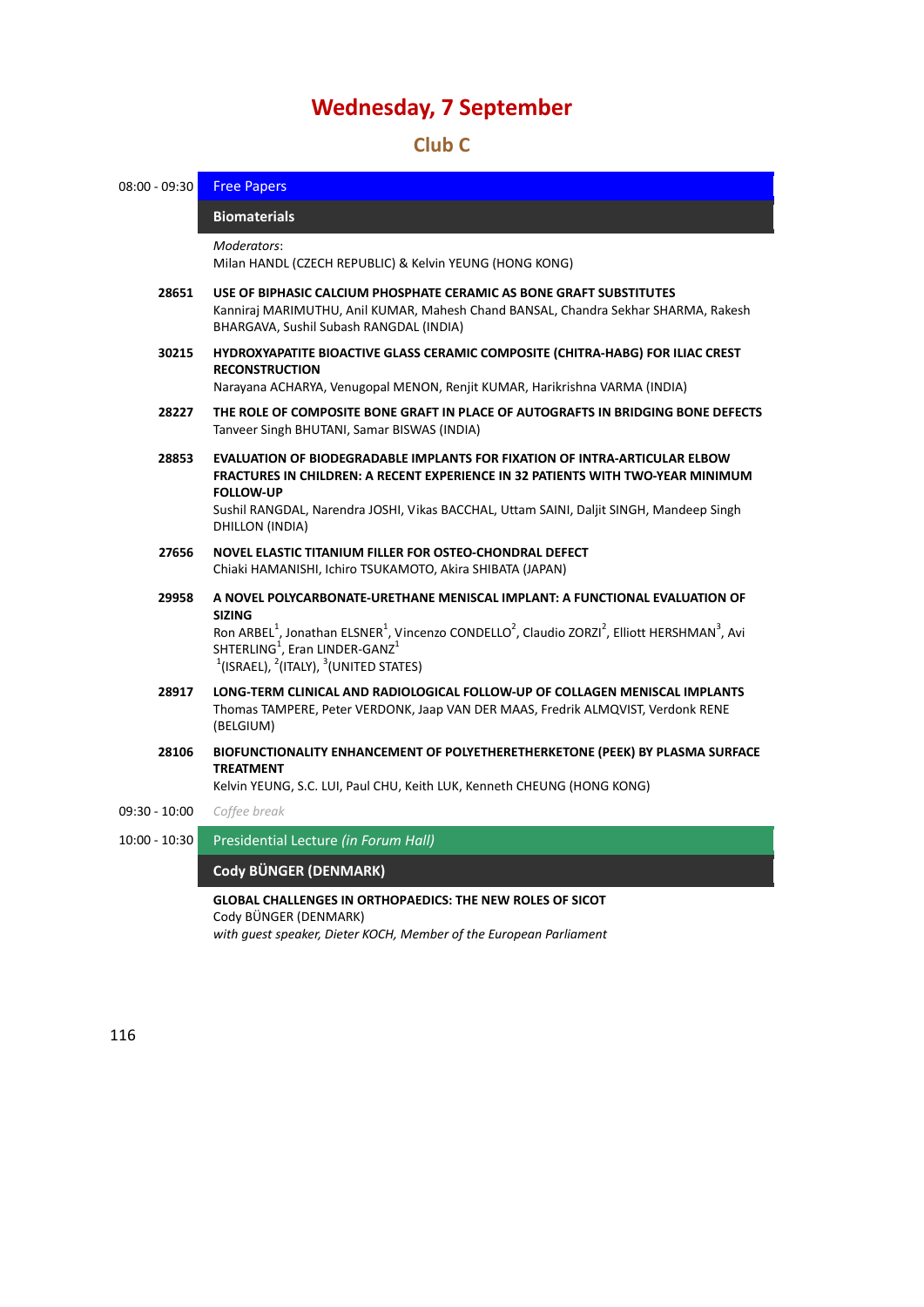# Wednesday, 7 September

## Club C

**08:00 - 09:30** Free Papers

### Biomaterials

*Moderators*:
Milan HANDL (CZECH REPUBLIC) & Kelvin YEUNG (HONG KONG)

**28651** **USE OF BIPHASIC CALCIUM PHOSPHATE CERAMIC AS BONE GRAFT SUBSTITUTES**
Kanniraj MARIMUTHU, Anil KUMAR, Mahesh Chand BANSAL, Chandra Sekhar SHARMA, Rakesh BHARGAVA, Sushil Subash RANGDAL (INDIA)

**30215** **HYDROXYAPATITE BIOACTIVE GLASS CERAMIC COMPOSITE (CHITRA-HABG) FOR ILIAC CREST RECONSTRUCTION**
Narayana ACHARYA, Venugopal MENON, Renjit KUMAR, Harikrishna VARMA (INDIA)

**28227** **THE ROLE OF COMPOSITE BONE GRAFT IN PLACE OF AUTOGRAFTS IN BRIDGING BONE DEFECTS**
Tanveer Singh BHUTANI, Samar BISWAS (INDIA)

**28853** **EVALUATION OF BIODEGRADABLE IMPLANTS FOR FIXATION OF INTRA-ARTICULAR ELBOW FRACTURES IN CHILDREN: A RECENT EXPERIENCE IN 32 PATIENTS WITH TWO-YEAR MINIMUM FOLLOW-UP**
Sushil RANGDAL, Narendra JOSHI, Vikas BACCHAL, Uttam SAINI, Daljit SINGH, Mandeep Singh DHILLON (INDIA)

**27656** **NOVEL ELASTIC TITANIUM FILLER FOR OSTEO-CHONDRAL DEFECT**
Chiaki HAMANISHI, Ichiro TSUKAMOTO, Akira SHIBATA (JAPAN)

**29958** **A NOVEL POLYCARBONATE-URETHANE MENISCAL IMPLANT: A FUNCTIONAL EVALUATION OF SIZING**
Ron ARBEL[1], Jonathan ELSNER[1], Vincenzo CONDELLO[2], Claudio ZORZI[2], Elliott HERSHMAN[3], Avi SHTERLING[1], Eran LINDER-GANZ[1]
[1](ISRAEL), [2](ITALY), [3](UNITED STATES)

**28917** **LONG-TERM CLINICAL AND RADIOLOGICAL FOLLOW-UP OF COLLAGEN MENISCAL IMPLANTS**
Thomas TAMPERE, Peter VERDONK, Jaap VAN DER MAAS, Fredrik ALMQVIST, Verdonk RENE (BELGIUM)

**28106** **BIOFUNCTIONALITY ENHANCEMENT OF POLYETHERETHERKETONE (PEEK) BY PLASMA SURFACE TREATMENT**
Kelvin YEUNG, S.C. LUI, Paul CHU, Keith LUK, Kenneth CHEUNG (HONG KONG)

**09:30 - 10:00** *Coffee break*

**10:00 - 10:30** Presidential Lecture *(in Forum Hall)*

### Cody BÜNGER (DENMARK)

**GLOBAL CHALLENGES IN ORTHOPAEDICS: THE NEW ROLES OF SICOT**
Cody BÜNGER (DENMARK)
*with guest speaker, Dieter KOCH, Member of the European Parliament*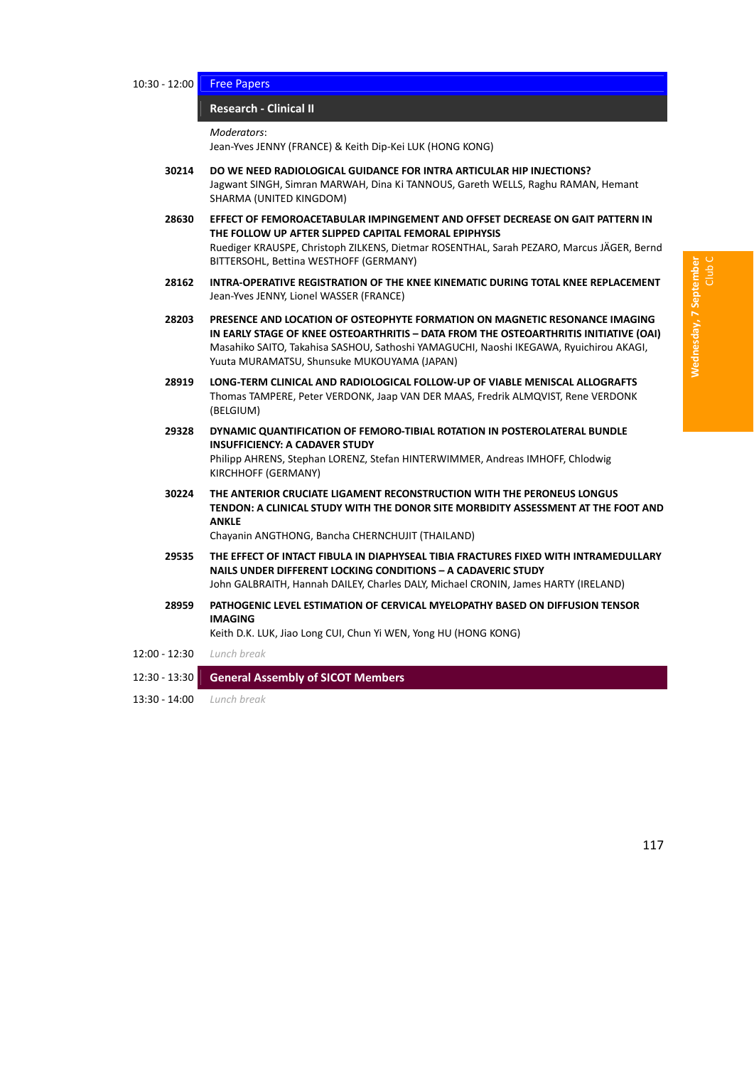10:30 - 12:00 **Free Papers**

## Research - Clinical II

*Moderators*:
Jean-Yves JENNY (FRANCE) & Keith Dip-Kei LUK (HONG KONG)

**30214** **DO WE NEED RADIOLOGICAL GUIDANCE FOR INTRA ARTICULAR HIP INJECTIONS?**
Jagwant SINGH, Simran MARWAH, Dina Ki TANNOUS, Gareth WELLS, Raghu RAMAN, Hemant SHARMA (UNITED KINGDOM)

**28630** **EFFECT OF FEMOROACETABULAR IMPINGEMENT AND OFFSET DECREASE ON GAIT PATTERN IN THE FOLLOW UP AFTER SLIPPED CAPITAL FEMORAL EPIPHYSIS**
Ruediger KRAUSPE, Christoph ZILKENS, Dietmar ROSENTHAL, Sarah PEZARO, Marcus JÄGER, Bernd BITTERSOHL, Bettina WESTHOFF (GERMANY)

**28162** **INTRA-OPERATIVE REGISTRATION OF THE KNEE KINEMATIC DURING TOTAL KNEE REPLACEMENT**
Jean-Yves JENNY, Lionel WASSER (FRANCE)

**28203** **PRESENCE AND LOCATION OF OSTEOPHYTE FORMATION ON MAGNETIC RESONANCE IMAGING IN EARLY STAGE OF KNEE OSTEOARTHRITIS – DATA FROM THE OSTEOARTHRITIS INITIATIVE (OAI)**
Masahiko SAITO, Takahisa SASHOU, Sathoshi YAMAGUCHI, Naoshi IKEGAWA, Ryuichirou AKAGI, Yuuta MURAMATSU, Shunsuke MUKOUYAMA (JAPAN)

**28919** **LONG-TERM CLINICAL AND RADIOLOGICAL FOLLOW-UP OF VIABLE MENISCAL ALLOGRAFTS**
Thomas TAMPERE, Peter VERDONK, Jaap VAN DER MAAS, Fredrik ALMQVIST, Rene VERDONK (BELGIUM)

**29328** **DYNAMIC QUANTIFICATION OF FEMORO-TIBIAL ROTATION IN POSTEROLATERAL BUNDLE INSUFFICIENCY: A CADAVER STUDY**
Philipp AHRENS, Stephan LORENZ, Stefan HINTERWIMMER, Andreas IMHOFF, Chlodwig KIRCHHOFF (GERMANY)

**30224** **THE ANTERIOR CRUCIATE LIGAMENT RECONSTRUCTION WITH THE PERONEUS LONGUS TENDON: A CLINICAL STUDY WITH THE DONOR SITE MORBIDITY ASSESSMENT AT THE FOOT AND ANKLE**
Chayanin ANGTHONG, Bancha CHERNCHUJIT (THAILAND)

**29535** **THE EFFECT OF INTACT FIBULA IN DIAPHYSEAL TIBIA FRACTURES FIXED WITH INTRAMEDULLARY NAILS UNDER DIFFERENT LOCKING CONDITIONS – A CADAVERIC STUDY**
John GALBRAITH, Hannah DAILEY, Charles DALY, Michael CRONIN, James HARTY (IRELAND)

**28959** **PATHOGENIC LEVEL ESTIMATION OF CERVICAL MYELOPATHY BASED ON DIFFUSION TENSOR IMAGING**
Keith D.K. LUK, Jiao Long CUI, Chun Yi WEN, Yong HU (HONG KONG)

12:00 - 12:30 *Lunch break*

12:30 - 13:30 **General Assembly of SICOT Members**

13:30 - 14:00 *Lunch break*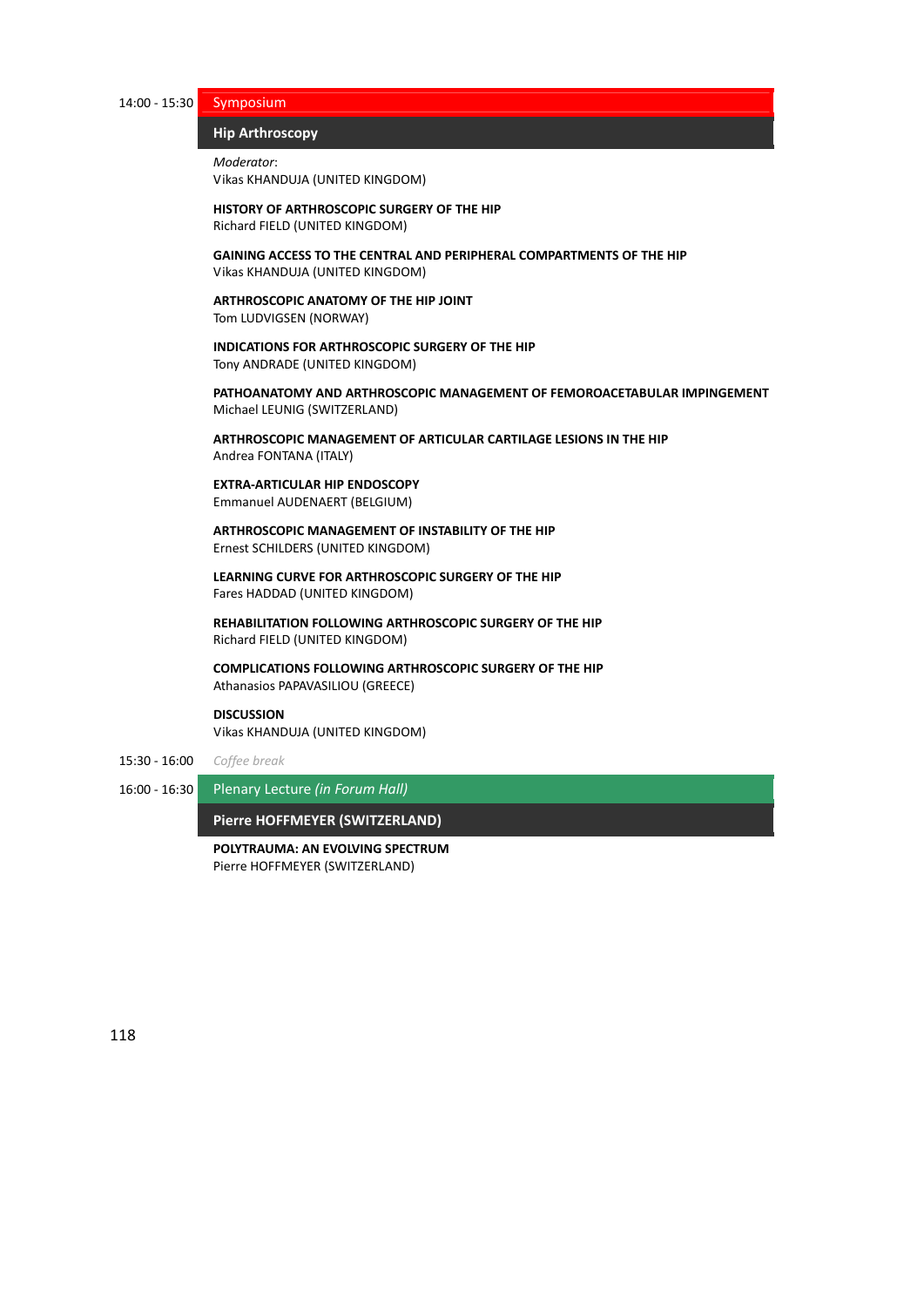14:00 - 15:30 **Symposium**

## Hip Arthroscopy

*Moderator*:
Vikas KHANDUJA (UNITED KINGDOM)

**HISTORY OF ARTHROSCOPIC SURGERY OF THE HIP**
Richard FIELD (UNITED KINGDOM)

**GAINING ACCESS TO THE CENTRAL AND PERIPHERAL COMPARTMENTS OF THE HIP**
Vikas KHANDUJA (UNITED KINGDOM)

**ARTHROSCOPIC ANATOMY OF THE HIP JOINT**
Tom LUDVIGSEN (NORWAY)

**INDICATIONS FOR ARTHROSCOPIC SURGERY OF THE HIP**
Tony ANDRADE (UNITED KINGDOM)

**PATHOANATOMY AND ARTHROSCOPIC MANAGEMENT OF FEMOROACETABULAR IMPINGEMENT**
Michael LEUNIG (SWITZERLAND)

**ARTHROSCOPIC MANAGEMENT OF ARTICULAR CARTILAGE LESIONS IN THE HIP**
Andrea FONTANA (ITALY)

**EXTRA-ARTICULAR HIP ENDOSCOPY**
Emmanuel AUDENAERT (BELGIUM)

**ARTHROSCOPIC MANAGEMENT OF INSTABILITY OF THE HIP**
Ernest SCHILDERS (UNITED KINGDOM)

**LEARNING CURVE FOR ARTHROSCOPIC SURGERY OF THE HIP**
Fares HADDAD (UNITED KINGDOM)

**REHABILITATION FOLLOWING ARTHROSCOPIC SURGERY OF THE HIP**
Richard FIELD (UNITED KINGDOM)

**COMPLICATIONS FOLLOWING ARTHROSCOPIC SURGERY OF THE HIP**
Athanasios PAPAVASILIOU (GREECE)

**DISCUSSION**
Vikas KHANDUJA (UNITED KINGDOM)

15:30 - 16:00 *Coffee break*

16:00 - 16:30 **Plenary Lecture** *(in Forum Hall)*

## Pierre HOFFMEYER (SWITZERLAND)

**POLYTRAUMA: AN EVOLVING SPECTRUM**
Pierre HOFFMEYER (SWITZERLAND)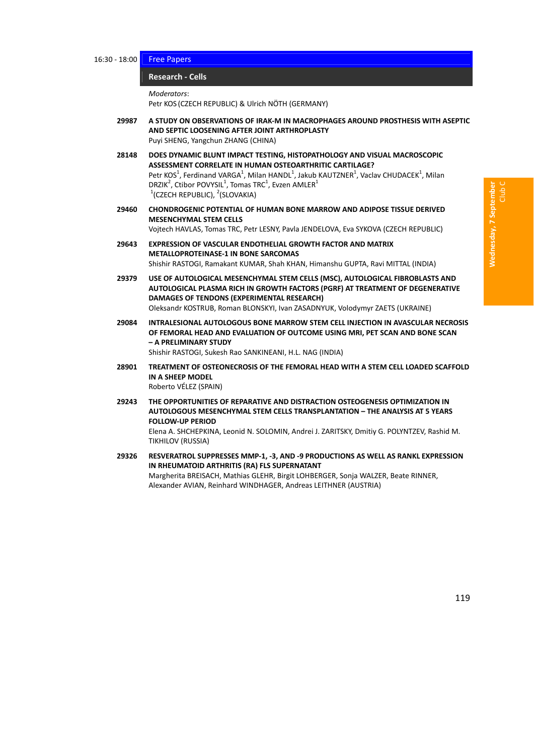16:30 - 18:00

## Free Papers

### Research - Cells

*Moderators*:
Petr KOS (CZECH REPUBLIC) & Ulrich NÖTH (GERMANY)

**29987** **A STUDY ON OBSERVATIONS OF IRAK-M IN MACROPHAGES AROUND PROSTHESIS WITH ASEPTIC AND SEPTIC LOOSENING AFTER JOINT ARTHROPLASTY**
Puyi SHENG, Yangchun ZHANG (CHINA)

**28148** **DOES DYNAMIC BLUNT IMPACT TESTING, HISTOPATHOLOGY AND VISUAL MACROSCOPIC ASSESSMENT CORRELATE IN HUMAN OSTEOARTHRITIC CARTILAGE?**
Petr KOS[1], Ferdinand VARGA[1], Milan HANDL[1], Jakub KAUTZNER[1], Vaclav CHUDACEK[1], Milan DRZIK[2], Ctibor POVYSIL[1], Tomas TRC[1], Evzen AMLER[1]
[1](CZECH REPUBLIC), [2](SLOVAKIA)

**29460** **CHONDROGENIC POTENTIAL OF HUMAN BONE MARROW AND ADIPOSE TISSUE DERIVED MESENCHYMAL STEM CELLS**
Vojtech HAVLAS, Tomas TRC, Petr LESNY, Pavla JENDELOVA, Eva SYKOVA (CZECH REPUBLIC)

**29643** **EXPRESSION OF VASCULAR ENDOTHELIAL GROWTH FACTOR AND MATRIX METALLOPROTEINASE-1 IN BONE SARCOMAS**
Shishir RASTOGI, Ramakant KUMAR, Shah KHAN, Himanshu GUPTA, Ravi MITTAL (INDIA)

**29379** **USE OF AUTOLOGICAL MESENCHYMAL STEM CELLS (MSC), AUTOLOGICAL FIBROBLASTS AND AUTOLOGICAL PLASMA RICH IN GROWTH FACTORS (PGRF) AT TREATMENT OF DEGENERATIVE DAMAGES OF TENDONS (EXPERIMENTAL RESEARCH)**
Oleksandr KOSTRUB, Roman BLONSKYI, Ivan ZASADNYUK, Volodymyr ZAETS (UKRAINE)

**29084** **INTRALESIONAL AUTOLOGOUS BONE MARROW STEM CELL INJECTION IN AVASCULAR NECROSIS OF FEMORAL HEAD AND EVALUATION OF OUTCOME USING MRI, PET SCAN AND BONE SCAN – A PRELIMINARY STUDY**
Shishir RASTOGI, Sukesh Rao SANKINEANI, H.L. NAG (INDIA)

**28901** **TREATMENT OF OSTEONECROSIS OF THE FEMORAL HEAD WITH A STEM CELL LOADED SCAFFOLD IN A SHEEP MODEL**
Roberto VÉLEZ (SPAIN)

**29243** **THE OPPORTUNITIES OF REPARATIVE AND DISTRACTION OSTEOGENESIS OPTIMIZATION IN AUTOLOGOUS MESENCHYMAL STEM CELLS TRANSPLANTATION – THE ANALYSIS AT 5 YEARS FOLLOW-UP PERIOD**
Elena A. SHCHEPKINA, Leonid N. SOLOMIN, Andrei J. ZARITSKY, Dmitiy G. POLYNTZEV, Rashid M. TIKHILOV (RUSSIA)

**29326** **RESVERATROL SUPPRESSES MMP-1, -3, AND -9 PRODUCTIONS AS WELL AS RANKL EXPRESSION IN RHEUMATOID ARTHRITIS (RA) FLS SUPERNATANT**
Margherita BREISACH, Mathias GLEHR, Birgit LOHBERGER, Sonja WALZER, Beate RINNER, Alexander AVIAN, Reinhard WINDHAGER, Andreas LEITHNER (AUSTRIA)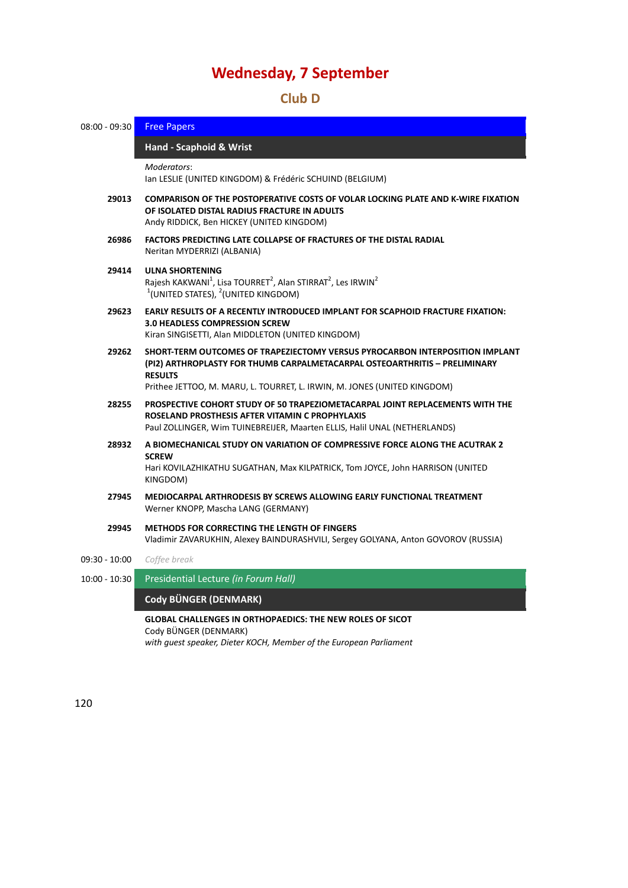# Wednesday, 7 September

## Club D

**08:00 - 09:30** Free Papers

### Hand - Scaphoid & Wrist

*Moderators*:
Ian LESLIE (UNITED KINGDOM) & Frédéric SCHUIND (BELGIUM)

**29013** **COMPARISON OF THE POSTOPERATIVE COSTS OF VOLAR LOCKING PLATE AND K-WIRE FIXATION OF ISOLATED DISTAL RADIUS FRACTURE IN ADULTS**
Andy RIDDICK, Ben HICKEY (UNITED KINGDOM)

**26986** **FACTORS PREDICTING LATE COLLAPSE OF FRACTURES OF THE DISTAL RADIAL**
Neritan MYDERRIZI (ALBANIA)

**29414** **ULNA SHORTENING**
Rajesh KAKWANI[1], Lisa TOURRET[2], Alan STIRRAT[2], Les IRWIN[2]
[1](UNITED STATES), [2](UNITED KINGDOM)

**29623** **EARLY RESULTS OF A RECENTLY INTRODUCED IMPLANT FOR SCAPHOID FRACTURE FIXATION: 3.0 HEADLESS COMPRESSION SCREW**
Kiran SINGISETTI, Alan MIDDLETON (UNITED KINGDOM)

**29262** **SHORT-TERM OUTCOMES OF TRAPEZIECTOMY VERSUS PYROCARBON INTERPOSITION IMPLANT (PI2) ARTHROPLASTY FOR THUMB CARPALMETACARPAL OSTEOARTHRITIS – PRELIMINARY RESULTS**
Prithee JETTOO, M. MARU, L. TOURRET, L. IRWIN, M. JONES (UNITED KINGDOM)

**28255** **PROSPECTIVE COHORT STUDY OF 50 TRAPEZIOMETACARPAL JOINT REPLACEMENTS WITH THE ROSELAND PROSTHESIS AFTER VITAMIN C PROPHYLAXIS**
Paul ZOLLINGER, Wim TUINEBREIJER, Maarten ELLIS, Halil UNAL (NETHERLANDS)

**28932** **A BIOMECHANICAL STUDY ON VARIATION OF COMPRESSIVE FORCE ALONG THE ACUTRAK 2 SCREW**
Hari KOVILAZHIKATHU SUGATHAN, Max KILPATRICK, Tom JOYCE, John HARRISON (UNITED KINGDOM)

**27945** **MEDIOCARPAL ARTHRODESIS BY SCREWS ALLOWING EARLY FUNCTIONAL TREATMENT**
Werner KNOPP, Mascha LANG (GERMANY)

**29945** **METHODS FOR CORRECTING THE LENGTH OF FINGERS**
Vladimir ZAVARUKHIN, Alexey BAINDURASHVILI, Sergey GOLYANA, Anton GOVOROV (RUSSIA)

**09:30 - 10:00** *Coffee break*

**10:00 - 10:30** Presidential Lecture *(in Forum Hall)*

### Cody BÜNGER (DENMARK)

**GLOBAL CHALLENGES IN ORTHOPAEDICS: THE NEW ROLES OF SICOT**
Cody BÜNGER (DENMARK)
*with guest speaker, Dieter KOCH, Member of the European Parliament*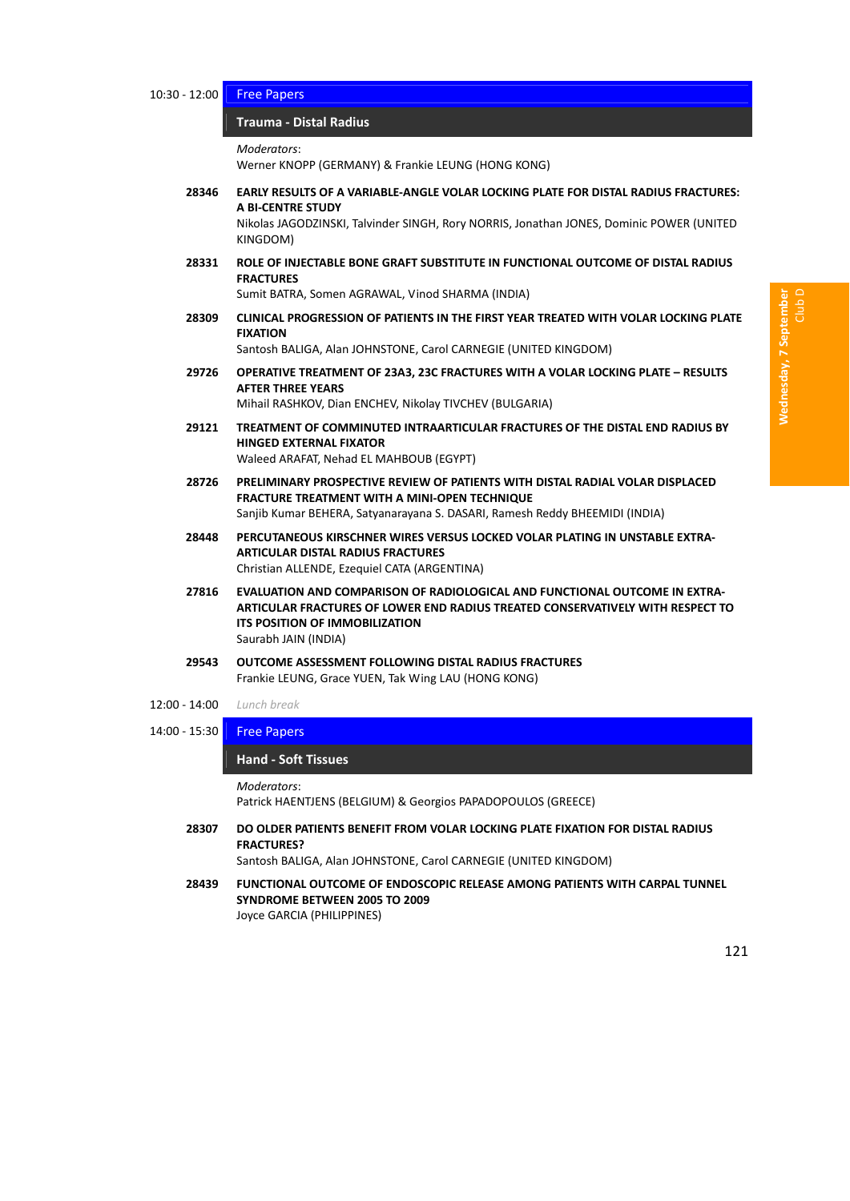10:30 - 12:00

## Free Papers

### Trauma - Distal Radius

*Moderators*:
Werner KNOPP (GERMANY) & Frankie LEUNG (HONG KONG)

**28346** **EARLY RESULTS OF A VARIABLE-ANGLE VOLAR LOCKING PLATE FOR DISTAL RADIUS FRACTURES: A BI-CENTRE STUDY**
Nikolas JAGODZINSKI, Talvinder SINGH, Rory NORRIS, Jonathan JONES, Dominic POWER (UNITED KINGDOM)

**28331** **ROLE OF INJECTABLE BONE GRAFT SUBSTITUTE IN FUNCTIONAL OUTCOME OF DISTAL RADIUS FRACTURES**
Sumit BATRA, Somen AGRAWAL, Vinod SHARMA (INDIA)

**28309** **CLINICAL PROGRESSION OF PATIENTS IN THE FIRST YEAR TREATED WITH VOLAR LOCKING PLATE FIXATION**
Santosh BALIGA, Alan JOHNSTONE, Carol CARNEGIE (UNITED KINGDOM)

**29726** **OPERATIVE TREATMENT OF 23A3, 23C FRACTURES WITH A VOLAR LOCKING PLATE – RESULTS AFTER THREE YEARS**
Mihail RASHKOV, Dian ENCHEV, Nikolay TIVCHEV (BULGARIA)

**29121** **TREATMENT OF COMMINUTED INTRAARTICULAR FRACTURES OF THE DISTAL END RADIUS BY HINGED EXTERNAL FIXATOR**
Waleed ARAFAT, Nehad EL MAHBOUB (EGYPT)

**28726** **PRELIMINARY PROSPECTIVE REVIEW OF PATIENTS WITH DISTAL RADIAL VOLAR DISPLACED FRACTURE TREATMENT WITH A MINI-OPEN TECHNIQUE**
Sanjib Kumar BEHERA, Satyanarayana S. DASARI, Ramesh Reddy BHEEMIDI (INDIA)

**28448** **PERCUTANEOUS KIRSCHNER WIRES VERSUS LOCKED VOLAR PLATING IN UNSTABLE EXTRA-ARTICULAR DISTAL RADIUS FRACTURES**
Christian ALLENDE, Ezequiel CATA (ARGENTINA)

**27816** **EVALUATION AND COMPARISON OF RADIOLOGICAL AND FUNCTIONAL OUTCOME IN EXTRA-ARTICULAR FRACTURES OF LOWER END RADIUS TREATED CONSERVATIVELY WITH RESPECT TO ITS POSITION OF IMMOBILIZATION**
Saurabh JAIN (INDIA)

**29543** **OUTCOME ASSESSMENT FOLLOWING DISTAL RADIUS FRACTURES**
Frankie LEUNG, Grace YUEN, Tak Wing LAU (HONG KONG)

12:00 - 14:00 *Lunch break*

14:00 - 15:30

## Free Papers

### Hand - Soft Tissues

*Moderators*:
Patrick HAENTJENS (BELGIUM) & Georgios PAPADOPOULOS (GREECE)

**28307** **DO OLDER PATIENTS BENEFIT FROM VOLAR LOCKING PLATE FIXATION FOR DISTAL RADIUS FRACTURES?**
Santosh BALIGA, Alan JOHNSTONE, Carol CARNEGIE (UNITED KINGDOM)

**28439** **FUNCTIONAL OUTCOME OF ENDOSCOPIC RELEASE AMONG PATIENTS WITH CARPAL TUNNEL SYNDROME BETWEEN 2005 TO 2009**
Joyce GARCIA (PHILIPPINES)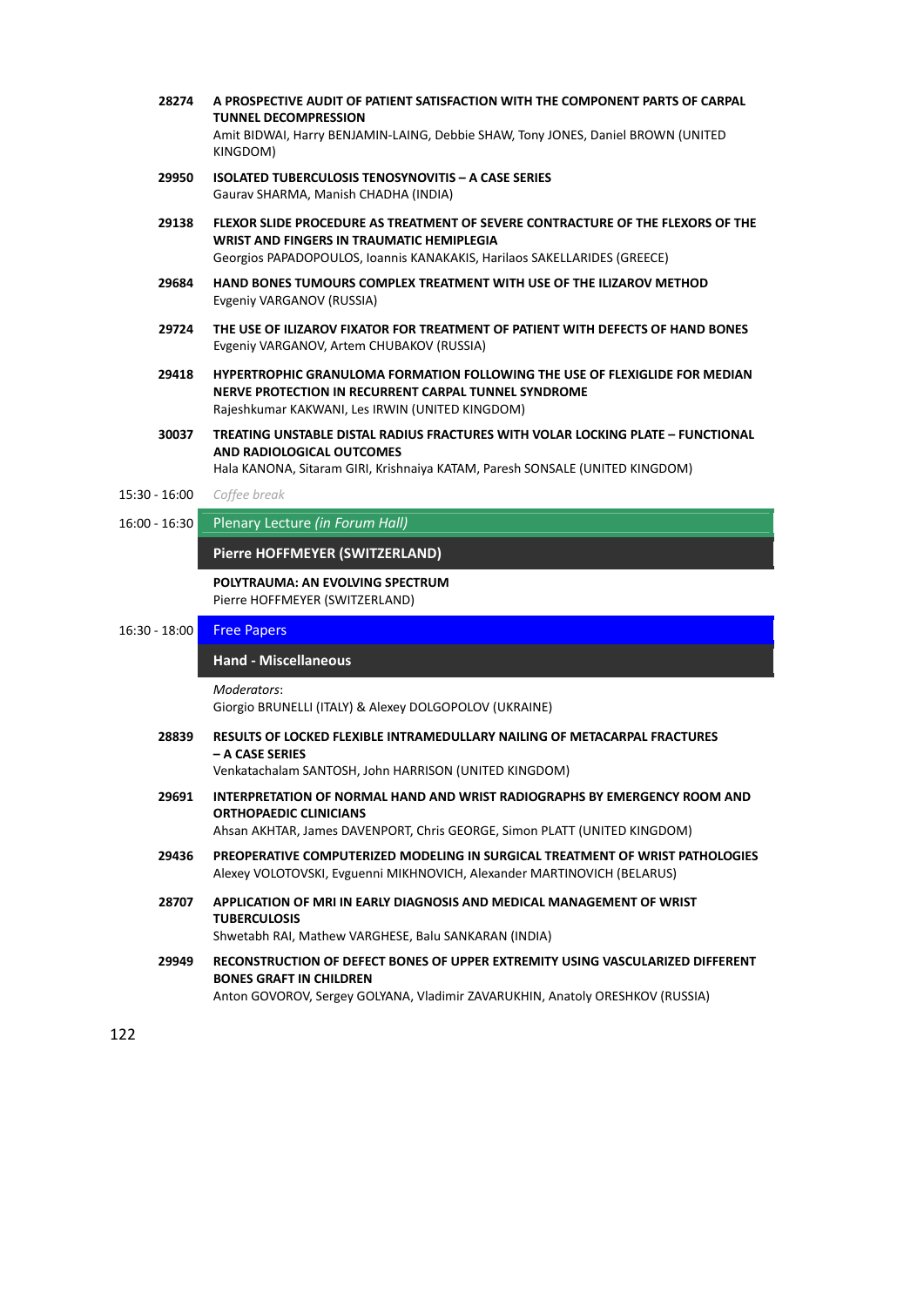**28274** **A PROSPECTIVE AUDIT OF PATIENT SATISFACTION WITH THE COMPONENT PARTS OF CARPAL TUNNEL DECOMPRESSION**
Amit BIDWAI, Harry BENJAMIN-LAING, Debbie SHAW, Tony JONES, Daniel BROWN (UNITED KINGDOM)

**29950** **ISOLATED TUBERCULOSIS TENOSYNOVITIS – A CASE SERIES**
Gaurav SHARMA, Manish CHADHA (INDIA)

**29138** **FLEXOR SLIDE PROCEDURE AS TREATMENT OF SEVERE CONTRACTURE OF THE FLEXORS OF THE WRIST AND FINGERS IN TRAUMATIC HEMIPLEGIA**
Georgios PAPADOPOULOS, Ioannis KANAKAKIS, Harilaos SAKELLARIDES (GREECE)

**29684** **HAND BONES TUMOURS COMPLEX TREATMENT WITH USE OF THE ILIZAROV METHOD**
Evgeniy VARGANOV (RUSSIA)

**29724** **THE USE OF ILIZAROV FIXATOR FOR TREATMENT OF PATIENT WITH DEFECTS OF HAND BONES**
Evgeniy VARGANOV, Artem CHUBAKOV (RUSSIA)

**29418** **HYPERTROPHIC GRANULOMA FORMATION FOLLOWING THE USE OF FLEXIGLIDE FOR MEDIAN NERVE PROTECTION IN RECURRENT CARPAL TUNNEL SYNDROME**
Rajeshkumar KAKWANI, Les IRWIN (UNITED KINGDOM)

**30037** **TREATING UNSTABLE DISTAL RADIUS FRACTURES WITH VOLAR LOCKING PLATE – FUNCTIONAL AND RADIOLOGICAL OUTCOMES**
Hala KANONA, Sitaram GIRI, Krishnaiya KATAM, Paresh SONSALE (UNITED KINGDOM)

15:30 - 16:00 *Coffee break*

16:00 - 16:30 Plenary Lecture *(in Forum Hall)*

**Pierre HOFFMEYER (SWITZERLAND)**

**POLYTRAUMA: AN EVOLVING SPECTRUM**
Pierre HOFFMEYER (SWITZERLAND)

16:30 - 18:00 Free Papers

**Hand - Miscellaneous**

*Moderators*:
Giorgio BRUNELLI (ITALY) & Alexey DOLGOPOLOV (UKRAINE)

**28839** **RESULTS OF LOCKED FLEXIBLE INTRAMEDULLARY NAILING OF METACARPAL FRACTURES – A CASE SERIES**
Venkatachalam SANTOSH, John HARRISON (UNITED KINGDOM)

**29691** **INTERPRETATION OF NORMAL HAND AND WRIST RADIOGRAPHS BY EMERGENCY ROOM AND ORTHOPAEDIC CLINICIANS**
Ahsan AKHTAR, James DAVENPORT, Chris GEORGE, Simon PLATT (UNITED KINGDOM)

**29436** **PREOPERATIVE COMPUTERIZED MODELING IN SURGICAL TREATMENT OF WRIST PATHOLOGIES**
Alexey VOLOTOVSKI, Evguenni MIKHNOVICH, Alexander MARTINOVICH (BELARUS)

**28707** **APPLICATION OF MRI IN EARLY DIAGNOSIS AND MEDICAL MANAGEMENT OF WRIST TUBERCULOSIS**
Shwetabh RAI, Mathew VARGHESE, Balu SANKARAN (INDIA)

**29949** **RECONSTRUCTION OF DEFECT BONES OF UPPER EXTREMITY USING VASCULARIZED DIFFERENT BONES GRAFT IN CHILDREN**
Anton GOVOROV, Sergey GOLYANA, Vladimir ZAVARUKHIN, Anatoly ORESHKOV (RUSSIA)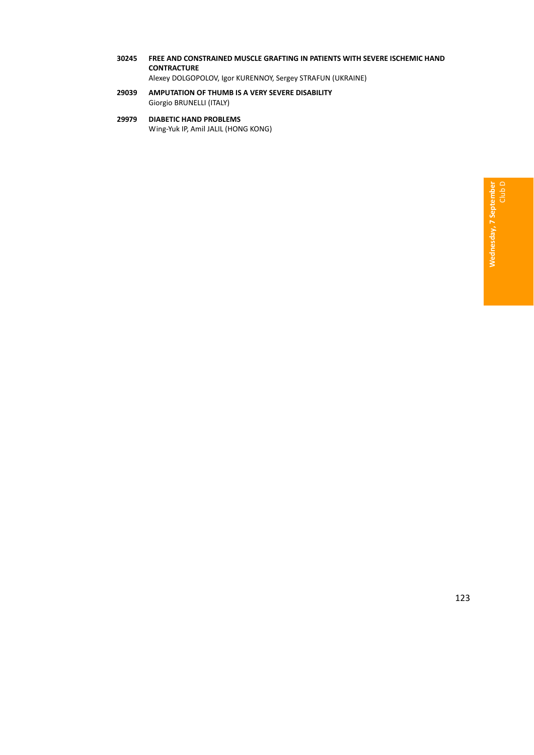**30245** **FREE AND CONSTRAINED MUSCLE GRAFTING IN PATIENTS WITH SEVERE ISCHEMIC HAND CONTRACTURE**
Alexey DOLGOPOLOV, Igor KURENNOY, Sergey STRAFUN (UKRAINE)

**29039** **AMPUTATION OF THUMB IS A VERY SEVERE DISABILITY**
Giorgio BRUNELLI (ITALY)

**29979** **DIABETIC HAND PROBLEMS**
Wing-Yuk IP, Amil JALIL (HONG KONG)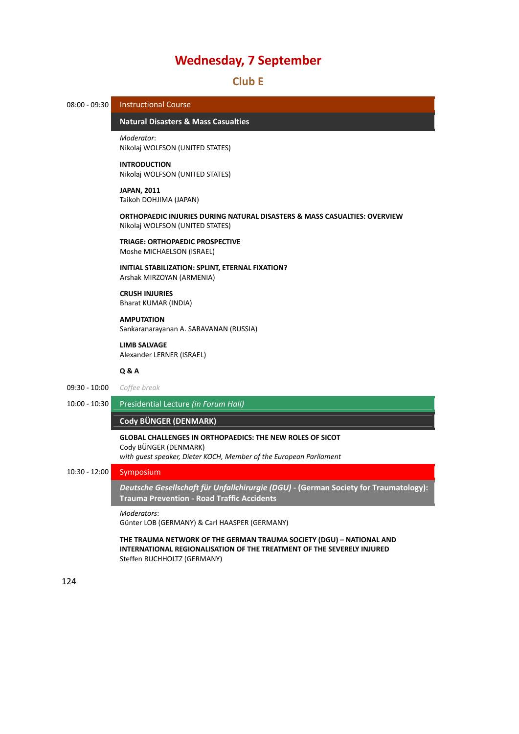# Wednesday, 7 September

## Club E

**08:00 - 09:30** Instructional Course

### Natural Disasters & Mass Casualties

*Moderator*:
Nikolaj WOLFSON (UNITED STATES)

**INTRODUCTION**
Nikolaj WOLFSON (UNITED STATES)

**JAPAN, 2011**
Taikoh DOHJIMA (JAPAN)

**ORTHOPAEDIC INJURIES DURING NATURAL DISASTERS & MASS CASUALTIES: OVERVIEW**
Nikolaj WOLFSON (UNITED STATES)

**TRIAGE: ORTHOPAEDIC PROSPECTIVE**
Moshe MICHAELSON (ISRAEL)

**INITIAL STABILIZATION: SPLINT, ETERNAL FIXATION?**
Arshak MIRZOYAN (ARMENIA)

**CRUSH INJURIES**
Bharat KUMAR (INDIA)

**AMPUTATION**
Sankaranarayanan A. SARAVANAN (RUSSIA)

**LIMB SALVAGE**
Alexander LERNER (ISRAEL)

**Q & A**

**09:30 - 10:00** *Coffee break*

**10:00 - 10:30** Presidential Lecture *(in Forum Hall)*

### Cody BÜNGER (DENMARK)

**GLOBAL CHALLENGES IN ORTHOPAEDICS: THE NEW ROLES OF SICOT**
Cody BÜNGER (DENMARK)
*with guest speaker, Dieter KOCH, Member of the European Parliament*

**10:30 - 12:00** Symposium

### *Deutsche Gesellschaft für Unfallchirurgie (DGU)* - (German Society for Traumatology): Trauma Prevention - Road Traffic Accidents

*Moderators*:
Günter LOB (GERMANY) & Carl HAASPER (GERMANY)

**THE TRAUMA NETWORK OF THE GERMAN TRAUMA SOCIETY (DGU) – NATIONAL AND INTERNATIONAL REGIONALISATION OF THE TREATMENT OF THE SEVERELY INJURED**
Steffen RUCHHOLTZ (GERMANY)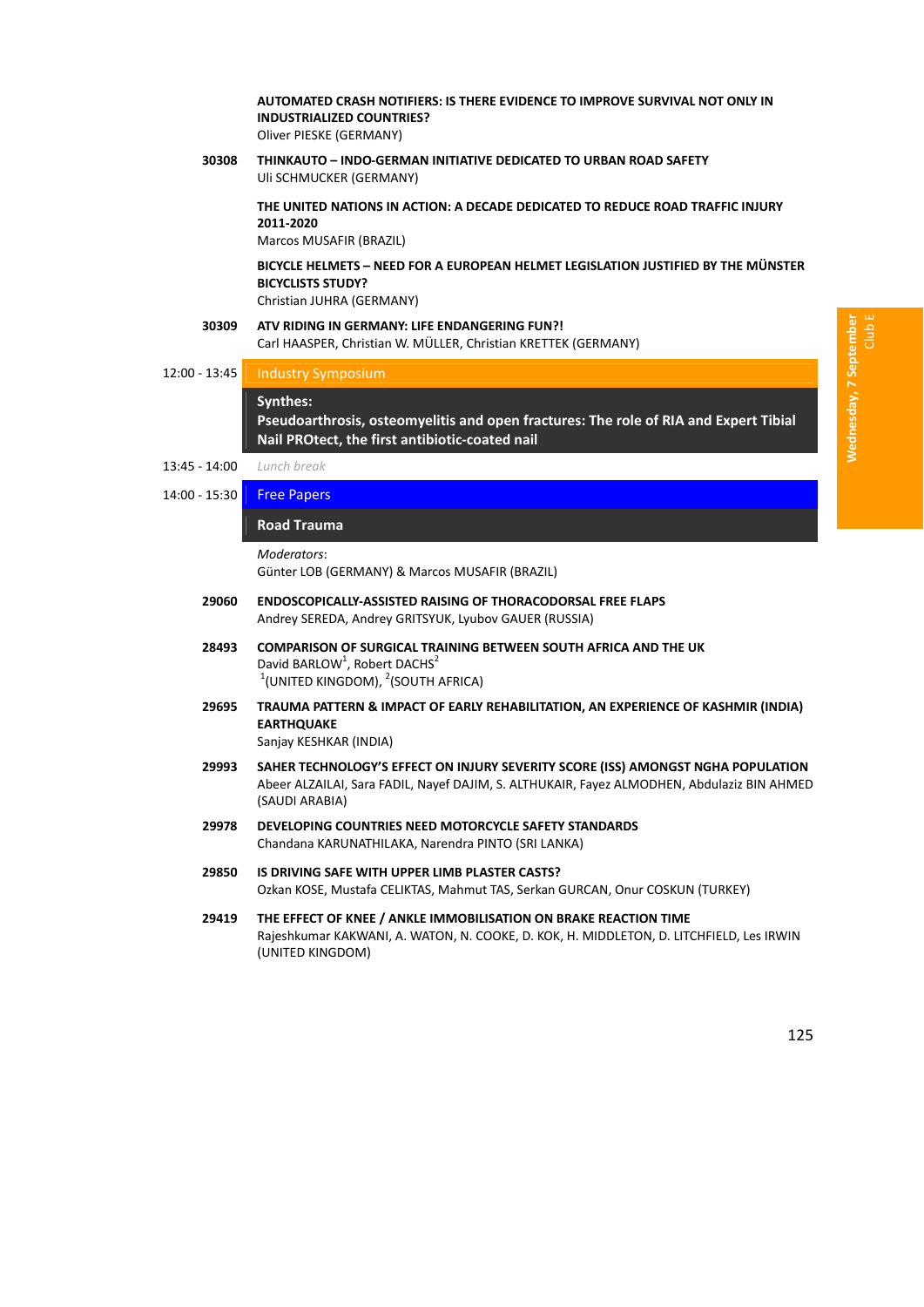**AUTOMATED CRASH NOTIFIERS: IS THERE EVIDENCE TO IMPROVE SURVIVAL NOT ONLY IN INDUSTRIALIZED COUNTRIES?**
Oliver PIESKE (GERMANY)

**30308** **THINKAUTO – INDO-GERMAN INITIATIVE DEDICATED TO URBAN ROAD SAFETY**
Uli SCHMUCKER (GERMANY)

**THE UNITED NATIONS IN ACTION: A DECADE DEDICATED TO REDUCE ROAD TRAFFIC INJURY 2011-2020**
Marcos MUSAFIR (BRAZIL)

**BICYCLE HELMETS – NEED FOR A EUROPEAN HELMET LEGISLATION JUSTIFIED BY THE MÜNSTER BICYCLISTS STUDY?**
Christian JUHRA (GERMANY)

**30309** **ATV RIDING IN GERMANY: LIFE ENDANGERING FUN?!**
Carl HAASPER, Christian W. MÜLLER, Christian KRETTEK (GERMANY)

12:00 - 13:45 Industry Symposium

**Synthes:**
**Pseudoarthrosis, osteomyelitis and open fractures: The role of RIA and Expert Tibial Nail PROtect, the first antibiotic-coated nail**

13:45 - 14:00 *Lunch break*

14:00 - 15:30 Free Papers

## Road Trauma

*Moderators*:
Günter LOB (GERMANY) & Marcos MUSAFIR (BRAZIL)

**29060** **ENDOSCOPICALLY-ASSISTED RAISING OF THORACODORSAL FREE FLAPS**
Andrey SEREDA, Andrey GRITSYUK, Lyubov GAUER (RUSSIA)

**28493** **COMPARISON OF SURGICAL TRAINING BETWEEN SOUTH AFRICA AND THE UK**
David BARLOW[1], Robert DACHS[2]
[1](UNITED KINGDOM), [2](SOUTH AFRICA)

**29695** **TRAUMA PATTERN & IMPACT OF EARLY REHABILITATION, AN EXPERIENCE OF KASHMIR (INDIA) EARTHQUAKE**
Sanjay KESHKAR (INDIA)

**29993** **SAHER TECHNOLOGY'S EFFECT ON INJURY SEVERITY SCORE (ISS) AMONGST NGHA POPULATION**
Abeer ALZAILAI, Sara FADIL, Nayef DAJIM, S. ALTHUKAIR, Fayez ALMODHEN, Abdulaziz BIN AHMED (SAUDI ARABIA)

**29978** **DEVELOPING COUNTRIES NEED MOTORCYCLE SAFETY STANDARDS**
Chandana KARUNATHILAKA, Narendra PINTO (SRI LANKA)

**29850** **IS DRIVING SAFE WITH UPPER LIMB PLASTER CASTS?**
Ozkan KOSE, Mustafa CELIKTAS, Mahmut TAS, Serkan GURCAN, Onur COSKUN (TURKEY)

**29419** **THE EFFECT OF KNEE / ANKLE IMMOBILISATION ON BRAKE REACTION TIME**
Rajeshkumar KAKWANI, A. WATON, N. COOKE, D. KOK, H. MIDDLETON, D. LITCHFIELD, Les IRWIN (UNITED KINGDOM)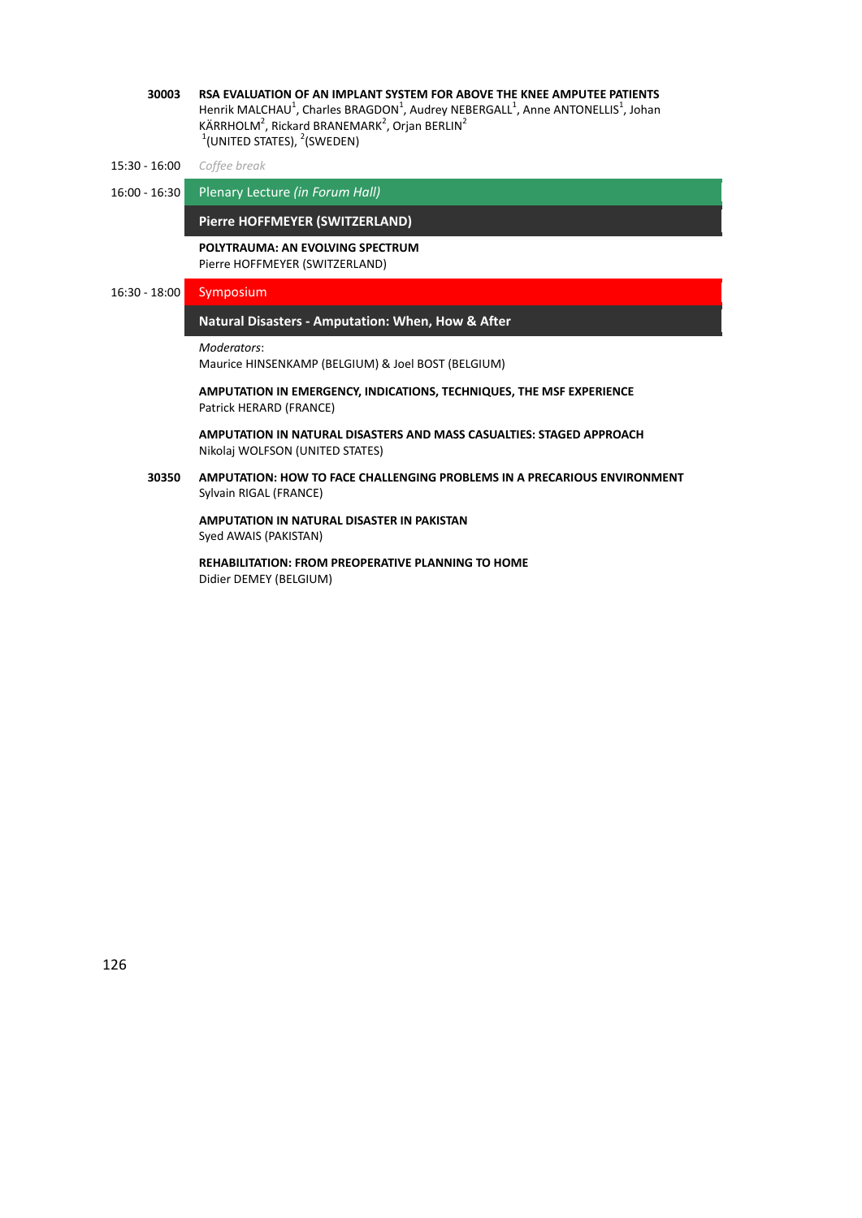**30003** **RSA EVALUATION OF AN IMPLANT SYSTEM FOR ABOVE THE KNEE AMPUTEE PATIENTS**
Henrik MALCHAU[1], Charles BRAGDON[1], Audrey NEBERGALL[1], Anne ANTONELLIS[1], Johan KÄRRHOLM[2], Rickard BRANEMARK[2], Orjan BERLIN[2]
[1](UNITED STATES), [2](SWEDEN)

15:30 - 16:00 *Coffee break*

16:00 - 16:30 **Plenary Lecture** *(in Forum Hall)*

**Pierre HOFFMEYER (SWITZERLAND)**

**POLYTRAUMA: AN EVOLVING SPECTRUM**
Pierre HOFFMEYER (SWITZERLAND)

16:30 - 18:00 **Symposium**

**Natural Disasters - Amputation: When, How & After**

*Moderators*:
Maurice HINSENKAMP (BELGIUM) & Joel BOST (BELGIUM)

**AMPUTATION IN EMERGENCY, INDICATIONS, TECHNIQUES, THE MSF EXPERIENCE**
Patrick HERARD (FRANCE)

**AMPUTATION IN NATURAL DISASTERS AND MASS CASUALTIES: STAGED APPROACH**
Nikolaj WOLFSON (UNITED STATES)

**30350** **AMPUTATION: HOW TO FACE CHALLENGING PROBLEMS IN A PRECARIOUS ENVIRONMENT**
Sylvain RIGAL (FRANCE)

**AMPUTATION IN NATURAL DISASTER IN PAKISTAN**
Syed AWAIS (PAKISTAN)

**REHABILITATION: FROM PREOPERATIVE PLANNING TO HOME**
Didier DEMEY (BELGIUM)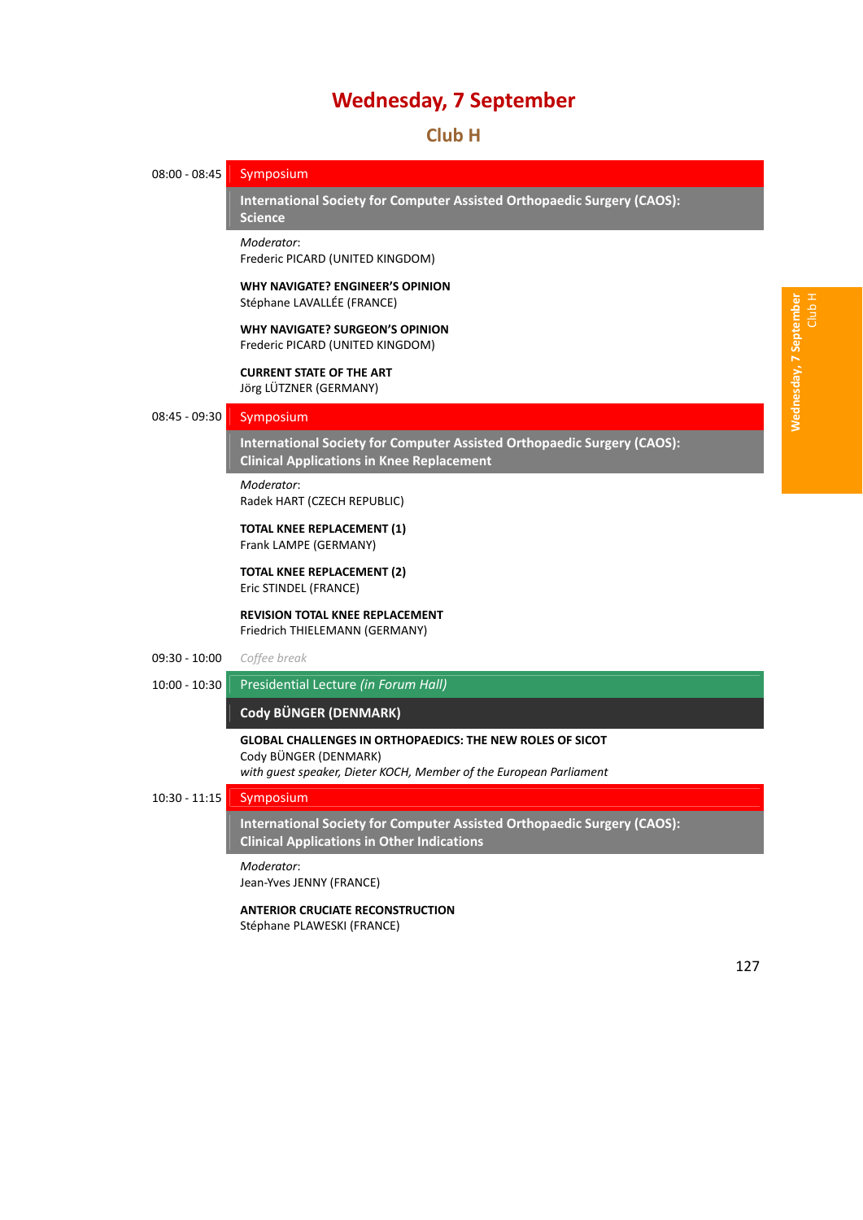# Wednesday, 7 September

## Club H

**08:00 - 08:45** Symposium

### International Society for Computer Assisted Orthopaedic Surgery (CAOS): Science

*Moderator*:
Frederic PICARD (UNITED KINGDOM)

**WHY NAVIGATE? ENGINEER'S OPINION**
Stéphane LAVALLÉE (FRANCE)

**WHY NAVIGATE? SURGEON'S OPINION**
Frederic PICARD (UNITED KINGDOM)

**CURRENT STATE OF THE ART**
Jörg LÜTZNER (GERMANY)

**08:45 - 09:30** Symposium

### International Society for Computer Assisted Orthopaedic Surgery (CAOS): Clinical Applications in Knee Replacement

*Moderator*:
Radek HART (CZECH REPUBLIC)

**TOTAL KNEE REPLACEMENT (1)**
Frank LAMPE (GERMANY)

**TOTAL KNEE REPLACEMENT (2)**
Eric STINDEL (FRANCE)

**REVISION TOTAL KNEE REPLACEMENT**
Friedrich THIELEMANN (GERMANY)

**09:30 - 10:00** *Coffee break*

**10:00 - 10:30** Presidential Lecture *(in Forum Hall)*

### Cody BÜNGER (DENMARK)

**GLOBAL CHALLENGES IN ORTHOPAEDICS: THE NEW ROLES OF SICOT**
Cody BÜNGER (DENMARK)
*with guest speaker, Dieter KOCH, Member of the European Parliament*

**10:30 - 11:15** Symposium

### International Society for Computer Assisted Orthopaedic Surgery (CAOS): Clinical Applications in Other Indications

*Moderator*:
Jean-Yves JENNY (FRANCE)

**ANTERIOR CRUCIATE RECONSTRUCTION**
Stéphane PLAWESKI (FRANCE)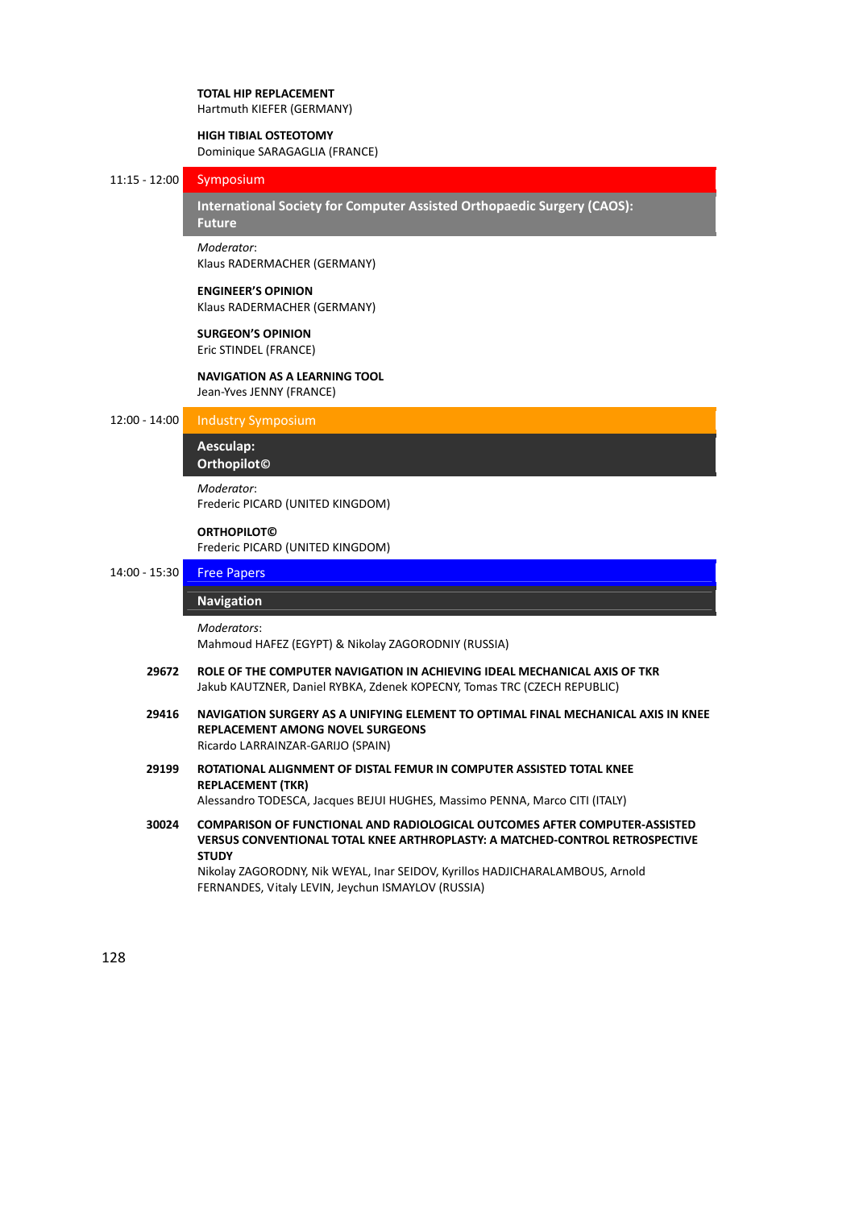**TOTAL HIP REPLACEMENT**
Hartmuth KIEFER (GERMANY)

**HIGH TIBIAL OSTEOTOMY**
Dominique SARAGAGLIA (FRANCE)

11:15 - 12:00 **Symposium**

## International Society for Computer Assisted Orthopaedic Surgery (CAOS): Future

*Moderator*:
Klaus RADERMACHER (GERMANY)

**ENGINEER'S OPINION**
Klaus RADERMACHER (GERMANY)

**SURGEON'S OPINION**
Eric STINDEL (FRANCE)

**NAVIGATION AS A LEARNING TOOL**
Jean-Yves JENNY (FRANCE)

12:00 - 14:00 **Industry Symposium**

## Aesculap: Orthopilot©

*Moderator*:
Frederic PICARD (UNITED KINGDOM)

**ORTHOPILOT©**
Frederic PICARD (UNITED KINGDOM)

14:00 - 15:30 **Free Papers**

## Navigation

*Moderators*:
Mahmoud HAFEZ (EGYPT) & Nikolay ZAGORODNIY (RUSSIA)

**29672** **ROLE OF THE COMPUTER NAVIGATION IN ACHIEVING IDEAL MECHANICAL AXIS OF TKR**
Jakub KAUTZNER, Daniel RYBKA, Zdenek KOPECNY, Tomas TRC (CZECH REPUBLIC)

**29416** **NAVIGATION SURGERY AS A UNIFYING ELEMENT TO OPTIMAL FINAL MECHANICAL AXIS IN KNEE REPLACEMENT AMONG NOVEL SURGEONS**
Ricardo LARRAINZAR-GARIJO (SPAIN)

**29199** **ROTATIONAL ALIGNMENT OF DISTAL FEMUR IN COMPUTER ASSISTED TOTAL KNEE REPLACEMENT (TKR)**
Alessandro TODESCA, Jacques BEJUI HUGHES, Massimo PENNA, Marco CITI (ITALY)

**30024** **COMPARISON OF FUNCTIONAL AND RADIOLOGICAL OUTCOMES AFTER COMPUTER-ASSISTED VERSUS CONVENTIONAL TOTAL KNEE ARTHROPLASTY: A MATCHED-CONTROL RETROSPECTIVE STUDY**
Nikolay ZAGORODNY, Nik WEYAL, Inar SEIDOV, Kyrillos HADJICHARALAMBOUS, Arnold FERNANDES, Vitaly LEVIN, Jeychun ISMAYLOV (RUSSIA)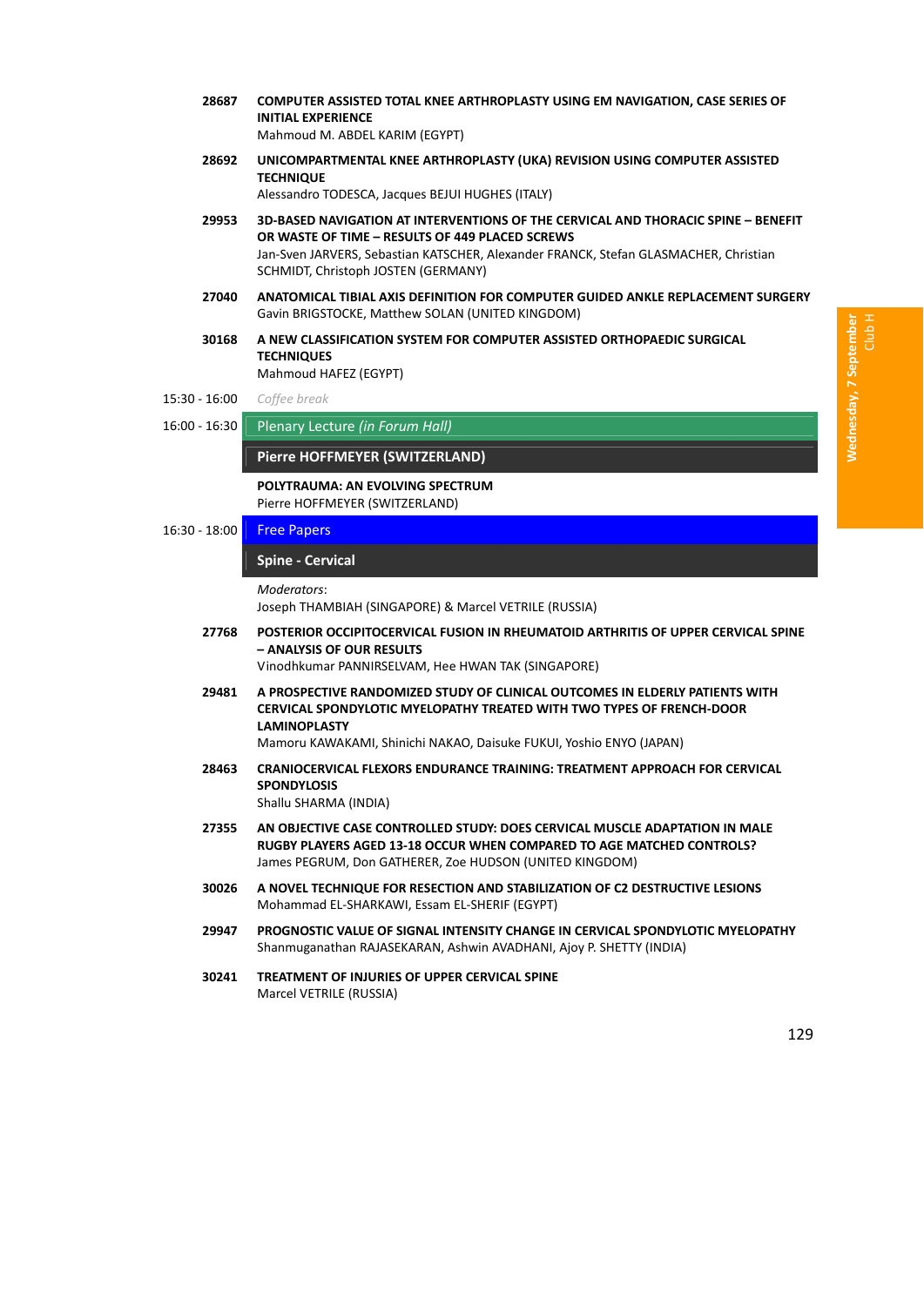**28687** **COMPUTER ASSISTED TOTAL KNEE ARTHROPLASTY USING EM NAVIGATION, CASE SERIES OF INITIAL EXPERIENCE**
Mahmoud M. ABDEL KARIM (EGYPT)

**28692** **UNICOMPARTMENTAL KNEE ARTHROPLASTY (UKA) REVISION USING COMPUTER ASSISTED TECHNIQUE**
Alessandro TODESCA, Jacques BEJUI HUGHES (ITALY)

**29953** **3D-BASED NAVIGATION AT INTERVENTIONS OF THE CERVICAL AND THORACIC SPINE – BENEFIT OR WASTE OF TIME – RESULTS OF 449 PLACED SCREWS**
Jan-Sven JARVERS, Sebastian KATSCHER, Alexander FRANCK, Stefan GLASMACHER, Christian SCHMIDT, Christoph JOSTEN (GERMANY)

**27040** **ANATOMICAL TIBIAL AXIS DEFINITION FOR COMPUTER GUIDED ANKLE REPLACEMENT SURGERY**
Gavin BRIGSTOCKE, Matthew SOLAN (UNITED KINGDOM)

**30168** **A NEW CLASSIFICATION SYSTEM FOR COMPUTER ASSISTED ORTHOPAEDIC SURGICAL TECHNIQUES**
Mahmoud HAFEZ (EGYPT)

15:30 - 16:00 *Coffee break*

16:00 - 16:30 Plenary Lecture *(in Forum Hall)*

**Pierre HOFFMEYER (SWITZERLAND)**

**POLYTRAUMA: AN EVOLVING SPECTRUM**
Pierre HOFFMEYER (SWITZERLAND)

16:30 - 18:00 Free Papers

**Spine - Cervical**

*Moderators*:
Joseph THAMBIAH (SINGAPORE) & Marcel VETRILE (RUSSIA)

**27768** **POSTERIOR OCCIPITOCERVICAL FUSION IN RHEUMATOID ARTHRITIS OF UPPER CERVICAL SPINE – ANALYSIS OF OUR RESULTS**
Vinodhkumar PANNIRSELVAM, Hee HWAN TAK (SINGAPORE)

**29481** **A PROSPECTIVE RANDOMIZED STUDY OF CLINICAL OUTCOMES IN ELDERLY PATIENTS WITH CERVICAL SPONDYLOTIC MYELOPATHY TREATED WITH TWO TYPES OF FRENCH-DOOR LAMINOPLASTY**
Mamoru KAWAKAMI, Shinichi NAKAO, Daisuke FUKUI, Yoshio ENYO (JAPAN)

**28463** **CRANIOCERVICAL FLEXORS ENDURANCE TRAINING: TREATMENT APPROACH FOR CERVICAL SPONDYLOSIS**
Shallu SHARMA (INDIA)

**27355** **AN OBJECTIVE CASE CONTROLLED STUDY: DOES CERVICAL MUSCLE ADAPTATION IN MALE RUGBY PLAYERS AGED 13-18 OCCUR WHEN COMPARED TO AGE MATCHED CONTROLS?**
James PEGRUM, Don GATHERER, Zoe HUDSON (UNITED KINGDOM)

**30026** **A NOVEL TECHNIQUE FOR RESECTION AND STABILIZATION OF C2 DESTRUCTIVE LESIONS**
Mohammad EL-SHARKAWI, Essam EL-SHERIF (EGYPT)

**29947** **PROGNOSTIC VALUE OF SIGNAL INTENSITY CHANGE IN CERVICAL SPONDYLOTIC MYELOPATHY**
Shanmuganathan RAJASEKARAN, Ashwin AVADHANI, Ajoy P. SHETTY (INDIA)

**30241** **TREATMENT OF INJURIES OF UPPER CERVICAL SPINE**
Marcel VETRILE (RUSSIA)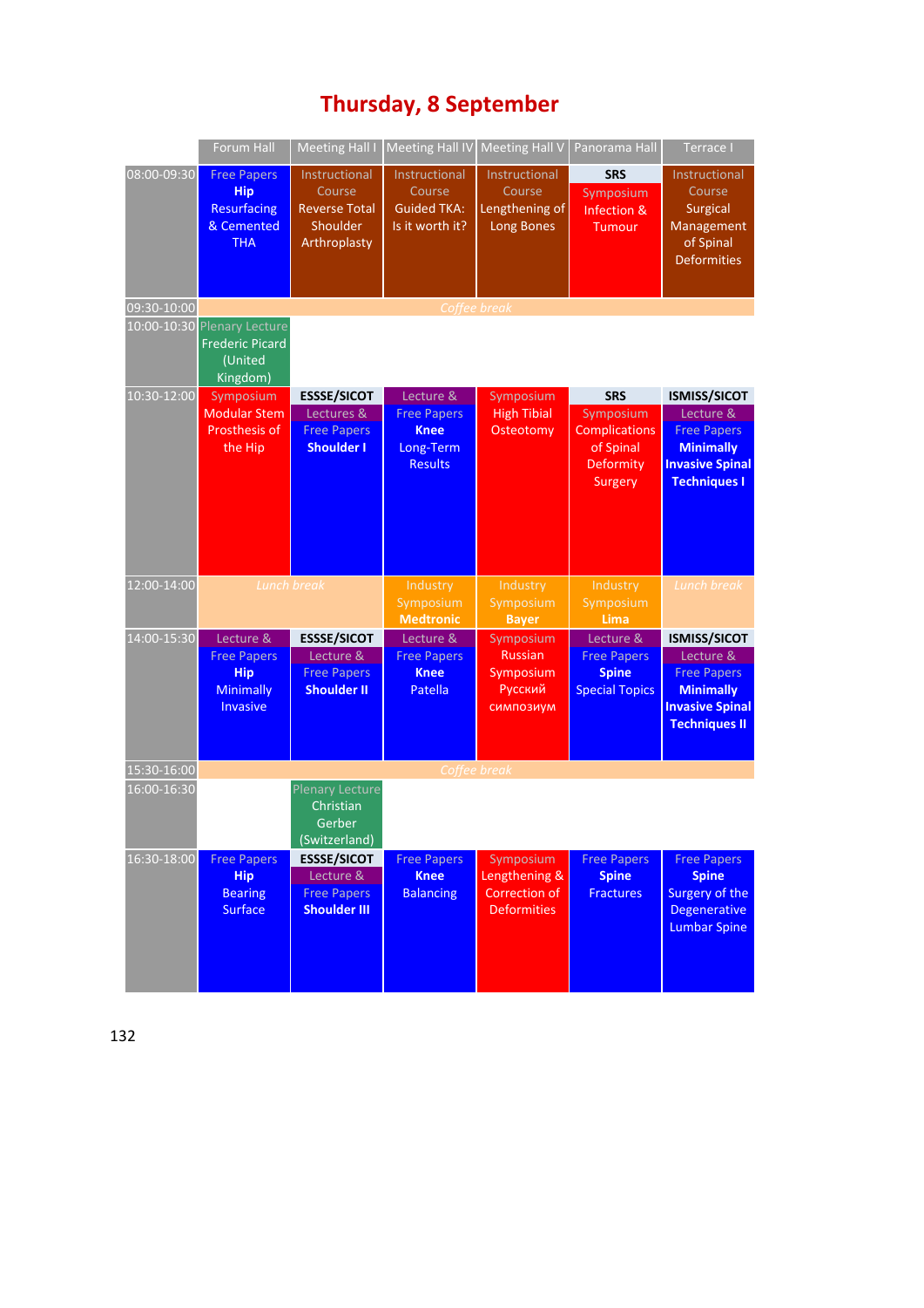# Thursday, 8 September

| | Forum Hall | Meeting Hall I | Meeting Hall IV | Meeting Hall V | Panorama Hall | Terrace I |
|---|---|---|---|---|---|---|
| 08:00-09:30 | Free Papers **Hip** Resurfacing & Cemented THA | Instructional Course Reverse Total Shoulder Arthroplasty | Instructional Course Guided TKA: Is it worth it? | Instructional Course Lengthening of Long Bones | **SRS** Symposium Infection & Tumour | Instructional Course Surgical Management of Spinal Deformities |
| 09:30-10:00 | *Coffee break* | | | | | |
| 10:00-10:30 | Plenary Lecture Frederic Picard (United Kingdom) | | | | | |
| 10:30-12:00 | Symposium Modular Stem Prosthesis of the Hip | **ESSSE/SICOT** Lectures & Free Papers **Shoulder I** | Lecture & Free Papers **Knee** Long-Term Results | Symposium High Tibial Osteotomy | **SRS** Symposium Complications of Spinal Deformity Surgery | **ISMISS/SICOT** Lecture & Free Papers **Minimally Invasive Spinal Techniques I** |
| 12:00-14:00 | *Lunch break* | | Industry Symposium **Medtronic** | Industry Symposium **Bayer** | Industry Symposium **Lima** | *Lunch break* |
| 14:00-15:30 | Lecture & Free Papers **Hip** Minimally Invasive | **ESSSE/SICOT** Lecture & Free Papers **Shoulder II** | Lecture & Free Papers **Knee** Patella | Symposium Russian Symposium Русский симпозиум | Lecture & Free Papers **Spine** Special Topics | **ISMISS/SICOT** Lecture & Free Papers **Minimally Invasive Spinal Techniques II** |
| 15:30-16:00 | *Coffee break* | | | | | |
| 16:00-16:30 | | Plenary Lecture Christian Gerber (Switzerland) | | | | |
| 16:30-18:00 | Free Papers **Hip** Bearing Surface | **ESSSE/SICOT** Lecture & Free Papers **Shoulder III** | Free Papers **Knee** Balancing | Symposium Lengthening & Correction of Deformities | Free Papers **Spine** Fractures | Free Papers **Spine** Surgery of the Degenerative Lumbar Spine |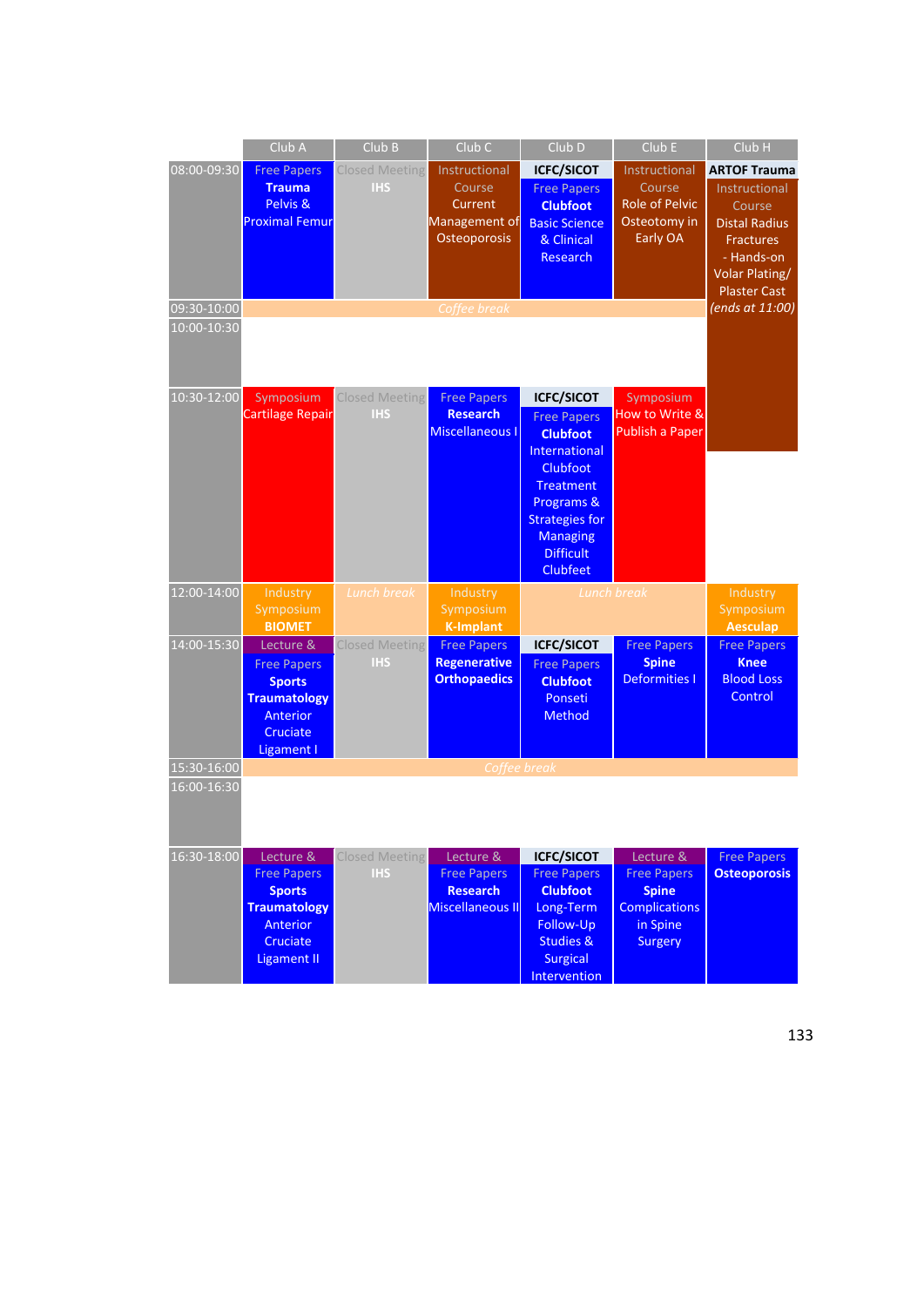| | Club A | Club B | Club C | Club D | Club E | Club H |
|---|---|---|---|---|---|---|
| 08:00-09:30 | Free Papers **Trauma** Pelvis & Proximal Femur | Closed Meeting **IHS** | Instructional Course Current Management of Osteoporosis | **ICFC/SICOT** Free Papers **Clubfoot** Basic Science & Clinical Research | Instructional Course Role of Pelvic Osteotomy in Early OA | **ARTOF Trauma** Instructional Course Distal Radius Fractures - Hands-on Volar Plating/ Plaster Cast *(ends at 11:00)* |
| 09:30-10:00 | *Coffee break* | | | | | |
| 10:00-10:30 | | | | | | |
| 10:30-12:00 | Symposium Cartilage Repair | Closed Meeting **IHS** | Free Papers **Research** Miscellaneous I | **ICFC/SICOT** Free Papers **Clubfoot** International Clubfoot Treatment Programs & Strategies for Managing Difficult Clubfeet | Symposium How to Write & Publish a Paper | |
| 12:00-14:00 | Industry Symposium **BIOMET** | *Lunch break* | Industry Symposium **K-Implant** | *Lunch break* | | Industry Symposium **Aesculap** |
| 14:00-15:30 | Lecture & Free Papers **Sports Traumatology** Anterior Cruciate Ligament I | Closed Meeting **IHS** | Free Papers **Regenerative Orthopaedics** | **ICFC/SICOT** Free Papers **Clubfoot** Ponseti Method | Free Papers **Spine** Deformities I | Free Papers **Knee** Blood Loss Control |
| 15:30-16:00 | *Coffee break* | | | | | |
| 16:00-16:30 | | | | | | |
| 16:30-18:00 | Lecture & Free Papers **Sports Traumatology** Anterior Cruciate Ligament II | Closed Meeting **IHS** | Lecture & Free Papers **Research** Miscellaneous II | **ICFC/SICOT** Free Papers **Clubfoot** Long-Term Follow-Up Studies & Surgical Intervention | Lecture & Free Papers **Spine** Complications in Spine Surgery | Free Papers **Osteoporosis** |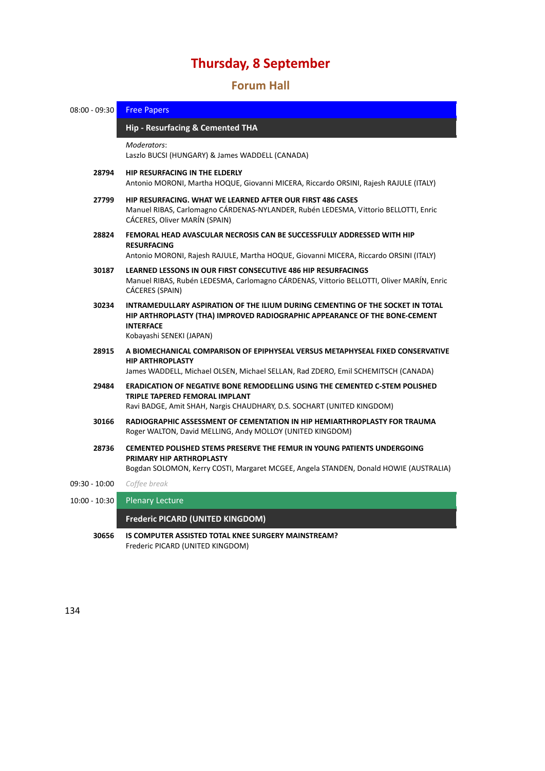# Thursday, 8 September

## Forum Hall

**08:00 - 09:30** Free Papers

### Hip - Resurfacing & Cemented THA

*Moderators*:
Laszlo BUCSI (HUNGARY) & James WADDELL (CANADA)

**28794** **HIP RESURFACING IN THE ELDERLY**
Antonio MORONI, Martha HOQUE, Giovanni MICERA, Riccardo ORSINI, Rajesh RAJULE (ITALY)

**27799** **HIP RESURFACING. WHAT WE LEARNED AFTER OUR FIRST 486 CASES**
Manuel RIBAS, Carlomagno CÁRDENAS-NYLANDER, Rubén LEDESMA, Vittorio BELLOTTI, Enric CÁCERES, Oliver MARÍN (SPAIN)

**28824** **FEMORAL HEAD AVASCULAR NECROSIS CAN BE SUCCESSFULLY ADDRESSED WITH HIP RESURFACING**
Antonio MORONI, Rajesh RAJULE, Martha HOQUE, Giovanni MICERA, Riccardo ORSINI (ITALY)

**30187** **LEARNED LESSONS IN OUR FIRST CONSECUTIVE 486 HIP RESURFACINGS**
Manuel RIBAS, Rubén LEDESMA, Carlomagno CÁRDENAS, Vittorio BELLOTTI, Oliver MARÍN, Enric CÁCERES (SPAIN)

**30234** **INTRAMEDULLARY ASPIRATION OF THE ILIUM DURING CEMENTING OF THE SOCKET IN TOTAL HIP ARTHROPLASTY (THA) IMPROVED RADIOGRAPHIC APPEARANCE OF THE BONE-CEMENT INTERFACE**
Kobayashi SENEKI (JAPAN)

**28915** **A BIOMECHANICAL COMPARISON OF EPIPHYSEAL VERSUS METAPHYSEAL FIXED CONSERVATIVE HIP ARTHROPLASTY**
James WADDELL, Michael OLSEN, Michael SELLAN, Rad ZDERO, Emil SCHEMITSCH (CANADA)

**29484** **ERADICATION OF NEGATIVE BONE REMODELLING USING THE CEMENTED C-STEM POLISHED TRIPLE TAPERED FEMORAL IMPLANT**
Ravi BADGE, Amit SHAH, Nargis CHAUDHARY, D.S. SOCHART (UNITED KINGDOM)

**30166** **RADIOGRAPHIC ASSESSMENT OF CEMENTATION IN HIP HEMIARTHROPLASTY FOR TRAUMA**
Roger WALTON, David MELLING, Andy MOLLOY (UNITED KINGDOM)

**28736** **CEMENTED POLISHED STEMS PRESERVE THE FEMUR IN YOUNG PATIENTS UNDERGOING PRIMARY HIP ARTHROPLASTY**
Bogdan SOLOMON, Kerry COSTI, Margaret MCGEE, Angela STANDEN, Donald HOWIE (AUSTRALIA)

**09:30 - 10:00** *Coffee break*

**10:00 - 10:30** Plenary Lecture

### Frederic PICARD (UNITED KINGDOM)

**30656** **IS COMPUTER ASSISTED TOTAL KNEE SURGERY MAINSTREAM?**
Frederic PICARD (UNITED KINGDOM)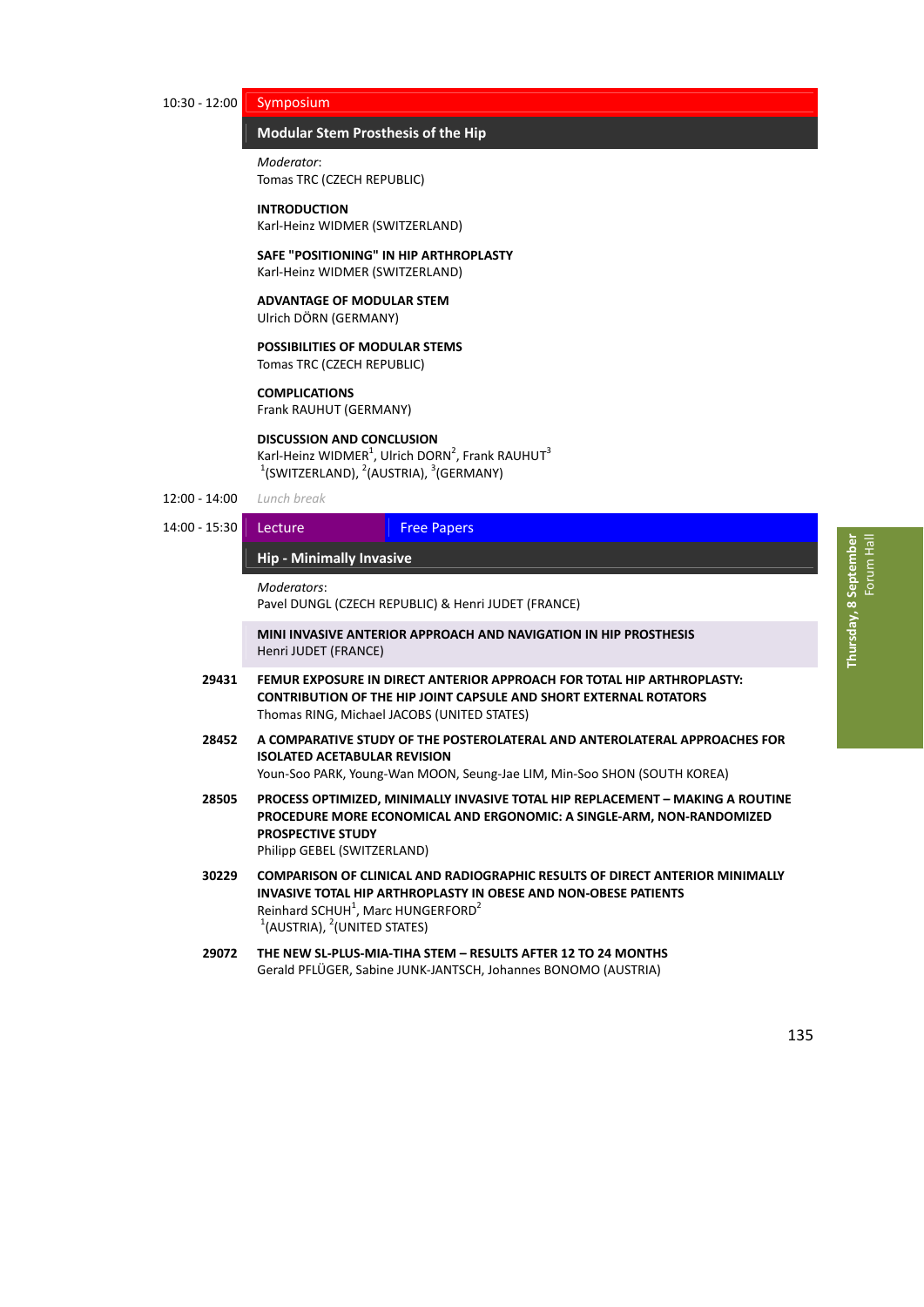10:30 - 12:00 **Symposium**

## Modular Stem Prosthesis of the Hip

*Moderator*:
Tomas TRC (CZECH REPUBLIC)

**INTRODUCTION**
Karl-Heinz WIDMER (SWITZERLAND)

**SAFE "POSITIONING" IN HIP ARTHROPLASTY**
Karl-Heinz WIDMER (SWITZERLAND)

**ADVANTAGE OF MODULAR STEM**
Ulrich DÖRN (GERMANY)

**POSSIBILITIES OF MODULAR STEMS**
Tomas TRC (CZECH REPUBLIC)

**COMPLICATIONS**
Frank RAUHUT (GERMANY)

**DISCUSSION AND CONCLUSION**
Karl-Heinz WIDMER[1], Ulrich DORN[2], Frank RAUHUT[3]
[1](SWITZERLAND), [2](AUSTRIA), [3](GERMANY)

12:00 - 14:00 *Lunch break*

14:00 - 15:30 **Lecture** | **Free Papers**

## Hip - Minimally Invasive

*Moderators*:
Pavel DUNGL (CZECH REPUBLIC) & Henri JUDET (FRANCE)

**MINI INVASIVE ANTERIOR APPROACH AND NAVIGATION IN HIP PROSTHESIS**
Henri JUDET (FRANCE)

**29431** **FEMUR EXPOSURE IN DIRECT ANTERIOR APPROACH FOR TOTAL HIP ARTHROPLASTY: CONTRIBUTION OF THE HIP JOINT CAPSULE AND SHORT EXTERNAL ROTATORS**
Thomas RING, Michael JACOBS (UNITED STATES)

**28452** **A COMPARATIVE STUDY OF THE POSTEROLATERAL AND ANTEROLATERAL APPROACHES FOR ISOLATED ACETABULAR REVISION**
Youn-Soo PARK, Young-Wan MOON, Seung-Jae LIM, Min-Soo SHON (SOUTH KOREA)

**28505** **PROCESS OPTIMIZED, MINIMALLY INVASIVE TOTAL HIP REPLACEMENT – MAKING A ROUTINE PROCEDURE MORE ECONOMICAL AND ERGONOMIC: A SINGLE-ARM, NON-RANDOMIZED PROSPECTIVE STUDY**
Philipp GEBEL (SWITZERLAND)

**30229** **COMPARISON OF CLINICAL AND RADIOGRAPHIC RESULTS OF DIRECT ANTERIOR MINIMALLY INVASIVE TOTAL HIP ARTHROPLASTY IN OBESE AND NON-OBESE PATIENTS**
Reinhard SCHUH[1], Marc HUNGERFORD[2]
[1](AUSTRIA), [2](UNITED STATES)

**29072** **THE NEW SL-PLUS-MIA-TIHA STEM – RESULTS AFTER 12 TO 24 MONTHS**
Gerald PFLÜGER, Sabine JUNK-JANTSCH, Johannes BONOMO (AUSTRIA)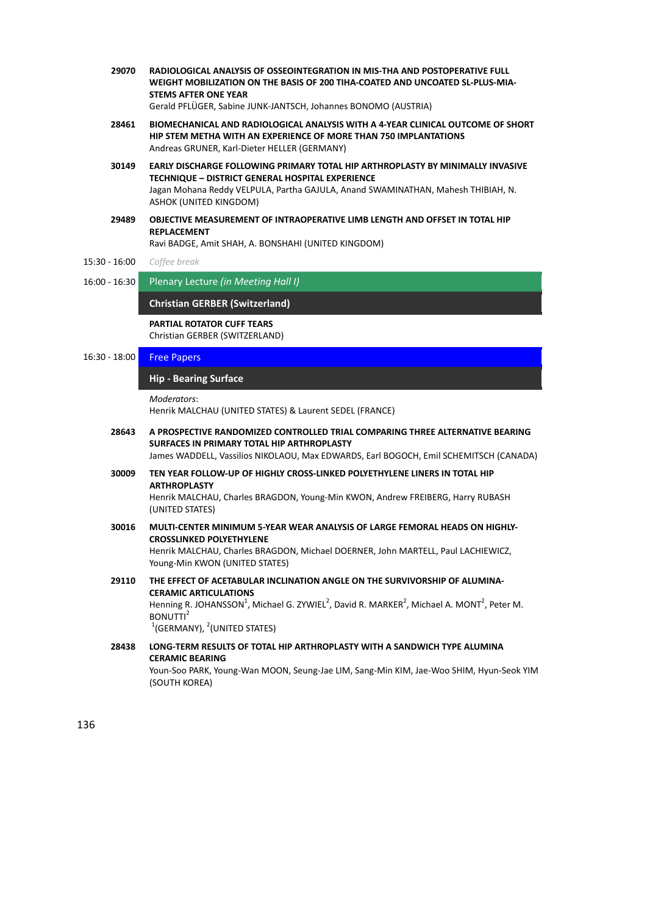**29070** **RADIOLOGICAL ANALYSIS OF OSSEOINTEGRATION IN MIS-THA AND POSTOPERATIVE FULL WEIGHT MOBILIZATION ON THE BASIS OF 200 TIHA-COATED AND UNCOATED SL-PLUS-MIA-STEMS AFTER ONE YEAR**
Gerald PFLÜGER, Sabine JUNK-JANTSCH, Johannes BONOMO (AUSTRIA)

**28461** **BIOMECHANICAL AND RADIOLOGICAL ANALYSIS WITH A 4-YEAR CLINICAL OUTCOME OF SHORT HIP STEM METHA WITH AN EXPERIENCE OF MORE THAN 750 IMPLANTATIONS**
Andreas GRUNER, Karl-Dieter HELLER (GERMANY)

**30149** **EARLY DISCHARGE FOLLOWING PRIMARY TOTAL HIP ARTHROPLASTY BY MINIMALLY INVASIVE TECHNIQUE – DISTRICT GENERAL HOSPITAL EXPERIENCE**
Jagan Mohana Reddy VELPULA, Partha GAJULA, Anand SWAMINATHAN, Mahesh THIBIAH, N. ASHOK (UNITED KINGDOM)

**29489** **OBJECTIVE MEASUREMENT OF INTRAOPERATIVE LIMB LENGTH AND OFFSET IN TOTAL HIP REPLACEMENT**
Ravi BADGE, Amit SHAH, A. BONSHAHI (UNITED KINGDOM)

15:30 - 16:00 *Coffee break*

16:00 - 16:30 Plenary Lecture *(in Meeting Hall I)*

**Christian GERBER (Switzerland)**

**PARTIAL ROTATOR CUFF TEARS**
Christian GERBER (SWITZERLAND)

16:30 - 18:00 Free Papers

**Hip - Bearing Surface**

*Moderators*:
Henrik MALCHAU (UNITED STATES) & Laurent SEDEL (FRANCE)

**28643** **A PROSPECTIVE RANDOMIZED CONTROLLED TRIAL COMPARING THREE ALTERNATIVE BEARING SURFACES IN PRIMARY TOTAL HIP ARTHROPLASTY**
James WADDELL, Vassilios NIKOLAOU, Max EDWARDS, Earl BOGOCH, Emil SCHEMITSCH (CANADA)

**30009** **TEN YEAR FOLLOW-UP OF HIGHLY CROSS-LINKED POLYETHYLENE LINERS IN TOTAL HIP ARTHROPLASTY**
Henrik MALCHAU, Charles BRAGDON, Young-Min KWON, Andrew FREIBERG, Harry RUBASH (UNITED STATES)

**30016** **MULTI-CENTER MINIMUM 5-YEAR WEAR ANALYSIS OF LARGE FEMORAL HEADS ON HIGHLY-CROSSLINKED POLYETHYLENE**
Henrik MALCHAU, Charles BRAGDON, Michael DOERNER, John MARTELL, Paul LACHIEWICZ, Young-Min KWON (UNITED STATES)

**29110** **THE EFFECT OF ACETABULAR INCLINATION ANGLE ON THE SURVIVORSHIP OF ALUMINA-CERAMIC ARTICULATIONS**
Henning R. JOHANSSON[1], Michael G. ZYWIEL[2], David R. MARKER[2], Michael A. MONT[2], Peter M. BONUTTI[2]
[1](GERMANY), [2](UNITED STATES)

**28438** **LONG-TERM RESULTS OF TOTAL HIP ARTHROPLASTY WITH A SANDWICH TYPE ALUMINA CERAMIC BEARING**
Youn-Soo PARK, Young-Wan MOON, Seung-Jae LIM, Sang-Min KIM, Jae-Woo SHIM, Hyun-Seok YIM (SOUTH KOREA)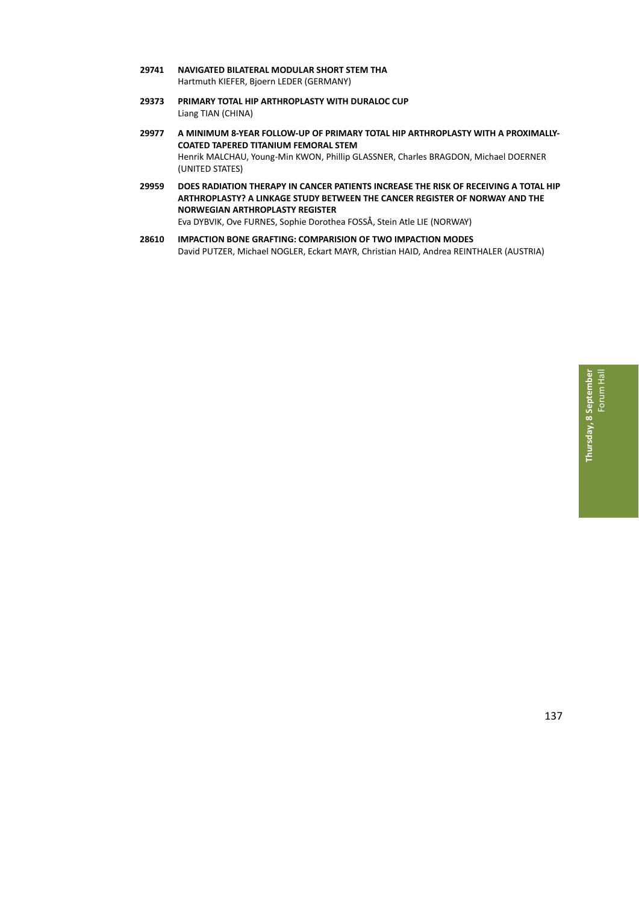**29741 NAVIGATED BILATERAL MODULAR SHORT STEM THA**
Hartmuth KIEFER, Bjoern LEDER (GERMANY)

**29373 PRIMARY TOTAL HIP ARTHROPLASTY WITH DURALOC CUP**
Liang TIAN (CHINA)

**29977 A MINIMUM 8-YEAR FOLLOW-UP OF PRIMARY TOTAL HIP ARTHROPLASTY WITH A PROXIMALLY-COATED TAPERED TITANIUM FEMORAL STEM**
Henrik MALCHAU, Young-Min KWON, Phillip GLASSNER, Charles BRAGDON, Michael DOERNER (UNITED STATES)

**29959 DOES RADIATION THERAPY IN CANCER PATIENTS INCREASE THE RISK OF RECEIVING A TOTAL HIP ARTHROPLASTY? A LINKAGE STUDY BETWEEN THE CANCER REGISTER OF NORWAY AND THE NORWEGIAN ARTHROPLASTY REGISTER**
Eva DYBVIK, Ove FURNES, Sophie Dorothea FOSSÅ, Stein Atle LIE (NORWAY)

**28610 IMPACTION BONE GRAFTING: COMPARISION OF TWO IMPACTION MODES**
David PUTZER, Michael NOGLER, Eckart MAYR, Christian HAID, Andrea REINTHALER (AUSTRIA)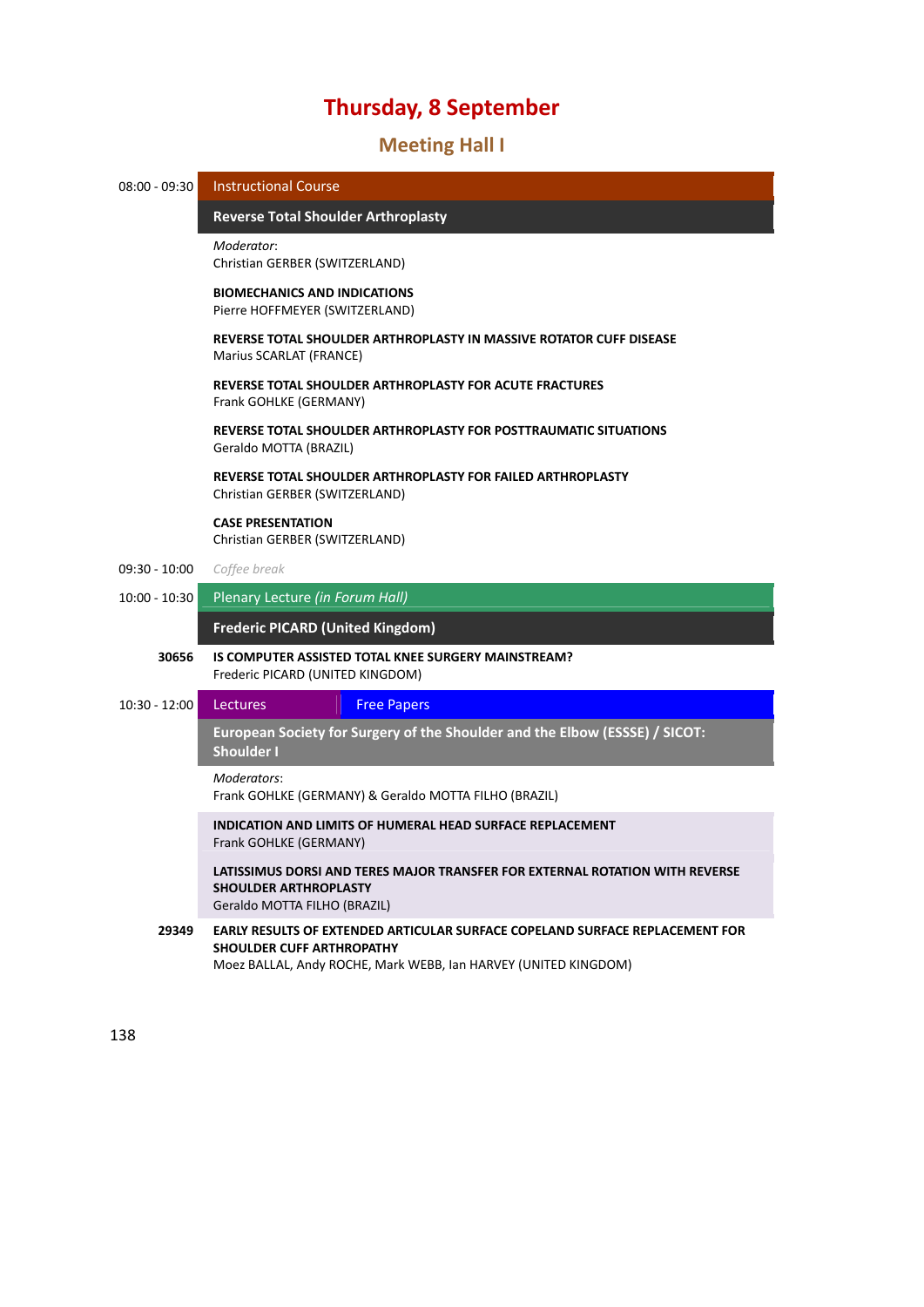# Thursday, 8 September

## Meeting Hall I

**08:00 - 09:30** Instructional Course

### Reverse Total Shoulder Arthroplasty

*Moderator*:
Christian GERBER (SWITZERLAND)

**BIOMECHANICS AND INDICATIONS**
Pierre HOFFMEYER (SWITZERLAND)

**REVERSE TOTAL SHOULDER ARTHROPLASTY IN MASSIVE ROTATOR CUFF DISEASE**
Marius SCARLAT (FRANCE)

**REVERSE TOTAL SHOULDER ARTHROPLASTY FOR ACUTE FRACTURES**
Frank GOHLKE (GERMANY)

**REVERSE TOTAL SHOULDER ARTHROPLASTY FOR POSTTRAUMATIC SITUATIONS**
Geraldo MOTTA (BRAZIL)

**REVERSE TOTAL SHOULDER ARTHROPLASTY FOR FAILED ARTHROPLASTY**
Christian GERBER (SWITZERLAND)

**CASE PRESENTATION**
Christian GERBER (SWITZERLAND)

**09:30 - 10:00** *Coffee break*

**10:00 - 10:30** Plenary Lecture *(in Forum Hall)*

### Frederic PICARD (United Kingdom)

**30656** **IS COMPUTER ASSISTED TOTAL KNEE SURGERY MAINSTREAM?**
Frederic PICARD (UNITED KINGDOM)

**10:30 - 12:00** Lectures | Free Papers

### European Society for Surgery of the Shoulder and the Elbow (ESSSE) / SICOT: Shoulder I

*Moderators*:
Frank GOHLKE (GERMANY) & Geraldo MOTTA FILHO (BRAZIL)

**INDICATION AND LIMITS OF HUMERAL HEAD SURFACE REPLACEMENT**
Frank GOHLKE (GERMANY)

**LATISSIMUS DORSI AND TERES MAJOR TRANSFER FOR EXTERNAL ROTATION WITH REVERSE SHOULDER ARTHROPLASTY**
Geraldo MOTTA FILHO (BRAZIL)

**29349** **EARLY RESULTS OF EXTENDED ARTICULAR SURFACE COPELAND SURFACE REPLACEMENT FOR SHOULDER CUFF ARTHROPATHY**
Moez BALLAL, Andy ROCHE, Mark WEBB, Ian HARVEY (UNITED KINGDOM)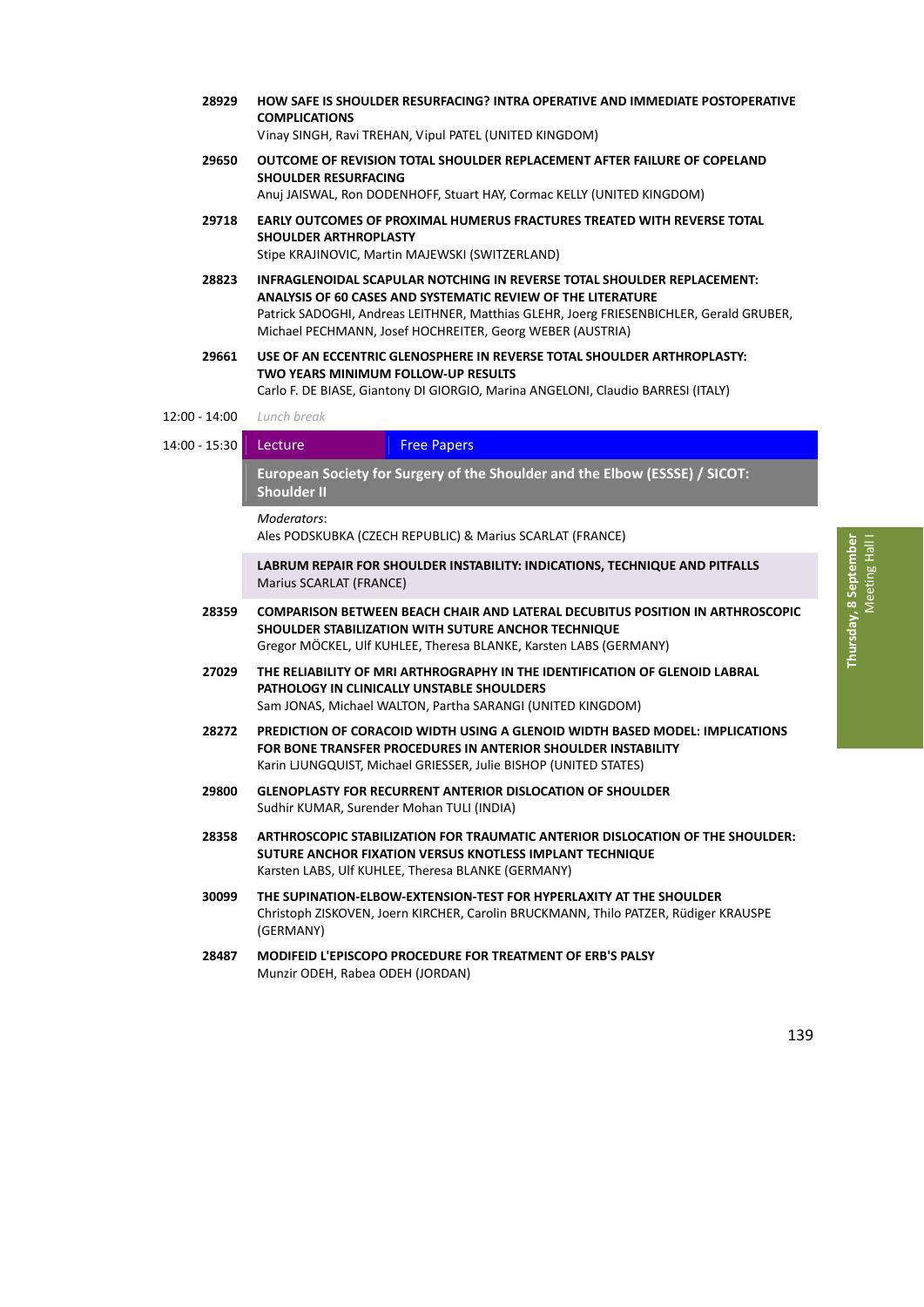**28929** **HOW SAFE IS SHOULDER RESURFACING? INTRA OPERATIVE AND IMMEDIATE POSTOPERATIVE COMPLICATIONS**
Vinay SINGH, Ravi TREHAN, Vipul PATEL (UNITED KINGDOM)

**29650** **OUTCOME OF REVISION TOTAL SHOULDER REPLACEMENT AFTER FAILURE OF COPELAND SHOULDER RESURFACING**
Anuj JAISWAL, Ron DODENHOFF, Stuart HAY, Cormac KELLY (UNITED KINGDOM)

**29718** **EARLY OUTCOMES OF PROXIMAL HUMERUS FRACTURES TREATED WITH REVERSE TOTAL SHOULDER ARTHROPLASTY**
Stipe KRAJINOVIC, Martin MAJEWSKI (SWITZERLAND)

**28823** **INFRAGLENOIDAL SCAPULAR NOTCHING IN REVERSE TOTAL SHOULDER REPLACEMENT: ANALYSIS OF 60 CASES AND SYSTEMATIC REVIEW OF THE LITERATURE**
Patrick SADOGHI, Andreas LEITHNER, Matthias GLEHR, Joerg FRIESENBICHLER, Gerald GRUBER, Michael PECHMANN, Josef HOCHREITER, Georg WEBER (AUSTRIA)

**29661** **USE OF AN ECCENTRIC GLENOSPHERE IN REVERSE TOTAL SHOULDER ARTHROPLASTY: TWO YEARS MINIMUM FOLLOW-UP RESULTS**
Carlo F. DE BIASE, Giantony DI GIORGIO, Marina ANGELONI, Claudio BARRESI (ITALY)

12:00 - 14:00 *Lunch break*

14:00 - 15:30 Lecture | Free Papers

## European Society for Surgery of the Shoulder and the Elbow (ESSSE) / SICOT: Shoulder II

*Moderators*:
Ales PODSKUBKA (CZECH REPUBLIC) & Marius SCARLAT (FRANCE)

**LABRUM REPAIR FOR SHOULDER INSTABILITY: INDICATIONS, TECHNIQUE AND PITFALLS**
Marius SCARLAT (FRANCE)

**28359** **COMPARISON BETWEEN BEACH CHAIR AND LATERAL DECUBITUS POSITION IN ARTHROSCOPIC SHOULDER STABILIZATION WITH SUTURE ANCHOR TECHNIQUE**
Gregor MÖCKEL, Ulf KUHLEE, Theresa BLANKE, Karsten LABS (GERMANY)

**27029** **THE RELIABILITY OF MRI ARTHROGRAPHY IN THE IDENTIFICATION OF GLENOID LABRAL PATHOLOGY IN CLINICALLY UNSTABLE SHOULDERS**
Sam JONAS, Michael WALTON, Partha SARANGI (UNITED KINGDOM)

**28272** **PREDICTION OF CORACOID WIDTH USING A GLENOID WIDTH BASED MODEL: IMPLICATIONS FOR BONE TRANSFER PROCEDURES IN ANTERIOR SHOULDER INSTABILITY**
Karin LJUNGQUIST, Michael GRIESSER, Julie BISHOP (UNITED STATES)

**29800** **GLENOPLASTY FOR RECURRENT ANTERIOR DISLOCATION OF SHOULDER**
Sudhir KUMAR, Surender Mohan TULI (INDIA)

**28358** **ARTHROSCOPIC STABILIZATION FOR TRAUMATIC ANTERIOR DISLOCATION OF THE SHOULDER: SUTURE ANCHOR FIXATION VERSUS KNOTLESS IMPLANT TECHNIQUE**
Karsten LABS, Ulf KUHLEE, Theresa BLANKE (GERMANY)

**30099** **THE SUPINATION-ELBOW-EXTENSION-TEST FOR HYPERLAXITY AT THE SHOULDER**
Christoph ZISKOVEN, Joern KIRCHER, Carolin BRUCKMANN, Thilo PATZER, Rüdiger KRAUSPE (GERMANY)

**28487** **MODIFEID L'EPISCOPO PROCEDURE FOR TREATMENT OF ERB'S PALSY**
Munzir ODEH, Rabea ODEH (JORDAN)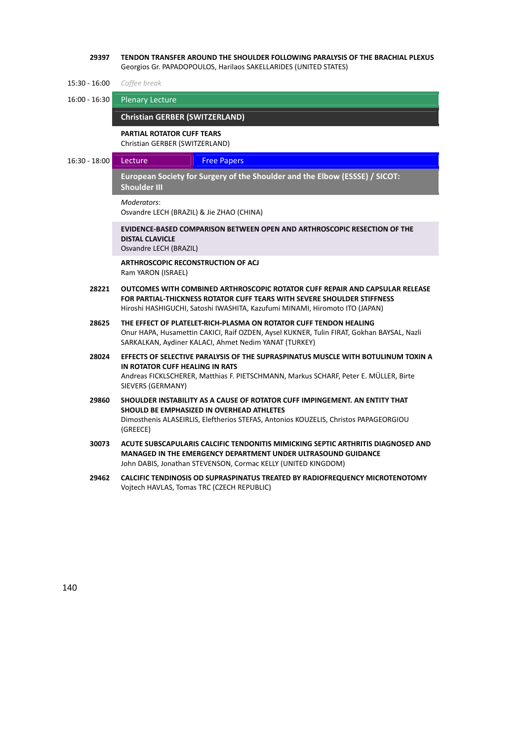**29397** **TENDON TRANSFER AROUND THE SHOULDER FOLLOWING PARALYSIS OF THE BRACHIAL PLEXUS**
Georgios Gr. PAPADOPOULOS, Harilaos SAKELLARIDES (UNITED STATES)

15:30 - 16:00 *Coffee break*

16:00 - 16:30 Plenary Lecture

**Christian GERBER (SWITZERLAND)**

**PARTIAL ROTATOR CUFF TEARS**
Christian GERBER (SWITZERLAND)

16:30 - 18:00 Lecture | Free Papers

**European Society for Surgery of the Shoulder and the Elbow (ESSSE) / SICOT: Shoulder III**

*Moderators*:
Osvandre LECH (BRAZIL) & Jie ZHAO (CHINA)

**EVIDENCE-BASED COMPARISON BETWEEN OPEN AND ARTHROSCOPIC RESECTION OF THE DISTAL CLAVICLE**
Osvandre LECH (BRAZIL)

**ARTHROSCOPIC RECONSTRUCTION OF ACJ**
Ram YARON (ISRAEL)

**28221** **OUTCOMES WITH COMBINED ARTHROSCOPIC ROTATOR CUFF REPAIR AND CAPSULAR RELEASE FOR PARTIAL-THICKNESS ROTATOR CUFF TEARS WITH SEVERE SHOULDER STIFFNESS**
Hiroshi HASHIGUCHI, Satoshi IWASHITA, Kazufumi MINAMI, Hiromoto ITO (JAPAN)

**28625** **THE EFFECT OF PLATELET-RICH-PLASMA ON ROTATOR CUFF TENDON HEALING**
Onur HAPA, Husamettin CAKICI, Raif OZDEN, Aysel KUKNER, Tulin FIRAT, Gokhan BAYSAL, Nazli SARKALKAN, Aydiner KALACI, Ahmet Nedim YANAT (TURKEY)

**28024** **EFFECTS OF SELECTIVE PARALYSIS OF THE SUPRASPINATUS MUSCLE WITH BOTULINUM TOXIN A IN ROTATOR CUFF HEALING IN RATS**
Andreas FICKLSCHERER, Matthias F. PIETSCHMANN, Markus SCHARF, Peter E. MÜLLER, Birte SIEVERS (GERMANY)

**29860** **SHOULDER INSTABILITY AS A CAUSE OF ROTATOR CUFF IMPINGEMENT. AN ENTITY THAT SHOULD BE EMPHASIZED IN OVERHEAD ATHLETES**
Dimosthenis ALASEIRLIS, Eleftherios STEFAS, Antonios KOUZELIS, Christos PAPAGEORGIOU (GREECE)

**30073** **ACUTE SUBSCAPULARIS CALCIFIC TENDONITIS MIMICKING SEPTIC ARTHRITIS DIAGNOSED AND MANAGED IN THE EMERGENCY DEPARTMENT UNDER ULTRASOUND GUIDANCE**
John DABIS, Jonathan STEVENSON, Cormac KELLY (UNITED KINGDOM)

**29462** **CALCIFIC TENDINOSIS OD SUPRASPINATUS TREATED BY RADIOFREQUENCY MICROTENOTOMY**
Vojtech HAVLAS, Tomas TRC (CZECH REPUBLIC)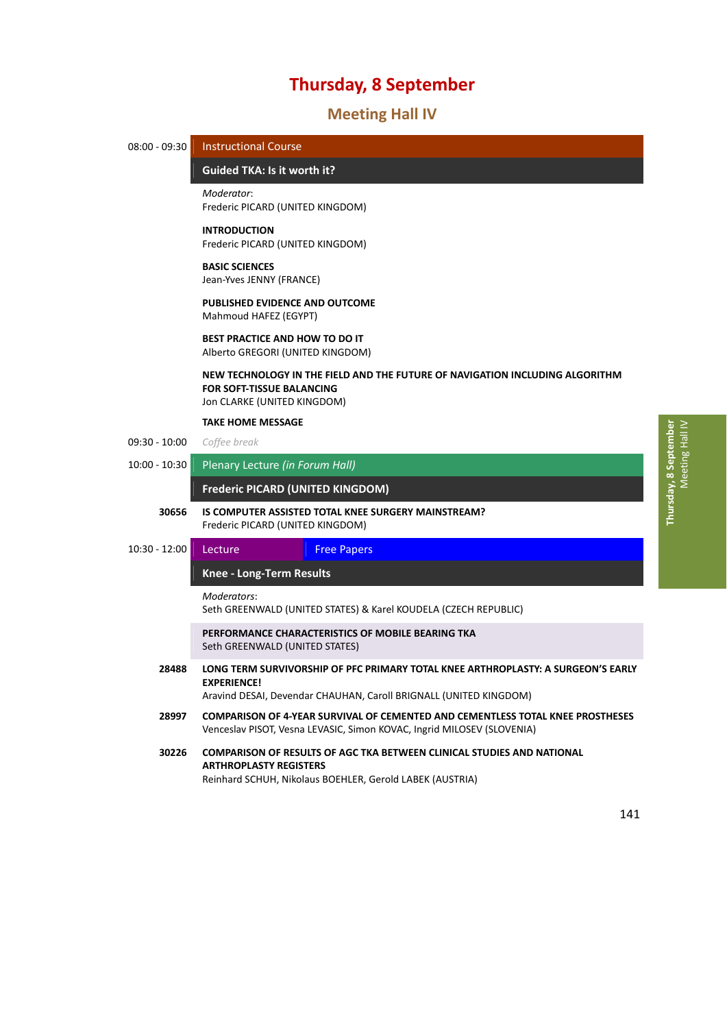# Thursday, 8 September

## Meeting Hall IV

**08:00 - 09:30** | Instructional Course

### Guided TKA: Is it worth it?

*Moderator*:
Frederic PICARD (UNITED KINGDOM)

**INTRODUCTION**
Frederic PICARD (UNITED KINGDOM)

**BASIC SCIENCES**
Jean-Yves JENNY (FRANCE)

**PUBLISHED EVIDENCE AND OUTCOME**
Mahmoud HAFEZ (EGYPT)

**BEST PRACTICE AND HOW TO DO IT**
Alberto GREGORI (UNITED KINGDOM)

**NEW TECHNOLOGY IN THE FIELD AND THE FUTURE OF NAVIGATION INCLUDING ALGORITHM FOR SOFT-TISSUE BALANCING**
Jon CLARKE (UNITED KINGDOM)

**TAKE HOME MESSAGE**

**09:30 - 10:00** | *Coffee break*

**10:00 - 10:30** | Plenary Lecture *(in Forum Hall)*

### Frederic PICARD (UNITED KINGDOM)

**30656** **IS COMPUTER ASSISTED TOTAL KNEE SURGERY MAINSTREAM?**
Frederic PICARD (UNITED KINGDOM)

**10:30 - 12:00** | Lecture | Free Papers

### Knee - Long-Term Results

*Moderators*:
Seth GREENWALD (UNITED STATES) & Karel KOUDELA (CZECH REPUBLIC)

**PERFORMANCE CHARACTERISTICS OF MOBILE BEARING TKA**
Seth GREENWALD (UNITED STATES)

**28488** **LONG TERM SURVIVORSHIP OF PFC PRIMARY TOTAL KNEE ARTHROPLASTY: A SURGEON'S EARLY EXPERIENCE!**
Aravind DESAI, Devendar CHAUHAN, Caroll BRIGNALL (UNITED KINGDOM)

**28997** **COMPARISON OF 4-YEAR SURVIVAL OF CEMENTED AND CEMENTLESS TOTAL KNEE PROSTHESES**
Venceslav PISOT, Vesna LEVASIC, Simon KOVAC, Ingrid MILOSEV (SLOVENIA)

**30226** **COMPARISON OF RESULTS OF AGC TKA BETWEEN CLINICAL STUDIES AND NATIONAL ARTHROPLASTY REGISTERS**
Reinhard SCHUH, Nikolaus BOEHLER, Gerold LABEK (AUSTRIA)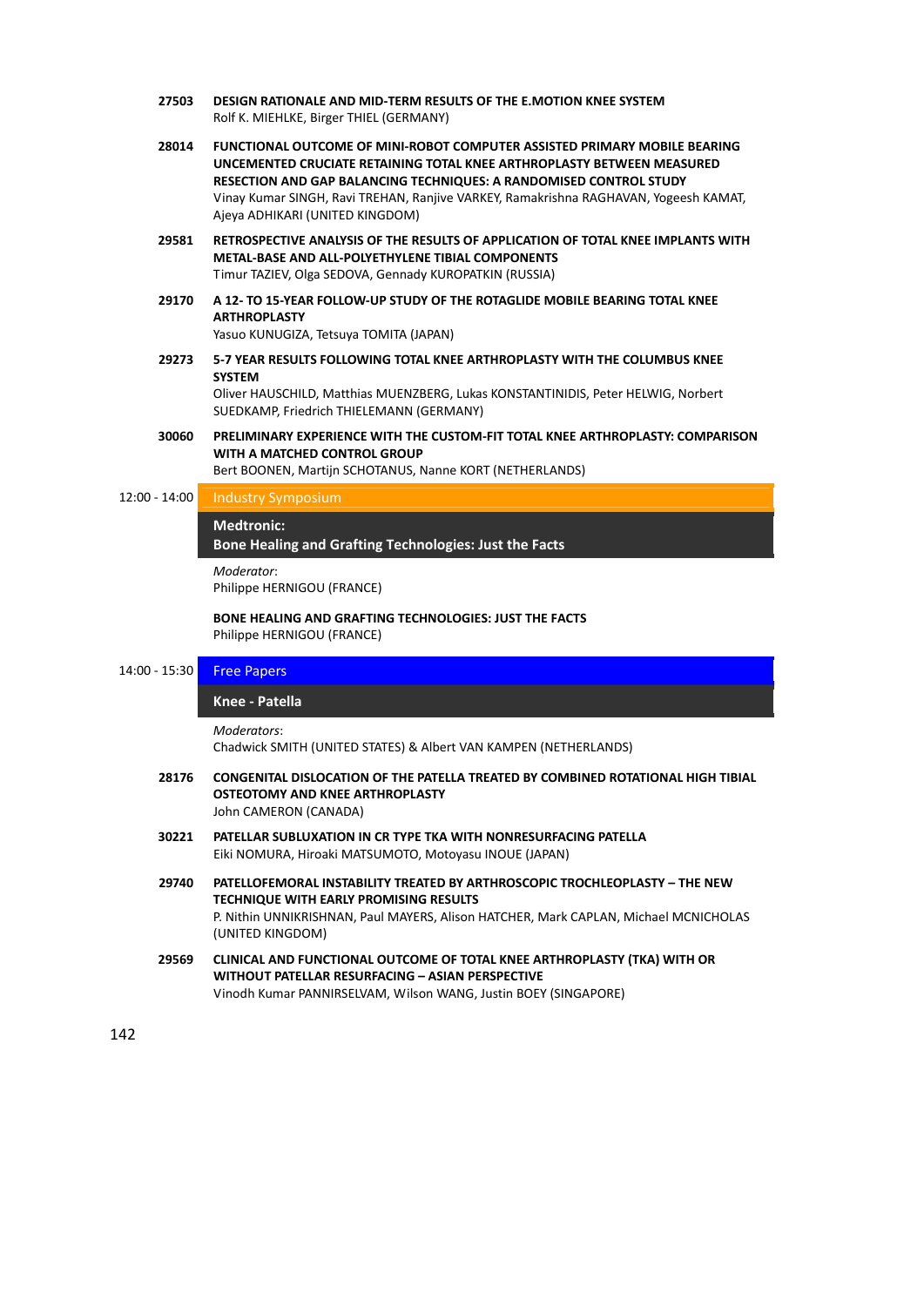**27503** **DESIGN RATIONALE AND MID-TERM RESULTS OF THE E.MOTION KNEE SYSTEM**
Rolf K. MIEHLKE, Birger THIEL (GERMANY)

**28014** **FUNCTIONAL OUTCOME OF MINI-ROBOT COMPUTER ASSISTED PRIMARY MOBILE BEARING UNCEMENTED CRUCIATE RETAINING TOTAL KNEE ARTHROPLASTY BETWEEN MEASURED RESECTION AND GAP BALANCING TECHNIQUES: A RANDOMISED CONTROL STUDY**
Vinay Kumar SINGH, Ravi TREHAN, Ranjive VARKEY, Ramakrishna RAGHAVAN, Yogeesh KAMAT, Ajeya ADHIKARI (UNITED KINGDOM)

**29581** **RETROSPECTIVE ANALYSIS OF THE RESULTS OF APPLICATION OF TOTAL KNEE IMPLANTS WITH METAL-BASE AND ALL-POLYETHYLENE TIBIAL COMPONENTS**
Timur TAZIEV, Olga SEDOVA, Gennady KUROPATKIN (RUSSIA)

**29170** **A 12- TO 15-YEAR FOLLOW-UP STUDY OF THE ROTAGLIDE MOBILE BEARING TOTAL KNEE ARTHROPLASTY**
Yasuo KUNUGIZA, Tetsuya TOMITA (JAPAN)

**29273** **5-7 YEAR RESULTS FOLLOWING TOTAL KNEE ARTHROPLASTY WITH THE COLUMBUS KNEE SYSTEM**
Oliver HAUSCHILD, Matthias MUENZBERG, Lukas KONSTANTINIDIS, Peter HELWIG, Norbert SUEDKAMP, Friedrich THIELEMANN (GERMANY)

**30060** **PRELIMINARY EXPERIENCE WITH THE CUSTOM-FIT TOTAL KNEE ARTHROPLASTY: COMPARISON WITH A MATCHED CONTROL GROUP**
Bert BOONEN, Martijn SCHOTANUS, Nanne KORT (NETHERLANDS)

## 12:00 - 14:00 Industry Symposium

### Medtronic: Bone Healing and Grafting Technologies: Just the Facts

*Moderator*:
Philippe HERNIGOU (FRANCE)

**BONE HEALING AND GRAFTING TECHNOLOGIES: JUST THE FACTS**
Philippe HERNIGOU (FRANCE)

## 14:00 - 15:30 Free Papers

### Knee - Patella

*Moderators*:
Chadwick SMITH (UNITED STATES) & Albert VAN KAMPEN (NETHERLANDS)

**28176** **CONGENITAL DISLOCATION OF THE PATELLA TREATED BY COMBINED ROTATIONAL HIGH TIBIAL OSTEOTOMY AND KNEE ARTHROPLASTY**
John CAMERON (CANADA)

**30221** **PATELLAR SUBLUXATION IN CR TYPE TKA WITH NONRESURFACING PATELLA**
Eiki NOMURA, Hiroaki MATSUMOTO, Motoyasu INOUE (JAPAN)

**29740** **PATELLOFEMORAL INSTABILITY TREATED BY ARTHROSCOPIC TROCHLEOPLASTY – THE NEW TECHNIQUE WITH EARLY PROMISING RESULTS**
P. Nithin UNNIKRISHNAN, Paul MAYERS, Alison HATCHER, Mark CAPLAN, Michael MCNICHOLAS (UNITED KINGDOM)

**29569** **CLINICAL AND FUNCTIONAL OUTCOME OF TOTAL KNEE ARTHROPLASTY (TKA) WITH OR WITHOUT PATELLAR RESURFACING – ASIAN PERSPECTIVE**
Vinodh Kumar PANNIRSELVAM, Wilson WANG, Justin BOEY (SINGAPORE)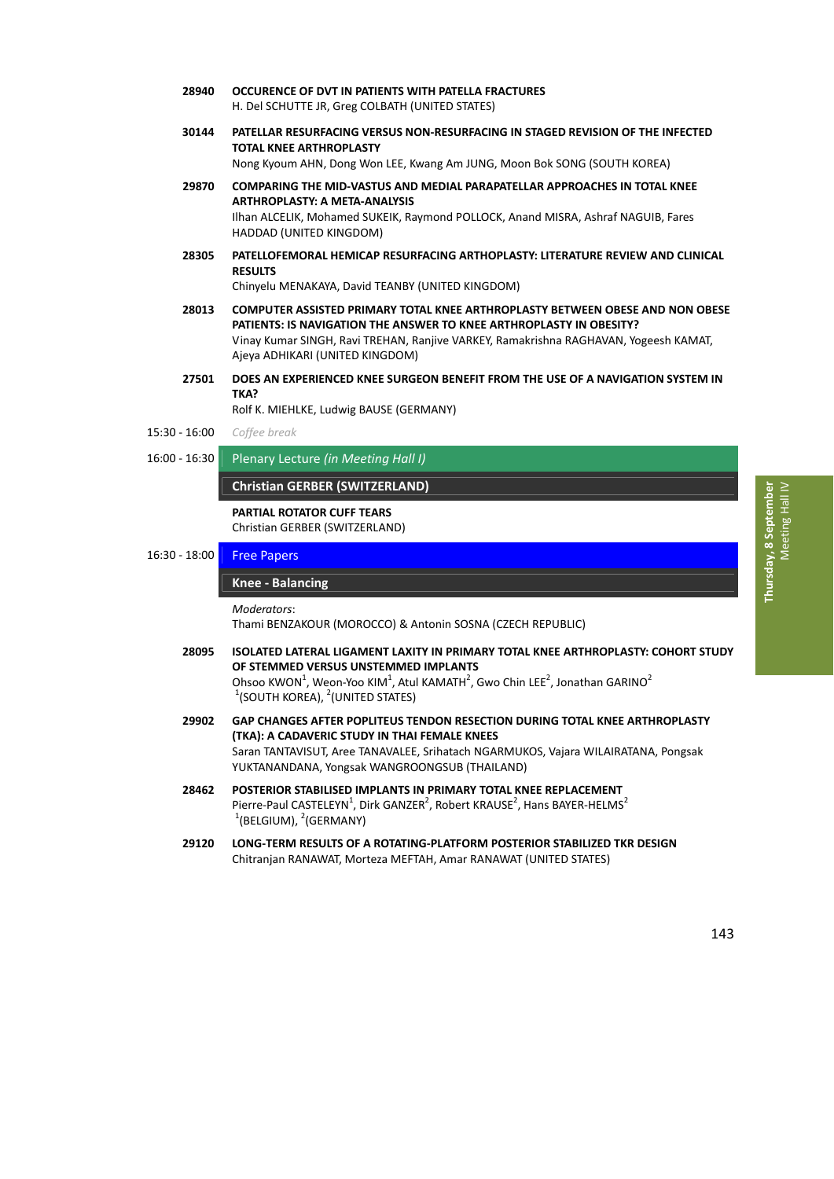**28940** **OCCURENCE OF DVT IN PATIENTS WITH PATELLA FRACTURES**
H. Del SCHUTTE JR, Greg COLBATH (UNITED STATES)

**30144** **PATELLAR RESURFACING VERSUS NON-RESURFACING IN STAGED REVISION OF THE INFECTED TOTAL KNEE ARTHROPLASTY**
Nong Kyoum AHN, Dong Won LEE, Kwang Am JUNG, Moon Bok SONG (SOUTH KOREA)

**29870** **COMPARING THE MID-VASTUS AND MEDIAL PARAPATELLAR APPROACHES IN TOTAL KNEE ARTHROPLASTY: A META-ANALYSIS**
Ilhan ALCELIK, Mohamed SUKEIK, Raymond POLLOCK, Anand MISRA, Ashraf NAGUIB, Fares HADDAD (UNITED KINGDOM)

**28305** **PATELLOFEMORAL HEMICAP RESURFACING ARTHOPLASTY: LITERATURE REVIEW AND CLINICAL RESULTS**
Chinyelu MENAKAYA, David TEANBY (UNITED KINGDOM)

**28013** **COMPUTER ASSISTED PRIMARY TOTAL KNEE ARTHROPLASTY BETWEEN OBESE AND NON OBESE PATIENTS: IS NAVIGATION THE ANSWER TO KNEE ARTHROPLASTY IN OBESITY?**
Vinay Kumar SINGH, Ravi TREHAN, Ranjive VARKEY, Ramakrishna RAGHAVAN, Yogeesh KAMAT, Ajeya ADHIKARI (UNITED KINGDOM)

**27501** **DOES AN EXPERIENCED KNEE SURGEON BENEFIT FROM THE USE OF A NAVIGATION SYSTEM IN TKA?**
Rolf K. MIEHLKE, Ludwig BAUSE (GERMANY)

15:30 - 16:00 *Coffee break*

16:00 - 16:30 Plenary Lecture *(in Meeting Hall I)*

**Christian GERBER (SWITZERLAND)**

**PARTIAL ROTATOR CUFF TEARS**
Christian GERBER (SWITZERLAND)

16:30 - 18:00 Free Papers

**Knee - Balancing**

*Moderators*:
Thami BENZAKOUR (MOROCCO) & Antonin SOSNA (CZECH REPUBLIC)

**28095** **ISOLATED LATERAL LIGAMENT LAXITY IN PRIMARY TOTAL KNEE ARTHROPLASTY: COHORT STUDY OF STEMMED VERSUS UNSTEMMED IMPLANTS**
Ohsoo KWON[1], Weon-Yoo KIM[1], Atul KAMATH[2], Gwo Chin LEE[2], Jonathan GARINO[2]
[1](SOUTH KOREA), [2](UNITED STATES)

**29902** **GAP CHANGES AFTER POPLITEUS TENDON RESECTION DURING TOTAL KNEE ARTHROPLASTY (TKA): A CADAVERIC STUDY IN THAI FEMALE KNEES**
Saran TANTAVISUT, Aree TANAVALEE, Srihatach NGARMUKOS, Vajara WILAIRATANA, Pongsak YUKTANANDANA, Yongsak WANGROONGSUB (THAILAND)

**28462** **POSTERIOR STABILISED IMPLANTS IN PRIMARY TOTAL KNEE REPLACEMENT**
Pierre-Paul CASTELEYN[1], Dirk GANZER[2], Robert KRAUSE[2], Hans BAYER-HELMS[2]
[1](BELGIUM), [2](GERMANY)

**29120** **LONG-TERM RESULTS OF A ROTATING-PLATFORM POSTERIOR STABILIZED TKR DESIGN**
Chitranjan RANAWAT, Morteza MEFTAH, Amar RANAWAT (UNITED STATES)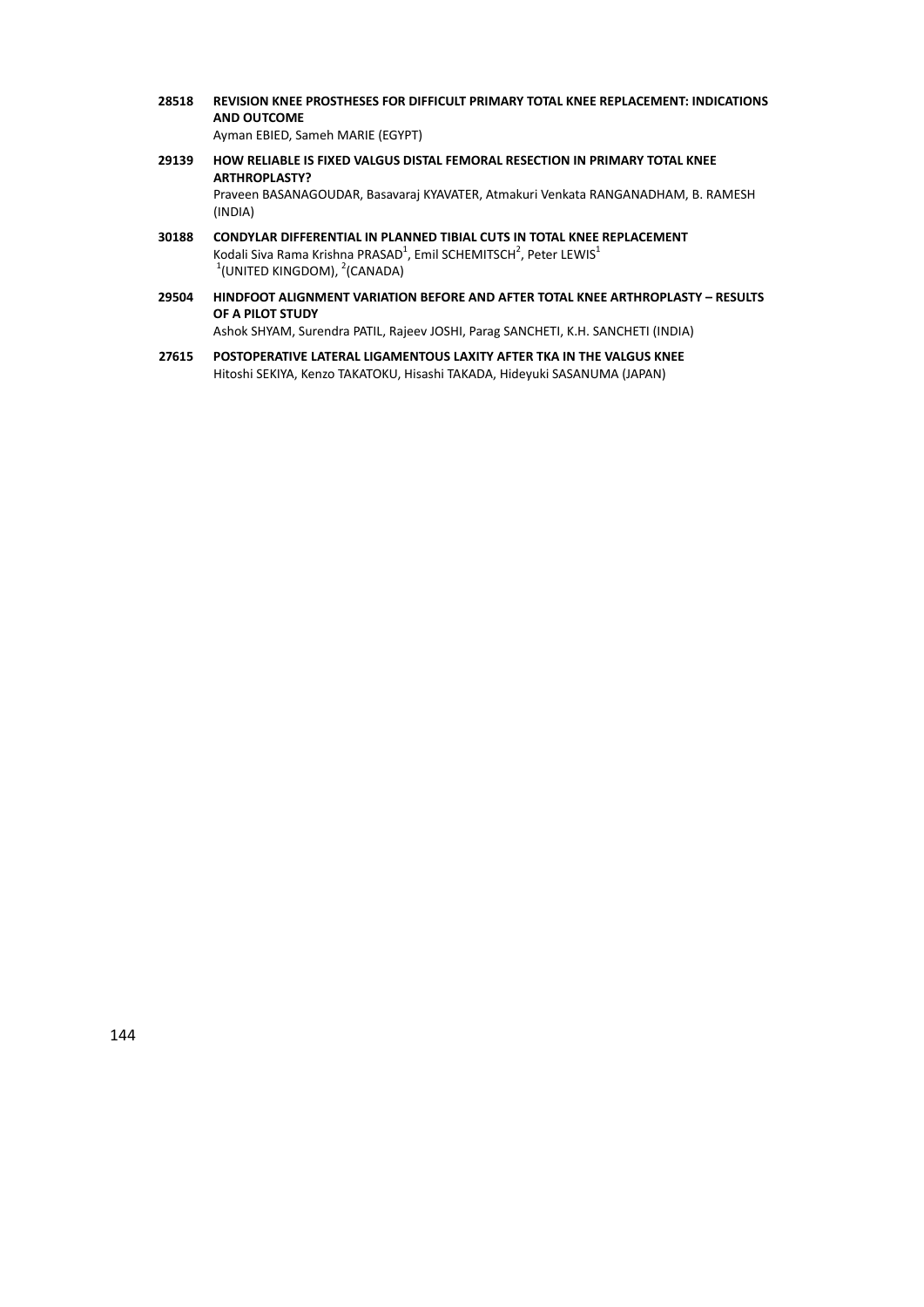**28518 REVISION KNEE PROSTHESES FOR DIFFICULT PRIMARY TOTAL KNEE REPLACEMENT: INDICATIONS AND OUTCOME**
Ayman EBIED, Sameh MARIE (EGYPT)

**29139 HOW RELIABLE IS FIXED VALGUS DISTAL FEMORAL RESECTION IN PRIMARY TOTAL KNEE ARTHROPLASTY?**
Praveen BASANAGOUDAR, Basavaraj KYAVATER, Atmakuri Venkata RANGANADHAM, B. RAMESH (INDIA)

**30188 CONDYLAR DIFFERENTIAL IN PLANNED TIBIAL CUTS IN TOTAL KNEE REPLACEMENT**
Kodali Siva Rama Krishna PRASAD[1], Emil SCHEMITSCH[2], Peter LEWIS[1]
[1](UNITED KINGDOM), [2](CANADA)

**29504 HINDFOOT ALIGNMENT VARIATION BEFORE AND AFTER TOTAL KNEE ARTHROPLASTY – RESULTS OF A PILOT STUDY**
Ashok SHYAM, Surendra PATIL, Rajeev JOSHI, Parag SANCHETI, K.H. SANCHETI (INDIA)

**27615 POSTOPERATIVE LATERAL LIGAMENTOUS LAXITY AFTER TKA IN THE VALGUS KNEE**
Hitoshi SEKIYA, Kenzo TAKATOKU, Hisashi TAKADA, Hideyuki SASANUMA (JAPAN)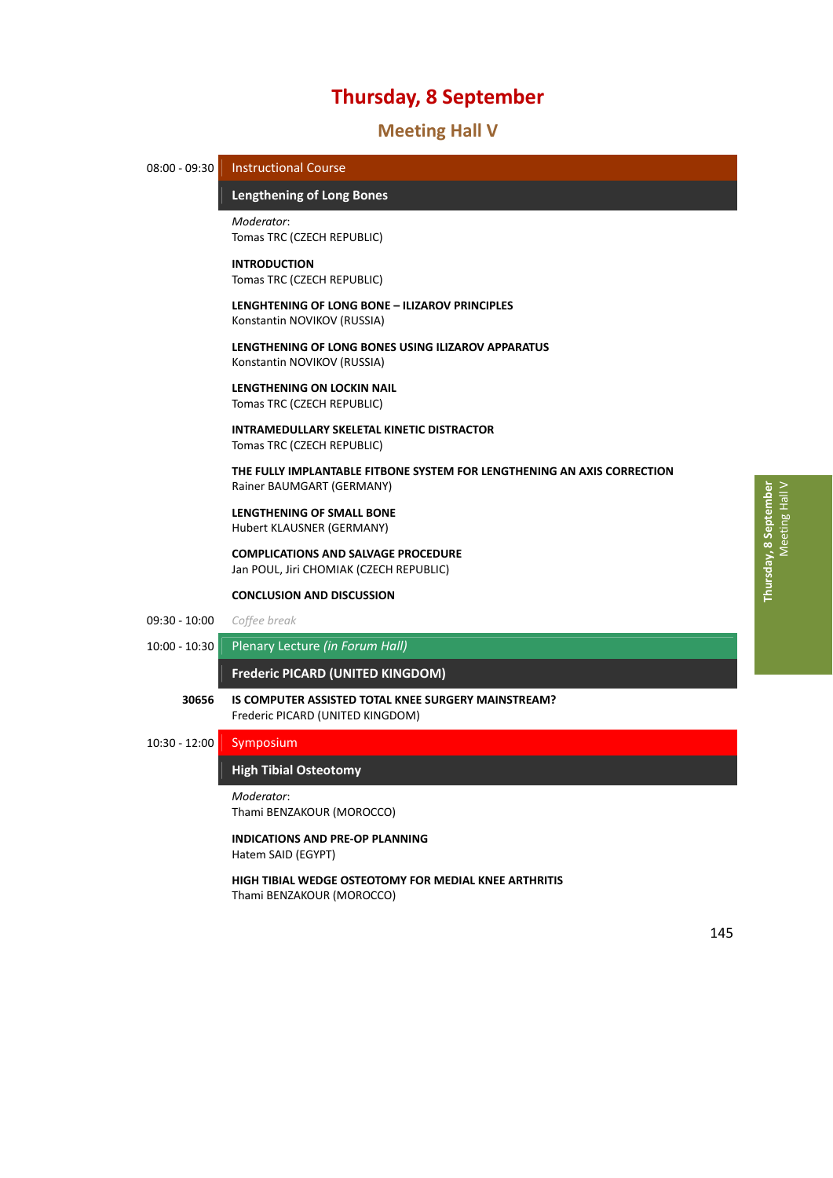# Thursday, 8 September

## Meeting Hall V

**08:00 - 09:30** Instructional Course

### Lengthening of Long Bones

*Moderator*:
Tomas TRC (CZECH REPUBLIC)

**INTRODUCTION**
Tomas TRC (CZECH REPUBLIC)

**LENGHTENING OF LONG BONE – ILIZAROV PRINCIPLES**
Konstantin NOVIKOV (RUSSIA)

**LENGTHENING OF LONG BONES USING ILIZAROV APPARATUS**
Konstantin NOVIKOV (RUSSIA)

**LENGTHENING ON LOCKIN NAIL**
Tomas TRC (CZECH REPUBLIC)

**INTRAMEDULLARY SKELETAL KINETIC DISTRACTOR**
Tomas TRC (CZECH REPUBLIC)

**THE FULLY IMPLANTABLE FITBONE SYSTEM FOR LENGTHENING AN AXIS CORRECTION**
Rainer BAUMGART (GERMANY)

**LENGTHENING OF SMALL BONE**
Hubert KLAUSNER (GERMANY)

**COMPLICATIONS AND SALVAGE PROCEDURE**
Jan POUL, Jiri CHOMIAK (CZECH REPUBLIC)

**CONCLUSION AND DISCUSSION**

**09:30 - 10:00** *Coffee break*

**10:00 - 10:30** Plenary Lecture *(in Forum Hall)*

### Frederic PICARD (UNITED KINGDOM)

**30656** **IS COMPUTER ASSISTED TOTAL KNEE SURGERY MAINSTREAM?**
Frederic PICARD (UNITED KINGDOM)

**10:30 - 12:00** Symposium

### High Tibial Osteotomy

*Moderator*:
Thami BENZAKOUR (MOROCCO)

**INDICATIONS AND PRE-OP PLANNING**
Hatem SAID (EGYPT)

**HIGH TIBIAL WEDGE OSTEOTOMY FOR MEDIAL KNEE ARTHRITIS**
Thami BENZAKOUR (MOROCCO)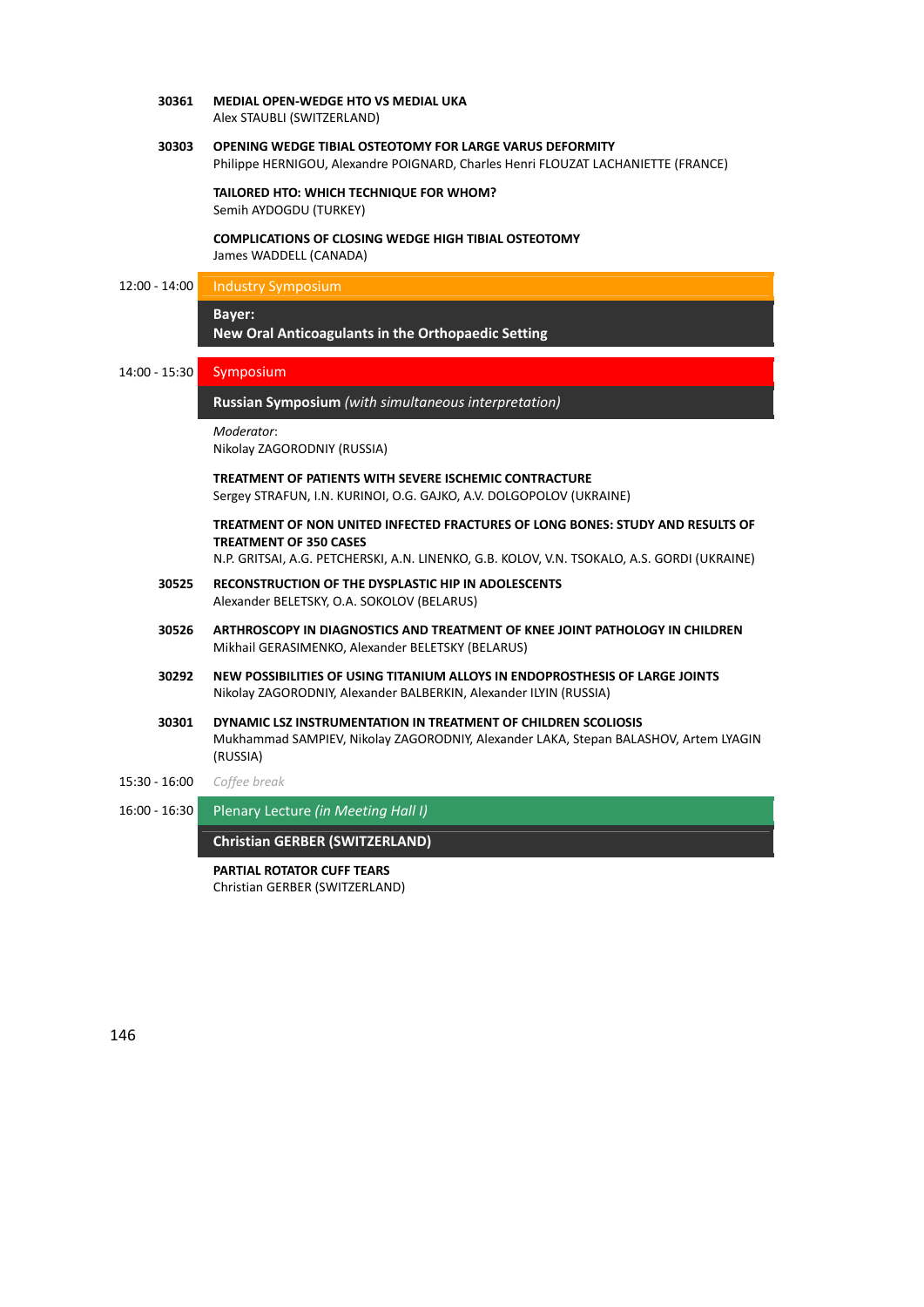**30361** **MEDIAL OPEN-WEDGE HTO VS MEDIAL UKA**
Alex STAUBLI (SWITZERLAND)

**30303** **OPENING WEDGE TIBIAL OSTEOTOMY FOR LARGE VARUS DEFORMITY**
Philippe HERNIGOU, Alexandre POIGNARD, Charles Henri FLOUZAT LACHANIETTE (FRANCE)

**TAILORED HTO: WHICH TECHNIQUE FOR WHOM?**
Semih AYDOGDU (TURKEY)

**COMPLICATIONS OF CLOSING WEDGE HIGH TIBIAL OSTEOTOMY**
James WADDELL (CANADA)

12:00 - 14:00 Industry Symposium

**Bayer:**
**New Oral Anticoagulants in the Orthopaedic Setting**

14:00 - 15:30 Symposium

**Russian Symposium** *(with simultaneous interpretation)*

*Moderator*:
Nikolay ZAGORODNIY (RUSSIA)

**TREATMENT OF PATIENTS WITH SEVERE ISCHEMIC CONTRACTURE**
Sergey STRAFUN, I.N. KURINOI, O.G. GAJKO, A.V. DOLGOPOLOV (UKRAINE)

**TREATMENT OF NON UNITED INFECTED FRACTURES OF LONG BONES: STUDY AND RESULTS OF TREATMENT OF 350 CASES**
N.P. GRITSAI, A.G. PETCHERSKI, A.N. LINENKO, G.B. KOLOV, V.N. TSOKALO, A.S. GORDI (UKRAINE)

**30525** **RECONSTRUCTION OF THE DYSPLASTIC HIP IN ADOLESCENTS**
Alexander BELETSKY, O.A. SOKOLOV (BELARUS)

**30526** **ARTHROSCOPY IN DIAGNOSTICS AND TREATMENT OF KNEE JOINT PATHOLOGY IN CHILDREN**
Mikhail GERASIMENKO, Alexander BELETSKY (BELARUS)

**30292** **NEW POSSIBILITIES OF USING TITANIUM ALLOYS IN ENDOPROSTHESIS OF LARGE JOINTS**
Nikolay ZAGORODNIY, Alexander BALBERKIN, Alexander ILYIN (RUSSIA)

**30301** **DYNAMIC LSZ INSTRUMENTATION IN TREATMENT OF CHILDREN SCOLIOSIS**
Mukhammad SAMPIEV, Nikolay ZAGORODNIY, Alexander LAKA, Stepan BALASHOV, Artem LYAGIN (RUSSIA)

15:30 - 16:00 *Coffee break*

16:00 - 16:30 Plenary Lecture *(in Meeting Hall I)*

**Christian GERBER (SWITZERLAND)**

**PARTIAL ROTATOR CUFF TEARS**
Christian GERBER (SWITZERLAND)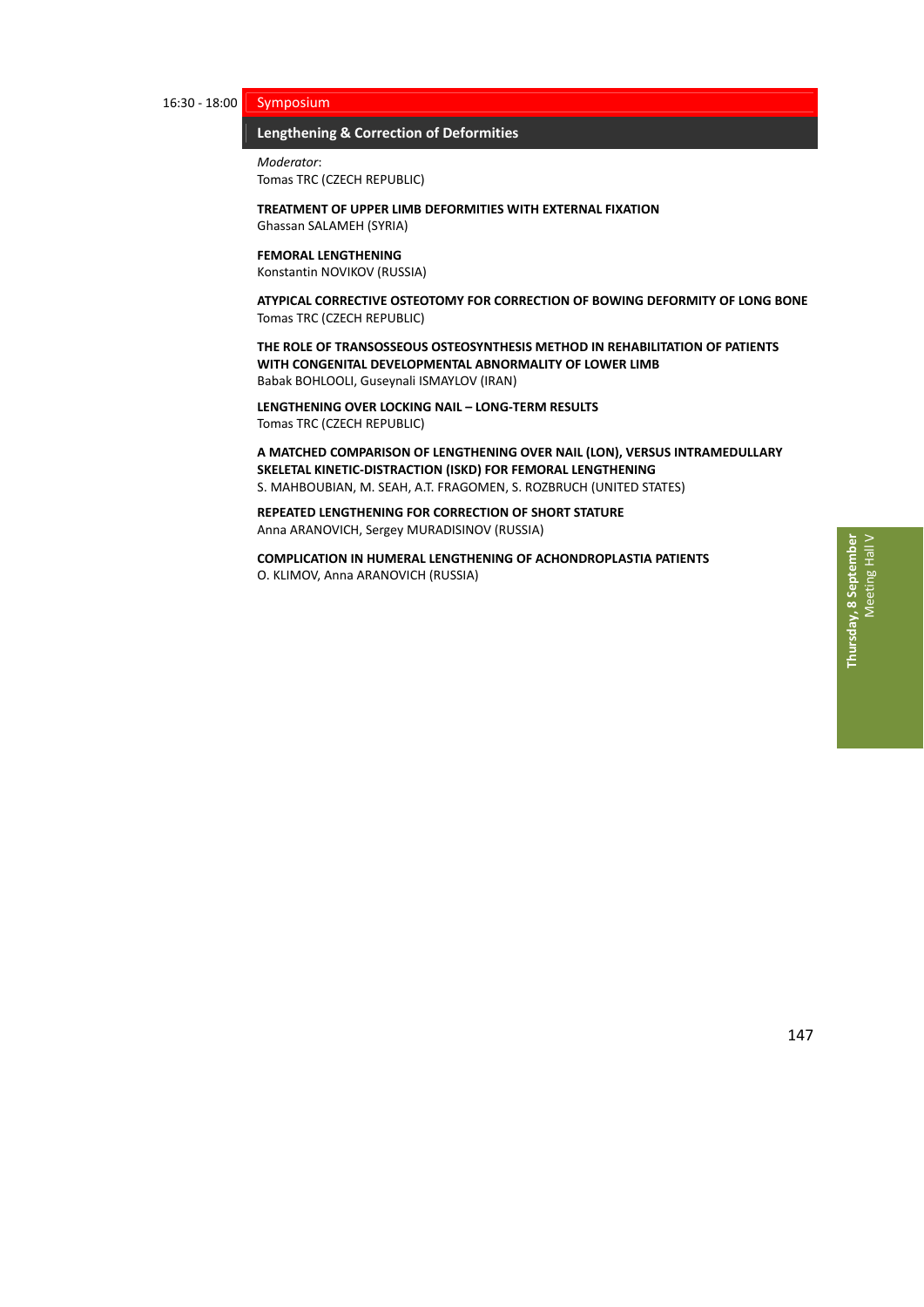16:30 - 18:00

## Symposium

### Lengthening & Correction of Deformities

*Moderator*:
Tomas TRC (CZECH REPUBLIC)

**TREATMENT OF UPPER LIMB DEFORMITIES WITH EXTERNAL FIXATION**
Ghassan SALAMEH (SYRIA)

**FEMORAL LENGTHENING**
Konstantin NOVIKOV (RUSSIA)

**ATYPICAL CORRECTIVE OSTEOTOMY FOR CORRECTION OF BOWING DEFORMITY OF LONG BONE**
Tomas TRC (CZECH REPUBLIC)

**THE ROLE OF TRANSOSSEOUS OSTEOSYNTHESIS METHOD IN REHABILITATION OF PATIENTS WITH CONGENITAL DEVELOPMENTAL ABNORMALITY OF LOWER LIMB**
Babak BOHLOOLI, Guseynali ISMAYLOV (IRAN)

**LENGTHENING OVER LOCKING NAIL – LONG-TERM RESULTS**
Tomas TRC (CZECH REPUBLIC)

**A MATCHED COMPARISON OF LENGTHENING OVER NAIL (LON), VERSUS INTRAMEDULLARY SKELETAL KINETIC-DISTRACTION (ISKD) FOR FEMORAL LENGTHENING**
S. MAHBOUBIAN, M. SEAH, A.T. FRAGOMEN, S. ROZBRUCH (UNITED STATES)

**REPEATED LENGTHENING FOR CORRECTION OF SHORT STATURE**
Anna ARANOVICH, Sergey MURADISINOV (RUSSIA)

**COMPLICATION IN HUMERAL LENGTHENING OF ACHONDROPLASTIA PATIENTS**
O. KLIMOV, Anna ARANOVICH (RUSSIA)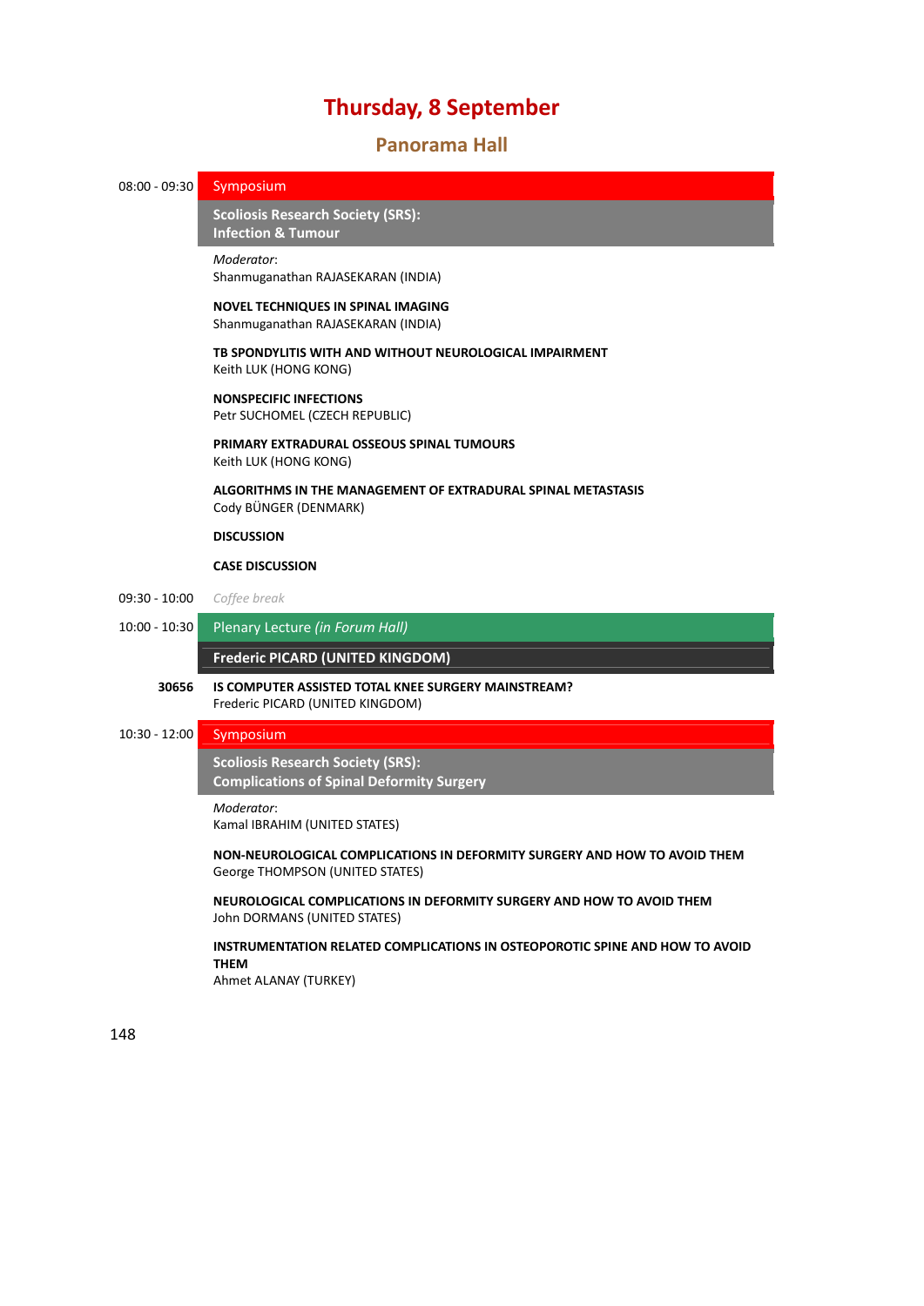# Thursday, 8 September

## Panorama Hall

**08:00 - 09:30** Symposium

**Scoliosis Research Society (SRS): Infection & Tumour**

*Moderator*:
Shanmuganathan RAJASEKARAN (INDIA)

**NOVEL TECHNIQUES IN SPINAL IMAGING**
Shanmuganathan RAJASEKARAN (INDIA)

**TB SPONDYLITIS WITH AND WITHOUT NEUROLOGICAL IMPAIRMENT**
Keith LUK (HONG KONG)

**NONSPECIFIC INFECTIONS**
Petr SUCHOMEL (CZECH REPUBLIC)

**PRIMARY EXTRADURAL OSSEOUS SPINAL TUMOURS**
Keith LUK (HONG KONG)

**ALGORITHMS IN THE MANAGEMENT OF EXTRADURAL SPINAL METASTASIS**
Cody BÜNGER (DENMARK)

**DISCUSSION**

**CASE DISCUSSION**

**09:30 - 10:00** *Coffee break*

**10:00 - 10:30** Plenary Lecture *(in Forum Hall)*

**Frederic PICARD (UNITED KINGDOM)**

**30656** **IS COMPUTER ASSISTED TOTAL KNEE SURGERY MAINSTREAM?**
Frederic PICARD (UNITED KINGDOM)

**10:30 - 12:00** Symposium

**Scoliosis Research Society (SRS): Complications of Spinal Deformity Surgery**

*Moderator*:
Kamal IBRAHIM (UNITED STATES)

**NON-NEUROLOGICAL COMPLICATIONS IN DEFORMITY SURGERY AND HOW TO AVOID THEM**
George THOMPSON (UNITED STATES)

**NEUROLOGICAL COMPLICATIONS IN DEFORMITY SURGERY AND HOW TO AVOID THEM**
John DORMANS (UNITED STATES)

**INSTRUMENTATION RELATED COMPLICATIONS IN OSTEOPOROTIC SPINE AND HOW TO AVOID THEM**
Ahmet ALANAY (TURKEY)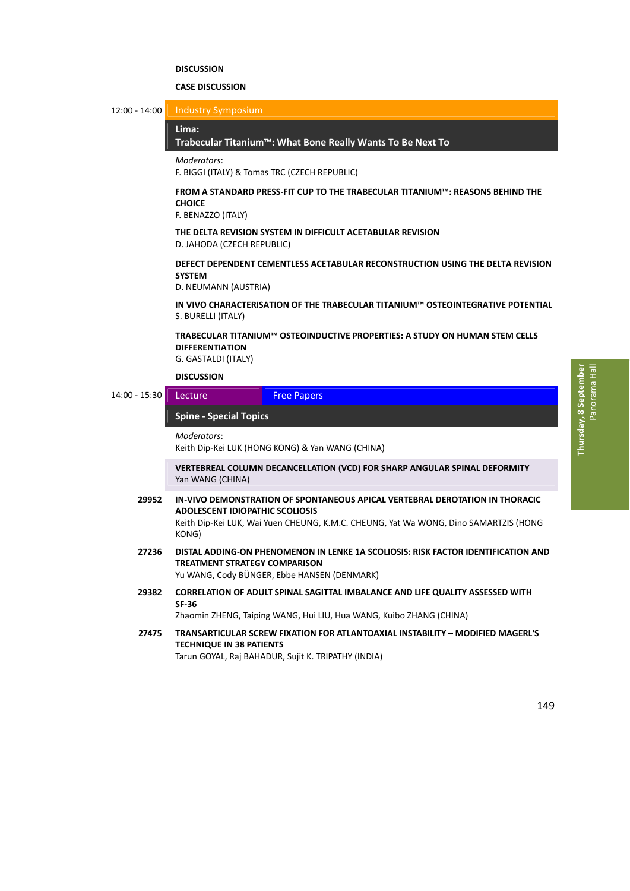**DISCUSSION**

**CASE DISCUSSION**

12:00 - 14:00 Industry Symposium

## Lima:
## Trabecular Titanium™: What Bone Really Wants To Be Next To

*Moderators*:
F. BIGGI (ITALY) & Tomas TRC (CZECH REPUBLIC)

**FROM A STANDARD PRESS-FIT CUP TO THE TRABECULAR TITANIUM™: REASONS BEHIND THE CHOICE**
F. BENAZZO (ITALY)

**THE DELTA REVISION SYSTEM IN DIFFICULT ACETABULAR REVISION**
D. JAHODA (CZECH REPUBLIC)

**DEFECT DEPENDENT CEMENTLESS ACETABULAR RECONSTRUCTION USING THE DELTA REVISION SYSTEM**
D. NEUMANN (AUSTRIA)

**IN VIVO CHARACTERISATION OF THE TRABECULAR TITANIUM™ OSTEOINTEGRATIVE POTENTIAL**
S. BURELLI (ITALY)

**TRABECULAR TITANIUM™ OSTEOINDUCTIVE PROPERTIES: A STUDY ON HUMAN STEM CELLS DIFFERENTIATION**
G. GASTALDI (ITALY)

**DISCUSSION**

14:00 - 15:30 Lecture | Free Papers

## Spine - Special Topics

*Moderators*:
Keith Dip-Kei LUK (HONG KONG) & Yan WANG (CHINA)

**VERTEBREAL COLUMN DECANCELLATION (VCD) FOR SHARP ANGULAR SPINAL DEFORMITY**
Yan WANG (CHINA)

29952 **IN-VIVO DEMONSTRATION OF SPONTANEOUS APICAL VERTEBRAL DEROTATION IN THORACIC ADOLESCENT IDIOPATHIC SCOLIOSIS**
Keith Dip-Kei LUK, Wai Yuen CHEUNG, K.M.C. CHEUNG, Yat Wa WONG, Dino SAMARTZIS (HONG KONG)

27236 **DISTAL ADDING-ON PHENOMENON IN LENKE 1A SCOLIOSIS: RISK FACTOR IDENTIFICATION AND TREATMENT STRATEGY COMPARISON**
Yu WANG, Cody BÜNGER, Ebbe HANSEN (DENMARK)

29382 **CORRELATION OF ADULT SPINAL SAGITTAL IMBALANCE AND LIFE QUALITY ASSESSED WITH SF-36**
Zhaomin ZHENG, Taiping WANG, Hui LIU, Hua WANG, Kuibo ZHANG (CHINA)

27475 **TRANSARTICULAR SCREW FIXATION FOR ATLANTOAXIAL INSTABILITY – MODIFIED MAGERL'S TECHNIQUE IN 38 PATIENTS**
Tarun GOYAL, Raj BAHADUR, Sujit K. TRIPATHY (INDIA)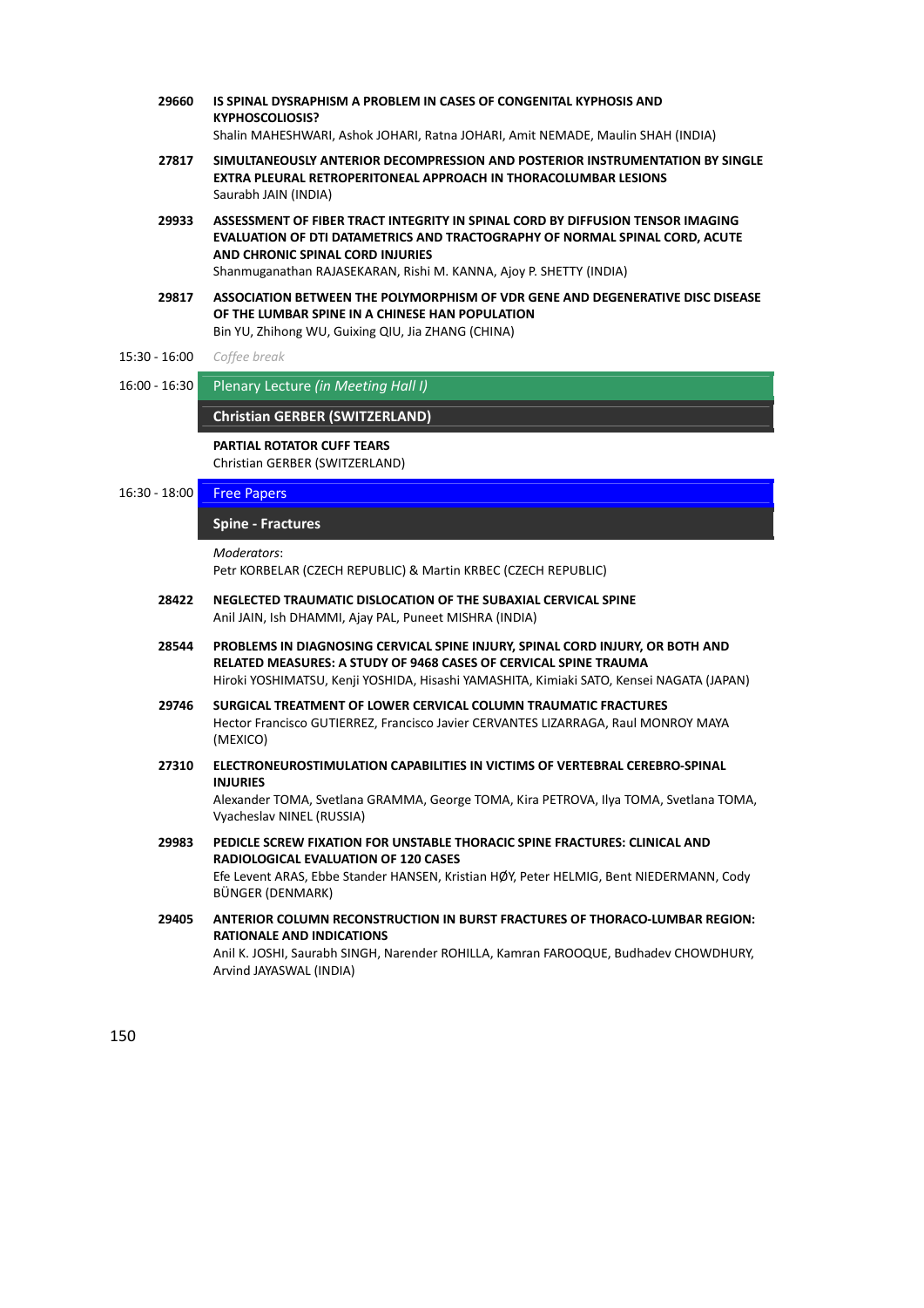**29660** **IS SPINAL DYSRAPHISM A PROBLEM IN CASES OF CONGENITAL KYPHOSIS AND KYPHOSCOLIOSIS?**
Shalin MAHESHWARI, Ashok JOHARI, Ratna JOHARI, Amit NEMADE, Maulin SHAH (INDIA)

**27817** **SIMULTANEOUSLY ANTERIOR DECOMPRESSION AND POSTERIOR INSTRUMENTATION BY SINGLE EXTRA PLEURAL RETROPERITONEAL APPROACH IN THORACOLUMBAR LESIONS**
Saurabh JAIN (INDIA)

**29933** **ASSESSMENT OF FIBER TRACT INTEGRITY IN SPINAL CORD BY DIFFUSION TENSOR IMAGING EVALUATION OF DTI DATAMETRICS AND TRACTOGRAPHY OF NORMAL SPINAL CORD, ACUTE AND CHRONIC SPINAL CORD INJURIES**
Shanmuganathan RAJASEKARAN, Rishi M. KANNA, Ajoy P. SHETTY (INDIA)

**29817** **ASSOCIATION BETWEEN THE POLYMORPHISM OF VDR GENE AND DEGENERATIVE DISC DISEASE OF THE LUMBAR SPINE IN A CHINESE HAN POPULATION**
Bin YU, Zhihong WU, Guixing QIU, Jia ZHANG (CHINA)

15:30 - 16:00 *Coffee break*

16:00 - 16:30 Plenary Lecture *(in Meeting Hall I)*

**Christian GERBER (SWITZERLAND)**

**PARTIAL ROTATOR CUFF TEARS**
Christian GERBER (SWITZERLAND)

16:30 - 18:00 Free Papers

**Spine - Fractures**

*Moderators*:
Petr KORBELAR (CZECH REPUBLIC) & Martin KRBEC (CZECH REPUBLIC)

**28422** **NEGLECTED TRAUMATIC DISLOCATION OF THE SUBAXIAL CERVICAL SPINE**
Anil JAIN, Ish DHAMMI, Ajay PAL, Puneet MISHRA (INDIA)

**28544** **PROBLEMS IN DIAGNOSING CERVICAL SPINE INJURY, SPINAL CORD INJURY, OR BOTH AND RELATED MEASURES: A STUDY OF 9468 CASES OF CERVICAL SPINE TRAUMA**
Hiroki YOSHIMATSU, Kenji YOSHIDA, Hisashi YAMASHITA, Kimiaki SATO, Kensei NAGATA (JAPAN)

**29746** **SURGICAL TREATMENT OF LOWER CERVICAL COLUMN TRAUMATIC FRACTURES**
Hector Francisco GUTIERREZ, Francisco Javier CERVANTES LIZARRAGA, Raul MONROY MAYA (MEXICO)

**27310** **ELECTRONEUROSTIMULATION CAPABILITIES IN VICTIMS OF VERTEBRAL CEREBRO-SPINAL INJURIES**
Alexander TOMA, Svetlana GRAMMA, George TOMA, Kira PETROVA, Ilya TOMA, Svetlana TOMA, Vyacheslav NINEL (RUSSIA)

**29983** **PEDICLE SCREW FIXATION FOR UNSTABLE THORACIC SPINE FRACTURES: CLINICAL AND RADIOLOGICAL EVALUATION OF 120 CASES**
Efe Levent ARAS, Ebbe Stander HANSEN, Kristian HØY, Peter HELMIG, Bent NIEDERMANN, Cody BÜNGER (DENMARK)

**29405** **ANTERIOR COLUMN RECONSTRUCTION IN BURST FRACTURES OF THORACO-LUMBAR REGION: RATIONALE AND INDICATIONS**
Anil K. JOSHI, Saurabh SINGH, Narender ROHILLA, Kamran FAROOQUE, Budhadev CHOWDHURY, Arvind JAYASWAL (INDIA)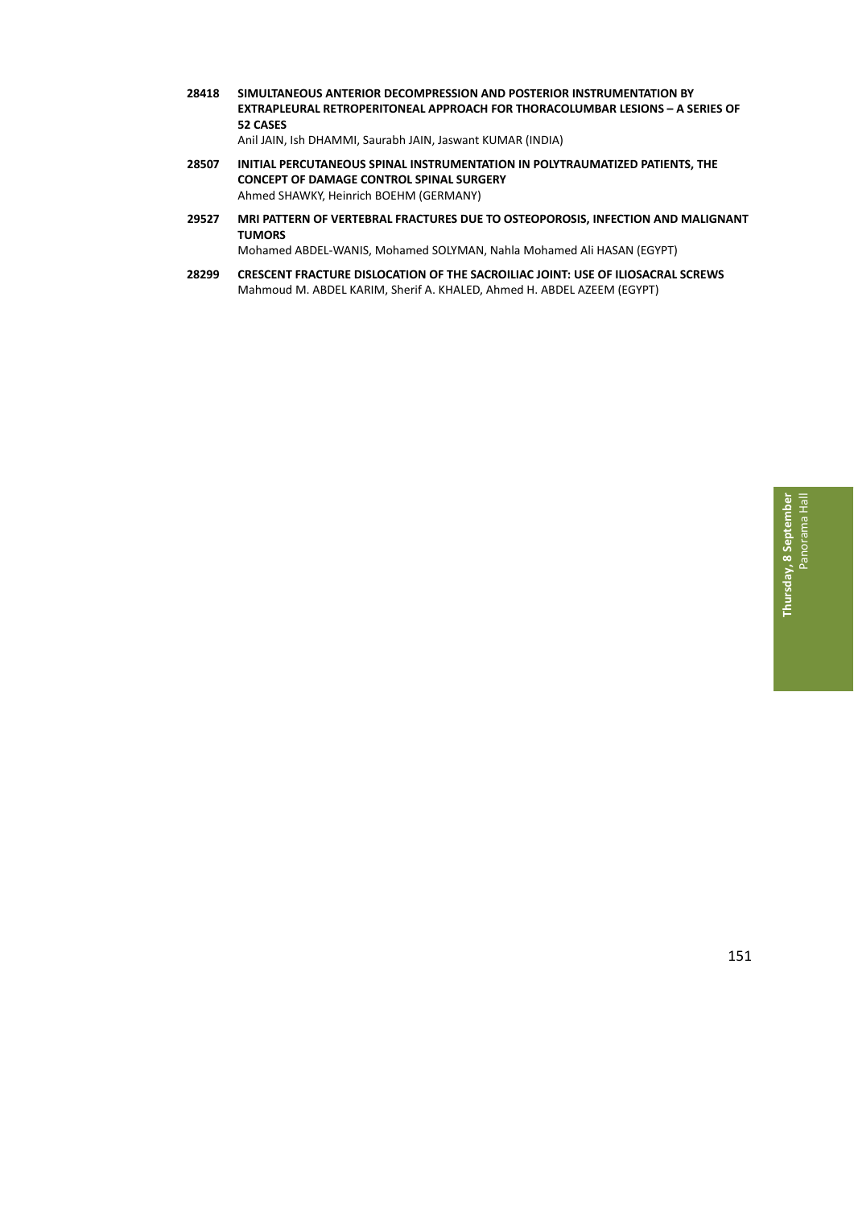**28418** **SIMULTANEOUS ANTERIOR DECOMPRESSION AND POSTERIOR INSTRUMENTATION BY EXTRAPLEURAL RETROPERITONEAL APPROACH FOR THORACOLUMBAR LESIONS – A SERIES OF 52 CASES**
Anil JAIN, Ish DHAMMI, Saurabh JAIN, Jaswant KUMAR (INDIA)

**28507** **INITIAL PERCUTANEOUS SPINAL INSTRUMENTATION IN POLYTRAUMATIZED PATIENTS, THE CONCEPT OF DAMAGE CONTROL SPINAL SURGERY**
Ahmed SHAWKY, Heinrich BOEHM (GERMANY)

**29527** **MRI PATTERN OF VERTEBRAL FRACTURES DUE TO OSTEOPOROSIS, INFECTION AND MALIGNANT TUMORS**
Mohamed ABDEL-WANIS, Mohamed SOLYMAN, Nahla Mohamed Ali HASAN (EGYPT)

**28299** **CRESCENT FRACTURE DISLOCATION OF THE SACROILIAC JOINT: USE OF ILIOSACRAL SCREWS**
Mahmoud M. ABDEL KARIM, Sherif A. KHALED, Ahmed H. ABDEL AZEEM (EGYPT)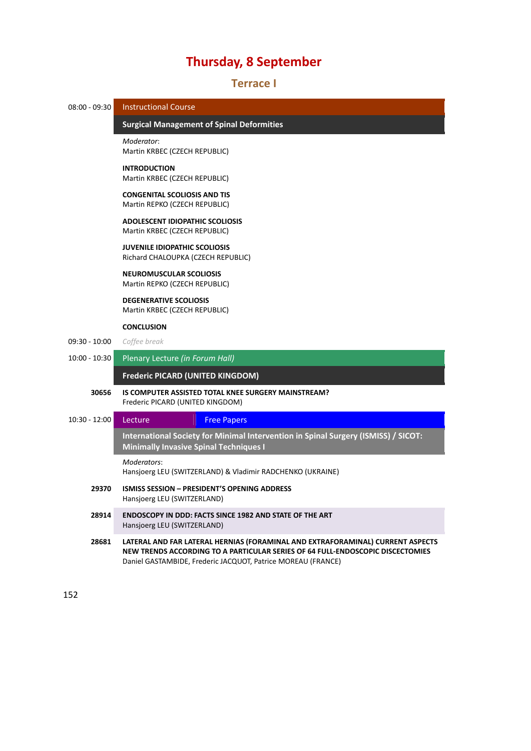# Thursday, 8 September

## Terrace I

08:00 - 09:30 Instructional Course

**Surgical Management of Spinal Deformities**

*Moderator*:
Martin KRBEC (CZECH REPUBLIC)

**INTRODUCTION**
Martin KRBEC (CZECH REPUBLIC)

**CONGENITAL SCOLIOSIS AND TIS**
Martin REPKO (CZECH REPUBLIC)

**ADOLESCENT IDIOPATHIC SCOLIOSIS**
Martin KRBEC (CZECH REPUBLIC)

**JUVENILE IDIOPATHIC SCOLIOSIS**
Richard CHALOUPKA (CZECH REPUBLIC)

**NEUROMUSCULAR SCOLIOSIS**
Martin REPKO (CZECH REPUBLIC)

**DEGENERATIVE SCOLIOSIS**
Martin KRBEC (CZECH REPUBLIC)

**CONCLUSION**

09:30 - 10:00 *Coffee break*

10:00 - 10:30 Plenary Lecture *(in Forum Hall)*

**Frederic PICARD (UNITED KINGDOM)**

30656 **IS COMPUTER ASSISTED TOTAL KNEE SURGERY MAINSTREAM?**
Frederic PICARD (UNITED KINGDOM)

10:30 - 12:00 Lecture | Free Papers

**International Society for Minimal Intervention in Spinal Surgery (ISMISS) / SICOT: Minimally Invasive Spinal Techniques I**

*Moderators*:
Hansjoerg LEU (SWITZERLAND) & Vladimir RADCHENKO (UKRAINE)

29370 **ISMISS SESSION – PRESIDENT'S OPENING ADDRESS**
Hansjoerg LEU (SWITZERLAND)

28914 **ENDOSCOPY IN DDD: FACTS SINCE 1982 AND STATE OF THE ART**
Hansjoerg LEU (SWITZERLAND)

28681 **LATERAL AND FAR LATERAL HERNIAS (FORAMINAL AND EXTRAFORAMINAL) CURRENT ASPECTS NEW TRENDS ACCORDING TO A PARTICULAR SERIES OF 64 FULL-ENDOSCOPIC DISCECTOMIES**
Daniel GASTAMBIDE, Frederic JACQUOT, Patrice MOREAU (FRANCE)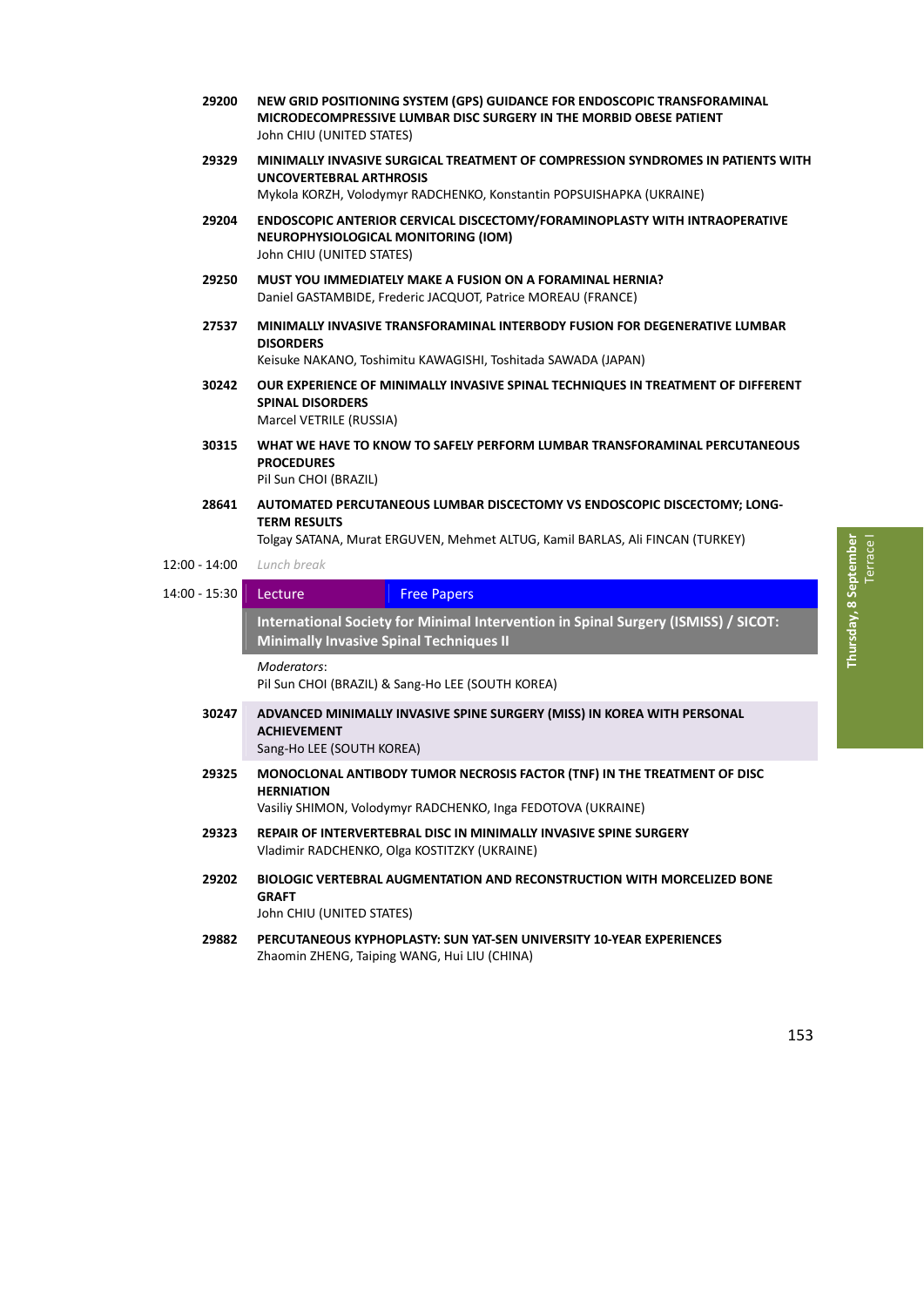**29200** **NEW GRID POSITIONING SYSTEM (GPS) GUIDANCE FOR ENDOSCOPIC TRANSFORAMINAL MICRODECOMPRESSIVE LUMBAR DISC SURGERY IN THE MORBID OBESE PATIENT**
John CHIU (UNITED STATES)

**29329** **MINIMALLY INVASIVE SURGICAL TREATMENT OF COMPRESSION SYNDROMES IN PATIENTS WITH UNCOVERTEBRAL ARTHROSIS**
Mykola KORZH, Volodymyr RADCHENKO, Konstantin POPSUISHAPKA (UKRAINE)

**29204** **ENDOSCOPIC ANTERIOR CERVICAL DISCECTOMY/FORAMINOPLASTY WITH INTRAOPERATIVE NEUROPHYSIOLOGICAL MONITORING (IOM)**
John CHIU (UNITED STATES)

**29250** **MUST YOU IMMEDIATELY MAKE A FUSION ON A FORAMINAL HERNIA?**
Daniel GASTAMBIDE, Frederic JACQUOT, Patrice MOREAU (FRANCE)

**27537** **MINIMALLY INVASIVE TRANSFORAMINAL INTERBODY FUSION FOR DEGENERATIVE LUMBAR DISORDERS**
Keisuke NAKANO, Toshimitu KAWAGISHI, Toshitada SAWADA (JAPAN)

**30242** **OUR EXPERIENCE OF MINIMALLY INVASIVE SPINAL TECHNIQUES IN TREATMENT OF DIFFERENT SPINAL DISORDERS**
Marcel VETRILE (RUSSIA)

**30315** **WHAT WE HAVE TO KNOW TO SAFELY PERFORM LUMBAR TRANSFORAMINAL PERCUTANEOUS PROCEDURES**
Pil Sun CHOI (BRAZIL)

**28641** **AUTOMATED PERCUTANEOUS LUMBAR DISCECTOMY VS ENDOSCOPIC DISCECTOMY; LONG-TERM RESULTS**
Tolgay SATANA, Murat ERGUVEN, Mehmet ALTUG, Kamil BARLAS, Ali FINCAN (TURKEY)

12:00 - 14:00 *Lunch break*

14:00 - 15:30 Lecture | Free Papers

**International Society for Minimal Intervention in Spinal Surgery (ISMISS) / SICOT: Minimally Invasive Spinal Techniques II**

*Moderators*:
Pil Sun CHOI (BRAZIL) & Sang-Ho LEE (SOUTH KOREA)

**30247** **ADVANCED MINIMALLY INVASIVE SPINE SURGERY (MISS) IN KOREA WITH PERSONAL ACHIEVEMENT**
Sang-Ho LEE (SOUTH KOREA)

**29325** **MONOCLONAL ANTIBODY TUMOR NECROSIS FACTOR (TNF) IN THE TREATMENT OF DISC HERNIATION**
Vasiliy SHIMON, Volodymyr RADCHENKO, Inga FEDOTOVA (UKRAINE)

**29323** **REPAIR OF INTERVERTEBRAL DISC IN MINIMALLY INVASIVE SPINE SURGERY**
Vladimir RADCHENKO, Olga KOSTITZKY (UKRAINE)

**29202** **BIOLOGIC VERTEBRAL AUGMENTATION AND RECONSTRUCTION WITH MORCELIZED BONE GRAFT**
John CHIU (UNITED STATES)

**29882** **PERCUTANEOUS KYPHOPLASTY: SUN YAT-SEN UNIVERSITY 10-YEAR EXPERIENCES**
Zhaomin ZHENG, Taiping WANG, Hui LIU (CHINA)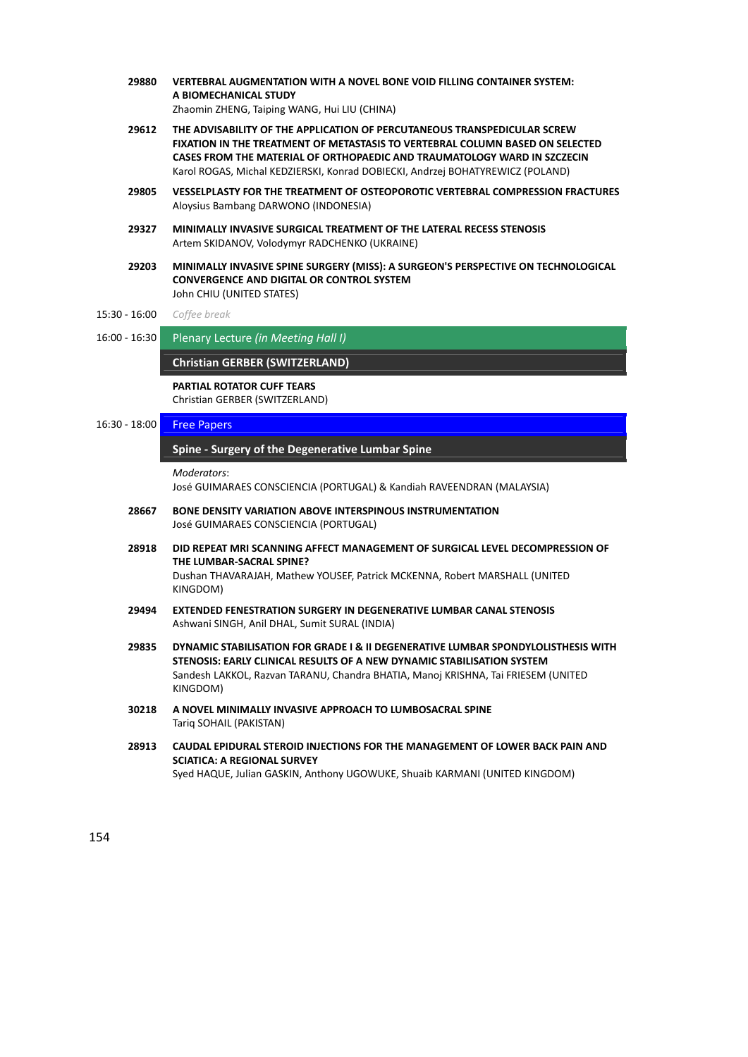**29880** **VERTEBRAL AUGMENTATION WITH A NOVEL BONE VOID FILLING CONTAINER SYSTEM: A BIOMECHANICAL STUDY**
Zhaomin ZHENG, Taiping WANG, Hui LIU (CHINA)

**29612** **THE ADVISABILITY OF THE APPLICATION OF PERCUTANEOUS TRANSPEDICULAR SCREW FIXATION IN THE TREATMENT OF METASTASIS TO VERTEBRAL COLUMN BASED ON SELECTED CASES FROM THE MATERIAL OF ORTHOPAEDIC AND TRAUMATOLOGY WARD IN SZCZECIN**
Karol ROGAS, Michal KEDZIERSKI, Konrad DOBIECKI, Andrzej BOHATYREWICZ (POLAND)

**29805** **VESSELPLASTY FOR THE TREATMENT OF OSTEOPOROTIC VERTEBRAL COMPRESSION FRACTURES**
Aloysius Bambang DARWONO (INDONESIA)

**29327** **MINIMALLY INVASIVE SURGICAL TREATMENT OF THE LATERAL RECESS STENOSIS**
Artem SKIDANOV, Volodymyr RADCHENKO (UKRAINE)

**29203** **MINIMALLY INVASIVE SPINE SURGERY (MISS): A SURGEON'S PERSPECTIVE ON TECHNOLOGICAL CONVERGENCE AND DIGITAL OR CONTROL SYSTEM**
John CHIU (UNITED STATES)

15:30 - 16:00 *Coffee break*

16:00 - 16:30 Plenary Lecture *(in Meeting Hall I)*

**Christian GERBER (SWITZERLAND)**

**PARTIAL ROTATOR CUFF TEARS**
Christian GERBER (SWITZERLAND)

16:30 - 18:00 Free Papers

**Spine - Surgery of the Degenerative Lumbar Spine**

*Moderators*:
José GUIMARAES CONSCIENCIA (PORTUGAL) & Kandiah RAVEENDRAN (MALAYSIA)

**28667** **BONE DENSITY VARIATION ABOVE INTERSPINOUS INSTRUMENTATION**
José GUIMARAES CONSCIENCIA (PORTUGAL)

**28918** **DID REPEAT MRI SCANNING AFFECT MANAGEMENT OF SURGICAL LEVEL DECOMPRESSION OF THE LUMBAR-SACRAL SPINE?**
Dushan THAVARAJAH, Mathew YOUSEF, Patrick MCKENNA, Robert MARSHALL (UNITED KINGDOM)

**29494** **EXTENDED FENESTRATION SURGERY IN DEGENERATIVE LUMBAR CANAL STENOSIS**
Ashwani SINGH, Anil DHAL, Sumit SURAL (INDIA)

**29835** **DYNAMIC STABILISATION FOR GRADE I & II DEGENERATIVE LUMBAR SPONDYLOLISTHESIS WITH STENOSIS: EARLY CLINICAL RESULTS OF A NEW DYNAMIC STABILISATION SYSTEM**
Sandesh LAKKOL, Razvan TARANU, Chandra BHATIA, Manoj KRISHNA, Tai FRIESEM (UNITED KINGDOM)

**30218** **A NOVEL MINIMALLY INVASIVE APPROACH TO LUMBOSACRAL SPINE**
Tariq SOHAIL (PAKISTAN)

**28913** **CAUDAL EPIDURAL STEROID INJECTIONS FOR THE MANAGEMENT OF LOWER BACK PAIN AND SCIATICA: A REGIONAL SURVEY**
Syed HAQUE, Julian GASKIN, Anthony UGOWUKE, Shuaib KARMANI (UNITED KINGDOM)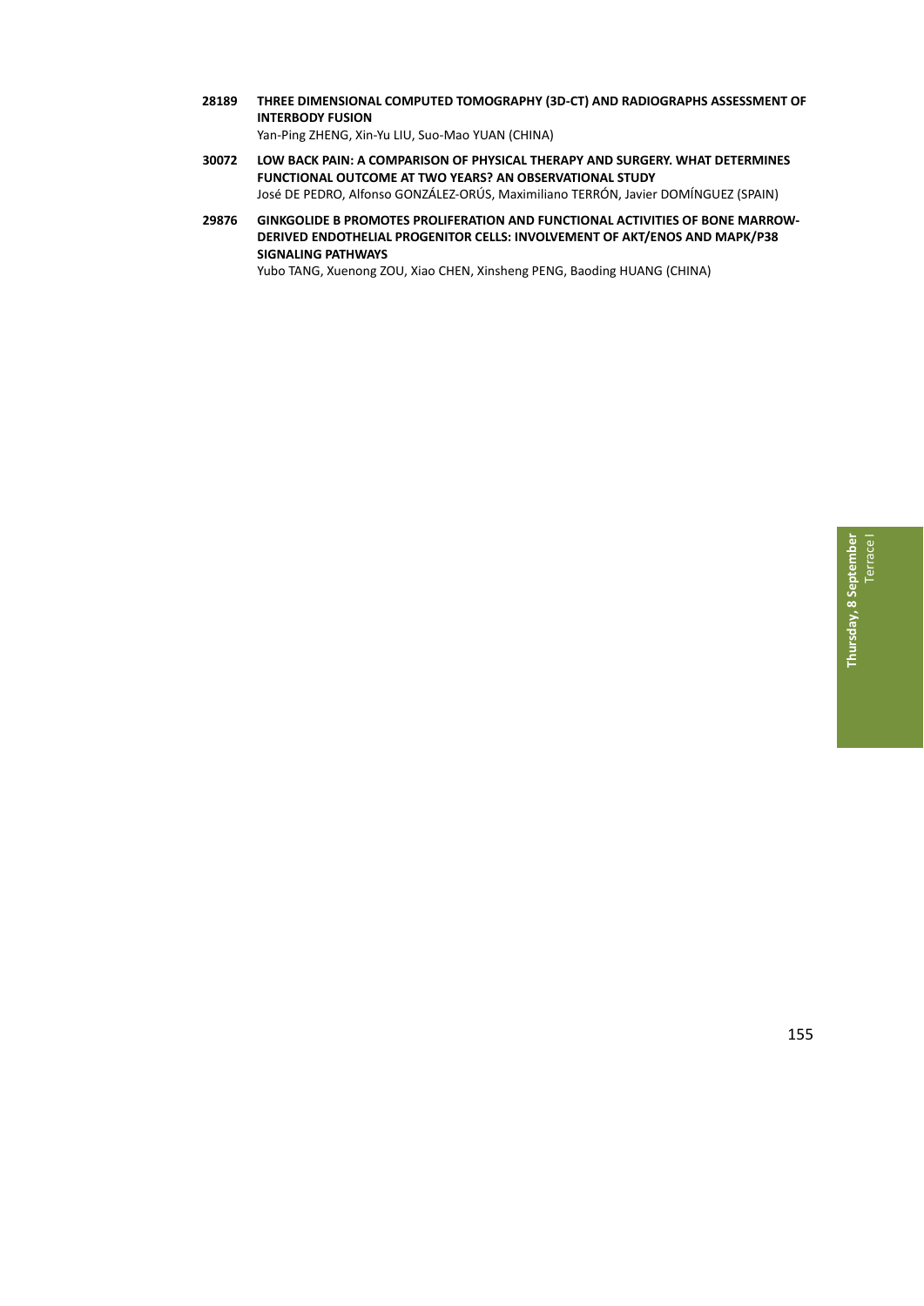**28189** **THREE DIMENSIONAL COMPUTED TOMOGRAPHY (3D-CT) AND RADIOGRAPHS ASSESSMENT OF INTERBODY FUSION**
Yan-Ping ZHENG, Xin-Yu LIU, Suo-Mao YUAN (CHINA)

**30072** **LOW BACK PAIN: A COMPARISON OF PHYSICAL THERAPY AND SURGERY. WHAT DETERMINES FUNCTIONAL OUTCOME AT TWO YEARS? AN OBSERVATIONAL STUDY**
José DE PEDRO, Alfonso GONZÁLEZ-ORÚS, Maximiliano TERRÓN, Javier DOMÍNGUEZ (SPAIN)

**29876** **GINKGOLIDE B PROMOTES PROLIFERATION AND FUNCTIONAL ACTIVITIES OF BONE MARROW-DERIVED ENDOTHELIAL PROGENITOR CELLS: INVOLVEMENT OF AKT/ENOS AND MAPK/P38 SIGNALING PATHWAYS**
Yubo TANG, Xuenong ZOU, Xiao CHEN, Xinsheng PENG, Baoding HUANG (CHINA)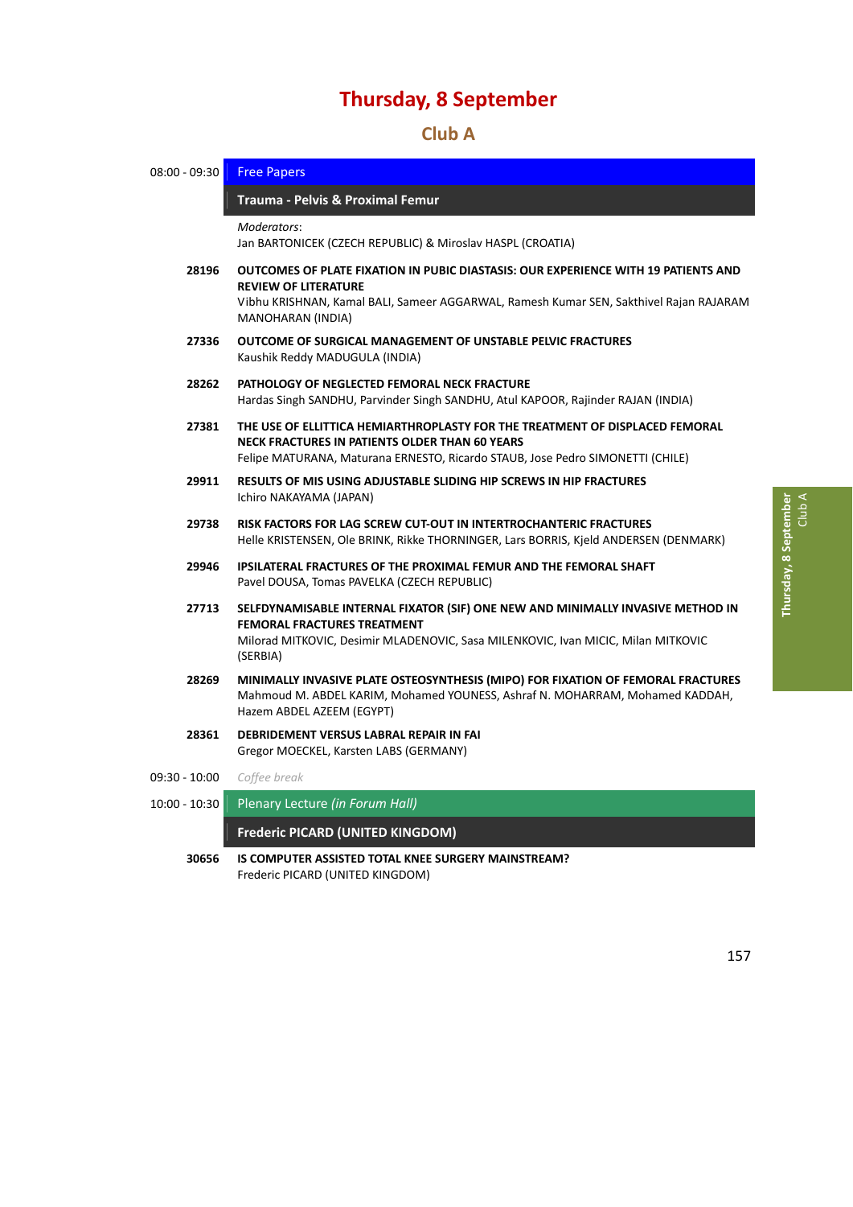# Thursday, 8 September

## Club A

**08:00 - 09:30** Free Papers

### Trauma - Pelvis & Proximal Femur

*Moderators*:
Jan BARTONICEK (CZECH REPUBLIC) & Miroslav HASPL (CROATIA)

**28196** **OUTCOMES OF PLATE FIXATION IN PUBIC DIASTASIS: OUR EXPERIENCE WITH 19 PATIENTS AND REVIEW OF LITERATURE**
Vibhu KRISHNAN, Kamal BALI, Sameer AGGARWAL, Ramesh Kumar SEN, Sakthivel Rajan RAJARAM MANOHARAN (INDIA)

**27336** **OUTCOME OF SURGICAL MANAGEMENT OF UNSTABLE PELVIC FRACTURES**
Kaushik Reddy MADUGULA (INDIA)

**28262** **PATHOLOGY OF NEGLECTED FEMORAL NECK FRACTURE**
Hardas Singh SANDHU, Parvinder Singh SANDHU, Atul KAPOOR, Rajinder RAJAN (INDIA)

**27381** **THE USE OF ELLITTICA HEMIARTHROPLASTY FOR THE TREATMENT OF DISPLACED FEMORAL NECK FRACTURES IN PATIENTS OLDER THAN 60 YEARS**
Felipe MATURANA, Maturana ERNESTO, Ricardo STAUB, Jose Pedro SIMONETTI (CHILE)

**29911** **RESULTS OF MIS USING ADJUSTABLE SLIDING HIP SCREWS IN HIP FRACTURES**
Ichiro NAKAYAMA (JAPAN)

**29738** **RISK FACTORS FOR LAG SCREW CUT-OUT IN INTERTROCHANTERIC FRACTURES**
Helle KRISTENSEN, Ole BRINK, Rikke THORNINGER, Lars BORRIS, Kjeld ANDERSEN (DENMARK)

**29946** **IPSILATERAL FRACTURES OF THE PROXIMAL FEMUR AND THE FEMORAL SHAFT**
Pavel DOUSA, Tomas PAVELKA (CZECH REPUBLIC)

**27713** **SELFDYNAMISABLE INTERNAL FIXATOR (SIF) ONE NEW AND MINIMALLY INVASIVE METHOD IN FEMORAL FRACTURES TREATMENT**
Milorad MITKOVIC, Desimir MLADENOVIC, Sasa MILENKOVIC, Ivan MICIC, Milan MITKOVIC (SERBIA)

**28269** **MINIMALLY INVASIVE PLATE OSTEOSYNTHESIS (MIPO) FOR FIXATION OF FEMORAL FRACTURES**
Mahmoud M. ABDEL KARIM, Mohamed YOUNESS, Ashraf N. MOHARRAM, Mohamed KADDAH, Hazem ABDEL AZEEM (EGYPT)

**28361** **DEBRIDEMENT VERSUS LABRAL REPAIR IN FAI**
Gregor MOECKEL, Karsten LABS (GERMANY)

**09:30 - 10:00** *Coffee break*

**10:00 - 10:30** Plenary Lecture *(in Forum Hall)*

### Frederic PICARD (UNITED KINGDOM)

**30656** **IS COMPUTER ASSISTED TOTAL KNEE SURGERY MAINSTREAM?**
Frederic PICARD (UNITED KINGDOM)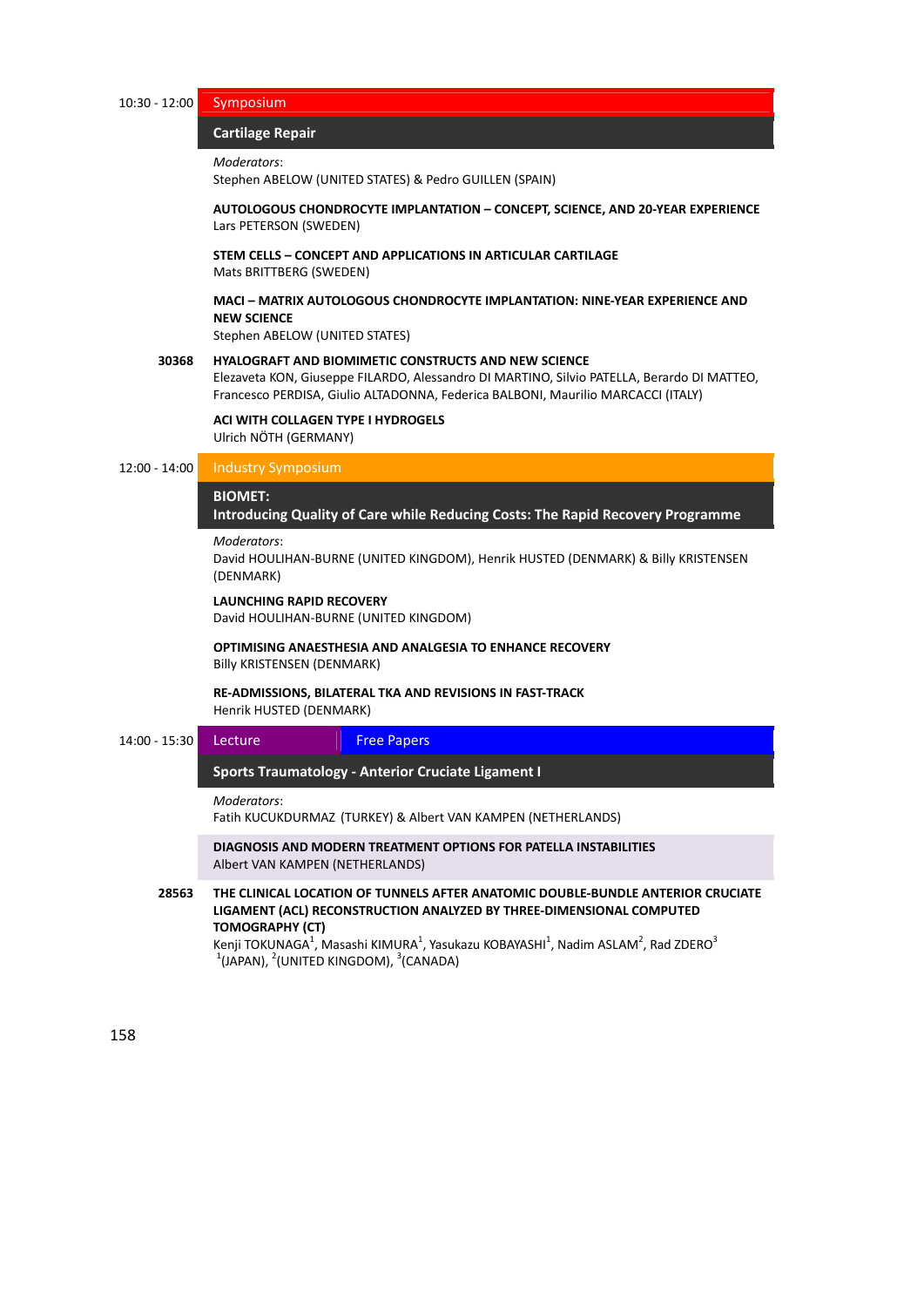10:30 - 12:00 **Symposium**

## Cartilage Repair

*Moderators*:
Stephen ABELOW (UNITED STATES) & Pedro GUILLEN (SPAIN)

**AUTOLOGOUS CHONDROCYTE IMPLANTATION – CONCEPT, SCIENCE, AND 20-YEAR EXPERIENCE**
Lars PETERSON (SWEDEN)

**STEM CELLS – CONCEPT AND APPLICATIONS IN ARTICULAR CARTILAGE**
Mats BRITTBERG (SWEDEN)

**MACI – MATRIX AUTOLOGOUS CHONDROCYTE IMPLANTATION: NINE-YEAR EXPERIENCE AND NEW SCIENCE**
Stephen ABELOW (UNITED STATES)

**30368** **HYALOGRAFT AND BIOMIMETIC CONSTRUCTS AND NEW SCIENCE**
Elezaveta KON, Giuseppe FILARDO, Alessandro DI MARTINO, Silvio PATELLA, Berardo DI MATTEO, Francesco PERDISA, Giulio ALTADONNA, Federica BALBONI, Maurilio MARCACCI (ITALY)

**ACI WITH COLLAGEN TYPE I HYDROGELS**
Ulrich NÖTH (GERMANY)

12:00 - 14:00 **Industry Symposium**

## BIOMET: Introducing Quality of Care while Reducing Costs: The Rapid Recovery Programme

*Moderators*:
David HOULIHAN-BURNE (UNITED KINGDOM), Henrik HUSTED (DENMARK) & Billy KRISTENSEN (DENMARK)

**LAUNCHING RAPID RECOVERY**
David HOULIHAN-BURNE (UNITED KINGDOM)

**OPTIMISING ANAESTHESIA AND ANALGESIA TO ENHANCE RECOVERY**
Billy KRISTENSEN (DENMARK)

**RE-ADMISSIONS, BILATERAL TKA AND REVISIONS IN FAST-TRACK**
Henrik HUSTED (DENMARK)

14:00 - 15:30 **Lecture** | **Free Papers**

## Sports Traumatology - Anterior Cruciate Ligament I

*Moderators*:
Fatih KUCUKDURMAZ (TURKEY) & Albert VAN KAMPEN (NETHERLANDS)

**DIAGNOSIS AND MODERN TREATMENT OPTIONS FOR PATELLA INSTABILITIES**
Albert VAN KAMPEN (NETHERLANDS)

**28563** **THE CLINICAL LOCATION OF TUNNELS AFTER ANATOMIC DOUBLE-BUNDLE ANTERIOR CRUCIATE LIGAMENT (ACL) RECONSTRUCTION ANALYZED BY THREE-DIMENSIONAL COMPUTED TOMOGRAPHY (CT)**
Kenji TOKUNAGA[1], Masashi KIMURA[1], Yasukazu KOBAYASHI[1], Nadim ASLAM[2], Rad ZDERO[3]
[1](JAPAN), [2](UNITED KINGDOM), [3](CANADA)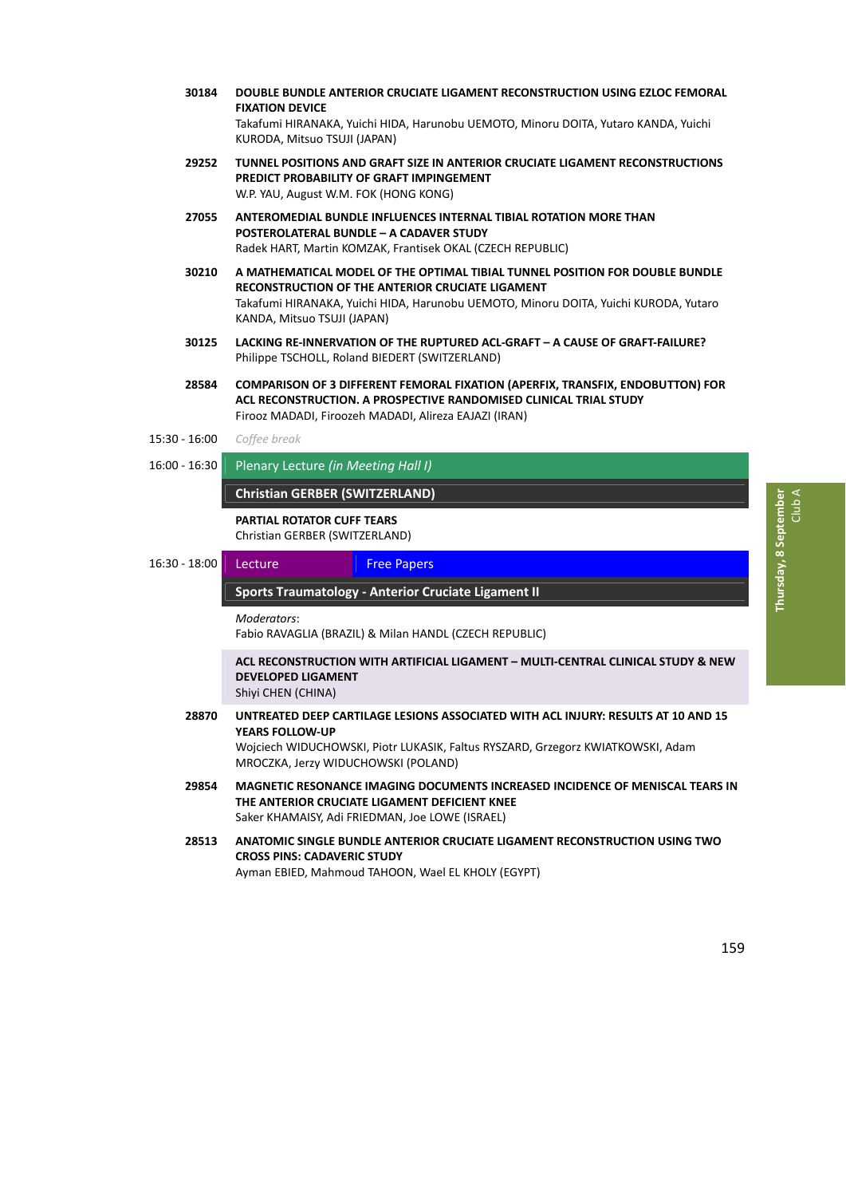**30184** **DOUBLE BUNDLE ANTERIOR CRUCIATE LIGAMENT RECONSTRUCTION USING EZLOC FEMORAL FIXATION DEVICE**
Takafumi HIRANAKA, Yuichi HIDA, Harunobu UEMOTO, Minoru DOITA, Yutaro KANDA, Yuichi KURODA, Mitsuo TSUJI (JAPAN)

**29252** **TUNNEL POSITIONS AND GRAFT SIZE IN ANTERIOR CRUCIATE LIGAMENT RECONSTRUCTIONS PREDICT PROBABILITY OF GRAFT IMPINGEMENT**
W.P. YAU, August W.M. FOK (HONG KONG)

**27055** **ANTEROMEDIAL BUNDLE INFLUENCES INTERNAL TIBIAL ROTATION MORE THAN POSTEROLATERAL BUNDLE – A CADAVER STUDY**
Radek HART, Martin KOMZAK, Frantisek OKAL (CZECH REPUBLIC)

**30210** **A MATHEMATICAL MODEL OF THE OPTIMAL TIBIAL TUNNEL POSITION FOR DOUBLE BUNDLE RECONSTRUCTION OF THE ANTERIOR CRUCIATE LIGAMENT**
Takafumi HIRANAKA, Yuichi HIDA, Harunobu UEMOTO, Minoru DOITA, Yuichi KURODA, Yutaro KANDA, Mitsuo TSUJI (JAPAN)

**30125** **LACKING RE-INNERVATION OF THE RUPTURED ACL-GRAFT – A CAUSE OF GRAFT-FAILURE?**
Philippe TSCHOLL, Roland BIEDERT (SWITZERLAND)

**28584** **COMPARISON OF 3 DIFFERENT FEMORAL FIXATION (APERFIX, TRANSFIX, ENDOBUTTON) FOR ACL RECONSTRUCTION. A PROSPECTIVE RANDOMISED CLINICAL TRIAL STUDY**
Firooz MADADI, Firoozeh MADADI, Alireza EAJAZI (IRAN)

15:30 - 16:00 *Coffee break*

16:00 - 16:30 Plenary Lecture *(in Meeting Hall I)*

**Christian GERBER (SWITZERLAND)**

**PARTIAL ROTATOR CUFF TEARS**
Christian GERBER (SWITZERLAND)

16:30 - 18:00 Lecture | Free Papers

**Sports Traumatology - Anterior Cruciate Ligament II**

*Moderators*:
Fabio RAVAGLIA (BRAZIL) & Milan HANDL (CZECH REPUBLIC)

**ACL RECONSTRUCTION WITH ARTIFICIAL LIGAMENT – MULTI-CENTRAL CLINICAL STUDY & NEW DEVELOPED LIGAMENT**
Shiyi CHEN (CHINA)

**28870** **UNTREATED DEEP CARTILAGE LESIONS ASSOCIATED WITH ACL INJURY: RESULTS AT 10 AND 15 YEARS FOLLOW-UP**
Wojciech WIDUCHOWSKI, Piotr LUKASIK, Faltus RYSZARD, Grzegorz KWIATKOWSKI, Adam MROCZKA, Jerzy WIDUCHOWSKI (POLAND)

**29854** **MAGNETIC RESONANCE IMAGING DOCUMENTS INCREASED INCIDENCE OF MENISCAL TEARS IN THE ANTERIOR CRUCIATE LIGAMENT DEFICIENT KNEE**
Saker KHAMAISY, Adi FRIEDMAN, Joe LOWE (ISRAEL)

**28513** **ANATOMIC SINGLE BUNDLE ANTERIOR CRUCIATE LIGAMENT RECONSTRUCTION USING TWO CROSS PINS: CADAVERIC STUDY**
Ayman EBIED, Mahmoud TAHOON, Wael EL KHOLY (EGYPT)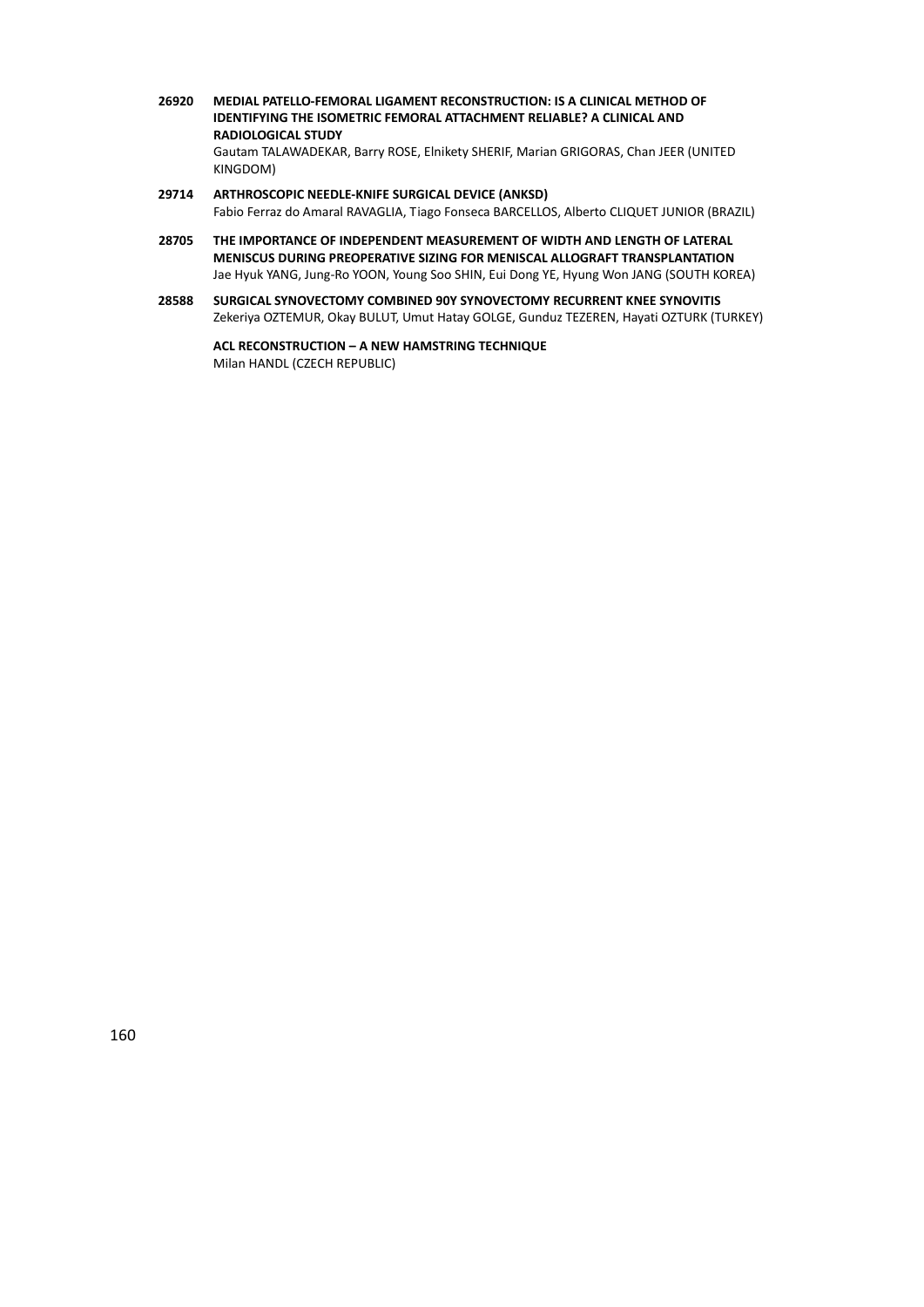**26920 MEDIAL PATELLO-FEMORAL LIGAMENT RECONSTRUCTION: IS A CLINICAL METHOD OF IDENTIFYING THE ISOMETRIC FEMORAL ATTACHMENT RELIABLE? A CLINICAL AND RADIOLOGICAL STUDY**
Gautam TALAWADEKAR, Barry ROSE, Elnikety SHERIF, Marian GRIGORAS, Chan JEER (UNITED KINGDOM)

**29714 ARTHROSCOPIC NEEDLE-KNIFE SURGICAL DEVICE (ANKSD)**
Fabio Ferraz do Amaral RAVAGLIA, Tiago Fonseca BARCELLOS, Alberto CLIQUET JUNIOR (BRAZIL)

**28705 THE IMPORTANCE OF INDEPENDENT MEASUREMENT OF WIDTH AND LENGTH OF LATERAL MENISCUS DURING PREOPERATIVE SIZING FOR MENISCAL ALLOGRAFT TRANSPLANTATION**
Jae Hyuk YANG, Jung-Ro YOON, Young Soo SHIN, Eui Dong YE, Hyung Won JANG (SOUTH KOREA)

**28588 SURGICAL SYNOVECTOMY COMBINED 90Y SYNOVECTOMY RECURRENT KNEE SYNOVITIS**
Zekeriya OZTEMUR, Okay BULUT, Umut Hatay GOLGE, Gunduz TEZEREN, Hayati OZTURK (TURKEY)

**ACL RECONSTRUCTION – A NEW HAMSTRING TECHNIQUE**
Milan HANDL (CZECH REPUBLIC)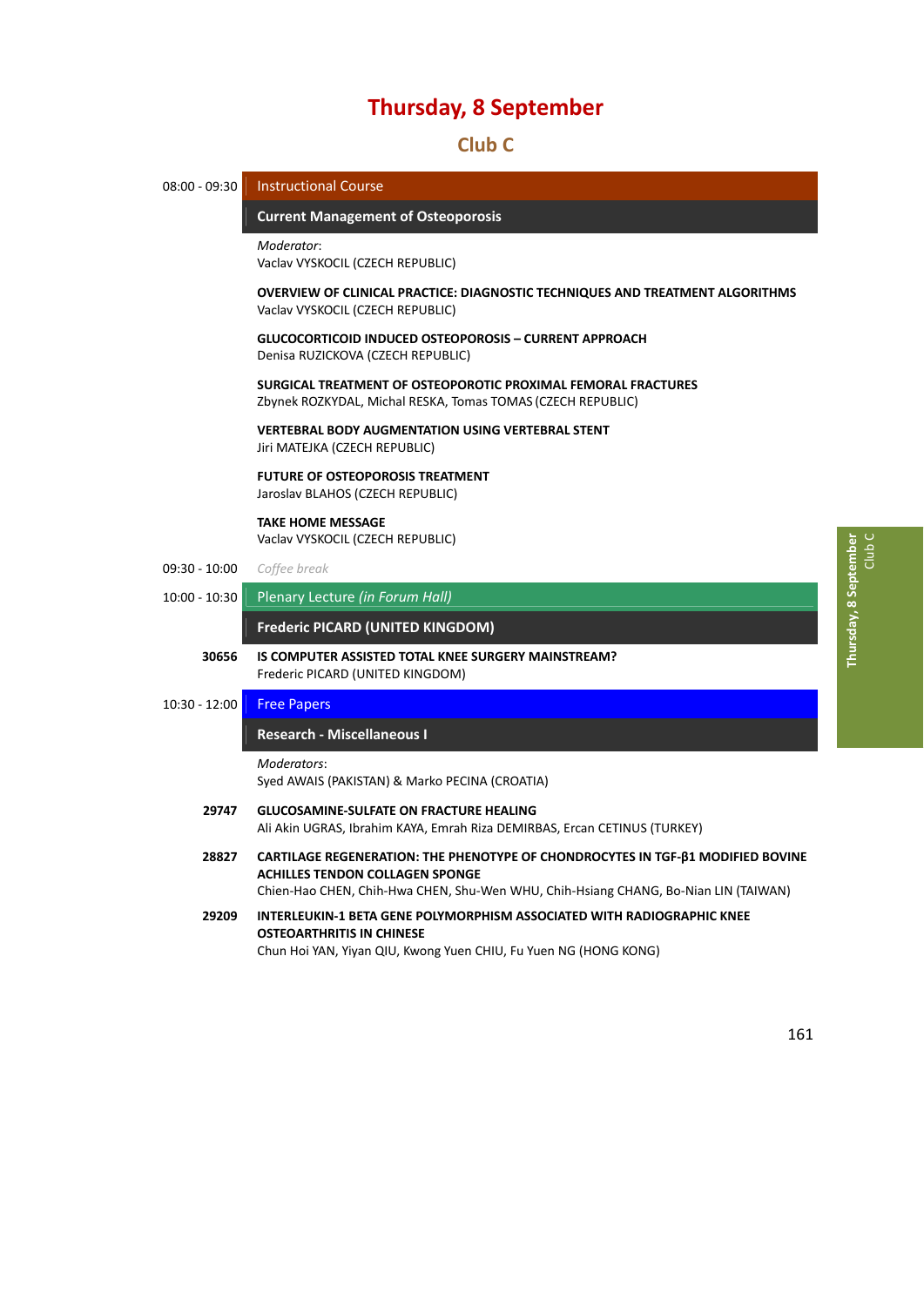# Thursday, 8 September

## Club C

**08:00 - 09:30** Instructional Course

### Current Management of Osteoporosis

*Moderator*:
Vaclav VYSKOCIL (CZECH REPUBLIC)

**OVERVIEW OF CLINICAL PRACTICE: DIAGNOSTIC TECHNIQUES AND TREATMENT ALGORITHMS**
Vaclav VYSKOCIL (CZECH REPUBLIC)

**GLUCOCORTICOID INDUCED OSTEOPOROSIS – CURRENT APPROACH**
Denisa RUZICKOVA (CZECH REPUBLIC)

**SURGICAL TREATMENT OF OSTEOPOROTIC PROXIMAL FEMORAL FRACTURES**
Zbynek ROZKYDAL, Michal RESKA, Tomas TOMAS (CZECH REPUBLIC)

**VERTEBRAL BODY AUGMENTATION USING VERTEBRAL STENT**
Jiri MATEJKA (CZECH REPUBLIC)

**FUTURE OF OSTEOPOROSIS TREATMENT**
Jaroslav BLAHOS (CZECH REPUBLIC)

**TAKE HOME MESSAGE**
Vaclav VYSKOCIL (CZECH REPUBLIC)

**09:30 - 10:00** *Coffee break*

**10:00 - 10:30** Plenary Lecture *(in Forum Hall)*

### Frederic PICARD (UNITED KINGDOM)

**30656** **IS COMPUTER ASSISTED TOTAL KNEE SURGERY MAINSTREAM?**
Frederic PICARD (UNITED KINGDOM)

**10:30 - 12:00** Free Papers

### Research - Miscellaneous I

*Moderators*:
Syed AWAIS (PAKISTAN) & Marko PECINA (CROATIA)

**29747** **GLUCOSAMINE-SULFATE ON FRACTURE HEALING**
Ali Akin UGRAS, Ibrahim KAYA, Emrah Riza DEMIRBAS, Ercan CETINUS (TURKEY)

**28827** **CARTILAGE REGENERATION: THE PHENOTYPE OF CHONDROCYTES IN TGF-β1 MODIFIED BOVINE ACHILLES TENDON COLLAGEN SPONGE**
Chien-Hao CHEN, Chih-Hwa CHEN, Shu-Wen WHU, Chih-Hsiang CHANG, Bo-Nian LIN (TAIWAN)

**29209** **INTERLEUKIN-1 BETA GENE POLYMORPHISM ASSOCIATED WITH RADIOGRAPHIC KNEE OSTEOARTHRITIS IN CHINESE**
Chun Hoi YAN, Yiyan QIU, Kwong Yuen CHIU, Fu Yuen NG (HONG KONG)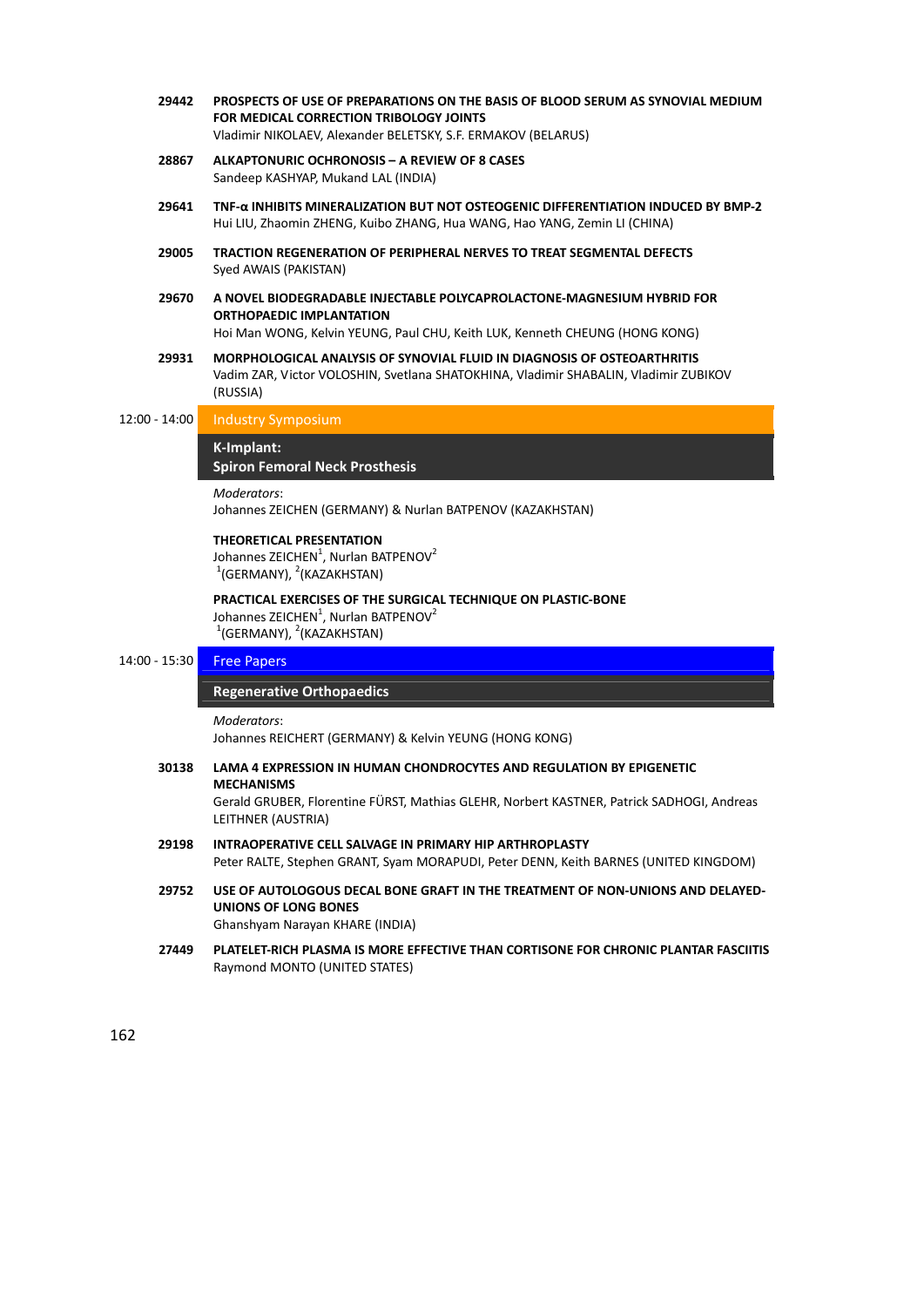**29442** **PROSPECTS OF USE OF PREPARATIONS ON THE BASIS OF BLOOD SERUM AS SYNOVIAL MEDIUM FOR MEDICAL CORRECTION TRIBOLOGY JOINTS**
Vladimir NIKOLAEV, Alexander BELETSKY, S.F. ERMAKOV (BELARUS)

**28867** **ALKAPTONURIC OCHRONOSIS – A REVIEW OF 8 CASES**
Sandeep KASHYAP, Mukand LAL (INDIA)

**29641** **TNF-α INHIBITS MINERALIZATION BUT NOT OSTEOGENIC DIFFERENTIATION INDUCED BY BMP-2**
Hui LIU, Zhaomin ZHENG, Kuibo ZHANG, Hua WANG, Hao YANG, Zemin LI (CHINA)

**29005** **TRACTION REGENERATION OF PERIPHERAL NERVES TO TREAT SEGMENTAL DEFECTS**
Syed AWAIS (PAKISTAN)

**29670** **A NOVEL BIODEGRADABLE INJECTABLE POLYCAPROLACTONE-MAGNESIUM HYBRID FOR ORTHOPAEDIC IMPLANTATION**
Hoi Man WONG, Kelvin YEUNG, Paul CHU, Keith LUK, Kenneth CHEUNG (HONG KONG)

**29931** **MORPHOLOGICAL ANALYSIS OF SYNOVIAL FLUID IN DIAGNOSIS OF OSTEOARTHRITIS**
Vadim ZAR, Victor VOLOSHIN, Svetlana SHATOKHINA, Vladimir SHABALIN, Vladimir ZUBIKOV (RUSSIA)

## 12:00 - 14:00 Industry Symposium

### K-Implant: Spiron Femoral Neck Prosthesis

*Moderators*:
Johannes ZEICHEN (GERMANY) & Nurlan BATPENOV (KAZAKHSTAN)

**THEORETICAL PRESENTATION**
Johannes ZEICHEN[1], Nurlan BATPENOV[2]
[1](GERMANY), [2](KAZAKHSTAN)

**PRACTICAL EXERCISES OF THE SURGICAL TECHNIQUE ON PLASTIC-BONE**
Johannes ZEICHEN[1], Nurlan BATPENOV[2]
[1](GERMANY), [2](KAZAKHSTAN)

## 14:00 - 15:30 Free Papers

### Regenerative Orthopaedics

*Moderators*:
Johannes REICHERT (GERMANY) & Kelvin YEUNG (HONG KONG)

**30138** **LAMA 4 EXPRESSION IN HUMAN CHONDROCYTES AND REGULATION BY EPIGENETIC MECHANISMS**
Gerald GRUBER, Florentine FÜRST, Mathias GLEHR, Norbert KASTNER, Patrick SADHOGI, Andreas LEITHNER (AUSTRIA)

**29198** **INTRAOPERATIVE CELL SALVAGE IN PRIMARY HIP ARTHROPLASTY**
Peter RALTE, Stephen GRANT, Syam MORAPUDI, Peter DENN, Keith BARNES (UNITED KINGDOM)

**29752** **USE OF AUTOLOGOUS DECAL BONE GRAFT IN THE TREATMENT OF NON-UNIONS AND DELAYED-UNIONS OF LONG BONES**
Ghanshyam Narayan KHARE (INDIA)

**27449** **PLATELET-RICH PLASMA IS MORE EFFECTIVE THAN CORTISONE FOR CHRONIC PLANTAR FASCIITIS**
Raymond MONTO (UNITED STATES)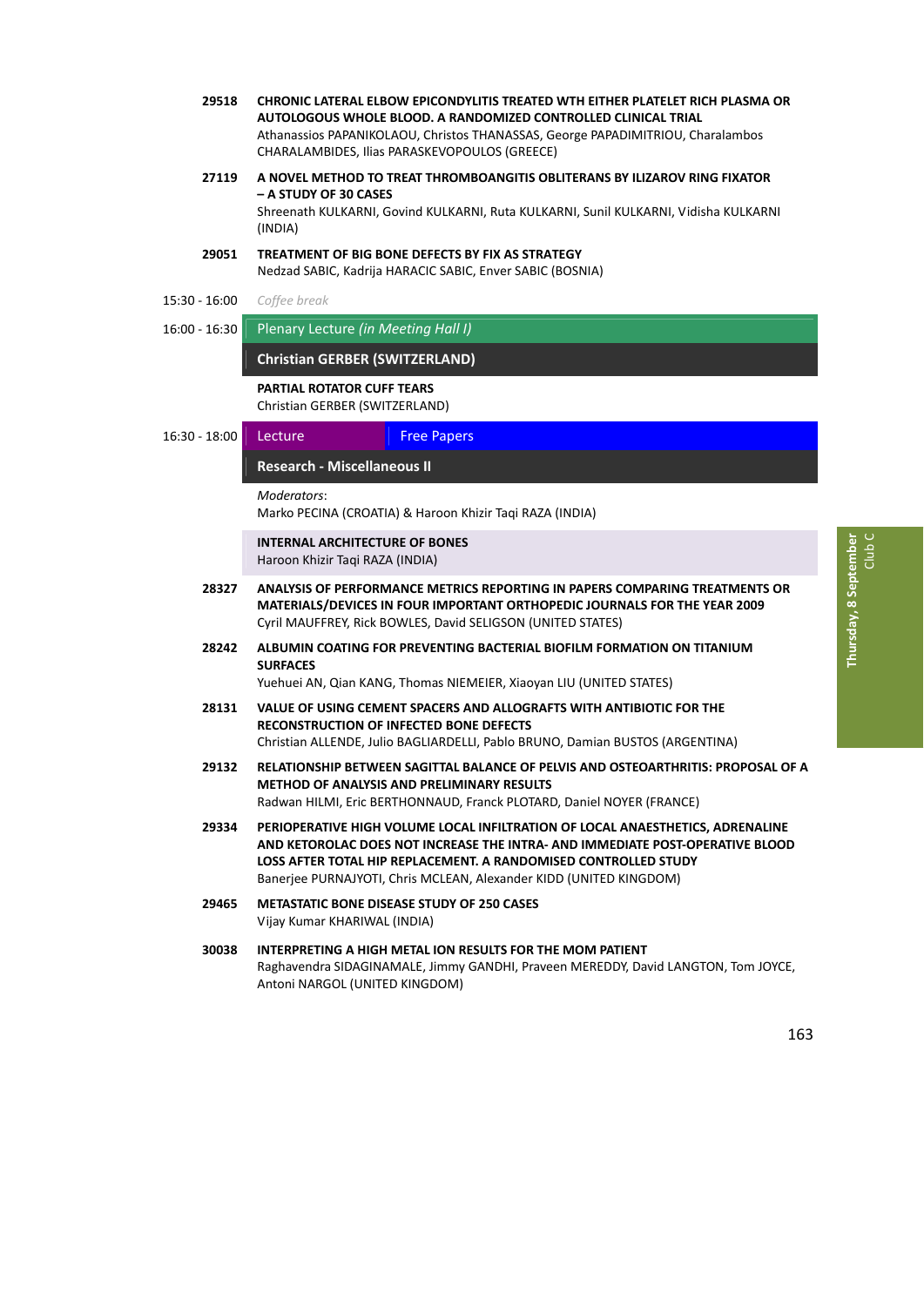**29518** **CHRONIC LATERAL ELBOW EPICONDYLITIS TREATED WTH EITHER PLATELET RICH PLASMA OR AUTOLOGOUS WHOLE BLOOD. A RANDOMIZED CONTROLLED CLINICAL TRIAL**
Athanassios PAPANIKOLAOU, Christos THANASSAS, George PAPADIMITRIOU, Charalambos CHARALAMBIDES, Ilias PARASKEVOPOULOS (GREECE)

**27119** **A NOVEL METHOD TO TREAT THROMBOANGITIS OBLITERANS BY ILIZAROV RING FIXATOR – A STUDY OF 30 CASES**
Shreenath KULKARNI, Govind KULKARNI, Ruta KULKARNI, Sunil KULKARNI, Vidisha KULKARNI (INDIA)

**29051** **TREATMENT OF BIG BONE DEFECTS BY FIX AS STRATEGY**
Nedzad SABIC, Kadrija HARACIC SABIC, Enver SABIC (BOSNIA)

15:30 - 16:00 *Coffee break*

16:00 - 16:30 Plenary Lecture *(in Meeting Hall I)*

**Christian GERBER (SWITZERLAND)**

**PARTIAL ROTATOR CUFF TEARS**
Christian GERBER (SWITZERLAND)

16:30 - 18:00 Lecture | Free Papers

**Research - Miscellaneous II**

*Moderators*:
Marko PECINA (CROATIA) & Haroon Khizir Taqi RAZA (INDIA)

**INTERNAL ARCHITECTURE OF BONES**
Haroon Khizir Taqi RAZA (INDIA)

**28327** **ANALYSIS OF PERFORMANCE METRICS REPORTING IN PAPERS COMPARING TREATMENTS OR MATERIALS/DEVICES IN FOUR IMPORTANT ORTHOPEDIC JOURNALS FOR THE YEAR 2009**
Cyril MAUFFREY, Rick BOWLES, David SELIGSON (UNITED STATES)

**28242** **ALBUMIN COATING FOR PREVENTING BACTERIAL BIOFILM FORMATION ON TITANIUM SURFACES**
Yuehuei AN, Qian KANG, Thomas NIEMEIER, Xiaoyan LIU (UNITED STATES)

**28131** **VALUE OF USING CEMENT SPACERS AND ALLOGRAFTS WITH ANTIBIOTIC FOR THE RECONSTRUCTION OF INFECTED BONE DEFECTS**
Christian ALLENDE, Julio BAGLIARDELLI, Pablo BRUNO, Damian BUSTOS (ARGENTINA)

**29132** **RELATIONSHIP BETWEEN SAGITTAL BALANCE OF PELVIS AND OSTEOARTHRITIS: PROPOSAL OF A METHOD OF ANALYSIS AND PRELIMINARY RESULTS**
Radwan HILMI, Eric BERTHONNAUD, Franck PLOTARD, Daniel NOYER (FRANCE)

**29334** **PERIOPERATIVE HIGH VOLUME LOCAL INFILTRATION OF LOCAL ANAESTHETICS, ADRENALINE AND KETOROLAC DOES NOT INCREASE THE INTRA- AND IMMEDIATE POST-OPERATIVE BLOOD LOSS AFTER TOTAL HIP REPLACEMENT. A RANDOMISED CONTROLLED STUDY**
Banerjee PURNAJYOTI, Chris MCLEAN, Alexander KIDD (UNITED KINGDOM)

**29465** **METASTATIC BONE DISEASE STUDY OF 250 CASES**
Vijay Kumar KHARIWAL (INDIA)

**30038** **INTERPRETING A HIGH METAL ION RESULTS FOR THE MOM PATIENT**
Raghavendra SIDAGINAMALE, Jimmy GANDHI, Praveen MEREDDY, David LANGTON, Tom JOYCE, Antoni NARGOL (UNITED KINGDOM)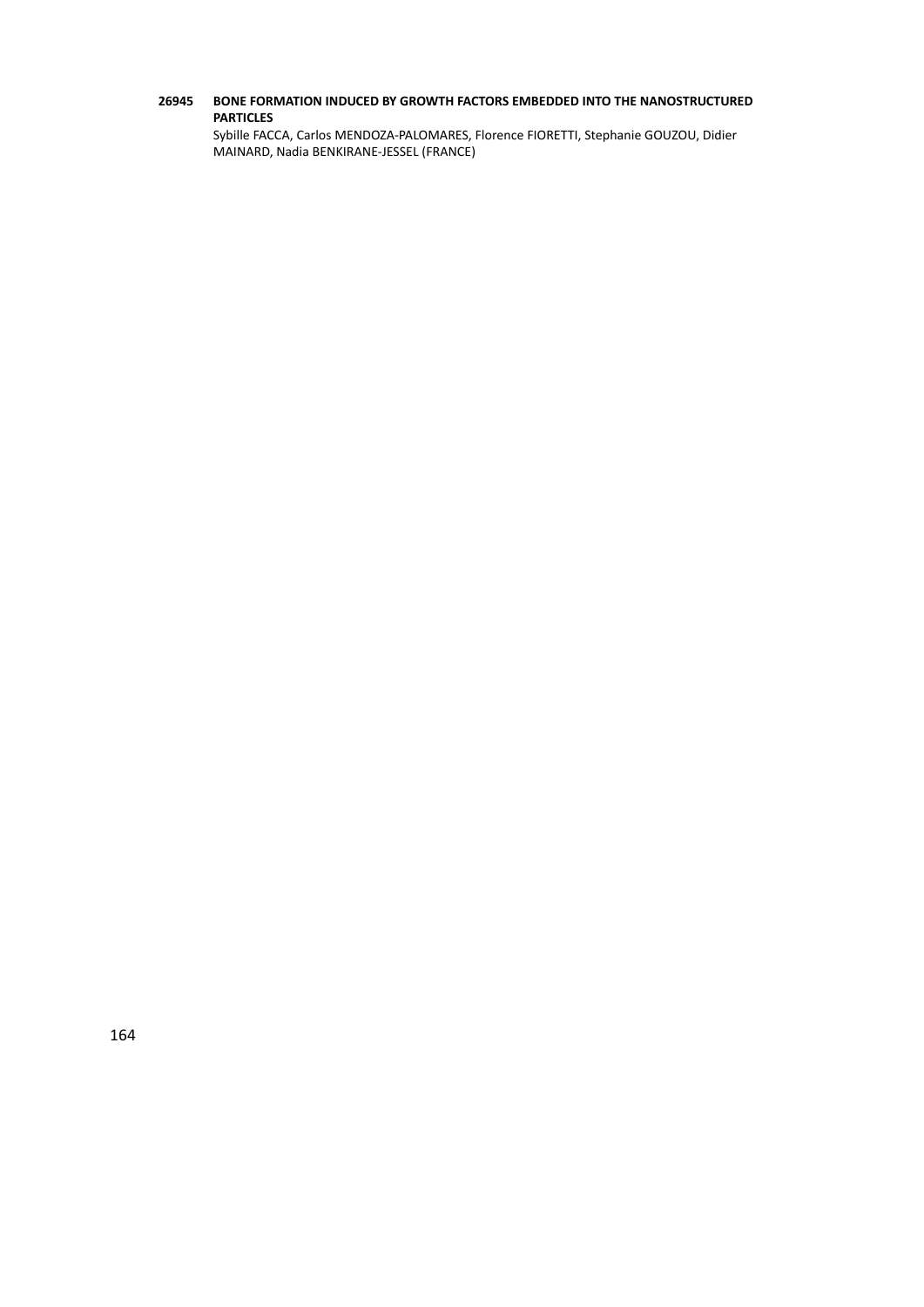**26945 BONE FORMATION INDUCED BY GROWTH FACTORS EMBEDDED INTO THE NANOSTRUCTURED PARTICLES**

Sybille FACCA, Carlos MENDOZA-PALOMARES, Florence FIORETTI, Stephanie GOUZOU, Didier MAINARD, Nadia BENKIRANE-JESSEL (FRANCE)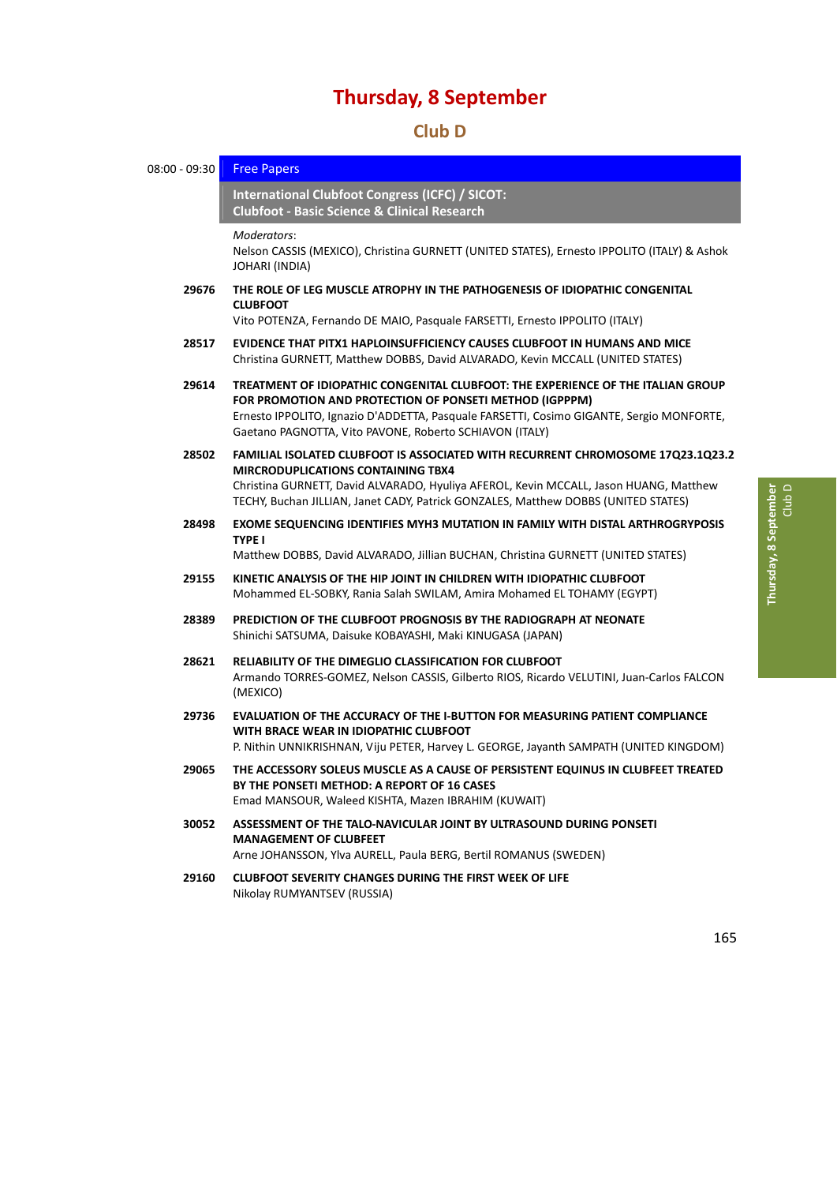# Thursday, 8 September

## Club D

**08:00 - 09:30** Free Papers

### International Clubfoot Congress (ICFC) / SICOT: Clubfoot - Basic Science & Clinical Research

*Moderators*:
Nelson CASSIS (MEXICO), Christina GURNETT (UNITED STATES), Ernesto IPPOLITO (ITALY) & Ashok JOHARI (INDIA)

**29676** **THE ROLE OF LEG MUSCLE ATROPHY IN THE PATHOGENESIS OF IDIOPATHIC CONGENITAL CLUBFOOT**
Vito POTENZA, Fernando DE MAIO, Pasquale FARSETTI, Ernesto IPPOLITO (ITALY)

**28517** **EVIDENCE THAT PITX1 HAPLOINSUFFICIENCY CAUSES CLUBFOOT IN HUMANS AND MICE**
Christina GURNETT, Matthew DOBBS, David ALVARADO, Kevin MCCALL (UNITED STATES)

**29614** **TREATMENT OF IDIOPATHIC CONGENITAL CLUBFOOT: THE EXPERIENCE OF THE ITALIAN GROUP FOR PROMOTION AND PROTECTION OF PONSETI METHOD (IGPPPM)**
Ernesto IPPOLITO, Ignazio D'ADDETTA, Pasquale FARSETTI, Cosimo GIGANTE, Sergio MONFORTE, Gaetano PAGNOTTA, Vito PAVONE, Roberto SCHIAVON (ITALY)

**28502** **FAMILIAL ISOLATED CLUBFOOT IS ASSOCIATED WITH RECURRENT CHROMOSOME 17Q23.1Q23.2 MIRCRODUPLICATIONS CONTAINING TBX4**
Christina GURNETT, David ALVARADO, Hyuliya AFEROL, Kevin MCCALL, Jason HUANG, Matthew TECHY, Buchan JILLIAN, Janet CADY, Patrick GONZALES, Matthew DOBBS (UNITED STATES)

**28498** **EXOME SEQUENCING IDENTIFIES MYH3 MUTATION IN FAMILY WITH DISTAL ARTHROGRYPOSIS TYPE I**
Matthew DOBBS, David ALVARADO, Jillian BUCHAN, Christina GURNETT (UNITED STATES)

**29155** **KINETIC ANALYSIS OF THE HIP JOINT IN CHILDREN WITH IDIOPATHIC CLUBFOOT**
Mohammed EL-SOBKY, Rania Salah SWILAM, Amira Mohamed EL TOHAMY (EGYPT)

**28389** **PREDICTION OF THE CLUBFOOT PROGNOSIS BY THE RADIOGRAPH AT NEONATE**
Shinichi SATSUMA, Daisuke KOBAYASHI, Maki KINUGASA (JAPAN)

**28621** **RELIABILITY OF THE DIMEGLIO CLASSIFICATION FOR CLUBFOOT**
Armando TORRES-GOMEZ, Nelson CASSIS, Gilberto RIOS, Ricardo VELUTINI, Juan-Carlos FALCON (MEXICO)

**29736** **EVALUATION OF THE ACCURACY OF THE I-BUTTON FOR MEASURING PATIENT COMPLIANCE WITH BRACE WEAR IN IDIOPATHIC CLUBFOOT**
P. Nithin UNNIKRISHNAN, Viju PETER, Harvey L. GEORGE, Jayanth SAMPATH (UNITED KINGDOM)

**29065** **THE ACCESSORY SOLEUS MUSCLE AS A CAUSE OF PERSISTENT EQUINUS IN CLUBFEET TREATED BY THE PONSETI METHOD: A REPORT OF 16 CASES**
Emad MANSOUR, Waleed KISHTA, Mazen IBRAHIM (KUWAIT)

**30052** **ASSESSMENT OF THE TALO-NAVICULAR JOINT BY ULTRASOUND DURING PONSETI MANAGEMENT OF CLUBFEET**
Arne JOHANSSON, Ylva AURELL, Paula BERG, Bertil ROMANUS (SWEDEN)

**29160** **CLUBFOOT SEVERITY CHANGES DURING THE FIRST WEEK OF LIFE**
Nikolay RUMYANTSEV (RUSSIA)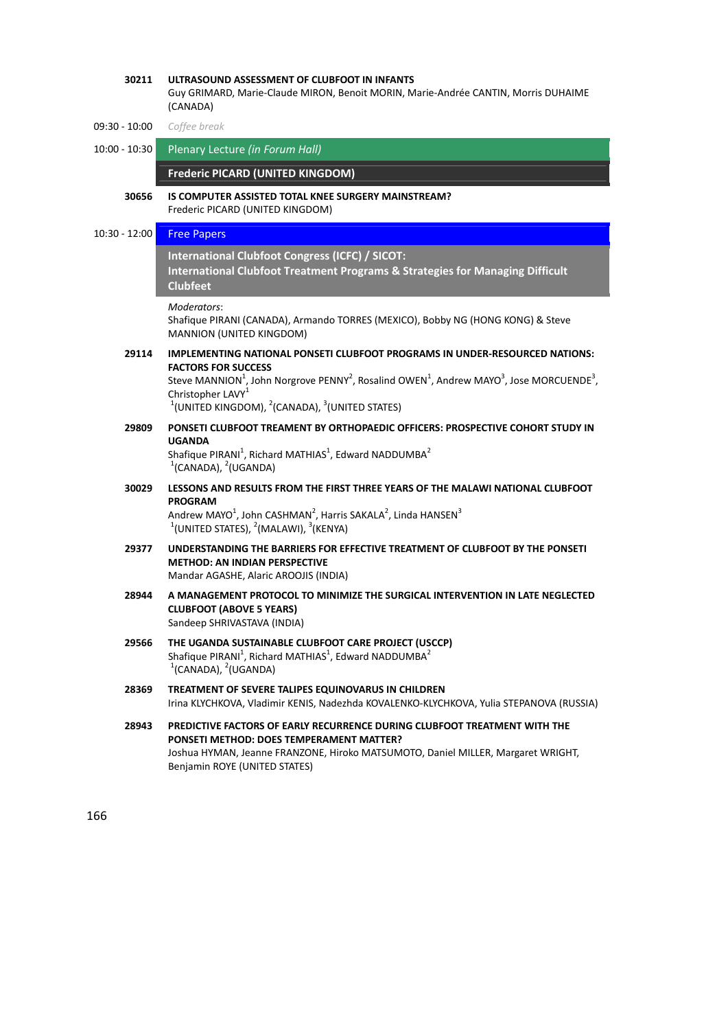**30211** **ULTRASOUND ASSESSMENT OF CLUBFOOT IN INFANTS**
Guy GRIMARD, Marie-Claude MIRON, Benoit MORIN, Marie-Andrée CANTIN, Morris DUHAIME (CANADA)

09:30 - 10:00 *Coffee break*

10:00 - 10:30 **Plenary Lecture** *(in Forum Hall)*

**Frederic PICARD (UNITED KINGDOM)**

**30656** **IS COMPUTER ASSISTED TOTAL KNEE SURGERY MAINSTREAM?**
Frederic PICARD (UNITED KINGDOM)

10:30 - 12:00 **Free Papers**

**International Clubfoot Congress (ICFC) / SICOT:**
**International Clubfoot Treatment Programs & Strategies for Managing Difficult Clubfeet**

*Moderators*:
Shafique PIRANI (CANADA), Armando TORRES (MEXICO), Bobby NG (HONG KONG) & Steve MANNION (UNITED KINGDOM)

**29114** **IMPLEMENTING NATIONAL PONSETI CLUBFOOT PROGRAMS IN UNDER-RESOURCED NATIONS: FACTORS FOR SUCCESS**
Steve MANNION[1], John Norgrove PENNY[2], Rosalind OWEN[1], Andrew MAYO[3], Jose MORCUENDE[3], Christopher LAVY[1]
[1](UNITED KINGDOM), [2](CANADA), [3](UNITED STATES)

**29809** **PONSETI CLUBFOOT TREAMENT BY ORTHOPAEDIC OFFICERS: PROSPECTIVE COHORT STUDY IN UGANDA**
Shafique PIRANI[1], Richard MATHIAS[1], Edward NADDUMBA[2]
[1](CANADA), [2](UGANDA)

**30029** **LESSONS AND RESULTS FROM THE FIRST THREE YEARS OF THE MALAWI NATIONAL CLUBFOOT PROGRAM**
Andrew MAYO[1], John CASHMAN[2], Harris SAKALA[2], Linda HANSEN[3]
[1](UNITED STATES), [2](MALAWI), [3](KENYA)

**29377** **UNDERSTANDING THE BARRIERS FOR EFFECTIVE TREATMENT OF CLUBFOOT BY THE PONSETI METHOD: AN INDIAN PERSPECTIVE**
Mandar AGASHE, Alaric AROOJIS (INDIA)

**28944** **A MANAGEMENT PROTOCOL TO MINIMIZE THE SURGICAL INTERVENTION IN LATE NEGLECTED CLUBFOOT (ABOVE 5 YEARS)**
Sandeep SHRIVASTAVA (INDIA)

**29566** **THE UGANDA SUSTAINABLE CLUBFOOT CARE PROJECT (USCCP)**
Shafique PIRANI[1], Richard MATHIAS[1], Edward NADDUMBA[2]
[1](CANADA), [2](UGANDA)

**28369** **TREATMENT OF SEVERE TALIPES EQUINOVARUS IN CHILDREN**
Irina KLYCHKOVA, Vladimir KENIS, Nadezhda KOVALENKO-KLYCHKOVA, Yulia STEPANOVA (RUSSIA)

**28943** **PREDICTIVE FACTORS OF EARLY RECURRENCE DURING CLUBFOOT TREATMENT WITH THE PONSETI METHOD: DOES TEMPERAMENT MATTER?**
Joshua HYMAN, Jeanne FRANZONE, Hiroko MATSUMOTO, Daniel MILLER, Margaret WRIGHT, Benjamin ROYE (UNITED STATES)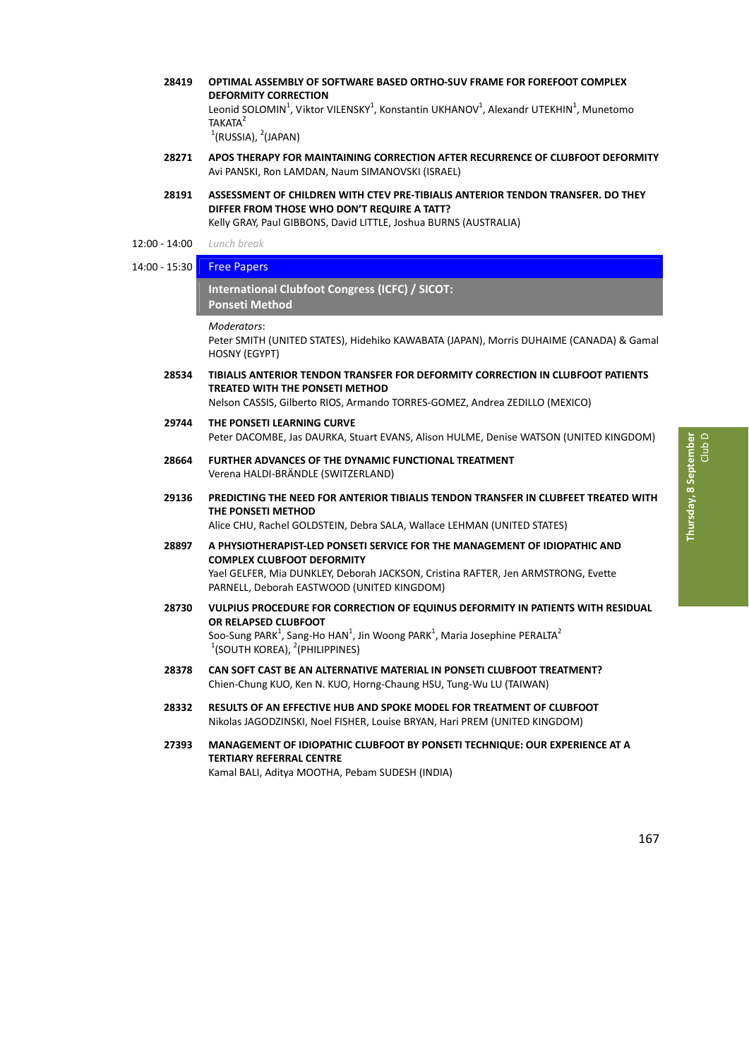**28419** **OPTIMAL ASSEMBLY OF SOFTWARE BASED ORTHO-SUV FRAME FOR FOREFOOT COMPLEX DEFORMITY CORRECTION**
Leonid SOLOMIN[1], Viktor VILENSKY[1], Konstantin UKHANOV[1], Alexandr UTEKHIN[1], Munetomo TAKATA[2]
[1](RUSSIA), [2](JAPAN)

**28271** **APOS THERAPY FOR MAINTAINING CORRECTION AFTER RECURRENCE OF CLUBFOOT DEFORMITY**
Avi PANSKI, Ron LAMDAN, Naum SIMANOVSKI (ISRAEL)

**28191** **ASSESSMENT OF CHILDREN WITH CTEV PRE-TIBIALIS ANTERIOR TENDON TRANSFER. DO THEY DIFFER FROM THOSE WHO DON'T REQUIRE A TATT?**
Kelly GRAY, Paul GIBBONS, David LITTLE, Joshua BURNS (AUSTRALIA)

12:00 - 14:00 *Lunch break*

14:00 - 15:30 **Free Papers**

## International Clubfoot Congress (ICFC) / SICOT: Ponseti Method

*Moderators*:
Peter SMITH (UNITED STATES), Hidehiko KAWABATA (JAPAN), Morris DUHAIME (CANADA) & Gamal HOSNY (EGYPT)

**28534** **TIBIALIS ANTERIOR TENDON TRANSFER FOR DEFORMITY CORRECTION IN CLUBFOOT PATIENTS TREATED WITH THE PONSETI METHOD**
Nelson CASSIS, Gilberto RIOS, Armando TORRES-GOMEZ, Andrea ZEDILLO (MEXICO)

**29744** **THE PONSETI LEARNING CURVE**
Peter DACOMBE, Jas DAURKA, Stuart EVANS, Alison HULME, Denise WATSON (UNITED KINGDOM)

**28664** **FURTHER ADVANCES OF THE DYNAMIC FUNCTIONAL TREATMENT**
Verena HALDI-BRÄNDLE (SWITZERLAND)

**29136** **PREDICTING THE NEED FOR ANTERIOR TIBIALIS TENDON TRANSFER IN CLUBFEET TREATED WITH THE PONSETI METHOD**
Alice CHU, Rachel GOLDSTEIN, Debra SALA, Wallace LEHMAN (UNITED STATES)

**28897** **A PHYSIOTHERAPIST-LED PONSETI SERVICE FOR THE MANAGEMENT OF IDIOPATHIC AND COMPLEX CLUBFOOT DEFORMITY**
Yael GELFER, Mia DUNKLEY, Deborah JACKSON, Cristina RAFTER, Jen ARMSTRONG, Evette PARNELL, Deborah EASTWOOD (UNITED KINGDOM)

**28730** **VULPIUS PROCEDURE FOR CORRECTION OF EQUINUS DEFORMITY IN PATIENTS WITH RESIDUAL OR RELAPSED CLUBFOOT**
Soo-Sung PARK[1], Sang-Ho HAN[1], Jin Woong PARK[1], Maria Josephine PERALTA[2]
[1](SOUTH KOREA), [2](PHILIPPINES)

**28378** **CAN SOFT CAST BE AN ALTERNATIVE MATERIAL IN PONSETI CLUBFOOT TREATMENT?**
Chien-Chung KUO, Ken N. KUO, Horng-Chaung HSU, Tung-Wu LU (TAIWAN)

**28332** **RESULTS OF AN EFFECTIVE HUB AND SPOKE MODEL FOR TREATMENT OF CLUBFOOT**
Nikolas JAGODZINSKI, Noel FISHER, Louise BRYAN, Hari PREM (UNITED KINGDOM)

**27393** **MANAGEMENT OF IDIOPATHIC CLUBFOOT BY PONSETI TECHNIQUE: OUR EXPERIENCE AT A TERTIARY REFERRAL CENTRE**
Kamal BALI, Aditya MOOTHA, Pebam SUDESH (INDIA)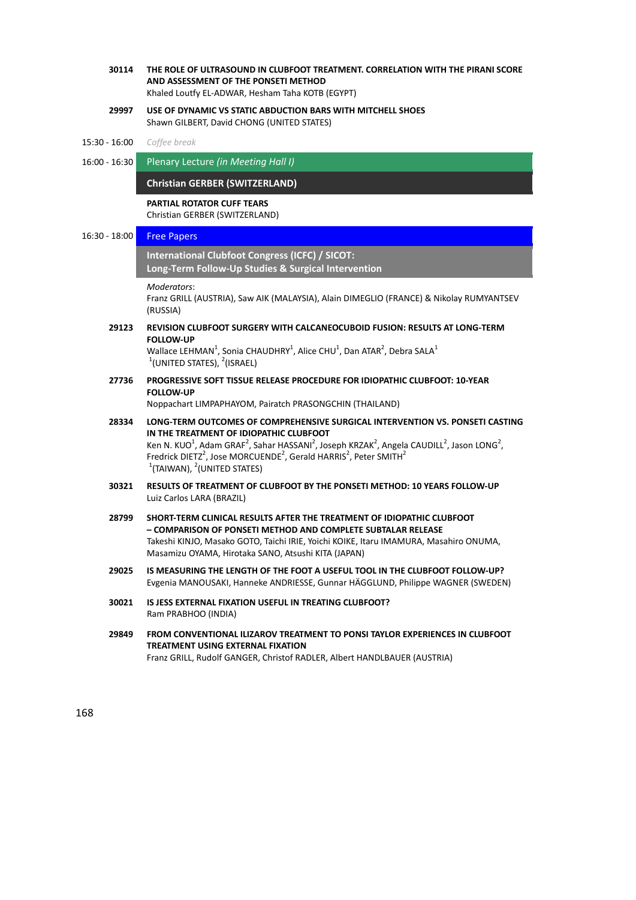**30114** **THE ROLE OF ULTRASOUND IN CLUBFOOT TREATMENT. CORRELATION WITH THE PIRANI SCORE AND ASSESSMENT OF THE PONSETI METHOD**
Khaled Loutfy EL-ADWAR, Hesham Taha KOTB (EGYPT)

**29997** **USE OF DYNAMIC VS STATIC ABDUCTION BARS WITH MITCHELL SHOES**
Shawn GILBERT, David CHONG (UNITED STATES)

15:30 - 16:00 *Coffee break*

16:00 - 16:30 Plenary Lecture *(in Meeting Hall I)*

**Christian GERBER (SWITZERLAND)**

**PARTIAL ROTATOR CUFF TEARS**
Christian GERBER (SWITZERLAND)

16:30 - 18:00 Free Papers

**International Clubfoot Congress (ICFC) / SICOT: Long-Term Follow-Up Studies & Surgical Intervention**

*Moderators*:
Franz GRILL (AUSTRIA), Saw AIK (MALAYSIA), Alain DIMEGLIO (FRANCE) & Nikolay RUMYANTSEV (RUSSIA)

**29123** **REVISION CLUBFOOT SURGERY WITH CALCANEOCUBOID FUSION: RESULTS AT LONG-TERM FOLLOW-UP**
Wallace LEHMAN[1], Sonia CHAUDHRY[1], Alice CHU[1], Dan ATAR[2], Debra SALA[1]
[1](UNITED STATES), [2](ISRAEL)

**27736** **PROGRESSIVE SOFT TISSUE RELEASE PROCEDURE FOR IDIOPATHIC CLUBFOOT: 10-YEAR FOLLOW-UP**
Noppachart LIMPAPHAYOM, Pairatch PRASONGCHIN (THAILAND)

**28334** **LONG-TERM OUTCOMES OF COMPREHENSIVE SURGICAL INTERVENTION VS. PONSETI CASTING IN THE TREATMENT OF IDIOPATHIC CLUBFOOT**
Ken N. KUO[1], Adam GRAF[2], Sahar HASSANI[2], Joseph KRZAK[2], Angela CAUDILL[2], Jason LONG[2], Fredrick DIETZ[2], Jose MORCUENDE[2], Gerald HARRIS[2], Peter SMITH[2]
[1](TAIWAN), [2](UNITED STATES)

**30321** **RESULTS OF TREATMENT OF CLUBFOOT BY THE PONSETI METHOD: 10 YEARS FOLLOW-UP**
Luiz Carlos LARA (BRAZIL)

**28799** **SHORT-TERM CLINICAL RESULTS AFTER THE TREATMENT OF IDIOPATHIC CLUBFOOT – COMPARISON OF PONSETI METHOD AND COMPLETE SUBTALAR RELEASE**
Takeshi KINJO, Masako GOTO, Taichi IRIE, Yoichi KOIKE, Itaru IMAMURA, Masahiro ONUMA, Masamizu OYAMA, Hirotaka SANO, Atsushi KITA (JAPAN)

**29025** **IS MEASURING THE LENGTH OF THE FOOT A USEFUL TOOL IN THE CLUBFOOT FOLLOW-UP?**
Evgenia MANOUSAKI, Hanneke ANDRIESSE, Gunnar HÄGGLUND, Philippe WAGNER (SWEDEN)

**30021** **IS JESS EXTERNAL FIXATION USEFUL IN TREATING CLUBFOOT?**
Ram PRABHOO (INDIA)

**29849** **FROM CONVENTIONAL ILIZAROV TREATMENT TO PONSI TAYLOR EXPERIENCES IN CLUBFOOT TREATMENT USING EXTERNAL FIXATION**
Franz GRILL, Rudolf GANGER, Christof RADLER, Albert HANDLBAUER (AUSTRIA)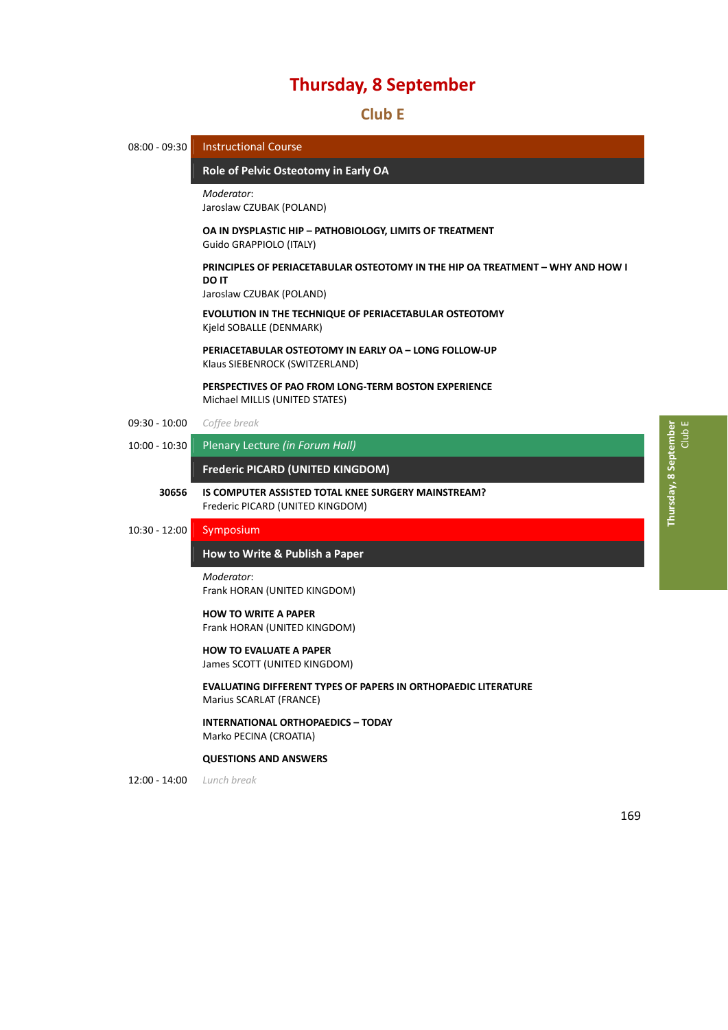# Thursday, 8 September

## Club E

**08:00 - 09:30** Instructional Course

### Role of Pelvic Osteotomy in Early OA

*Moderator*:
Jaroslaw CZUBAK (POLAND)

**OA IN DYSPLASTIC HIP – PATHOBIOLOGY, LIMITS OF TREATMENT**
Guido GRAPPIOLO (ITALY)

**PRINCIPLES OF PERIACETABULAR OSTEOTOMY IN THE HIP OA TREATMENT – WHY AND HOW I DO IT**
Jaroslaw CZUBAK (POLAND)

**EVOLUTION IN THE TECHNIQUE OF PERIACETABULAR OSTEOTOMY**
Kjeld SOBALLE (DENMARK)

**PERIACETABULAR OSTEOTOMY IN EARLY OA – LONG FOLLOW-UP**
Klaus SIEBENROCK (SWITZERLAND)

**PERSPECTIVES OF PAO FROM LONG-TERM BOSTON EXPERIENCE**
Michael MILLIS (UNITED STATES)

**09:30 - 10:00** *Coffee break*

**10:00 - 10:30** Plenary Lecture *(in Forum Hall)*

### Frederic PICARD (UNITED KINGDOM)

**30656** **IS COMPUTER ASSISTED TOTAL KNEE SURGERY MAINSTREAM?**
Frederic PICARD (UNITED KINGDOM)

**10:30 - 12:00** Symposium

### How to Write & Publish a Paper

*Moderator*:
Frank HORAN (UNITED KINGDOM)

**HOW TO WRITE A PAPER**
Frank HORAN (UNITED KINGDOM)

**HOW TO EVALUATE A PAPER**
James SCOTT (UNITED KINGDOM)

**EVALUATING DIFFERENT TYPES OF PAPERS IN ORTHOPAEDIC LITERATURE**
Marius SCARLAT (FRANCE)

**INTERNATIONAL ORTHOPAEDICS – TODAY**
Marko PECINA (CROATIA)

**QUESTIONS AND ANSWERS**

**12:00 - 14:00** *Lunch break*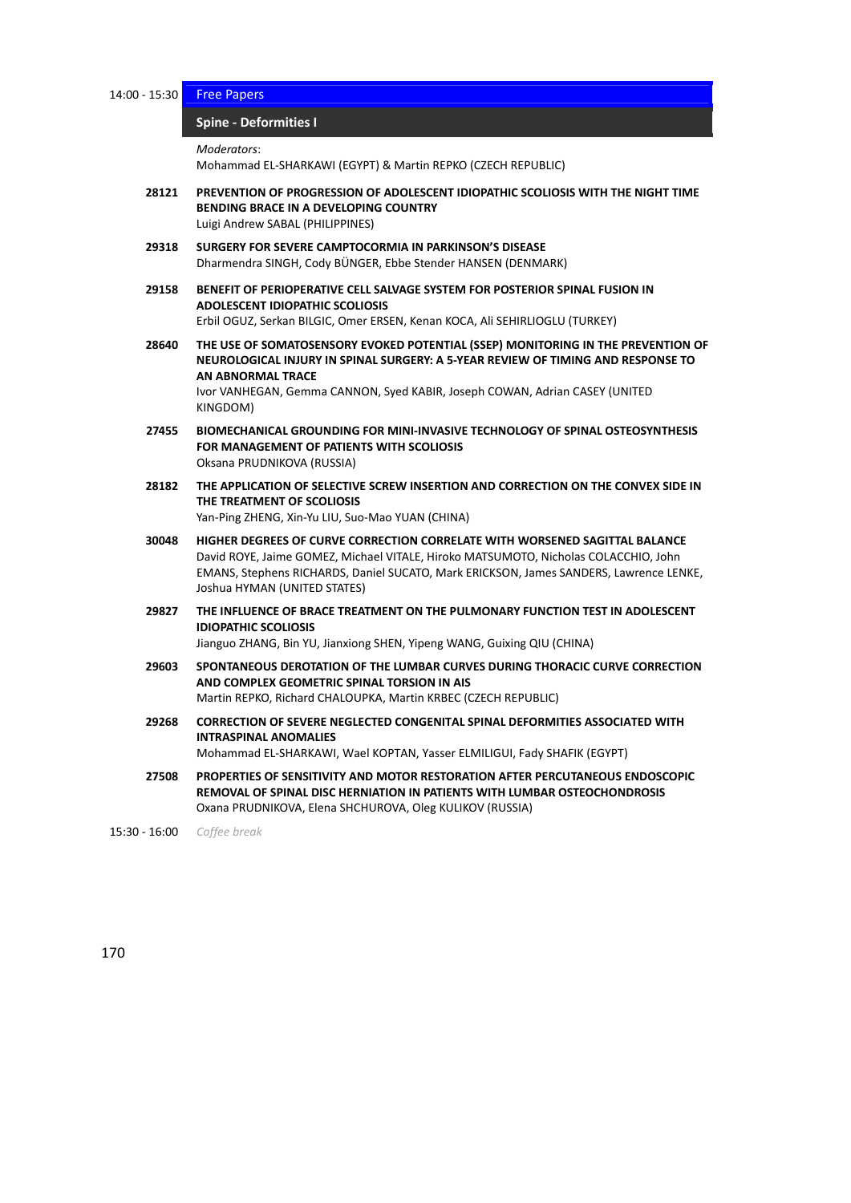14:00 - 15:30 **Free Papers**

## Spine - Deformities I

*Moderators*:
Mohammad EL-SHARKAWI (EGYPT) & Martin REPKO (CZECH REPUBLIC)

**28121** **PREVENTION OF PROGRESSION OF ADOLESCENT IDIOPATHIC SCOLIOSIS WITH THE NIGHT TIME BENDING BRACE IN A DEVELOPING COUNTRY**
Luigi Andrew SABAL (PHILIPPINES)

**29318** **SURGERY FOR SEVERE CAMPTOCORMIA IN PARKINSON'S DISEASE**
Dharmendra SINGH, Cody BÜNGER, Ebbe Stender HANSEN (DENMARK)

**29158** **BENEFIT OF PERIOPERATIVE CELL SALVAGE SYSTEM FOR POSTERIOR SPINAL FUSION IN ADOLESCENT IDIOPATHIC SCOLIOSIS**
Erbil OGUZ, Serkan BILGIC, Omer ERSEN, Kenan KOCA, Ali SEHIRLIOGLU (TURKEY)

**28640** **THE USE OF SOMATOSENSORY EVOKED POTENTIAL (SSEP) MONITORING IN THE PREVENTION OF NEUROLOGICAL INJURY IN SPINAL SURGERY: A 5-YEAR REVIEW OF TIMING AND RESPONSE TO AN ABNORMAL TRACE**
Ivor VANHEGAN, Gemma CANNON, Syed KABIR, Joseph COWAN, Adrian CASEY (UNITED KINGDOM)

**27455** **BIOMECHANICAL GROUNDING FOR MINI-INVASIVE TECHNOLOGY OF SPINAL OSTEOSYNTHESIS FOR MANAGEMENT OF PATIENTS WITH SCOLIOSIS**
Oksana PRUDNIKOVA (RUSSIA)

**28182** **THE APPLICATION OF SELECTIVE SCREW INSERTION AND CORRECTION ON THE CONVEX SIDE IN THE TREATMENT OF SCOLIOSIS**
Yan-Ping ZHENG, Xin-Yu LIU, Suo-Mao YUAN (CHINA)

**30048** **HIGHER DEGREES OF CURVE CORRECTION CORRELATE WITH WORSENED SAGITTAL BALANCE**
David ROYE, Jaime GOMEZ, Michael VITALE, Hiroko MATSUMOTO, Nicholas COLACCHIO, John EMANS, Stephens RICHARDS, Daniel SUCATO, Mark ERICKSON, James SANDERS, Lawrence LENKE, Joshua HYMAN (UNITED STATES)

**29827** **THE INFLUENCE OF BRACE TREATMENT ON THE PULMONARY FUNCTION TEST IN ADOLESCENT IDIOPATHIC SCOLIOSIS**
Jianguo ZHANG, Bin YU, Jianxiong SHEN, Yipeng WANG, Guixing QIU (CHINA)

**29603** **SPONTANEOUS DEROTATION OF THE LUMBAR CURVES DURING THORACIC CURVE CORRECTION AND COMPLEX GEOMETRIC SPINAL TORSION IN AIS**
Martin REPKO, Richard CHALOUPKA, Martin KRBEC (CZECH REPUBLIC)

**29268** **CORRECTION OF SEVERE NEGLECTED CONGENITAL SPINAL DEFORMITIES ASSOCIATED WITH INTRASPINAL ANOMALIES**
Mohammad EL-SHARKAWI, Wael KOPTAN, Yasser ELMILIGUI, Fady SHAFIK (EGYPT)

**27508** **PROPERTIES OF SENSITIVITY AND MOTOR RESTORATION AFTER PERCUTANEOUS ENDOSCOPIC REMOVAL OF SPINAL DISC HERNIATION IN PATIENTS WITH LUMBAR OSTEOCHONDROSIS**
Oxana PRUDNIKOVA, Elena SHCHUROVA, Oleg KULIKOV (RUSSIA)

15:30 - 16:00 *Coffee break*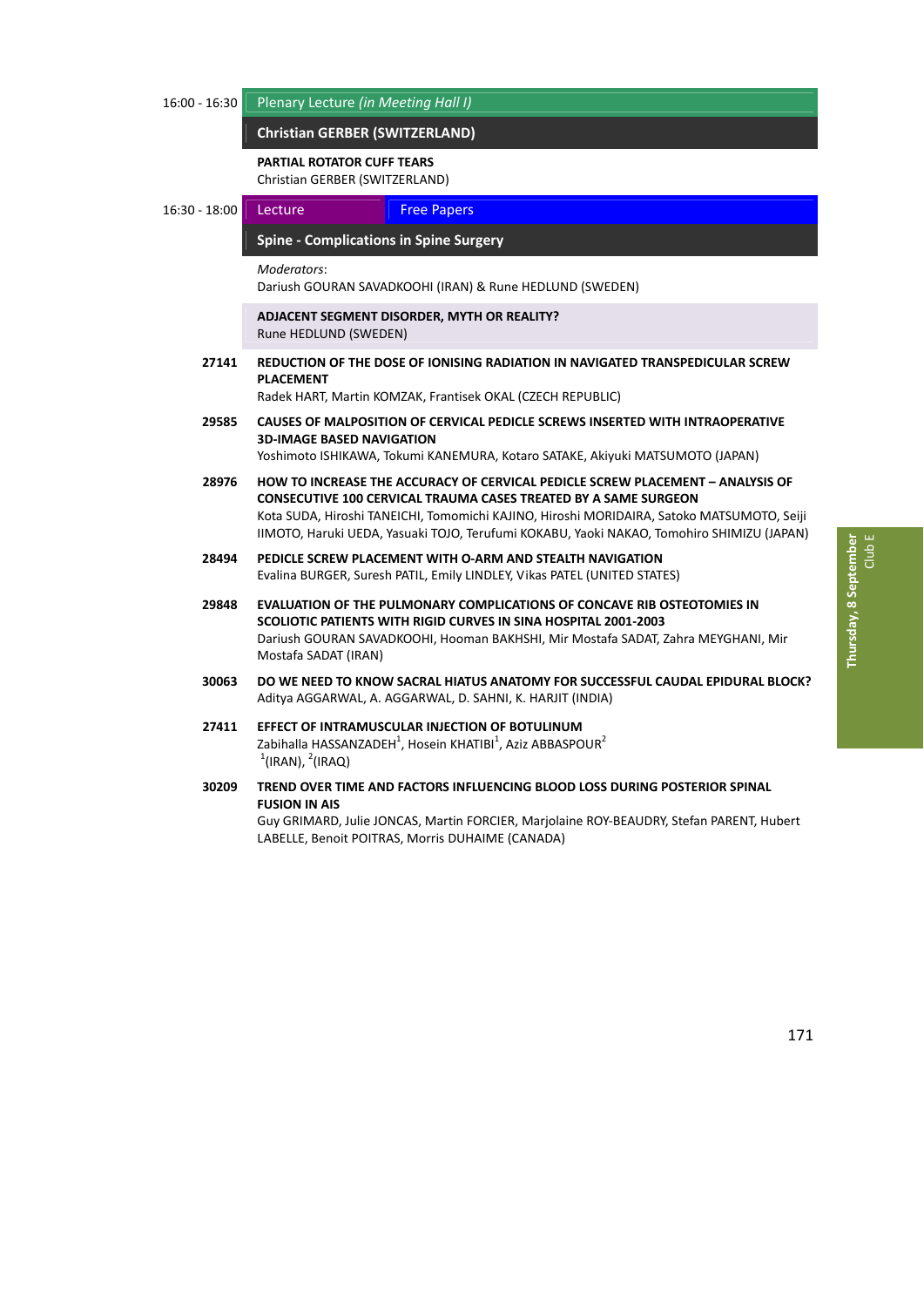16:00 - 16:30 | Plenary Lecture *(in Meeting Hall I)*

## Christian GERBER (SWITZERLAND)

**PARTIAL ROTATOR CUFF TEARS**
Christian GERBER (SWITZERLAND)

16:30 - 18:00 | Lecture | Free Papers

## Spine - Complications in Spine Surgery

*Moderators*:
Dariush GOURAN SAVADKOOHI (IRAN) & Rune HEDLUND (SWEDEN)

**ADJACENT SEGMENT DISORDER, MYTH OR REALITY?**
Rune HEDLUND (SWEDEN)

**27141** **REDUCTION OF THE DOSE OF IONISING RADIATION IN NAVIGATED TRANSPEDICULAR SCREW PLACEMENT**
Radek HART, Martin KOMZAK, Frantisek OKAL (CZECH REPUBLIC)

**29585** **CAUSES OF MALPOSITION OF CERVICAL PEDICLE SCREWS INSERTED WITH INTRAOPERATIVE 3D-IMAGE BASED NAVIGATION**
Yoshimoto ISHIKAWA, Tokumi KANEMURA, Kotaro SATAKE, Akiyuki MATSUMOTO (JAPAN)

**28976** **HOW TO INCREASE THE ACCURACY OF CERVICAL PEDICLE SCREW PLACEMENT – ANALYSIS OF CONSECUTIVE 100 CERVICAL TRAUMA CASES TREATED BY A SAME SURGEON**
Kota SUDA, Hiroshi TANEICHI, Tomomichi KAJINO, Hiroshi MORIDAIRA, Satoko MATSUMOTO, Seiji IIMOTO, Haruki UEDA, Yasuaki TOJO, Terufumi KOKABU, Yaoki NAKAO, Tomohiro SHIMIZU (JAPAN)

**28494** **PEDICLE SCREW PLACEMENT WITH O-ARM AND STEALTH NAVIGATION**
Evalina BURGER, Suresh PATIL, Emily LINDLEY, Vikas PATEL (UNITED STATES)

**29848** **EVALUATION OF THE PULMONARY COMPLICATIONS OF CONCAVE RIB OSTEOTOMIES IN SCOLIOTIC PATIENTS WITH RIGID CURVES IN SINA HOSPITAL 2001-2003**
Dariush GOURAN SAVADKOOHI, Hooman BAKHSHI, Mir Mostafa SADAT, Zahra MEYGHANI, Mir Mostafa SADAT (IRAN)

**30063** **DO WE NEED TO KNOW SACRAL HIATUS ANATOMY FOR SUCCESSFUL CAUDAL EPIDURAL BLOCK?**
Aditya AGGARWAL, A. AGGARWAL, D. SAHNI, K. HARJIT (INDIA)

**27411** **EFFECT OF INTRAMUSCULAR INJECTION OF BOTULINUM**
Zabihalla HASSANZADEH[1], Hosein KHATIBI[1], Aziz ABBASPOUR[2]
[1](IRAN), [2](IRAQ)

**30209** **TREND OVER TIME AND FACTORS INFLUENCING BLOOD LOSS DURING POSTERIOR SPINAL FUSION IN AIS**
Guy GRIMARD, Julie JONCAS, Martin FORCIER, Marjolaine ROY-BEAUDRY, Stefan PARENT, Hubert LABELLE, Benoit POITRAS, Morris DUHAIME (CANADA)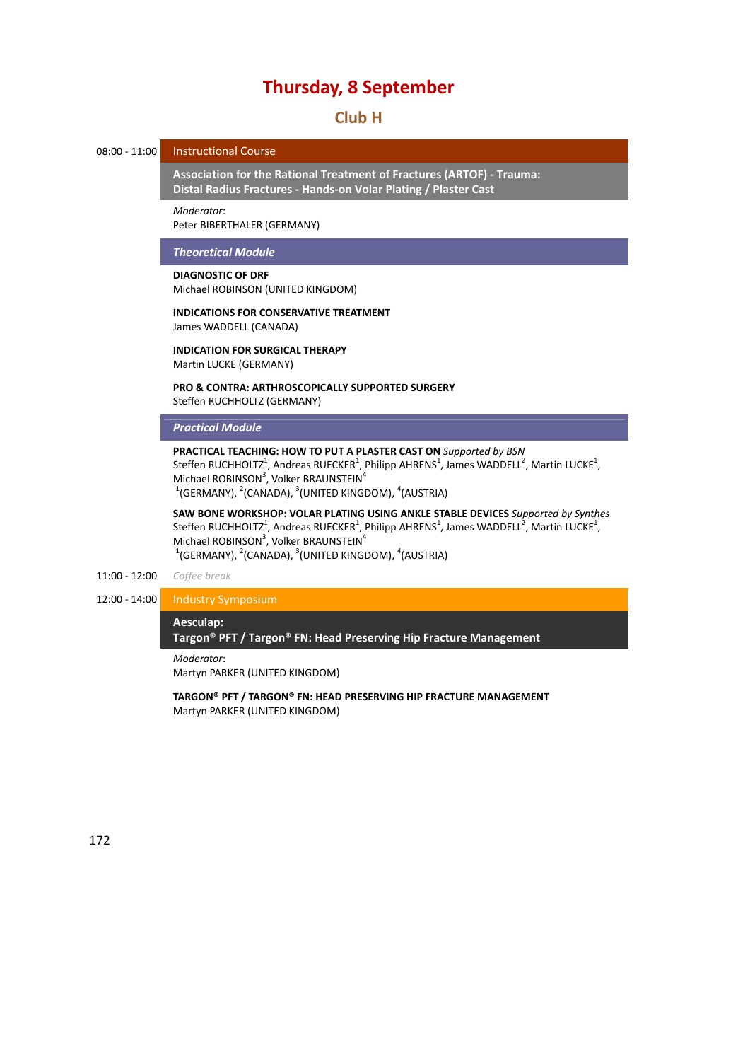# Thursday, 8 September

## Club H

08:00 - 11:00 **Instructional Course**

**Association for the Rational Treatment of Fractures (ARTOF) - Trauma: Distal Radius Fractures - Hands-on Volar Plating / Plaster Cast**

*Moderator*:
Peter BIBERTHALER (GERMANY)

***Theoretical Module***

**DIAGNOSTIC OF DRF**
Michael ROBINSON (UNITED KINGDOM)

**INDICATIONS FOR CONSERVATIVE TREATMENT**
James WADDELL (CANADA)

**INDICATION FOR SURGICAL THERAPY**
Martin LUCKE (GERMANY)

**PRO & CONTRA: ARTHROSCOPICALLY SUPPORTED SURGERY**
Steffen RUCHHOLTZ (GERMANY)

***Practical Module***

**PRACTICAL TEACHING: HOW TO PUT A PLASTER CAST ON** *Supported by BSN*
Steffen RUCHHOLTZ[1], Andreas RUECKER[1], Philipp AHRENS[1], James WADDELL[2], Martin LUCKE[1], Michael ROBINSON[3], Volker BRAUNSTEIN[4]
[1](GERMANY), [2](CANADA), [3](UNITED KINGDOM), [4](AUSTRIA)

**SAW BONE WORKSHOP: VOLAR PLATING USING ANKLE STABLE DEVICES** *Supported by Synthes*
Steffen RUCHHOLTZ[1], Andreas RUECKER[1], Philipp AHRENS[1], James WADDELL[2], Martin LUCKE[1], Michael ROBINSON[3], Volker BRAUNSTEIN[4]
[1](GERMANY), [2](CANADA), [3](UNITED KINGDOM), [4](AUSTRIA)

11:00 - 12:00 *Coffee break*

12:00 - 14:00 **Industry Symposium**

**Aesculap:**
**Targon® PFT / Targon® FN: Head Preserving Hip Fracture Management**

*Moderator*:
Martyn PARKER (UNITED KINGDOM)

**TARGON® PFT / TARGON® FN: HEAD PRESERVING HIP FRACTURE MANAGEMENT**
Martyn PARKER (UNITED KINGDOM)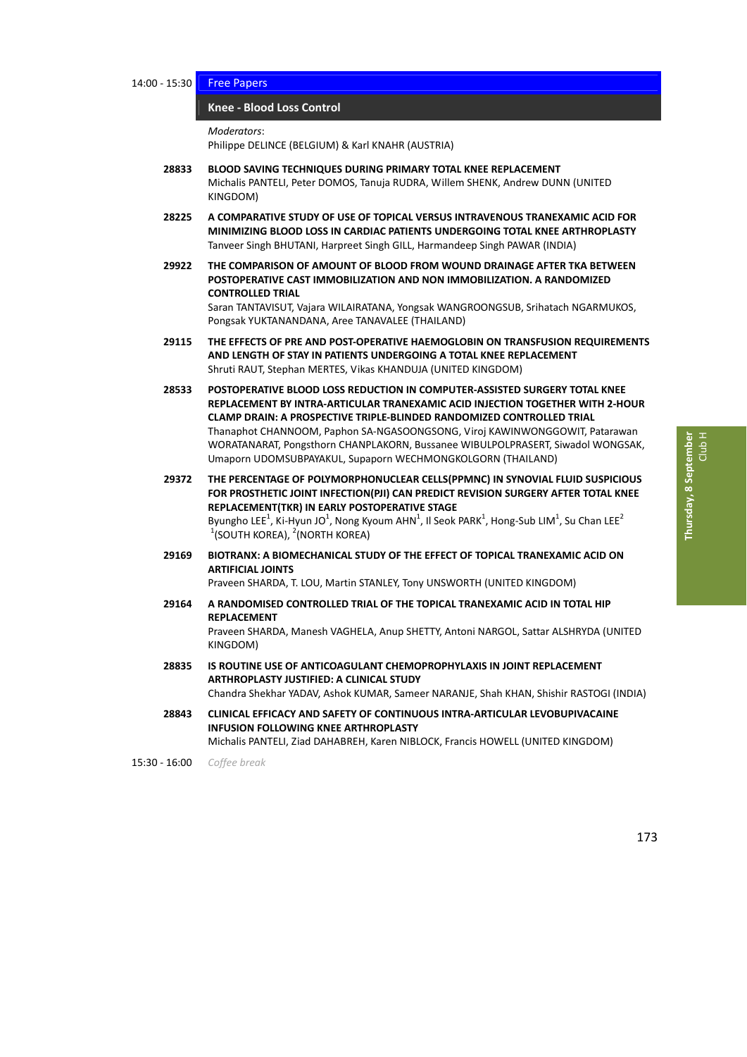14:00 - 15:30 **Free Papers**

## Knee - Blood Loss Control

*Moderators*:
Philippe DELINCE (BELGIUM) & Karl KNAHR (AUSTRIA)

**28833** **BLOOD SAVING TECHNIQUES DURING PRIMARY TOTAL KNEE REPLACEMENT**
Michalis PANTELI, Peter DOMOS, Tanuja RUDRA, Willem SHENK, Andrew DUNN (UNITED KINGDOM)

**28225** **A COMPARATIVE STUDY OF USE OF TOPICAL VERSUS INTRAVENOUS TRANEXAMIC ACID FOR MINIMIZING BLOOD LOSS IN CARDIAC PATIENTS UNDERGOING TOTAL KNEE ARTHROPLASTY**
Tanveer Singh BHUTANI, Harpreet Singh GILL, Harmandeep Singh PAWAR (INDIA)

**29922** **THE COMPARISON OF AMOUNT OF BLOOD FROM WOUND DRAINAGE AFTER TKA BETWEEN POSTOPERATIVE CAST IMMOBILIZATION AND NON IMMOBILIZATION. A RANDOMIZED CONTROLLED TRIAL**
Saran TANTAVISUT, Vajara WILAIRATANA, Yongsak WANGROONGSUB, Srihatach NGARMUKOS, Pongsak YUKTANANDANA, Aree TANAVALEE (THAILAND)

**29115** **THE EFFECTS OF PRE AND POST-OPERATIVE HAEMOGLOBIN ON TRANSFUSION REQUIREMENTS AND LENGTH OF STAY IN PATIENTS UNDERGOING A TOTAL KNEE REPLACEMENT**
Shruti RAUT, Stephan MERTES, Vikas KHANDUJA (UNITED KINGDOM)

**28533** **POSTOPERATIVE BLOOD LOSS REDUCTION IN COMPUTER-ASSISTED SURGERY TOTAL KNEE REPLACEMENT BY INTRA-ARTICULAR TRANEXAMIC ACID INJECTION TOGETHER WITH 2-HOUR CLAMP DRAIN: A PROSPECTIVE TRIPLE-BLINDED RANDOMIZED CONTROLLED TRIAL**
Thanaphot CHANNOOM, Paphon SA-NGASOONGSONG, Viroj KAWINWONGGOWIT, Patarawan WORATANARAT, Pongsthorn CHANPLAKORN, Bussanee WIBULPOLPRASERT, Siwadol WONGSAK, Umaporn UDOMSUBPAYAKUL, Supaporn WECHMONGKOLGORN (THAILAND)

**29372** **THE PERCENTAGE OF POLYMORPHONUCLEAR CELLS(PPMNC) IN SYNOVIAL FLUID SUSPICIOUS FOR PROSTHETIC JOINT INFECTION(PJI) CAN PREDICT REVISION SURGERY AFTER TOTAL KNEE REPLACEMENT(TKR) IN EARLY POSTOPERATIVE STAGE**
Byungho LEE[1], Ki-Hyun JO[1], Nong Kyoum AHN[1], Il Seok PARK[1], Hong-Sub LIM[1], Su Chan LEE[2]
[1](SOUTH KOREA), [2](NORTH KOREA)

**29169** **BIOTRANX: A BIOMECHANICAL STUDY OF THE EFFECT OF TOPICAL TRANEXAMIC ACID ON ARTIFICIAL JOINTS**
Praveen SHARDA, T. LOU, Martin STANLEY, Tony UNSWORTH (UNITED KINGDOM)

**29164** **A RANDOMISED CONTROLLED TRIAL OF THE TOPICAL TRANEXAMIC ACID IN TOTAL HIP REPLACEMENT**
Praveen SHARDA, Manesh VAGHELA, Anup SHETTY, Antoni NARGOL, Sattar ALSHRYDA (UNITED KINGDOM)

**28835** **IS ROUTINE USE OF ANTICOAGULANT CHEMOPROPHYLAXIS IN JOINT REPLACEMENT ARTHROPLASTY JUSTIFIED: A CLINICAL STUDY**
Chandra Shekhar YADAV, Ashok KUMAR, Sameer NARANJE, Shah KHAN, Shishir RASTOGI (INDIA)

**28843** **CLINICAL EFFICACY AND SAFETY OF CONTINUOUS INTRA-ARTICULAR LEVOBUPIVACAINE INFUSION FOLLOWING KNEE ARTHROPLASTY**
Michalis PANTELI, Ziad DAHABREH, Karen NIBLOCK, Francis HOWELL (UNITED KINGDOM)

15:30 - 16:00 *Coffee break*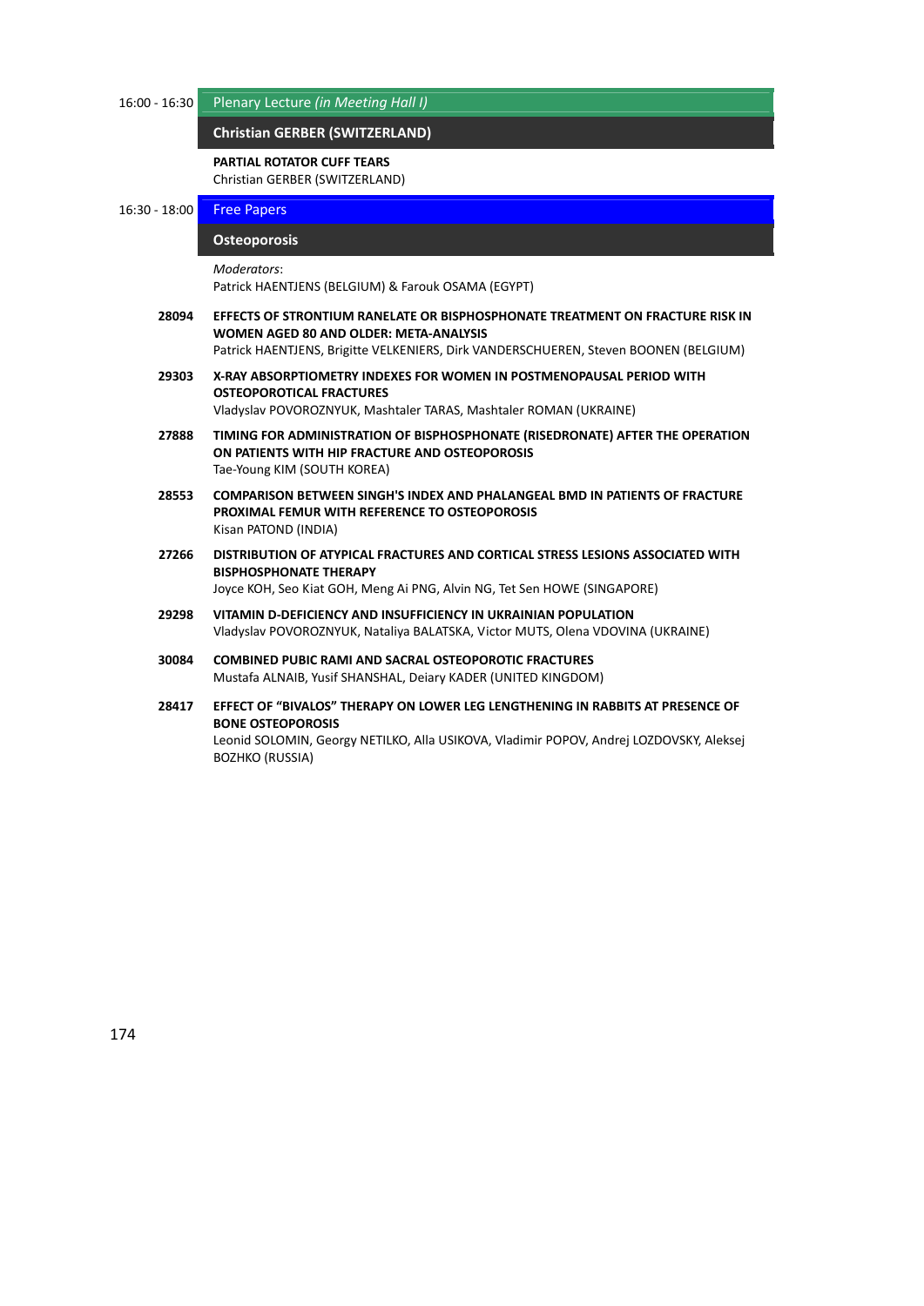16:00 - 16:30 Plenary Lecture *(in Meeting Hall I)*

## Christian GERBER (SWITZERLAND)

**PARTIAL ROTATOR CUFF TEARS**
Christian GERBER (SWITZERLAND)

16:30 - 18:00 Free Papers

## Osteoporosis

*Moderators*:
Patrick HAENTJENS (BELGIUM) & Farouk OSAMA (EGYPT)

**28094** **EFFECTS OF STRONTIUM RANELATE OR BISPHOSPHONATE TREATMENT ON FRACTURE RISK IN WOMEN AGED 80 AND OLDER: META-ANALYSIS**
Patrick HAENTJENS, Brigitte VELKENIERS, Dirk VANDERSCHUEREN, Steven BOONEN (BELGIUM)

**29303** **X-RAY ABSORPTIOMETRY INDEXES FOR WOMEN IN POSTMENOPAUSAL PERIOD WITH OSTEOPOROTICAL FRACTURES**
Vladyslav POVOROZNYUK, Mashtaler TARAS, Mashtaler ROMAN (UKRAINE)

**27888** **TIMING FOR ADMINISTRATION OF BISPHOSPHONATE (RISEDRONATE) AFTER THE OPERATION ON PATIENTS WITH HIP FRACTURE AND OSTEOPOROSIS**
Tae-Young KIM (SOUTH KOREA)

**28553** **COMPARISON BETWEEN SINGH'S INDEX AND PHALANGEAL BMD IN PATIENTS OF FRACTURE PROXIMAL FEMUR WITH REFERENCE TO OSTEOPOROSIS**
Kisan PATOND (INDIA)

**27266** **DISTRIBUTION OF ATYPICAL FRACTURES AND CORTICAL STRESS LESIONS ASSOCIATED WITH BISPHOSPHONATE THERAPY**
Joyce KOH, Seo Kiat GOH, Meng Ai PNG, Alvin NG, Tet Sen HOWE (SINGAPORE)

**29298** **VITAMIN D-DEFICIENCY AND INSUFFICIENCY IN UKRAINIAN POPULATION**
Vladyslav POVOROZNYUK, Nataliya BALATSKA, Victor MUTS, Olena VDOVINA (UKRAINE)

**30084** **COMBINED PUBIC RAMI AND SACRAL OSTEOPOROTIC FRACTURES**
Mustafa ALNAIB, Yusif SHANSHAL, Deiary KADER (UNITED KINGDOM)

**28417** **EFFECT OF "BIVALOS" THERAPY ON LOWER LEG LENGTHENING IN RABBITS AT PRESENCE OF BONE OSTEOPOROSIS**
Leonid SOLOMIN, Georgy NETILKO, Alla USIKOVA, Vladimir POPOV, Andrej LOZDOVSKY, Aleksej BOZHKO (RUSSIA)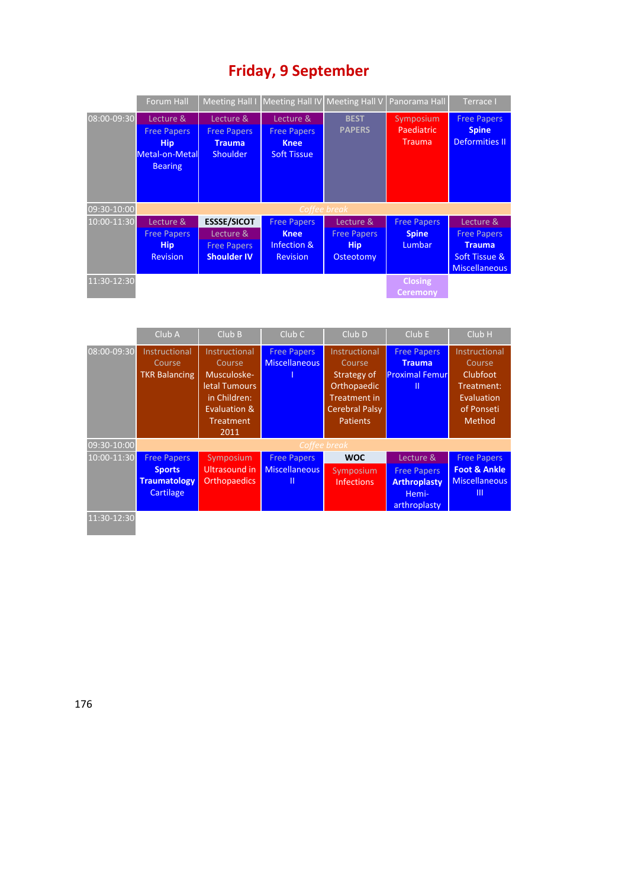# Friday, 9 September

| | Forum Hall | Meeting Hall I | Meeting Hall IV | Meeting Hall V | Panorama Hall | Terrace I |
|---|---|---|---|---|---|---|
| 08:00-09:30 | Lecture & Free Papers **Hip** Metal-on-Metal Bearing | Lecture & Free Papers **Trauma** Shoulder | Lecture & Free Papers **Knee** Soft Tissue | **BEST PAPERS** | Symposium Paediatric Trauma | Free Papers **Spine** Deformities II |
| 09:30-10:00 | *Coffee break* | | | | | |
| 10:00-11:30 | Lecture & Free Papers **Hip** Revision | **ESSSE/SICOT** Lecture & Free Papers **Shoulder IV** | Free Papers **Knee** Infection & Revision | Lecture & Free Papers **Hip** Osteotomy | Free Papers **Spine** Lumbar | Lecture & Free Papers **Trauma** Soft Tissue & Miscellaneous |
| 11:30-12:30 | | | | | **Closing Ceremony** | |

| | Club A | Club B | Club C | Club D | Club E | Club H |
|---|---|---|---|---|---|---|
| 08:00-09:30 | Instructional Course TKR Balancing | Instructional Course Musculoskeletal Tumours in Children: Evaluation & Treatment 2011 | Free Papers Miscellaneous I | Instructional Course Strategy of Orthopaedic Treatment in Cerebral Palsy Patients | Free Papers **Trauma** Proximal Femur II | Instructional Course Clubfoot Treatment: Evaluation of Ponseti Method |
| 09:30-10:00 | *Coffee break* | | | | | |
| 10:00-11:30 | Free Papers **Sports Traumatology** Cartilage | Symposium Ultrasound in Orthopaedics | Free Papers Miscellaneous II | **WOC** Symposium Infections | Lecture & Free Papers **Arthroplasty** Hemi-arthroplasty | Free Papers **Foot & Ankle** Miscellaneous III |
| 11:30-12:30 | | | | | | |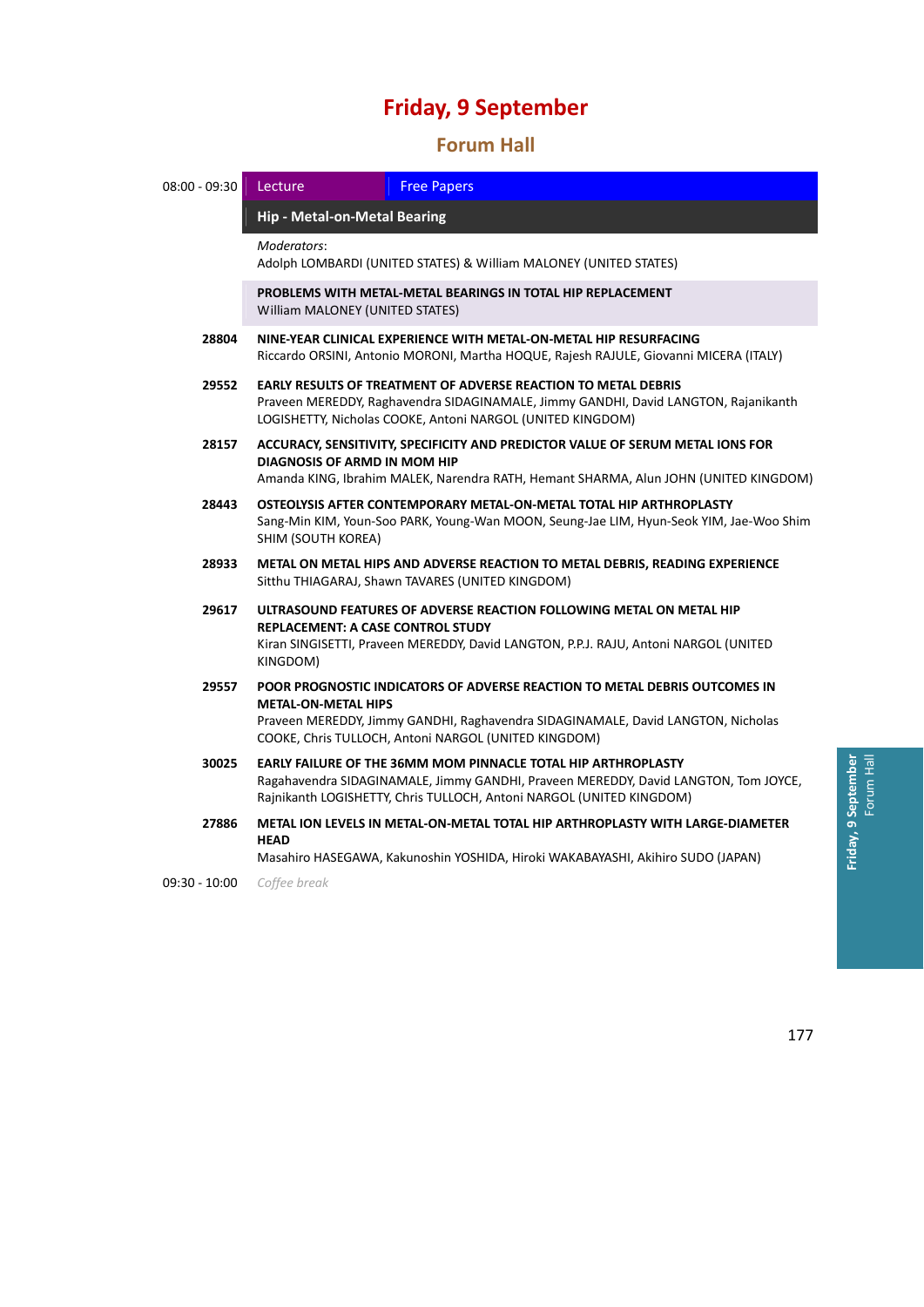# Friday, 9 September

## Forum Hall

**08:00 - 09:30** | Lecture | Free Papers

### Hip - Metal-on-Metal Bearing

*Moderators*:
Adolph LOMBARDI (UNITED STATES) & William MALONEY (UNITED STATES)

**PROBLEMS WITH METAL-METAL BEARINGS IN TOTAL HIP REPLACEMENT**
William MALONEY (UNITED STATES)

**28804** — **NINE-YEAR CLINICAL EXPERIENCE WITH METAL-ON-METAL HIP RESURFACING**
Riccardo ORSINI, Antonio MORONI, Martha HOQUE, Rajesh RAJULE, Giovanni MICERA (ITALY)

**29552** — **EARLY RESULTS OF TREATMENT OF ADVERSE REACTION TO METAL DEBRIS**
Praveen MEREDDY, Raghavendra SIDAGINAMALE, Jimmy GANDHI, David LANGTON, Rajanikanth LOGISHETTY, Nicholas COOKE, Antoni NARGOL (UNITED KINGDOM)

**28157** — **ACCURACY, SENSITIVITY, SPECIFICITY AND PREDICTOR VALUE OF SERUM METAL IONS FOR DIAGNOSIS OF ARMD IN MOM HIP**
Amanda KING, Ibrahim MALEK, Narendra RATH, Hemant SHARMA, Alun JOHN (UNITED KINGDOM)

**28443** — **OSTEOLYSIS AFTER CONTEMPORARY METAL-ON-METAL TOTAL HIP ARTHROPLASTY**
Sang-Min KIM, Youn-Soo PARK, Young-Wan MOON, Seung-Jae LIM, Hyun-Seok YIM, Jae-Woo Shim SHIM (SOUTH KOREA)

**28933** — **METAL ON METAL HIPS AND ADVERSE REACTION TO METAL DEBRIS, READING EXPERIENCE**
Sitthu THIAGARAJ, Shawn TAVARES (UNITED KINGDOM)

**29617** — **ULTRASOUND FEATURES OF ADVERSE REACTION FOLLOWING METAL ON METAL HIP REPLACEMENT: A CASE CONTROL STUDY**
Kiran SINGISETTI, Praveen MEREDDY, David LANGTON, P.P.J. RAJU, Antoni NARGOL (UNITED KINGDOM)

**29557** — **POOR PROGNOSTIC INDICATORS OF ADVERSE REACTION TO METAL DEBRIS OUTCOMES IN METAL-ON-METAL HIPS**
Praveen MEREDDY, Jimmy GANDHI, Raghavendra SIDAGINAMALE, David LANGTON, Nicholas COOKE, Chris TULLOCH, Antoni NARGOL (UNITED KINGDOM)

**30025** — **EARLY FAILURE OF THE 36MM MOM PINNACLE TOTAL HIP ARTHROPLASTY**
Ragahavendra SIDAGINAMALE, Jimmy GANDHI, Praveen MEREDDY, David LANGTON, Tom JOYCE, Rajnikanth LOGISHETTY, Chris TULLOCH, Antoni NARGOL (UNITED KINGDOM)

**27886** — **METAL ION LEVELS IN METAL-ON-METAL TOTAL HIP ARTHROPLASTY WITH LARGE-DIAMETER HEAD**
Masahiro HASEGAWA, Kakunoshin YOSHIDA, Hiroki WAKABAYASHI, Akihiro SUDO (JAPAN)

**09:30 - 10:00** *Coffee break*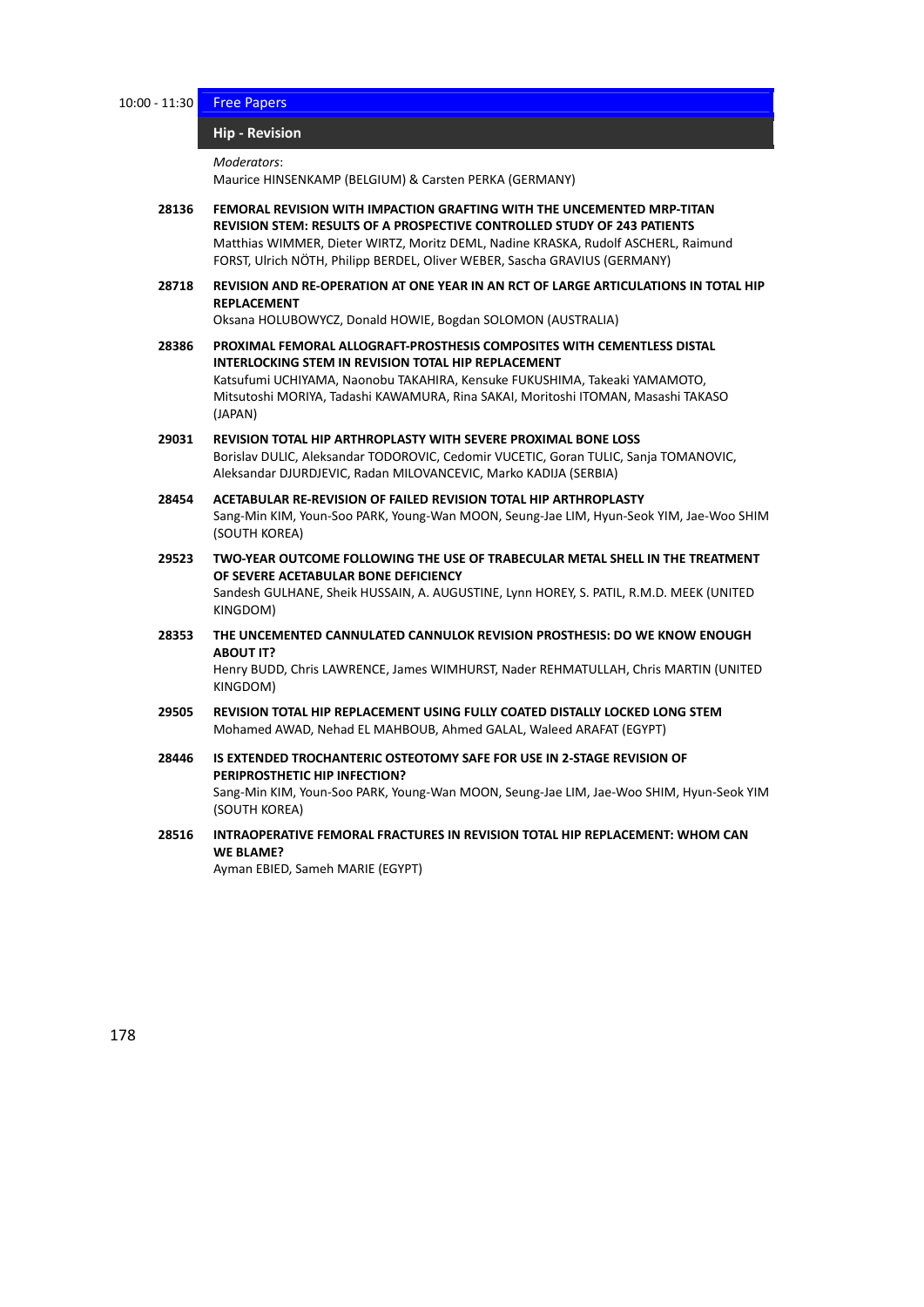10:00 - 11:30 **Free Papers**

## Hip - Revision

*Moderators*:
Maurice HINSENKAMP (BELGIUM) & Carsten PERKA (GERMANY)

**28136** **FEMORAL REVISION WITH IMPACTION GRAFTING WITH THE UNCEMENTED MRP-TITAN REVISION STEM: RESULTS OF A PROSPECTIVE CONTROLLED STUDY OF 243 PATIENTS**
Matthias WIMMER, Dieter WIRTZ, Moritz DEML, Nadine KRASKA, Rudolf ASCHERL, Raimund FORST, Ulrich NÖTH, Philipp BERDEL, Oliver WEBER, Sascha GRAVIUS (GERMANY)

**28718** **REVISION AND RE-OPERATION AT ONE YEAR IN AN RCT OF LARGE ARTICULATIONS IN TOTAL HIP REPLACEMENT**
Oksana HOLUBOWYCZ, Donald HOWIE, Bogdan SOLOMON (AUSTRALIA)

**28386** **PROXIMAL FEMORAL ALLOGRAFT-PROSTHESIS COMPOSITES WITH CEMENTLESS DISTAL INTERLOCKING STEM IN REVISION TOTAL HIP REPLACEMENT**
Katsufumi UCHIYAMA, Naonobu TAKAHIRA, Kensuke FUKUSHIMA, Takeaki YAMAMOTO, Mitsutoshi MORIYA, Tadashi KAWAMURA, Rina SAKAI, Moritoshi ITOMAN, Masashi TAKASO (JAPAN)

**29031** **REVISION TOTAL HIP ARTHROPLASTY WITH SEVERE PROXIMAL BONE LOSS**
Borislav DULIC, Aleksandar TODOROVIC, Cedomir VUCETIC, Goran TULIC, Sanja TOMANOVIC, Aleksandar DJURDJEVIC, Radan MILOVANCEVIC, Marko KADIJA (SERBIA)

**28454** **ACETABULAR RE-REVISION OF FAILED REVISION TOTAL HIP ARTHROPLASTY**
Sang-Min KIM, Youn-Soo PARK, Young-Wan MOON, Seung-Jae LIM, Hyun-Seok YIM, Jae-Woo SHIM (SOUTH KOREA)

**29523** **TWO-YEAR OUTCOME FOLLOWING THE USE OF TRABECULAR METAL SHELL IN THE TREATMENT OF SEVERE ACETABULAR BONE DEFICIENCY**
Sandesh GULHANE, Sheik HUSSAIN, A. AUGUSTINE, Lynn HOREY, S. PATIL, R.M.D. MEEK (UNITED KINGDOM)

**28353** **THE UNCEMENTED CANNULATED CANNULOK REVISION PROSTHESIS: DO WE KNOW ENOUGH ABOUT IT?**
Henry BUDD, Chris LAWRENCE, James WIMHURST, Nader REHMATULLAH, Chris MARTIN (UNITED KINGDOM)

**29505** **REVISION TOTAL HIP REPLACEMENT USING FULLY COATED DISTALLY LOCKED LONG STEM**
Mohamed AWAD, Nehad EL MAHBOUB, Ahmed GALAL, Waleed ARAFAT (EGYPT)

**28446** **IS EXTENDED TROCHANTERIC OSTEOTOMY SAFE FOR USE IN 2-STAGE REVISION OF PERIPROSTHETIC HIP INFECTION?**
Sang-Min KIM, Youn-Soo PARK, Young-Wan MOON, Seung-Jae LIM, Jae-Woo SHIM, Hyun-Seok YIM (SOUTH KOREA)

**28516** **INTRAOPERATIVE FEMORAL FRACTURES IN REVISION TOTAL HIP REPLACEMENT: WHOM CAN WE BLAME?**
Ayman EBIED, Sameh MARIE (EGYPT)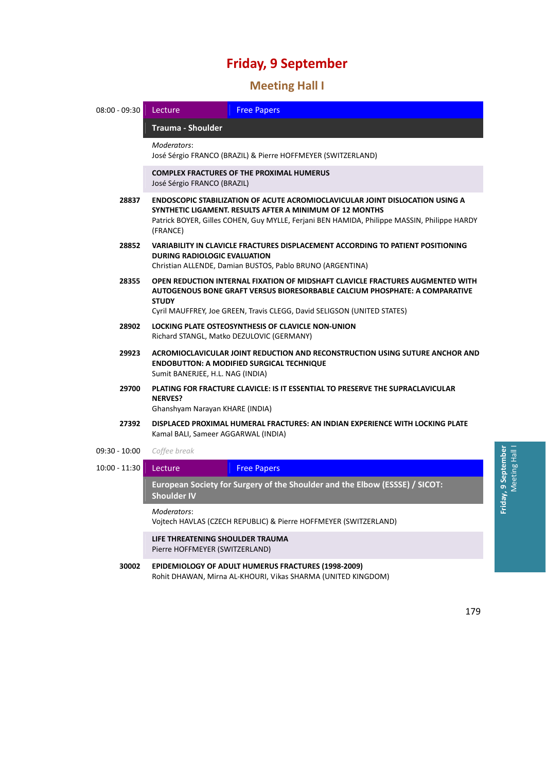# Friday, 9 September

## Meeting Hall I

**08:00 - 09:30** | Lecture | Free Papers

### Trauma - Shoulder

*Moderators*:
José Sérgio FRANCO (BRAZIL) & Pierre HOFFMEYER (SWITZERLAND)

**COMPLEX FRACTURES OF THE PROXIMAL HUMERUS**
José Sérgio FRANCO (BRAZIL)

**28837** **ENDOSCOPIC STABILIZATION OF ACUTE ACROMIOCLAVICULAR JOINT DISLOCATION USING A SYNTHETIC LIGAMENT. RESULTS AFTER A MINIMUM OF 12 MONTHS**
Patrick BOYER, Gilles COHEN, Guy MYLLE, Ferjani BEN HAMIDA, Philippe MASSIN, Philippe HARDY (FRANCE)

**28852** **VARIABILITY IN CLAVICLE FRACTURES DISPLACEMENT ACCORDING TO PATIENT POSITIONING DURING RADIOLOGIC EVALUATION**
Christian ALLENDE, Damian BUSTOS, Pablo BRUNO (ARGENTINA)

**28355** **OPEN REDUCTION INTERNAL FIXATION OF MIDSHAFT CLAVICLE FRACTURES AUGMENTED WITH AUTOGENOUS BONE GRAFT VERSUS BIORESORBABLE CALCIUM PHOSPHATE: A COMPARATIVE STUDY**
Cyril MAUFFREY, Joe GREEN, Travis CLEGG, David SELIGSON (UNITED STATES)

**28902** **LOCKING PLATE OSTEOSYNTHESIS OF CLAVICLE NON-UNION**
Richard STANGL, Matko DEZULOVIC (GERMANY)

**29923** **ACROMIOCLAVICULAR JOINT REDUCTION AND RECONSTRUCTION USING SUTURE ANCHOR AND ENDOBUTTON: A MODIFIED SURGICAL TECHNIQUE**
Sumit BANERJEE, H.L. NAG (INDIA)

**29700** **PLATING FOR FRACTURE CLAVICLE: IS IT ESSENTIAL TO PRESERVE THE SUPRACLAVICULAR NERVES?**
Ghanshyam Narayan KHARE (INDIA)

**27392** **DISPLACED PROXIMAL HUMERAL FRACTURES: AN INDIAN EXPERIENCE WITH LOCKING PLATE**
Kamal BALI, Sameer AGGARWAL (INDIA)

**09:30 - 10:00** *Coffee break*

**10:00 - 11:30** | Lecture | Free Papers

### European Society for Surgery of the Shoulder and the Elbow (ESSSE) / SICOT: Shoulder IV

*Moderators*:
Vojtech HAVLAS (CZECH REPUBLIC) & Pierre HOFFMEYER (SWITZERLAND)

**LIFE THREATENING SHOULDER TRAUMA**
Pierre HOFFMEYER (SWITZERLAND)

**30002** **EPIDEMIOLOGY OF ADULT HUMERUS FRACTURES (1998-2009)**
Rohit DHAWAN, Mirna AL-KHOURI, Vikas SHARMA (UNITED KINGDOM)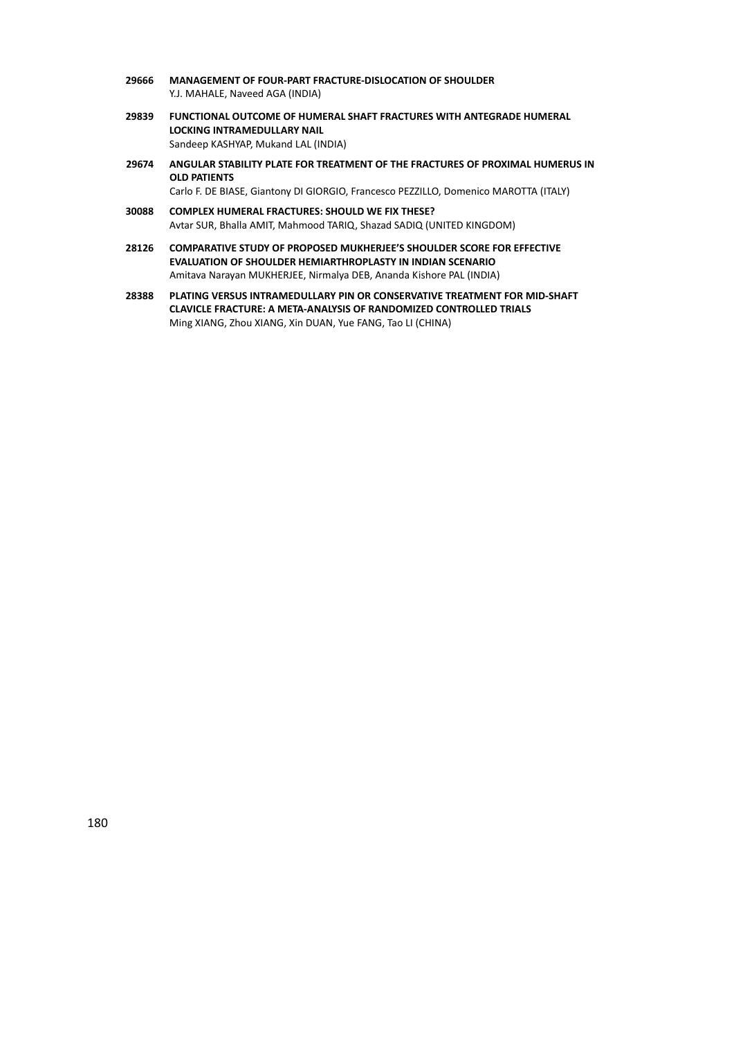**29666 MANAGEMENT OF FOUR-PART FRACTURE-DISLOCATION OF SHOULDER**
Y.J. MAHALE, Naveed AGA (INDIA)

**29839 FUNCTIONAL OUTCOME OF HUMERAL SHAFT FRACTURES WITH ANTEGRADE HUMERAL LOCKING INTRAMEDULLARY NAIL**
Sandeep KASHYAP, Mukand LAL (INDIA)

**29674 ANGULAR STABILITY PLATE FOR TREATMENT OF THE FRACTURES OF PROXIMAL HUMERUS IN OLD PATIENTS**
Carlo F. DE BIASE, Giantony DI GIORGIO, Francesco PEZZILLO, Domenico MAROTTA (ITALY)

**30088 COMPLEX HUMERAL FRACTURES: SHOULD WE FIX THESE?**
Avtar SUR, Bhalla AMIT, Mahmood TARIQ, Shazad SADIQ (UNITED KINGDOM)

**28126 COMPARATIVE STUDY OF PROPOSED MUKHERJEE'S SHOULDER SCORE FOR EFFECTIVE EVALUATION OF SHOULDER HEMIARTHROPLASTY IN INDIAN SCENARIO**
Amitava Narayan MUKHERJEE, Nirmalya DEB, Ananda Kishore PAL (INDIA)

**28388 PLATING VERSUS INTRAMEDULLARY PIN OR CONSERVATIVE TREATMENT FOR MID-SHAFT CLAVICLE FRACTURE: A META-ANALYSIS OF RANDOMIZED CONTROLLED TRIALS**
Ming XIANG, Zhou XIANG, Xin DUAN, Yue FANG, Tao LI (CHINA)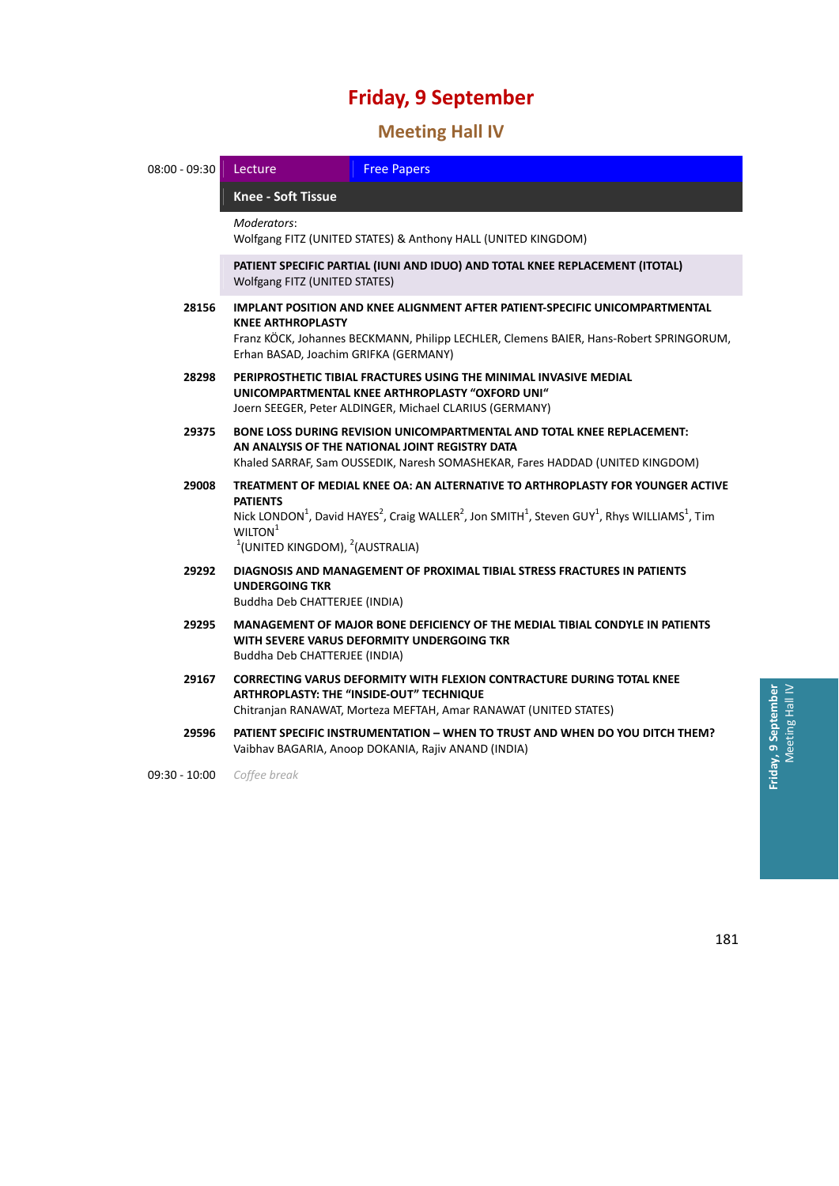# Friday, 9 September

## Meeting Hall IV

08:00 - 09:30 | Lecture | Free Papers

### Knee - Soft Tissue

*Moderators*:
Wolfgang FITZ (UNITED STATES) & Anthony HALL (UNITED KINGDOM)

**PATIENT SPECIFIC PARTIAL (IUNI AND IDUO) AND TOTAL KNEE REPLACEMENT (ITOTAL)**
Wolfgang FITZ (UNITED STATES)

**28156** **IMPLANT POSITION AND KNEE ALIGNMENT AFTER PATIENT-SPECIFIC UNICOMPARTMENTAL KNEE ARTHROPLASTY**
Franz KÖCK, Johannes BECKMANN, Philipp LECHLER, Clemens BAIER, Hans-Robert SPRINGORUM, Erhan BASAD, Joachim GRIFKA (GERMANY)

**28298** **PERIPROSTHETIC TIBIAL FRACTURES USING THE MINIMAL INVASIVE MEDIAL UNICOMPARTMENTAL KNEE ARTHROPLASTY "OXFORD UNI"**
Joern SEEGER, Peter ALDINGER, Michael CLARIUS (GERMANY)

**29375** **BONE LOSS DURING REVISION UNICOMPARTMENTAL AND TOTAL KNEE REPLACEMENT: AN ANALYSIS OF THE NATIONAL JOINT REGISTRY DATA**
Khaled SARRAF, Sam OUSSEDIK, Naresh SOMASHEKAR, Fares HADDAD (UNITED KINGDOM)

**29008** **TREATMENT OF MEDIAL KNEE OA: AN ALTERNATIVE TO ARTHROPLASTY FOR YOUNGER ACTIVE PATIENTS**
Nick LONDON[1], David HAYES[2], Craig WALLER[2], Jon SMITH[1], Steven GUY[1], Rhys WILLIAMS[1], Tim WILTON[1]
[1](UNITED KINGDOM), [2](AUSTRALIA)

**29292** **DIAGNOSIS AND MANAGEMENT OF PROXIMAL TIBIAL STRESS FRACTURES IN PATIENTS UNDERGOING TKR**
Buddha Deb CHATTERJEE (INDIA)

**29295** **MANAGEMENT OF MAJOR BONE DEFICIENCY OF THE MEDIAL TIBIAL CONDYLE IN PATIENTS WITH SEVERE VARUS DEFORMITY UNDERGOING TKR**
Buddha Deb CHATTERJEE (INDIA)

**29167** **CORRECTING VARUS DEFORMITY WITH FLEXION CONTRACTURE DURING TOTAL KNEE ARTHROPLASTY: THE "INSIDE-OUT" TECHNIQUE**
Chitranjan RANAWAT, Morteza MEFTAH, Amar RANAWAT (UNITED STATES)

**29596** **PATIENT SPECIFIC INSTRUMENTATION – WHEN TO TRUST AND WHEN DO YOU DITCH THEM?**
Vaibhav BAGARIA, Anoop DOKANIA, Rajiv ANAND (INDIA)

09:30 - 10:00 *Coffee break*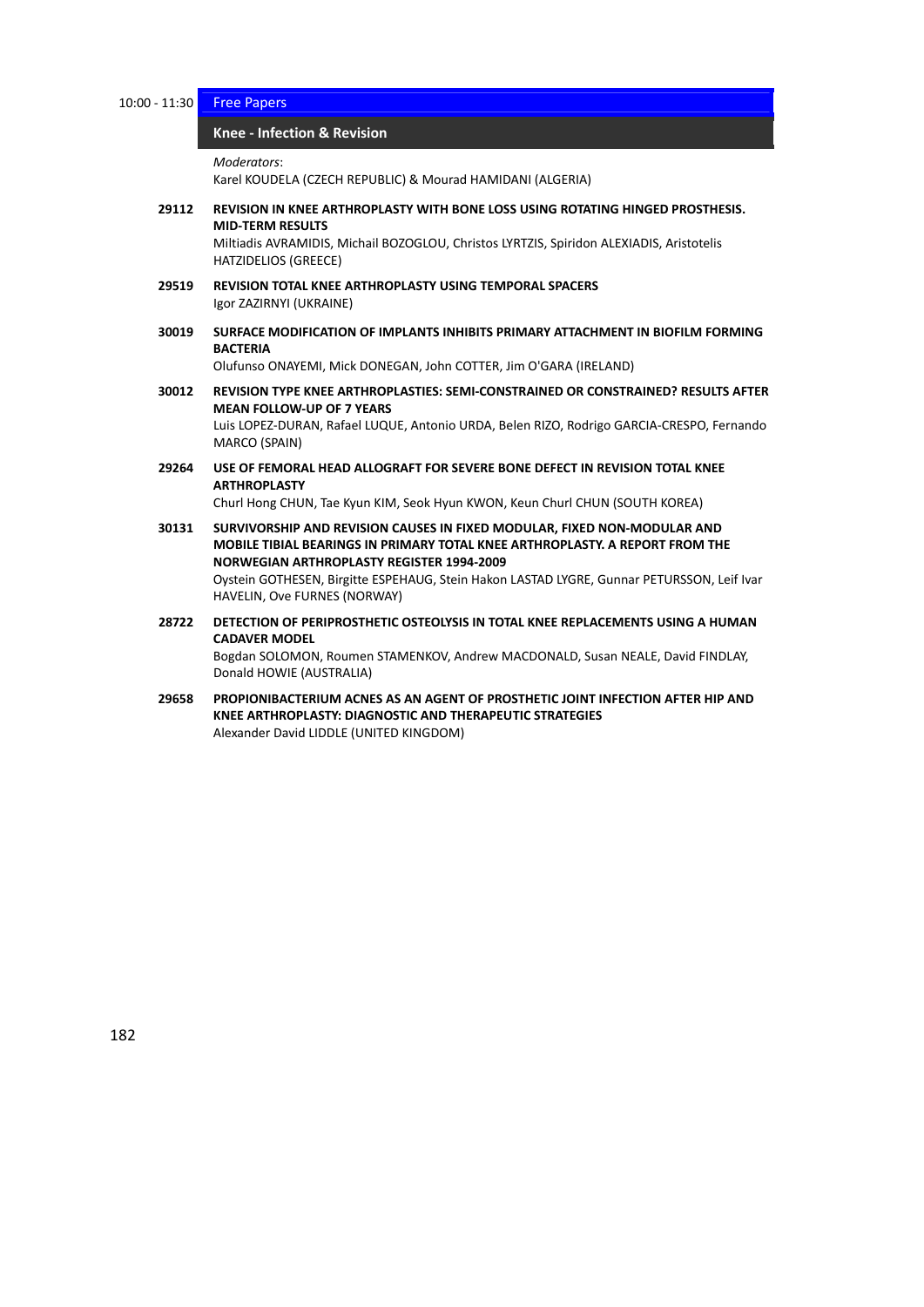10:00 - 11:30

## Free Papers

### Knee - Infection & Revision

*Moderators*:
Karel KOUDELA (CZECH REPUBLIC) & Mourad HAMIDANI (ALGERIA)

**29112** **REVISION IN KNEE ARTHROPLASTY WITH BONE LOSS USING ROTATING HINGED PROSTHESIS. MID-TERM RESULTS**
Miltiadis AVRAMIDIS, Michail BOZOGLOU, Christos LYRTZIS, Spiridon ALEXIADIS, Aristotelis HATZIDELIOS (GREECE)

**29519** **REVISION TOTAL KNEE ARTHROPLASTY USING TEMPORAL SPACERS**
Igor ZAZIRNYI (UKRAINE)

**30019** **SURFACE MODIFICATION OF IMPLANTS INHIBITS PRIMARY ATTACHMENT IN BIOFILM FORMING BACTERIA**
Olufunso ONAYEMI, Mick DONEGAN, John COTTER, Jim O'GARA (IRELAND)

**30012** **REVISION TYPE KNEE ARTHROPLASTIES: SEMI-CONSTRAINED OR CONSTRAINED? RESULTS AFTER MEAN FOLLOW-UP OF 7 YEARS**
Luis LOPEZ-DURAN, Rafael LUQUE, Antonio URDA, Belen RIZO, Rodrigo GARCIA-CRESPO, Fernando MARCO (SPAIN)

**29264** **USE OF FEMORAL HEAD ALLOGRAFT FOR SEVERE BONE DEFECT IN REVISION TOTAL KNEE ARTHROPLASTY**
Churl Hong CHUN, Tae Kyun KIM, Seok Hyun KWON, Keun Churl CHUN (SOUTH KOREA)

**30131** **SURVIVORSHIP AND REVISION CAUSES IN FIXED MODULAR, FIXED NON-MODULAR AND MOBILE TIBIAL BEARINGS IN PRIMARY TOTAL KNEE ARTHROPLASTY. A REPORT FROM THE NORWEGIAN ARTHROPLASTY REGISTER 1994-2009**
Oystein GOTHESEN, Birgitte ESPEHAUG, Stein Hakon LASTAD LYGRE, Gunnar PETURSSON, Leif Ivar HAVELIN, Ove FURNES (NORWAY)

**28722** **DETECTION OF PERIPROSTHETIC OSTEOLYSIS IN TOTAL KNEE REPLACEMENTS USING A HUMAN CADAVER MODEL**
Bogdan SOLOMON, Roumen STAMENKOV, Andrew MACDONALD, Susan NEALE, David FINDLAY, Donald HOWIE (AUSTRALIA)

**29658** **PROPIONIBACTERIUM ACNES AS AN AGENT OF PROSTHETIC JOINT INFECTION AFTER HIP AND KNEE ARTHROPLASTY: DIAGNOSTIC AND THERAPEUTIC STRATEGIES**
Alexander David LIDDLE (UNITED KINGDOM)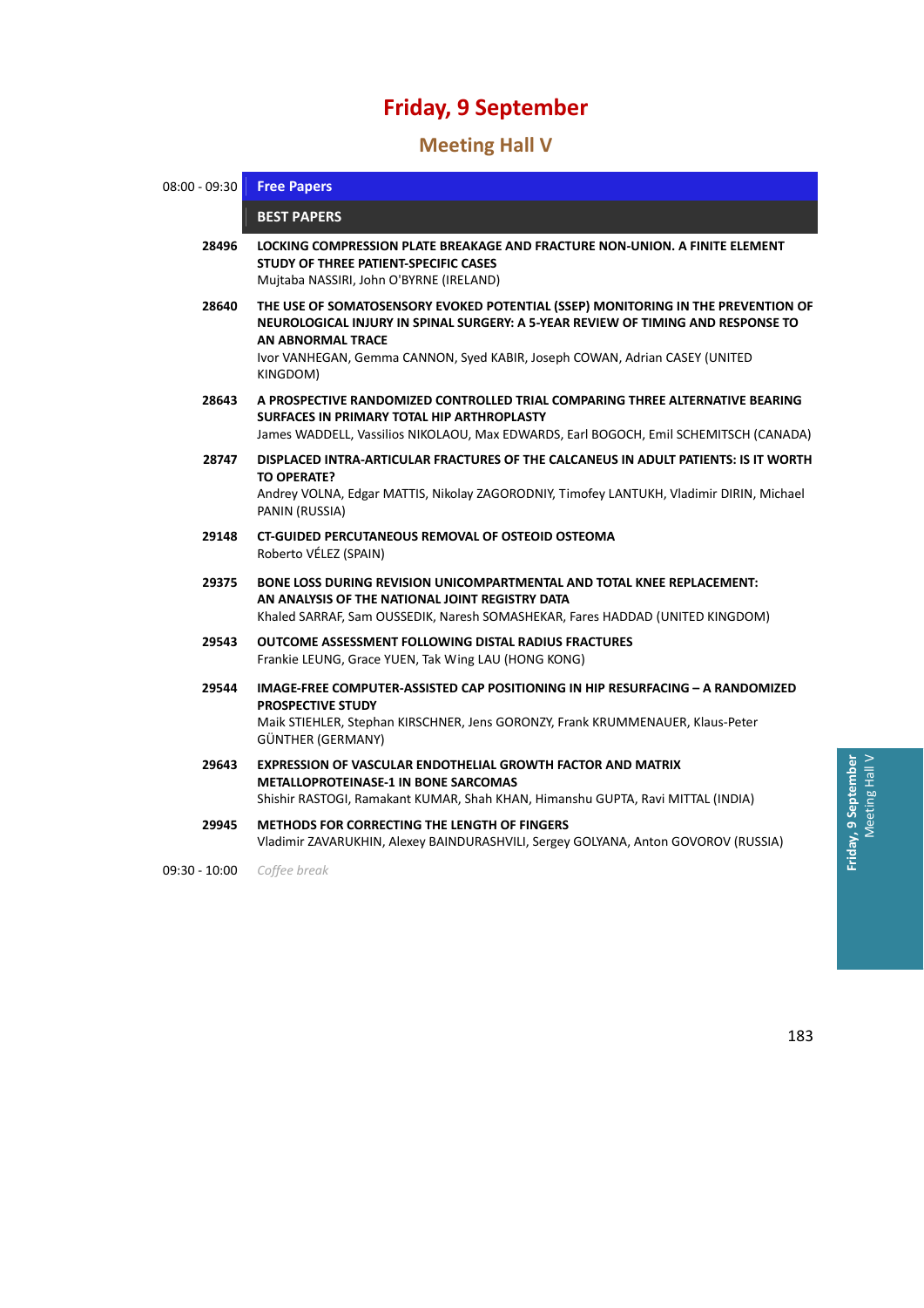# Friday, 9 September

## Meeting Hall V

**08:00 - 09:30** **Free Papers**

**BEST PAPERS**

**28496** **LOCKING COMPRESSION PLATE BREAKAGE AND FRACTURE NON-UNION. A FINITE ELEMENT STUDY OF THREE PATIENT-SPECIFIC CASES**
Mujtaba NASSIRI, John O'BYRNE (IRELAND)

**28640** **THE USE OF SOMATOSENSORY EVOKED POTENTIAL (SSEP) MONITORING IN THE PREVENTION OF NEUROLOGICAL INJURY IN SPINAL SURGERY: A 5-YEAR REVIEW OF TIMING AND RESPONSE TO AN ABNORMAL TRACE**
Ivor VANHEGAN, Gemma CANNON, Syed KABIR, Joseph COWAN, Adrian CASEY (UNITED KINGDOM)

**28643** **A PROSPECTIVE RANDOMIZED CONTROLLED TRIAL COMPARING THREE ALTERNATIVE BEARING SURFACES IN PRIMARY TOTAL HIP ARTHROPLASTY**
James WADDELL, Vassilios NIKOLAOU, Max EDWARDS, Earl BOGOCH, Emil SCHEMITSCH (CANADA)

**28747** **DISPLACED INTRA-ARTICULAR FRACTURES OF THE CALCANEUS IN ADULT PATIENTS: IS IT WORTH TO OPERATE?**
Andrey VOLNA, Edgar MATTIS, Nikolay ZAGORODNIY, Timofey LANTUKH, Vladimir DIRIN, Michael PANIN (RUSSIA)

**29148** **CT-GUIDED PERCUTANEOUS REMOVAL OF OSTEOID OSTEOMA**
Roberto VÉLEZ (SPAIN)

**29375** **BONE LOSS DURING REVISION UNICOMPARTMENTAL AND TOTAL KNEE REPLACEMENT: AN ANALYSIS OF THE NATIONAL JOINT REGISTRY DATA**
Khaled SARRAF, Sam OUSSEDIK, Naresh SOMASHEKAR, Fares HADDAD (UNITED KINGDOM)

**29543** **OUTCOME ASSESSMENT FOLLOWING DISTAL RADIUS FRACTURES**
Frankie LEUNG, Grace YUEN, Tak Wing LAU (HONG KONG)

**29544** **IMAGE-FREE COMPUTER-ASSISTED CAP POSITIONING IN HIP RESURFACING – A RANDOMIZED PROSPECTIVE STUDY**
Maik STIEHLER, Stephan KIRSCHNER, Jens GORONZY, Frank KRUMMENAUER, Klaus-Peter GÜNTHER (GERMANY)

**29643** **EXPRESSION OF VASCULAR ENDOTHELIAL GROWTH FACTOR AND MATRIX METALLOPROTEINASE-1 IN BONE SARCOMAS**
Shishir RASTOGI, Ramakant KUMAR, Shah KHAN, Himanshu GUPTA, Ravi MITTAL (INDIA)

**29945** **METHODS FOR CORRECTING THE LENGTH OF FINGERS**
Vladimir ZAVARUKHIN, Alexey BAINDURASHVILI, Sergey GOLYANA, Anton GOVOROV (RUSSIA)

**09:30 - 10:00** *Coffee break*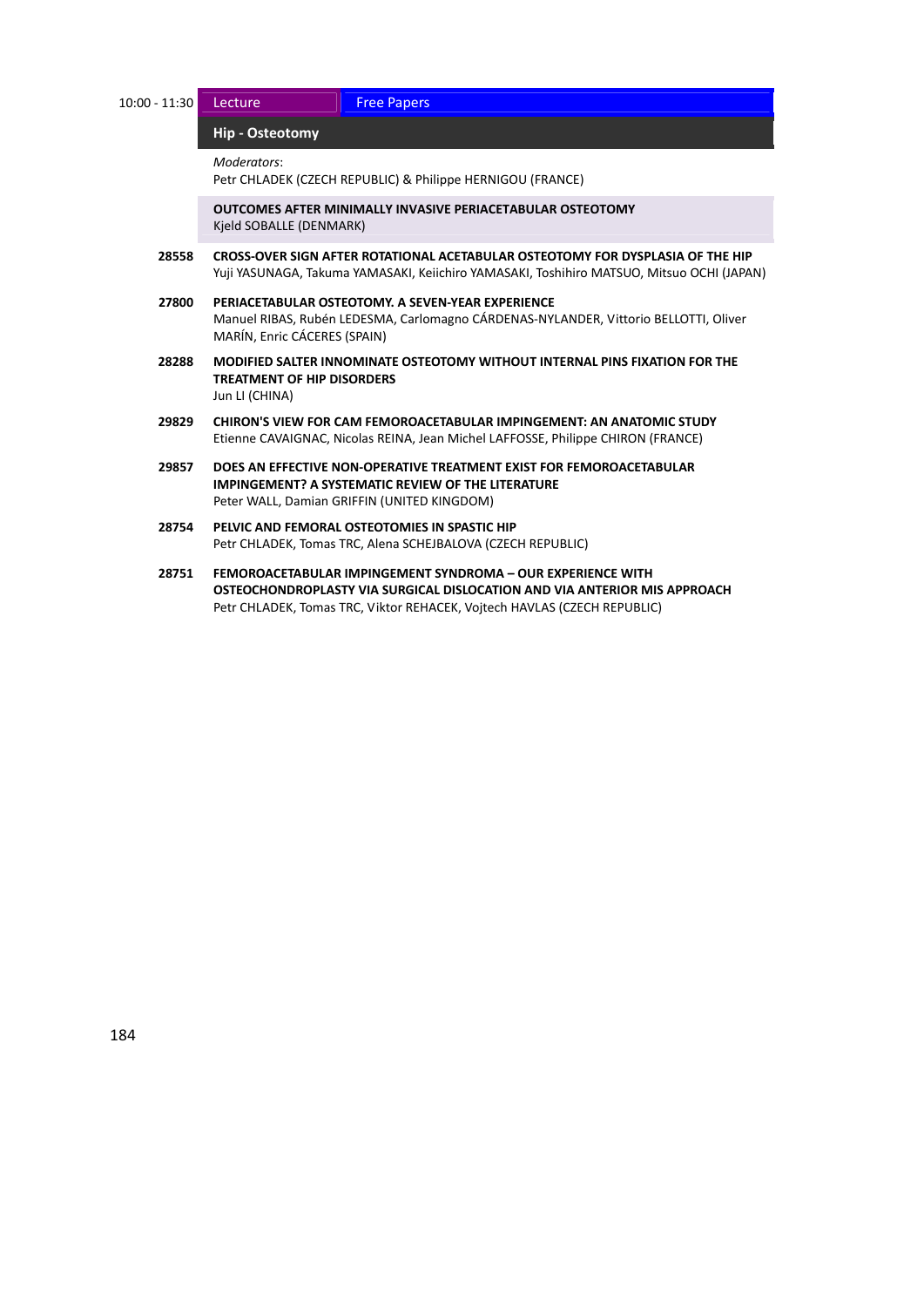10:00 - 11:30 | Lecture | Free Papers

## Hip - Osteotomy

*Moderators*:
Petr CHLADEK (CZECH REPUBLIC) & Philippe HERNIGOU (FRANCE)

**OUTCOMES AFTER MINIMALLY INVASIVE PERIACETABULAR OSTEOTOMY**
Kjeld SOBALLE (DENMARK)

**28558** **CROSS-OVER SIGN AFTER ROTATIONAL ACETABULAR OSTEOTOMY FOR DYSPLASIA OF THE HIP**
Yuji YASUNAGA, Takuma YAMASAKI, Keiichiro YAMASAKI, Toshihiro MATSUO, Mitsuo OCHI (JAPAN)

**27800** **PERIACETABULAR OSTEOTOMY. A SEVEN-YEAR EXPERIENCE**
Manuel RIBAS, Rubén LEDESMA, Carlomagno CÁRDENAS-NYLANDER, Vittorio BELLOTTI, Oliver MARÍN, Enric CÁCERES (SPAIN)

**28288** **MODIFIED SALTER INNOMINATE OSTEOTOMY WITHOUT INTERNAL PINS FIXATION FOR THE TREATMENT OF HIP DISORDERS**
Jun LI (CHINA)

**29829** **CHIRON'S VIEW FOR CAM FEMOROACETABULAR IMPINGEMENT: AN ANATOMIC STUDY**
Etienne CAVAIGNAC, Nicolas REINA, Jean Michel LAFFOSSE, Philippe CHIRON (FRANCE)

**29857** **DOES AN EFFECTIVE NON-OPERATIVE TREATMENT EXIST FOR FEMOROACETABULAR IMPINGEMENT? A SYSTEMATIC REVIEW OF THE LITERATURE**
Peter WALL, Damian GRIFFIN (UNITED KINGDOM)

**28754** **PELVIC AND FEMORAL OSTEOTOMIES IN SPASTIC HIP**
Petr CHLADEK, Tomas TRC, Alena SCHEJBALOVA (CZECH REPUBLIC)

**28751** **FEMOROACETABULAR IMPINGEMENT SYNDROMA – OUR EXPERIENCE WITH OSTEOCHONDROPLASTY VIA SURGICAL DISLOCATION AND VIA ANTERIOR MIS APPROACH**
Petr CHLADEK, Tomas TRC, Viktor REHACEK, Vojtech HAVLAS (CZECH REPUBLIC)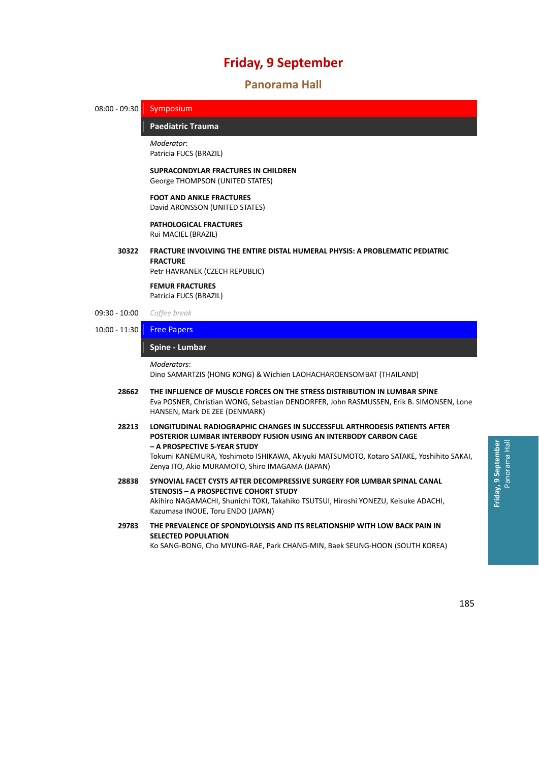# Friday, 9 September

## Panorama Hall

**08:00 - 09:30** Symposium

### Paediatric Trauma

*Moderator*:
Patricia FUCS (BRAZIL)

**SUPRACONDYLAR FRACTURES IN CHILDREN**
George THOMPSON (UNITED STATES)

**FOOT AND ANKLE FRACTURES**
David ARONSSON (UNITED STATES)

**PATHOLOGICAL FRACTURES**
Rui MACIEL (BRAZIL)

**30322** **FRACTURE INVOLVING THE ENTIRE DISTAL HUMERAL PHYSIS: A PROBLEMATIC PEDIATRIC FRACTURE**
Petr HAVRANEK (CZECH REPUBLIC)

**FEMUR FRACTURES**
Patricia FUCS (BRAZIL)

**09:30 - 10:00** *Coffee break*

**10:00 - 11:30** Free Papers

### Spine - Lumbar

*Moderators*:
Dino SAMARTZIS (HONG KONG) & Wichien LAOHACHAROENSOMBAT (THAILAND)

**28662** **THE INFLUENCE OF MUSCLE FORCES ON THE STRESS DISTRIBUTION IN LUMBAR SPINE**
Eva POSNER, Christian WONG, Sebastian DENDORFER, John RASMUSSEN, Erik B. SIMONSEN, Lone HANSEN, Mark DE ZEE (DENMARK)

**28213** **LONGITUDINAL RADIOGRAPHIC CHANGES IN SUCCESSFUL ARTHRODESIS PATIENTS AFTER POSTERIOR LUMBAR INTERBODY FUSION USING AN INTERBODY CARBON CAGE – A PROSPECTIVE 5-YEAR STUDY**
Tokumi KANEMURA, Yoshimoto ISHIKAWA, Akiyuki MATSUMOTO, Kotaro SATAKE, Yoshihito SAKAI, Zenya ITO, Akio MURAMOTO, Shiro IMAGAMA (JAPAN)

**28838** **SYNOVIAL FACET CYSTS AFTER DECOMPRESSIVE SURGERY FOR LUMBAR SPINAL CANAL STENOSIS – A PROSPECTIVE COHORT STUDY**
Akihiro NAGAMACHI, Shunichi TOKI, Takahiko TSUTSUI, Hiroshi YONEZU, Keisuke ADACHI, Kazumasa INOUE, Toru ENDO (JAPAN)

**29783** **THE PREVALENCE OF SPONDYLOLYSIS AND ITS RELATIONSHIP WITH LOW BACK PAIN IN SELECTED POPULATION**
Ko SANG-BONG, Cho MYUNG-RAE, Park CHANG-MIN, Baek SEUNG-HOON (SOUTH KOREA)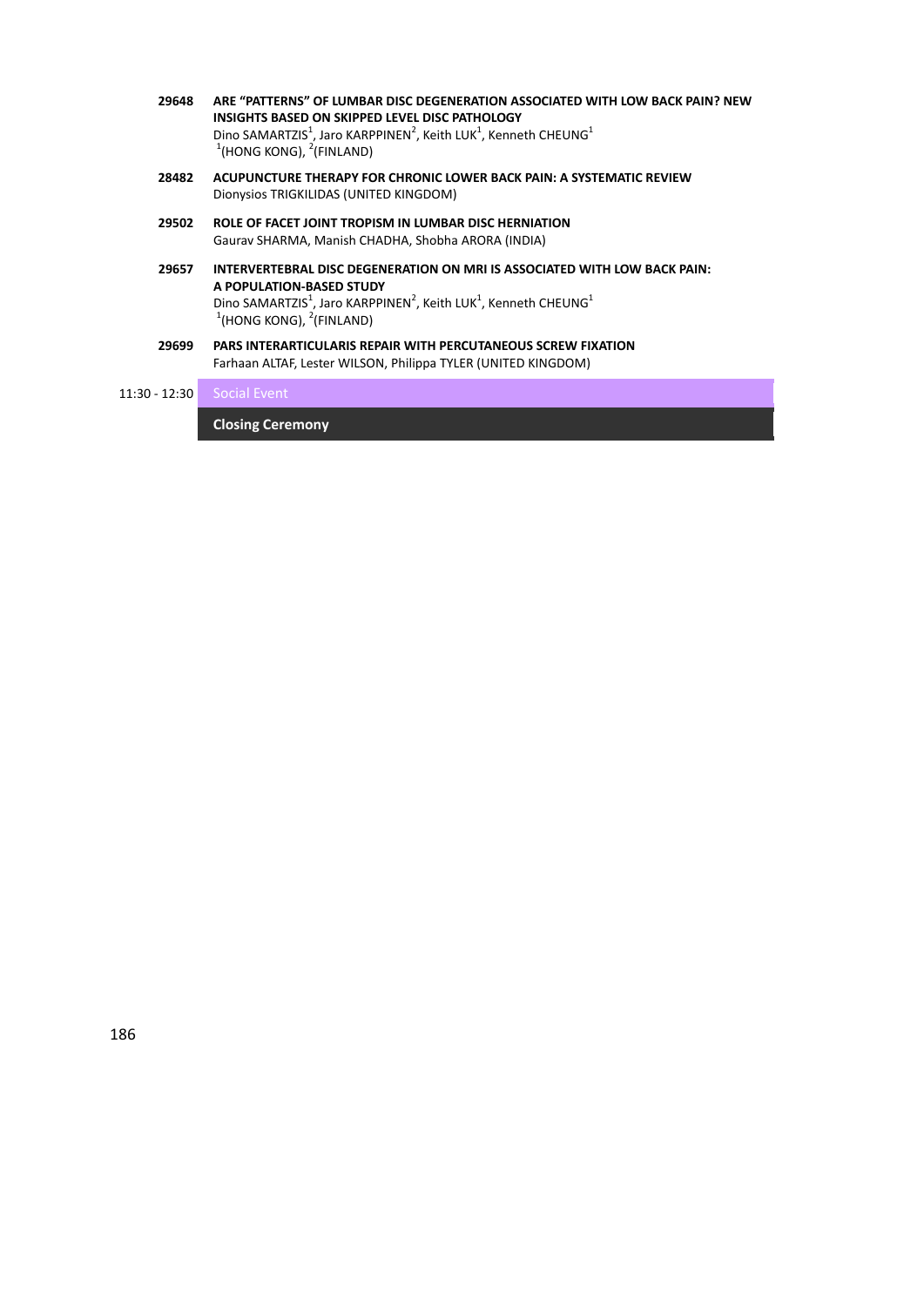**29648** **ARE "PATTERNS" OF LUMBAR DISC DEGENERATION ASSOCIATED WITH LOW BACK PAIN? NEW INSIGHTS BASED ON SKIPPED LEVEL DISC PATHOLOGY**
Dino SAMARTZIS[1], Jaro KARPPINEN[2], Keith LUK[1], Kenneth CHEUNG[1]
[1](HONG KONG), [2](FINLAND)

**28482** **ACUPUNCTURE THERAPY FOR CHRONIC LOWER BACK PAIN: A SYSTEMATIC REVIEW**
Dionysios TRIGKILIDAS (UNITED KINGDOM)

**29502** **ROLE OF FACET JOINT TROPISM IN LUMBAR DISC HERNIATION**
Gaurav SHARMA, Manish CHADHA, Shobha ARORA (INDIA)

**29657** **INTERVERTEBRAL DISC DEGENERATION ON MRI IS ASSOCIATED WITH LOW BACK PAIN: A POPULATION-BASED STUDY**
Dino SAMARTZIS[1], Jaro KARPPINEN[2], Keith LUK[1], Kenneth CHEUNG[1]
[1](HONG KONG), [2](FINLAND)

**29699** **PARS INTERARTICULARIS REPAIR WITH PERCUTANEOUS SCREW FIXATION**
Farhaan ALTAF, Lester WILSON, Philippa TYLER (UNITED KINGDOM)

11:30 - 12:30 Social Event

**Closing Ceremony**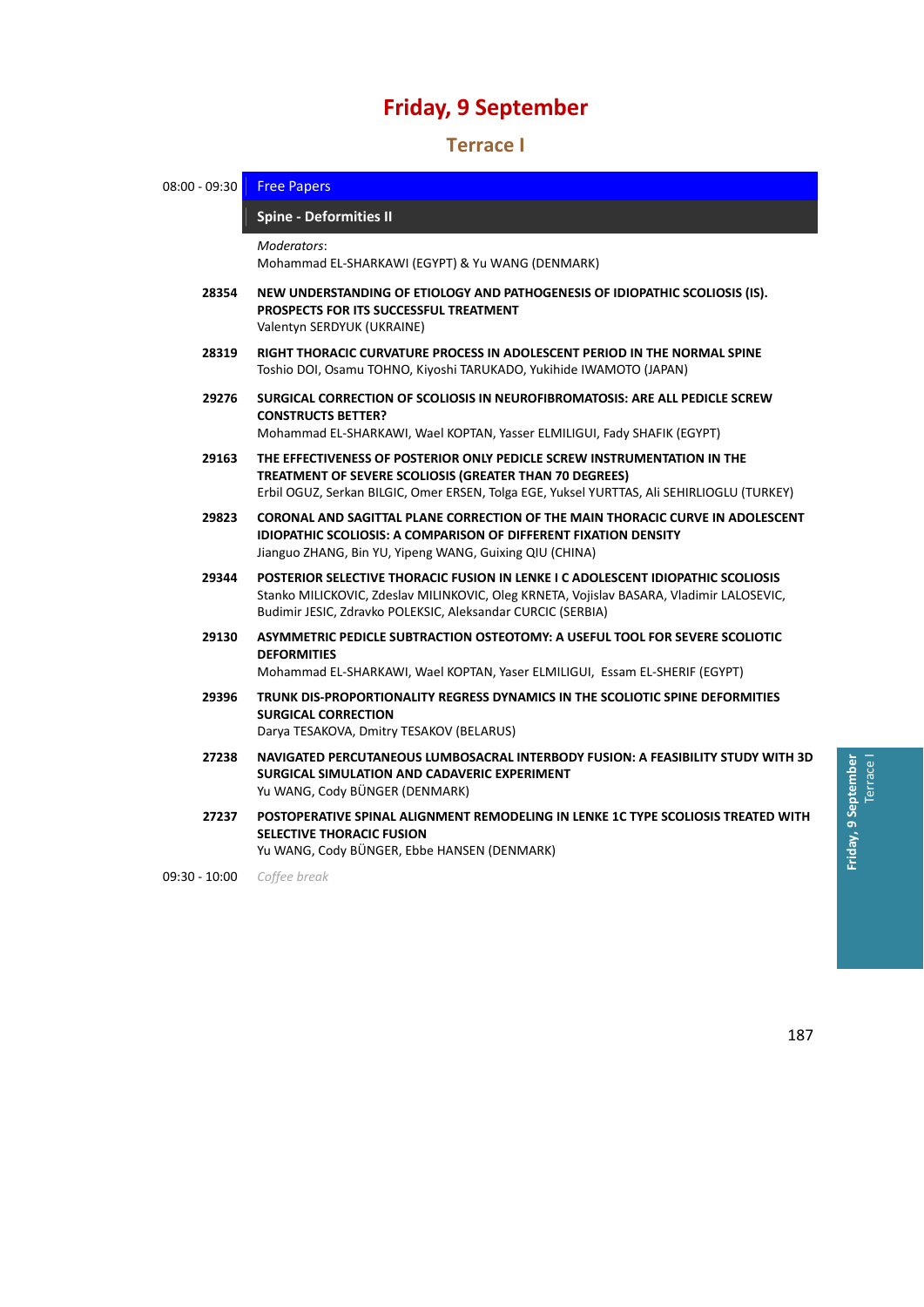# Friday, 9 September

## Terrace I

08:00 - 09:30 **Free Papers**

### Spine - Deformities II

*Moderators*:
Mohammad EL-SHARKAWI (EGYPT) & Yu WANG (DENMARK)

**28354** **NEW UNDERSTANDING OF ETIOLOGY AND PATHOGENESIS OF IDIOPATHIC SCOLIOSIS (IS). PROSPECTS FOR ITS SUCCESSFUL TREATMENT**
Valentyn SERDYUK (UKRAINE)

**28319** **RIGHT THORACIC CURVATURE PROCESS IN ADOLESCENT PERIOD IN THE NORMAL SPINE**
Toshio DOI, Osamu TOHNO, Kiyoshi TARUKADO, Yukihide IWAMOTO (JAPAN)

**29276** **SURGICAL CORRECTION OF SCOLIOSIS IN NEUROFIBROMATOSIS: ARE ALL PEDICLE SCREW CONSTRUCTS BETTER?**
Mohammad EL-SHARKAWI, Wael KOPTAN, Yasser ELMILIGUI, Fady SHAFIK (EGYPT)

**29163** **THE EFFECTIVENESS OF POSTERIOR ONLY PEDICLE SCREW INSTRUMENTATION IN THE TREATMENT OF SEVERE SCOLIOSIS (GREATER THAN 70 DEGREES)**
Erbil OGUZ, Serkan BILGIC, Omer ERSEN, Tolga EGE, Yuksel YURTTAS, Ali SEHIRLIOGLU (TURKEY)

**29823** **CORONAL AND SAGITTAL PLANE CORRECTION OF THE MAIN THORACIC CURVE IN ADOLESCENT IDIOPATHIC SCOLIOSIS: A COMPARISON OF DIFFERENT FIXATION DENSITY**
Jianguo ZHANG, Bin YU, Yipeng WANG, Guixing QIU (CHINA)

**29344** **POSTERIOR SELECTIVE THORACIC FUSION IN LENKE I C ADOLESCENT IDIOPATHIC SCOLIOSIS**
Stanko MILICKOVIC, Zdeslav MILINKOVIC, Oleg KRNETA, Vojislav BASARA, Vladimir LALOSEVIC, Budimir JESIC, Zdravko POLEKSIC, Aleksandar CURCIC (SERBIA)

**29130** **ASYMMETRIC PEDICLE SUBTRACTION OSTEOTOMY: A USEFUL TOOL FOR SEVERE SCOLIOTIC DEFORMITIES**
Mohammad EL-SHARKAWI, Wael KOPTAN, Yaser ELMILIGUI, Essam EL-SHERIF (EGYPT)

**29396** **TRUNK DIS-PROPORTIONALITY REGRESS DYNAMICS IN THE SCOLIOTIC SPINE DEFORMITIES SURGICAL CORRECTION**
Darya TESAKOVA, Dmitry TESAKOV (BELARUS)

**27238** **NAVIGATED PERCUTANEOUS LUMBOSACRAL INTERBODY FUSION: A FEASIBILITY STUDY WITH 3D SURGICAL SIMULATION AND CADAVERIC EXPERIMENT**
Yu WANG, Cody BÜNGER (DENMARK)

**27237** **POSTOPERATIVE SPINAL ALIGNMENT REMODELING IN LENKE 1C TYPE SCOLIOSIS TREATED WITH SELECTIVE THORACIC FUSION**
Yu WANG, Cody BÜNGER, Ebbe HANSEN (DENMARK)

09:30 - 10:00 *Coffee break*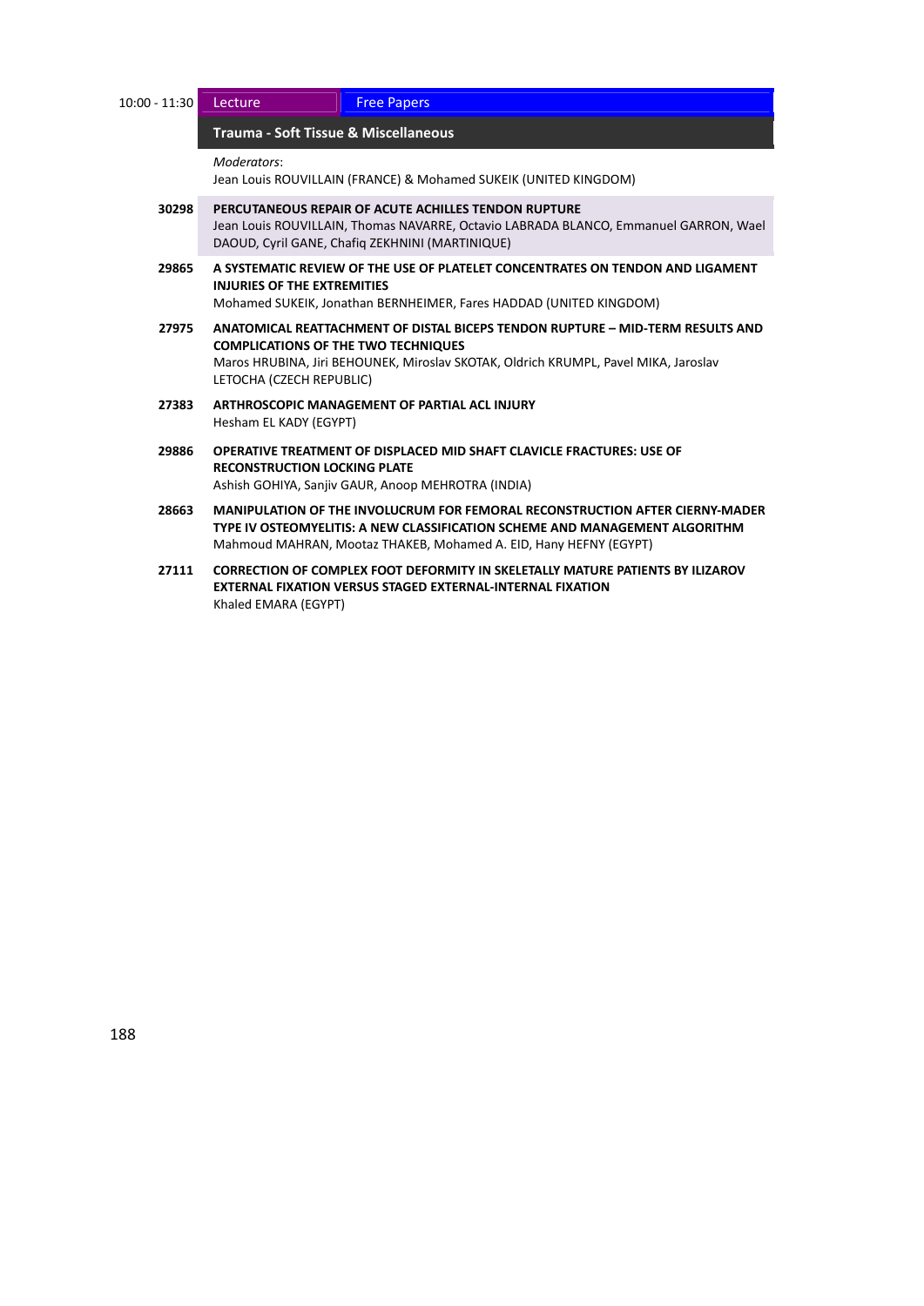10:00 - 11:30 | Lecture | Free Papers

## Trauma - Soft Tissue & Miscellaneous

*Moderators*:
Jean Louis ROUVILLAIN (FRANCE) & Mohamed SUKEIK (UNITED KINGDOM)

**30298** **PERCUTANEOUS REPAIR OF ACUTE ACHILLES TENDON RUPTURE**
Jean Louis ROUVILLAIN, Thomas NAVARRE, Octavio LABRADA BLANCO, Emmanuel GARRON, Wael DAOUD, Cyril GANE, Chafiq ZEKHNINI (MARTINIQUE)

**29865** **A SYSTEMATIC REVIEW OF THE USE OF PLATELET CONCENTRATES ON TENDON AND LIGAMENT INJURIES OF THE EXTREMITIES**
Mohamed SUKEIK, Jonathan BERNHEIMER, Fares HADDAD (UNITED KINGDOM)

**27975** **ANATOMICAL REATTACHMENT OF DISTAL BICEPS TENDON RUPTURE – MID-TERM RESULTS AND COMPLICATIONS OF THE TWO TECHNIQUES**
Maros HRUBINA, Jiri BEHOUNEK, Miroslav SKOTAK, Oldrich KRUMPL, Pavel MIKA, Jaroslav LETOCHA (CZECH REPUBLIC)

**27383** **ARTHROSCOPIC MANAGEMENT OF PARTIAL ACL INJURY**
Hesham EL KADY (EGYPT)

**29886** **OPERATIVE TREATMENT OF DISPLACED MID SHAFT CLAVICLE FRACTURES: USE OF RECONSTRUCTION LOCKING PLATE**
Ashish GOHIYA, Sanjiv GAUR, Anoop MEHROTRA (INDIA)

**28663** **MANIPULATION OF THE INVOLUCRUM FOR FEMORAL RECONSTRUCTION AFTER CIERNY-MADER TYPE IV OSTEOMYELITIS: A NEW CLASSIFICATION SCHEME AND MANAGEMENT ALGORITHM**
Mahmoud MAHRAN, Mootaz THAKEB, Mohamed A. EID, Hany HEFNY (EGYPT)

**27111** **CORRECTION OF COMPLEX FOOT DEFORMITY IN SKELETALLY MATURE PATIENTS BY ILIZAROV EXTERNAL FIXATION VERSUS STAGED EXTERNAL-INTERNAL FIXATION**
Khaled EMARA (EGYPT)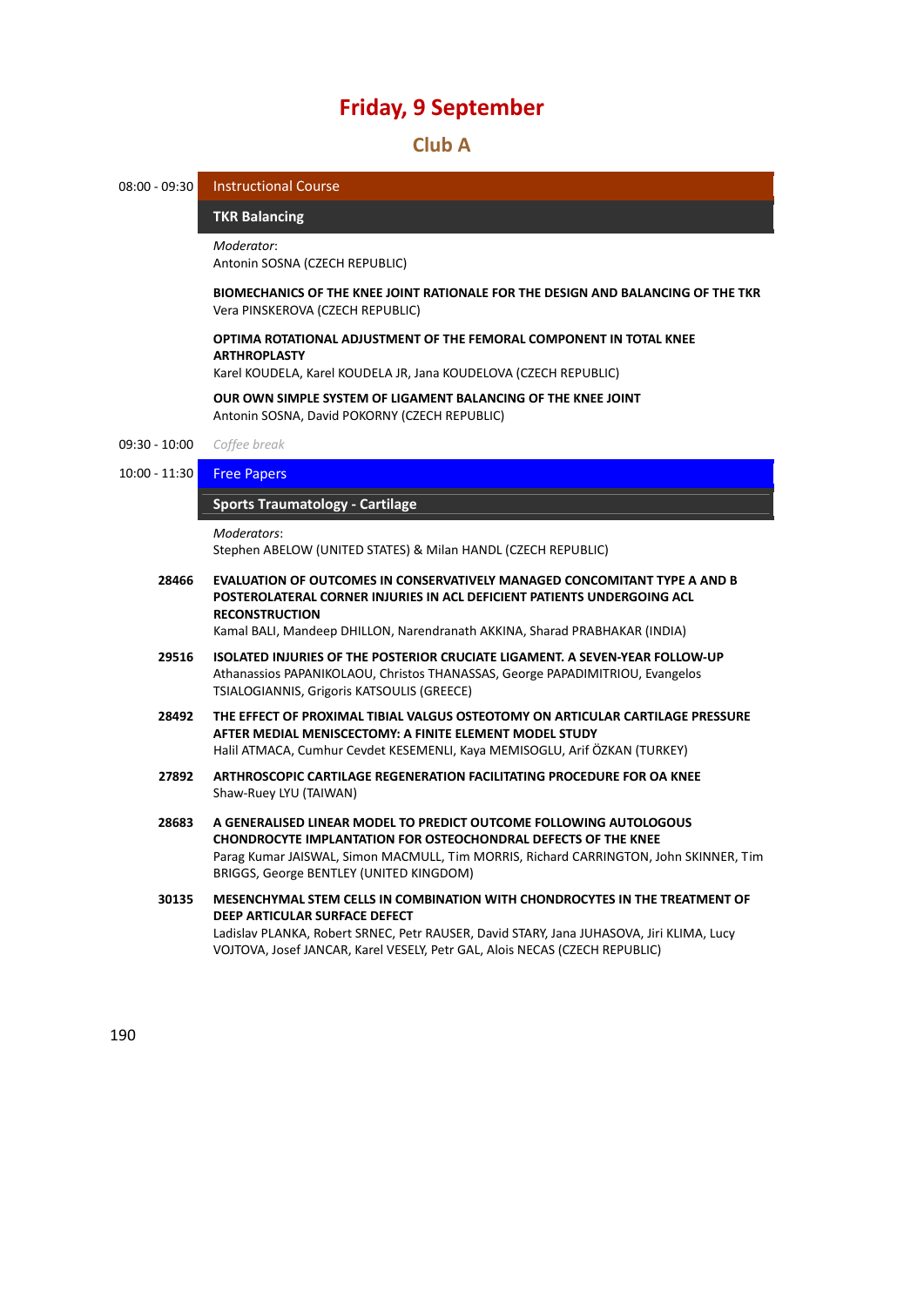# Friday, 9 September

## Club A

**08:00 - 09:30** Instructional Course

### TKR Balancing

*Moderator*:
Antonin SOSNA (CZECH REPUBLIC)

**BIOMECHANICS OF THE KNEE JOINT RATIONALE FOR THE DESIGN AND BALANCING OF THE TKR**
Vera PINSKEROVA (CZECH REPUBLIC)

**OPTIMA ROTATIONAL ADJUSTMENT OF THE FEMORAL COMPONENT IN TOTAL KNEE ARTHROPLASTY**
Karel KOUDELA, Karel KOUDELA JR, Jana KOUDELOVA (CZECH REPUBLIC)

**OUR OWN SIMPLE SYSTEM OF LIGAMENT BALANCING OF THE KNEE JOINT**
Antonin SOSNA, David POKORNY (CZECH REPUBLIC)

**09:30 - 10:00** *Coffee break*

**10:00 - 11:30** Free Papers

### Sports Traumatology - Cartilage

*Moderators*:
Stephen ABELOW (UNITED STATES) & Milan HANDL (CZECH REPUBLIC)

**28466** **EVALUATION OF OUTCOMES IN CONSERVATIVELY MANAGED CONCOMITANT TYPE A AND B POSTEROLATERAL CORNER INJURIES IN ACL DEFICIENT PATIENTS UNDERGOING ACL RECONSTRUCTION**
Kamal BALI, Mandeep DHILLON, Narendranath AKKINA, Sharad PRABHAKAR (INDIA)

**29516** **ISOLATED INJURIES OF THE POSTERIOR CRUCIATE LIGAMENT. A SEVEN-YEAR FOLLOW-UP**
Athanassios PAPANIKOLAOU, Christos THANASSAS, George PAPADIMITRIOU, Evangelos TSIALOGIANNIS, Grigoris KATSOULIS (GREECE)

**28492** **THE EFFECT OF PROXIMAL TIBIAL VALGUS OSTEOTOMY ON ARTICULAR CARTILAGE PRESSURE AFTER MEDIAL MENISCECTOMY: A FINITE ELEMENT MODEL STUDY**
Halil ATMACA, Cumhur Cevdet KESEMENLI, Kaya MEMISOGLU, Arif ÖZKAN (TURKEY)

**27892** **ARTHROSCOPIC CARTILAGE REGENERATION FACILITATING PROCEDURE FOR OA KNEE**
Shaw-Ruey LYU (TAIWAN)

**28683** **A GENERALISED LINEAR MODEL TO PREDICT OUTCOME FOLLOWING AUTOLOGOUS CHONDROCYTE IMPLANTATION FOR OSTEOCHONDRAL DEFECTS OF THE KNEE**
Parag Kumar JAISWAL, Simon MACMULL, Tim MORRIS, Richard CARRINGTON, John SKINNER, Tim BRIGGS, George BENTLEY (UNITED KINGDOM)

**30135** **MESENCHYMAL STEM CELLS IN COMBINATION WITH CHONDROCYTES IN THE TREATMENT OF DEEP ARTICULAR SURFACE DEFECT**
Ladislav PLANKA, Robert SRNEC, Petr RAUSER, David STARY, Jana JUHASOVA, Jiri KLIMA, Lucy VOJTOVA, Josef JANCAR, Karel VESELY, Petr GAL, Alois NECAS (CZECH REPUBLIC)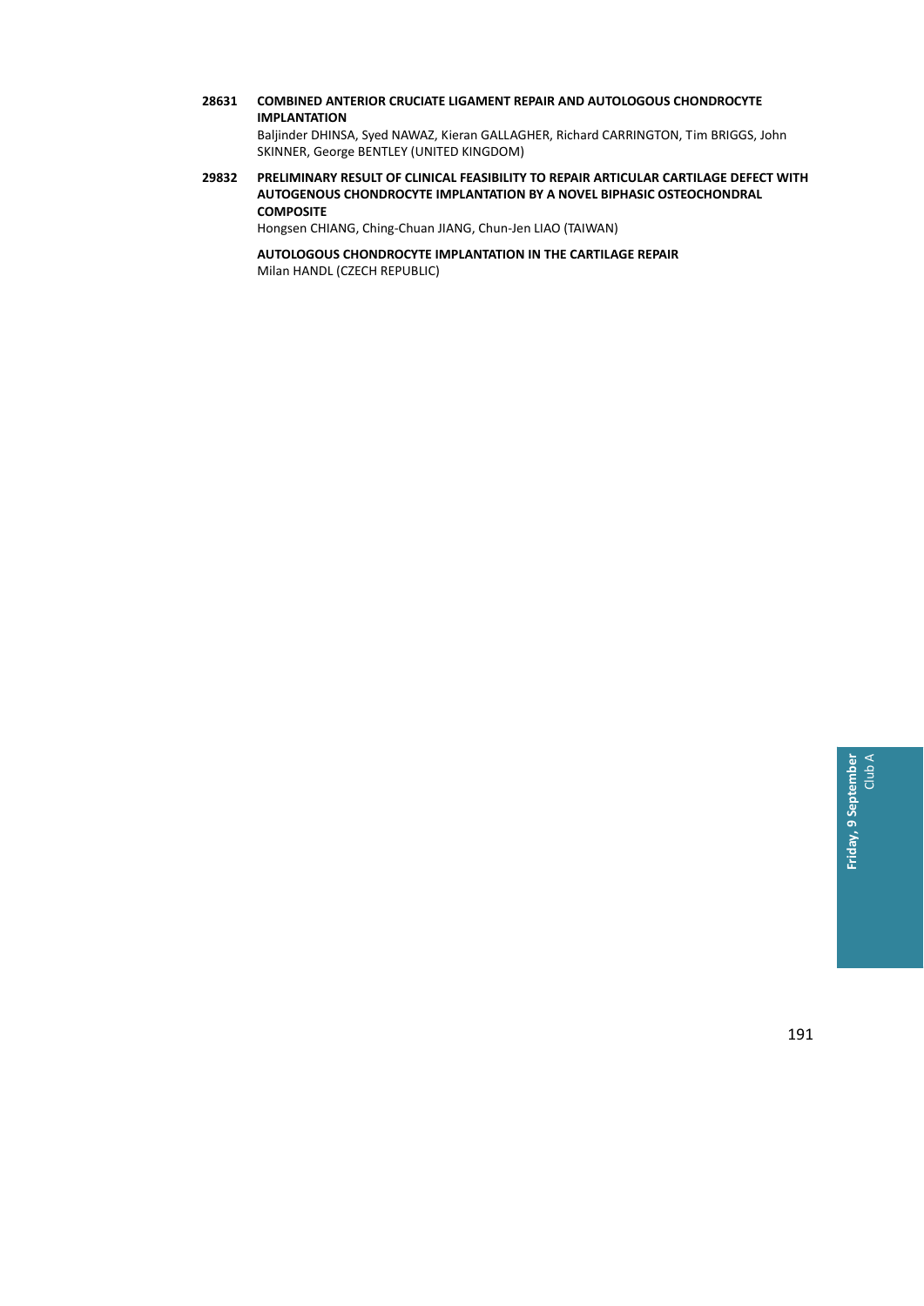**28631 COMBINED ANTERIOR CRUCIATE LIGAMENT REPAIR AND AUTOLOGOUS CHONDROCYTE IMPLANTATION**
Baljinder DHINSA, Syed NAWAZ, Kieran GALLAGHER, Richard CARRINGTON, Tim BRIGGS, John SKINNER, George BENTLEY (UNITED KINGDOM)

**29832 PRELIMINARY RESULT OF CLINICAL FEASIBILITY TO REPAIR ARTICULAR CARTILAGE DEFECT WITH AUTOGENOUS CHONDROCYTE IMPLANTATION BY A NOVEL BIPHASIC OSTEOCHONDRAL COMPOSITE**
Hongsen CHIANG, Ching-Chuan JIANG, Chun-Jen LIAO (TAIWAN)

**AUTOLOGOUS CHONDROCYTE IMPLANTATION IN THE CARTILAGE REPAIR**
Milan HANDL (CZECH REPUBLIC)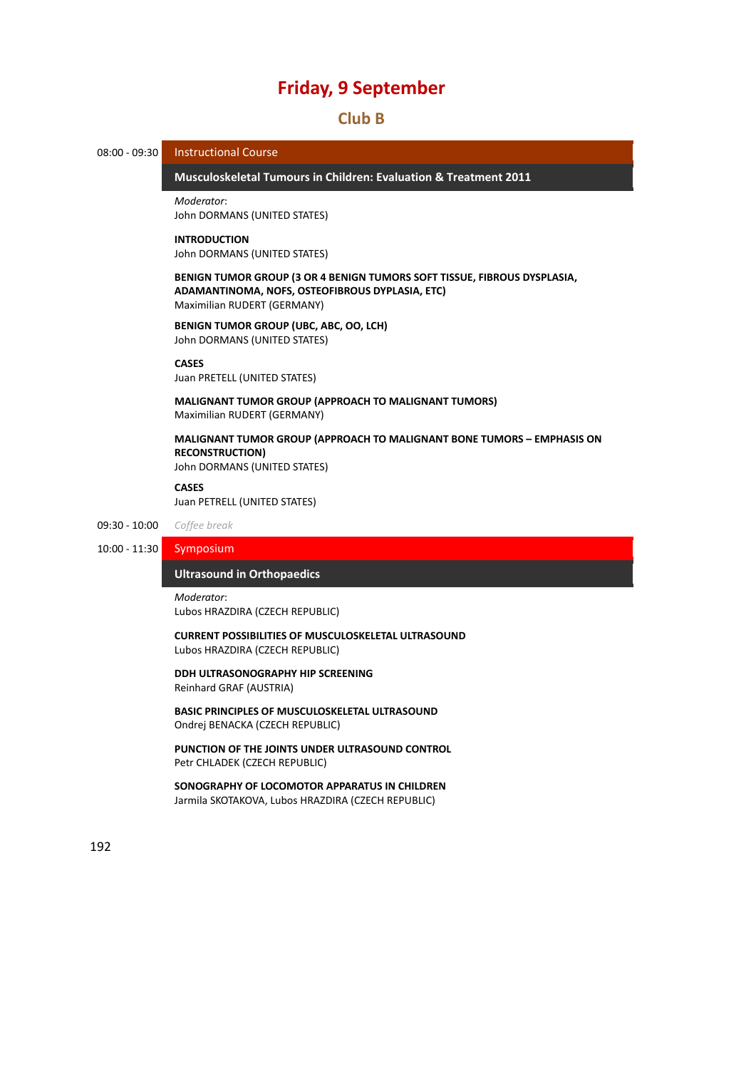# Friday, 9 September

## Club B

08:00 - 09:30 **Instructional Course**

### Musculoskeletal Tumours in Children: Evaluation & Treatment 2011

*Moderator*:
John DORMANS (UNITED STATES)

**INTRODUCTION**
John DORMANS (UNITED STATES)

**BENIGN TUMOR GROUP (3 OR 4 BENIGN TUMORS SOFT TISSUE, FIBROUS DYSPLASIA, ADAMANTINOMA, NOFS, OSTEOFIBROUS DYPLASIA, ETC)**
Maximilian RUDERT (GERMANY)

**BENIGN TUMOR GROUP (UBC, ABC, OO, LCH)**
John DORMANS (UNITED STATES)

**CASES**
Juan PRETELL (UNITED STATES)

**MALIGNANT TUMOR GROUP (APPROACH TO MALIGNANT TUMORS)**
Maximilian RUDERT (GERMANY)

**MALIGNANT TUMOR GROUP (APPROACH TO MALIGNANT BONE TUMORS – EMPHASIS ON RECONSTRUCTION)**
John DORMANS (UNITED STATES)

**CASES**
Juan PETRELL (UNITED STATES)

09:30 - 10:00 *Coffee break*

10:00 - 11:30 **Symposium**

### Ultrasound in Orthopaedics

*Moderator*:
Lubos HRAZDIRA (CZECH REPUBLIC)

**CURRENT POSSIBILITIES OF MUSCULOSKELETAL ULTRASOUND**
Lubos HRAZDIRA (CZECH REPUBLIC)

**DDH ULTRASONOGRAPHY HIP SCREENING**
Reinhard GRAF (AUSTRIA)

**BASIC PRINCIPLES OF MUSCULOSKELETAL ULTRASOUND**
Ondrej BENACKA (CZECH REPUBLIC)

**PUNCTION OF THE JOINTS UNDER ULTRASOUND CONTROL**
Petr CHLADEK (CZECH REPUBLIC)

**SONOGRAPHY OF LOCOMOTOR APPARATUS IN CHILDREN**
Jarmila SKOTAKOVA, Lubos HRAZDIRA (CZECH REPUBLIC)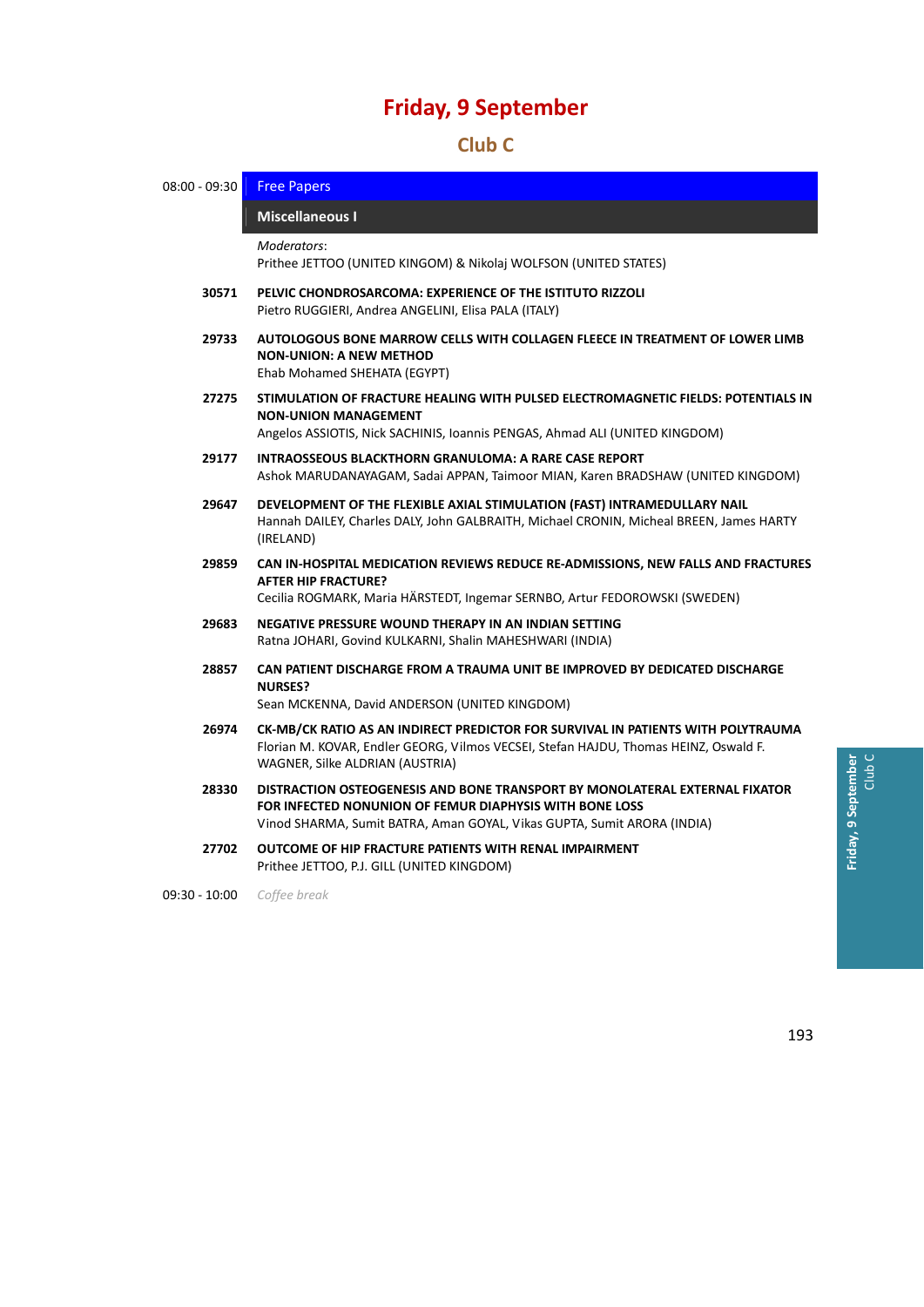# Friday, 9 September

## Club C

08:00 - 09:30 **Free Papers**

### Miscellaneous I

*Moderators*:
Prithee JETTOO (UNITED KINGOM) & Nikolaj WOLFSON (UNITED STATES)

**30571** **PELVIC CHONDROSARCOMA: EXPERIENCE OF THE ISTITUTO RIZZOLI**
Pietro RUGGIERI, Andrea ANGELINI, Elisa PALA (ITALY)

**29733** **AUTOLOGOUS BONE MARROW CELLS WITH COLLAGEN FLEECE IN TREATMENT OF LOWER LIMB NON-UNION: A NEW METHOD**
Ehab Mohamed SHEHATA (EGYPT)

**27275** **STIMULATION OF FRACTURE HEALING WITH PULSED ELECTROMAGNETIC FIELDS: POTENTIALS IN NON-UNION MANAGEMENT**
Angelos ASSIOTIS, Nick SACHINIS, Ioannis PENGAS, Ahmad ALI (UNITED KINGDOM)

**29177** **INTRAOSSEOUS BLACKTHORN GRANULOMA: A RARE CASE REPORT**
Ashok MARUDANAYAGAM, Sadai APPAN, Taimoor MIAN, Karen BRADSHAW (UNITED KINGDOM)

**29647** **DEVELOPMENT OF THE FLEXIBLE AXIAL STIMULATION (FAST) INTRAMEDULLARY NAIL**
Hannah DAILEY, Charles DALY, John GALBRAITH, Michael CRONIN, Micheal BREEN, James HARTY (IRELAND)

**29859** **CAN IN-HOSPITAL MEDICATION REVIEWS REDUCE RE-ADMISSIONS, NEW FALLS AND FRACTURES AFTER HIP FRACTURE?**
Cecilia ROGMARK, Maria HÄRSTEDT, Ingemar SERNBO, Artur FEDOROWSKI (SWEDEN)

**29683** **NEGATIVE PRESSURE WOUND THERAPY IN AN INDIAN SETTING**
Ratna JOHARI, Govind KULKARNI, Shalin MAHESHWARI (INDIA)

**28857** **CAN PATIENT DISCHARGE FROM A TRAUMA UNIT BE IMPROVED BY DEDICATED DISCHARGE NURSES?**
Sean MCKENNA, David ANDERSON (UNITED KINGDOM)

**26974** **CK-MB/CK RATIO AS AN INDIRECT PREDICTOR FOR SURVIVAL IN PATIENTS WITH POLYTRAUMA**
Florian M. KOVAR, Endler GEORG, Vilmos VECSEI, Stefan HAJDU, Thomas HEINZ, Oswald F. WAGNER, Silke ALDRIAN (AUSTRIA)

**28330** **DISTRACTION OSTEOGENESIS AND BONE TRANSPORT BY MONOLATERAL EXTERNAL FIXATOR FOR INFECTED NONUNION OF FEMUR DIAPHYSIS WITH BONE LOSS**
Vinod SHARMA, Sumit BATRA, Aman GOYAL, Vikas GUPTA, Sumit ARORA (INDIA)

**27702** **OUTCOME OF HIP FRACTURE PATIENTS WITH RENAL IMPAIRMENT**
Prithee JETTOO, P.J. GILL (UNITED KINGDOM)

09:30 - 10:00 *Coffee break*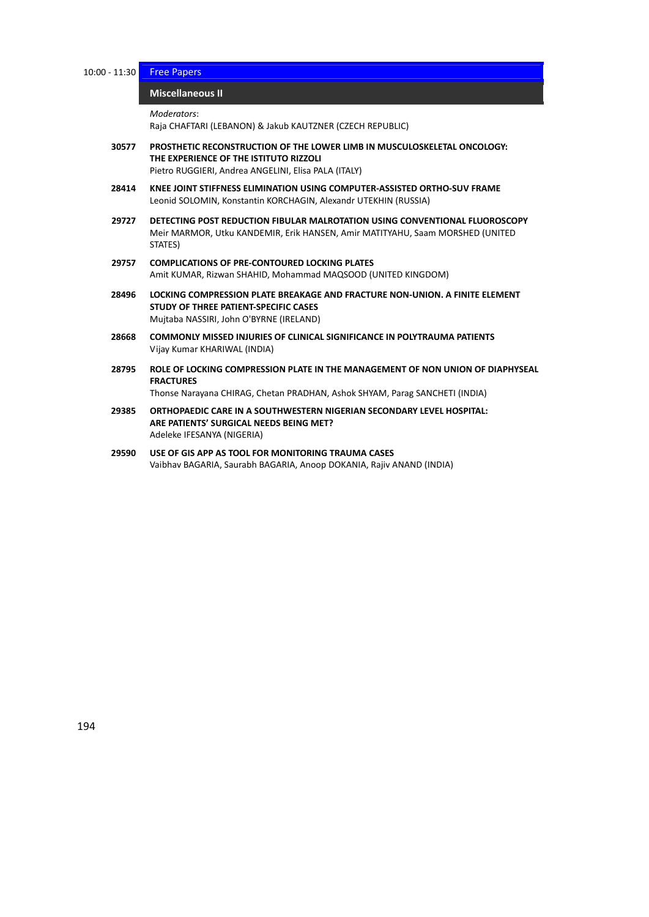10:00 - 11:30 Free Papers

## Miscellaneous II

*Moderators*:
Raja CHAFTARI (LEBANON) & Jakub KAUTZNER (CZECH REPUBLIC)

**30577** **PROSTHETIC RECONSTRUCTION OF THE LOWER LIMB IN MUSCULOSKELETAL ONCOLOGY: THE EXPERIENCE OF THE ISTITUTO RIZZOLI**
Pietro RUGGIERI, Andrea ANGELINI, Elisa PALA (ITALY)

**28414** **KNEE JOINT STIFFNESS ELIMINATION USING COMPUTER-ASSISTED ORTHO-SUV FRAME**
Leonid SOLOMIN, Konstantin KORCHAGIN, Alexandr UTEKHIN (RUSSIA)

**29727** **DETECTING POST REDUCTION FIBULAR MALROTATION USING CONVENTIONAL FLUOROSCOPY**
Meir MARMOR, Utku KANDEMIR, Erik HANSEN, Amir MATITYAHU, Saam MORSHED (UNITED STATES)

**29757** **COMPLICATIONS OF PRE-CONTOURED LOCKING PLATES**
Amit KUMAR, Rizwan SHAHID, Mohammad MAQSOOD (UNITED KINGDOM)

**28496** **LOCKING COMPRESSION PLATE BREAKAGE AND FRACTURE NON-UNION. A FINITE ELEMENT STUDY OF THREE PATIENT-SPECIFIC CASES**
Mujtaba NASSIRI, John O'BYRNE (IRELAND)

**28668** **COMMONLY MISSED INJURIES OF CLINICAL SIGNIFICANCE IN POLYTRAUMA PATIENTS**
Vijay Kumar KHARIWAL (INDIA)

**28795** **ROLE OF LOCKING COMPRESSION PLATE IN THE MANAGEMENT OF NON UNION OF DIAPHYSEAL FRACTURES**
Thonse Narayana CHIRAG, Chetan PRADHAN, Ashok SHYAM, Parag SANCHETI (INDIA)

**29385** **ORTHOPAEDIC CARE IN A SOUTHWESTERN NIGERIAN SECONDARY LEVEL HOSPITAL: ARE PATIENTS' SURGICAL NEEDS BEING MET?**
Adeleke IFESANYA (NIGERIA)

**29590** **USE OF GIS APP AS TOOL FOR MONITORING TRAUMA CASES**
Vaibhav BAGARIA, Saurabh BAGARIA, Anoop DOKANIA, Rajiv ANAND (INDIA)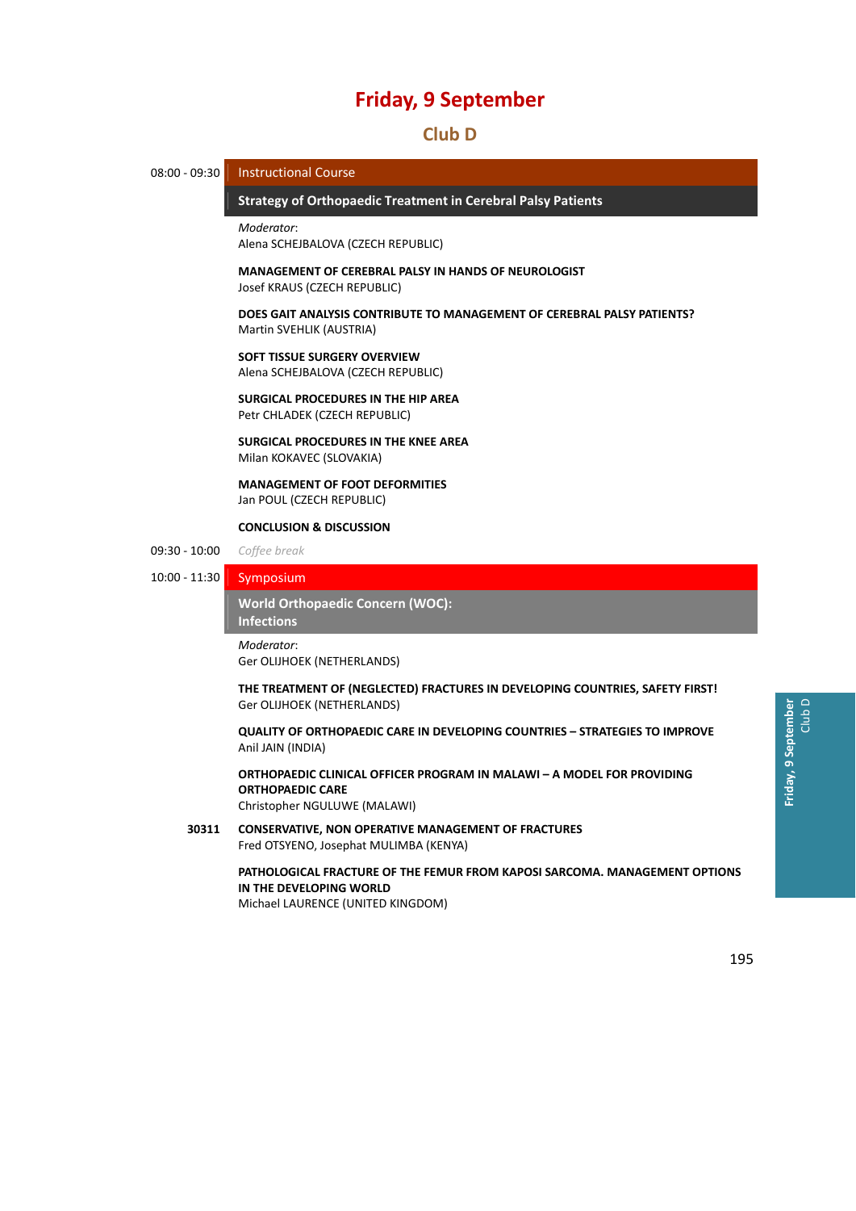# Friday, 9 September

## Club D

**08:00 - 09:30** Instructional Course

### Strategy of Orthopaedic Treatment in Cerebral Palsy Patients

*Moderator*:
Alena SCHEJBALOVA (CZECH REPUBLIC)

**MANAGEMENT OF CEREBRAL PALSY IN HANDS OF NEUROLOGIST**
Josef KRAUS (CZECH REPUBLIC)

**DOES GAIT ANALYSIS CONTRIBUTE TO MANAGEMENT OF CEREBRAL PALSY PATIENTS?**
Martin SVEHLIK (AUSTRIA)

**SOFT TISSUE SURGERY OVERVIEW**
Alena SCHEJBALOVA (CZECH REPUBLIC)

**SURGICAL PROCEDURES IN THE HIP AREA**
Petr CHLADEK (CZECH REPUBLIC)

**SURGICAL PROCEDURES IN THE KNEE AREA**
Milan KOKAVEC (SLOVAKIA)

**MANAGEMENT OF FOOT DEFORMITIES**
Jan POUL (CZECH REPUBLIC)

**CONCLUSION & DISCUSSION**

**09:30 - 10:00** *Coffee break*

**10:00 - 11:30** Symposium

### World Orthopaedic Concern (WOC): Infections

*Moderator*:
Ger OLIJHOEK (NETHERLANDS)

**THE TREATMENT OF (NEGLECTED) FRACTURES IN DEVELOPING COUNTRIES, SAFETY FIRST!**
Ger OLIJHOEK (NETHERLANDS)

**QUALITY OF ORTHOPAEDIC CARE IN DEVELOPING COUNTRIES – STRATEGIES TO IMPROVE**
Anil JAIN (INDIA)

**ORTHOPAEDIC CLINICAL OFFICER PROGRAM IN MALAWI – A MODEL FOR PROVIDING ORTHOPAEDIC CARE**
Christopher NGULUWE (MALAWI)

**30311** **CONSERVATIVE, NON OPERATIVE MANAGEMENT OF FRACTURES**
Fred OTSYENO, Josephat MULIMBA (KENYA)

**PATHOLOGICAL FRACTURE OF THE FEMUR FROM KAPOSI SARCOMA. MANAGEMENT OPTIONS IN THE DEVELOPING WORLD**
Michael LAURENCE (UNITED KINGDOM)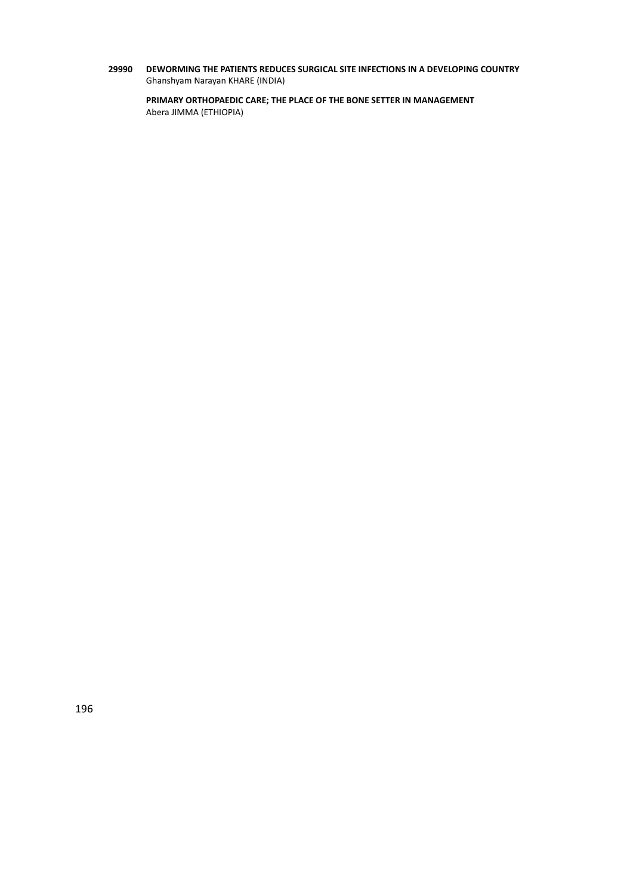**29990 DEWORMING THE PATIENTS REDUCES SURGICAL SITE INFECTIONS IN A DEVELOPING COUNTRY**
Ghanshyam Narayan KHARE (INDIA)

**PRIMARY ORTHOPAEDIC CARE; THE PLACE OF THE BONE SETTER IN MANAGEMENT**
Abera JIMMA (ETHIOPIA)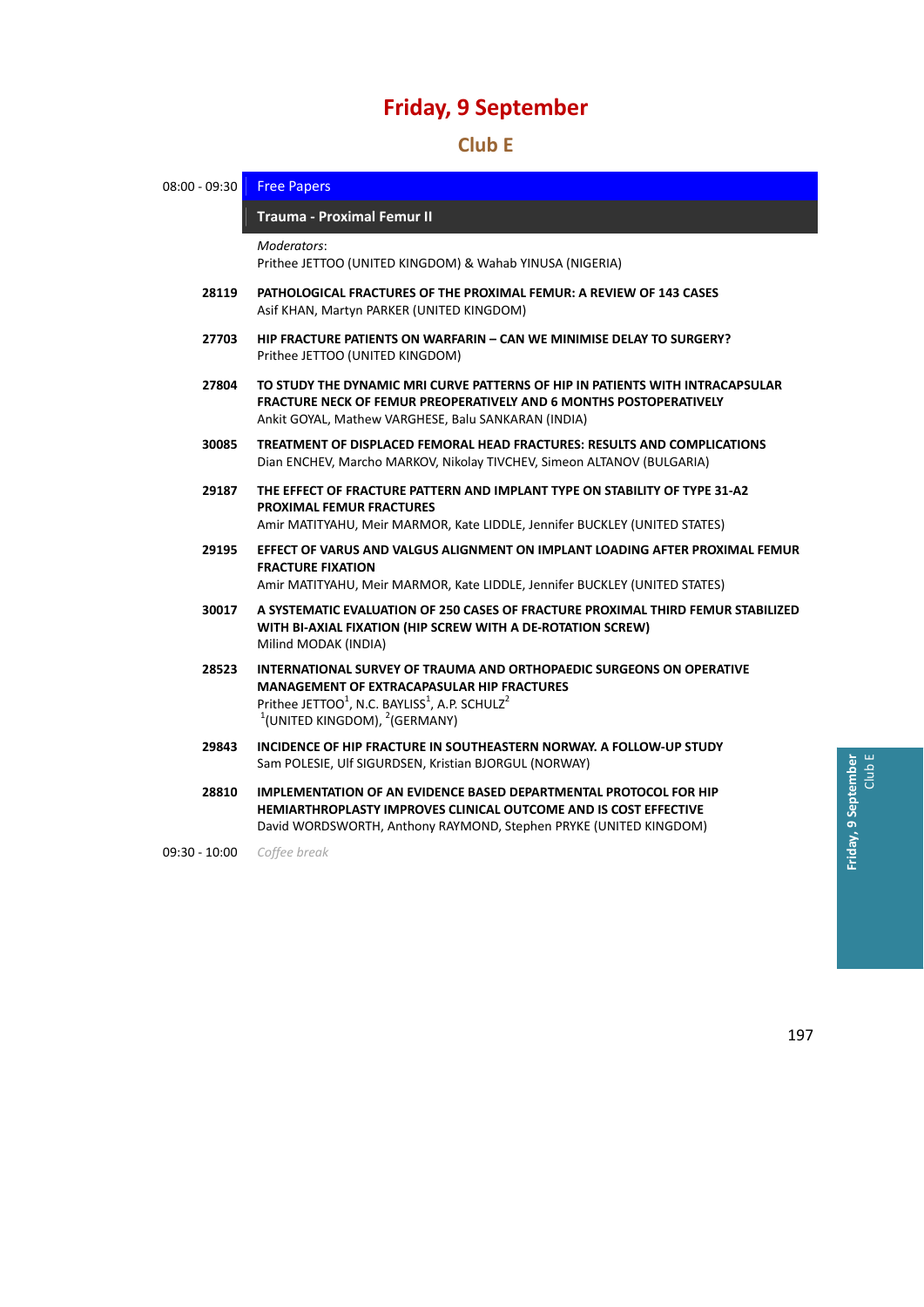# Friday, 9 September

## Club E

08:00 - 09:30 **Free Papers**

### Trauma - Proximal Femur II

*Moderators*:
Prithee JETTOO (UNITED KINGDOM) & Wahab YINUSA (NIGERIA)

**28119** **PATHOLOGICAL FRACTURES OF THE PROXIMAL FEMUR: A REVIEW OF 143 CASES**
Asif KHAN, Martyn PARKER (UNITED KINGDOM)

**27703** **HIP FRACTURE PATIENTS ON WARFARIN – CAN WE MINIMISE DELAY TO SURGERY?**
Prithee JETTOO (UNITED KINGDOM)

**27804** **TO STUDY THE DYNAMIC MRI CURVE PATTERNS OF HIP IN PATIENTS WITH INTRACAPSULAR FRACTURE NECK OF FEMUR PREOPERATIVELY AND 6 MONTHS POSTOPERATIVELY**
Ankit GOYAL, Mathew VARGHESE, Balu SANKARAN (INDIA)

**30085** **TREATMENT OF DISPLACED FEMORAL HEAD FRACTURES: RESULTS AND COMPLICATIONS**
Dian ENCHEV, Marcho MARKOV, Nikolay TIVCHEV, Simeon ALTANOV (BULGARIA)

**29187** **THE EFFECT OF FRACTURE PATTERN AND IMPLANT TYPE ON STABILITY OF TYPE 31-A2 PROXIMAL FEMUR FRACTURES**
Amir MATITYAHU, Meir MARMOR, Kate LIDDLE, Jennifer BUCKLEY (UNITED STATES)

**29195** **EFFECT OF VARUS AND VALGUS ALIGNMENT ON IMPLANT LOADING AFTER PROXIMAL FEMUR FRACTURE FIXATION**
Amir MATITYAHU, Meir MARMOR, Kate LIDDLE, Jennifer BUCKLEY (UNITED STATES)

**30017** **A SYSTEMATIC EVALUATION OF 250 CASES OF FRACTURE PROXIMAL THIRD FEMUR STABILIZED WITH BI-AXIAL FIXATION (HIP SCREW WITH A DE-ROTATION SCREW)**
Milind MODAK (INDIA)

**28523** **INTERNATIONAL SURVEY OF TRAUMA AND ORTHOPAEDIC SURGEONS ON OPERATIVE MANAGEMENT OF EXTRACAPASULAR HIP FRACTURES**
Prithee JETTOO[1], N.C. BAYLISS[1], A.P. SCHULZ[2]
[1](UNITED KINGDOM), [2](GERMANY)

**29843** **INCIDENCE OF HIP FRACTURE IN SOUTHEASTERN NORWAY. A FOLLOW-UP STUDY**
Sam POLESIE, Ulf SIGURDSEN, Kristian BJORGUL (NORWAY)

**28810** **IMPLEMENTATION OF AN EVIDENCE BASED DEPARTMENTAL PROTOCOL FOR HIP HEMIARTHROPLASTY IMPROVES CLINICAL OUTCOME AND IS COST EFFECTIVE**
David WORDSWORTH, Anthony RAYMOND, Stephen PRYKE (UNITED KINGDOM)

09:30 - 10:00 *Coffee break*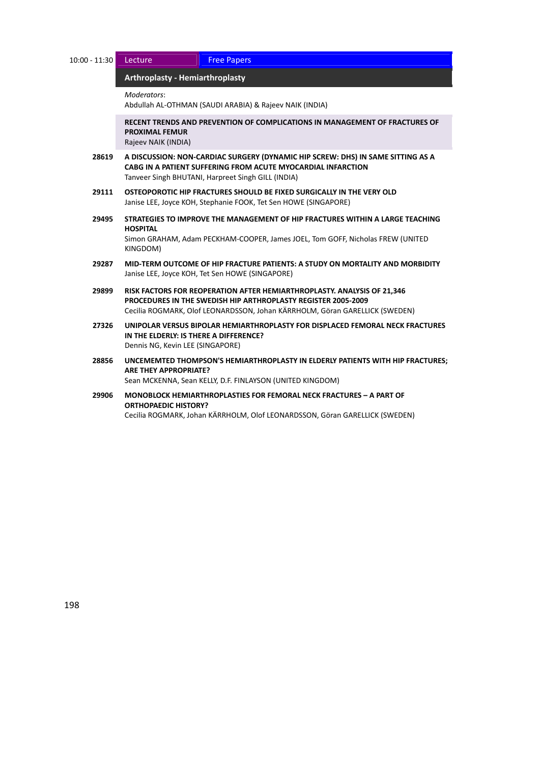10:00 - 11:30 Lecture | Free Papers

## Arthroplasty - Hemiarthroplasty

*Moderators*:
Abdullah AL-OTHMAN (SAUDI ARABIA) & Rajeev NAIK (INDIA)

**RECENT TRENDS AND PREVENTION OF COMPLICATIONS IN MANAGEMENT OF FRACTURES OF PROXIMAL FEMUR**
Rajeev NAIK (INDIA)

**28619** **A DISCUSSION: NON-CARDIAC SURGERY (DYNAMIC HIP SCREW: DHS) IN SAME SITTING AS A CABG IN A PATIENT SUFFERING FROM ACUTE MYOCARDIAL INFARCTION**
Tanveer Singh BHUTANI, Harpreet Singh GILL (INDIA)

**29111** **OSTEOPOROTIC HIP FRACTURES SHOULD BE FIXED SURGICALLY IN THE VERY OLD**
Janise LEE, Joyce KOH, Stephanie FOOK, Tet Sen HOWE (SINGAPORE)

**29495** **STRATEGIES TO IMPROVE THE MANAGEMENT OF HIP FRACTURES WITHIN A LARGE TEACHING HOSPITAL**
Simon GRAHAM, Adam PECKHAM-COOPER, James JOEL, Tom GOFF, Nicholas FREW (UNITED KINGDOM)

**29287** **MID-TERM OUTCOME OF HIP FRACTURE PATIENTS: A STUDY ON MORTALITY AND MORBIDITY**
Janise LEE, Joyce KOH, Tet Sen HOWE (SINGAPORE)

**29899** **RISK FACTORS FOR REOPERATION AFTER HEMIARTHROPLASTY. ANALYSIS OF 21,346 PROCEDURES IN THE SWEDISH HIP ARTHROPLASTY REGISTER 2005-2009**
Cecilia ROGMARK, Olof LEONARDSSON, Johan KÄRRHOLM, Göran GARELLICK (SWEDEN)

**27326** **UNIPOLAR VERSUS BIPOLAR HEMIARTHROPLASTY FOR DISPLACED FEMORAL NECK FRACTURES IN THE ELDERLY: IS THERE A DIFFERENCE?**
Dennis NG, Kevin LEE (SINGAPORE)

**28856** **UNCEMEMTED THOMPSON'S HEMIARTHROPLASTY IN ELDERLY PATIENTS WITH HIP FRACTURES; ARE THEY APPROPRIATE?**
Sean MCKENNA, Sean KELLY, D.F. FINLAYSON (UNITED KINGDOM)

**29906** **MONOBLOCK HEMIARTHROPLASTIES FOR FEMORAL NECK FRACTURES – A PART OF ORTHOPAEDIC HISTORY?**
Cecilia ROGMARK, Johan KÄRRHOLM, Olof LEONARDSSON, Göran GARELLICK (SWEDEN)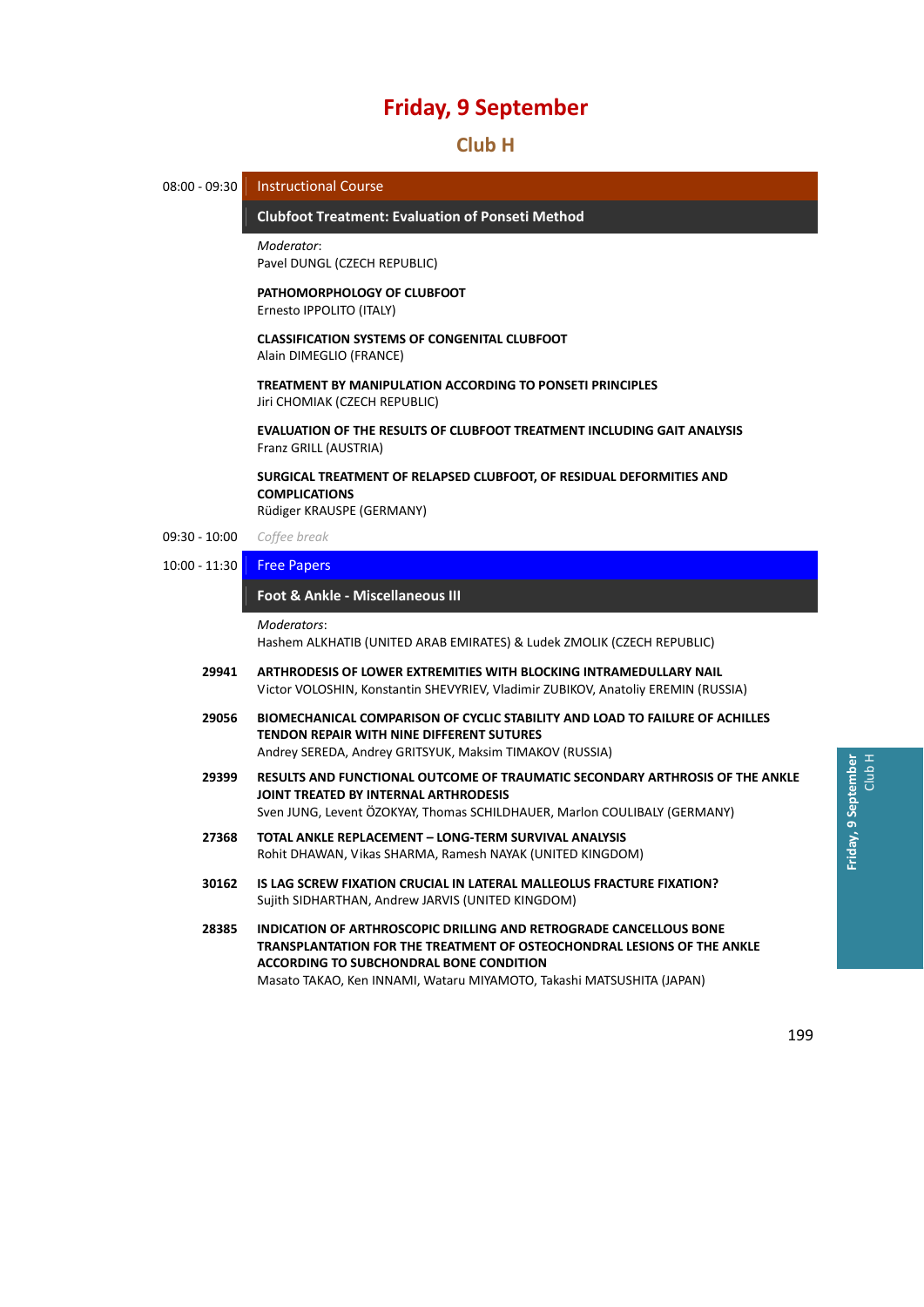# Friday, 9 September

## Club H

**08:00 - 09:30** Instructional Course

### Clubfoot Treatment: Evaluation of Ponseti Method

*Moderator*:
Pavel DUNGL (CZECH REPUBLIC)

**PATHOMORPHOLOGY OF CLUBFOOT**
Ernesto IPPOLITO (ITALY)

**CLASSIFICATION SYSTEMS OF CONGENITAL CLUBFOOT**
Alain DIMEGLIO (FRANCE)

**TREATMENT BY MANIPULATION ACCORDING TO PONSETI PRINCIPLES**
Jiri CHOMIAK (CZECH REPUBLIC)

**EVALUATION OF THE RESULTS OF CLUBFOOT TREATMENT INCLUDING GAIT ANALYSIS**
Franz GRILL (AUSTRIA)

**SURGICAL TREATMENT OF RELAPSED CLUBFOOT, OF RESIDUAL DEFORMITIES AND COMPLICATIONS**
Rüdiger KRAUSPE (GERMANY)

**09:30 - 10:00** *Coffee break*

**10:00 - 11:30** Free Papers

### Foot & Ankle - Miscellaneous III

*Moderators*:
Hashem ALKHATIB (UNITED ARAB EMIRATES) & Ludek ZMOLIK (CZECH REPUBLIC)

**29941** **ARTHRODESIS OF LOWER EXTREMITIES WITH BLOCKING INTRAMEDULLARY NAIL**
Victor VOLOSHIN, Konstantin SHEVYRIEV, Vladimir ZUBIKOV, Anatoliy EREMIN (RUSSIA)

**29056** **BIOMECHANICAL COMPARISON OF CYCLIC STABILITY AND LOAD TO FAILURE OF ACHILLES TENDON REPAIR WITH NINE DIFFERENT SUTURES**
Andrey SEREDA, Andrey GRITSYUK, Maksim TIMAKOV (RUSSIA)

**29399** **RESULTS AND FUNCTIONAL OUTCOME OF TRAUMATIC SECONDARY ARTHROSIS OF THE ANKLE JOINT TREATED BY INTERNAL ARTHRODESIS**
Sven JUNG, Levent ÖZOKYAY, Thomas SCHILDHAUER, Marlon COULIBALY (GERMANY)

**27368** **TOTAL ANKLE REPLACEMENT – LONG-TERM SURVIVAL ANALYSIS**
Rohit DHAWAN, Vikas SHARMA, Ramesh NAYAK (UNITED KINGDOM)

**30162** **IS LAG SCREW FIXATION CRUCIAL IN LATERAL MALLEOLUS FRACTURE FIXATION?**
Sujith SIDHARTHAN, Andrew JARVIS (UNITED KINGDOM)

**28385** **INDICATION OF ARTHROSCOPIC DRILLING AND RETROGRADE CANCELLOUS BONE TRANSPLANTATION FOR THE TREATMENT OF OSTEOCHONDRAL LESIONS OF THE ANKLE ACCORDING TO SUBCHONDRAL BONE CONDITION**
Masato TAKAO, Ken INNAMI, Wataru MIYAMOTO, Takashi MATSUSHITA (JAPAN)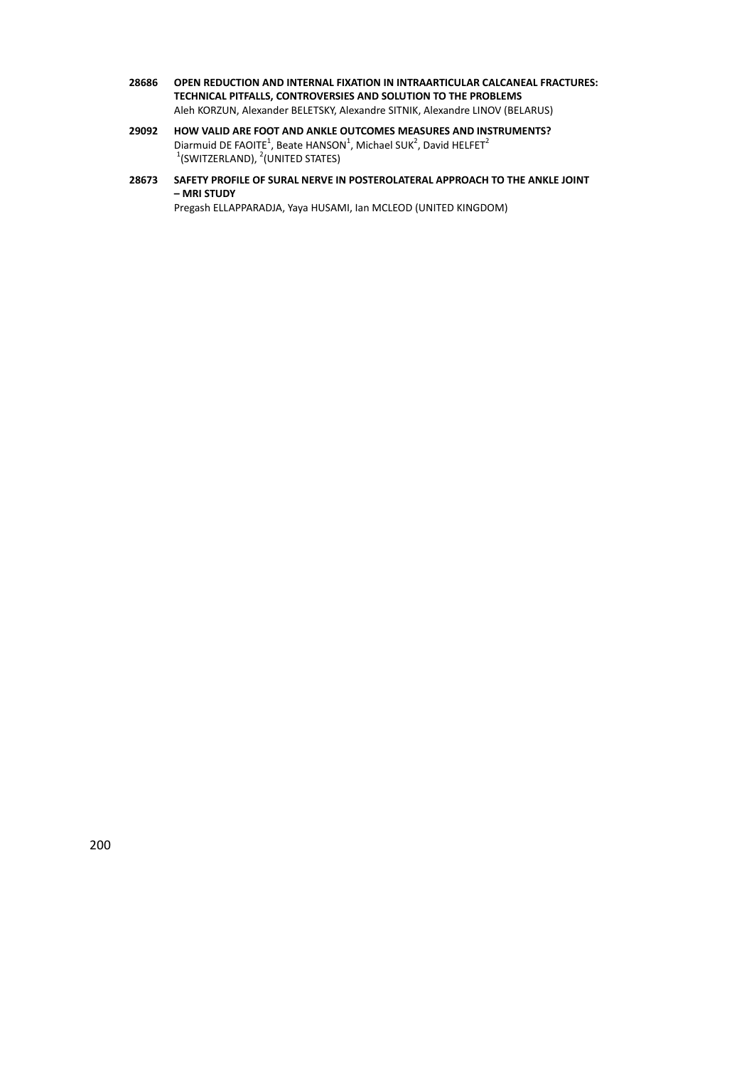**28686 OPEN REDUCTION AND INTERNAL FIXATION IN INTRAARTICULAR CALCANEAL FRACTURES: TECHNICAL PITFALLS, CONTROVERSIES AND SOLUTION TO THE PROBLEMS**
Aleh KORZUN, Alexander BELETSKY, Alexandre SITNIK, Alexandre LINOV (BELARUS)

**29092 HOW VALID ARE FOOT AND ANKLE OUTCOMES MEASURES AND INSTRUMENTS?**
Diarmuid DE FAOITE[1], Beate HANSON[1], Michael SUK[2], David HELFET[2]
[1](SWITZERLAND), [2](UNITED STATES)

**28673 SAFETY PROFILE OF SURAL NERVE IN POSTEROLATERAL APPROACH TO THE ANKLE JOINT – MRI STUDY**
Pregash ELLAPPARADJA, Yaya HUSAMI, Ian MCLEOD (UNITED KINGDOM)